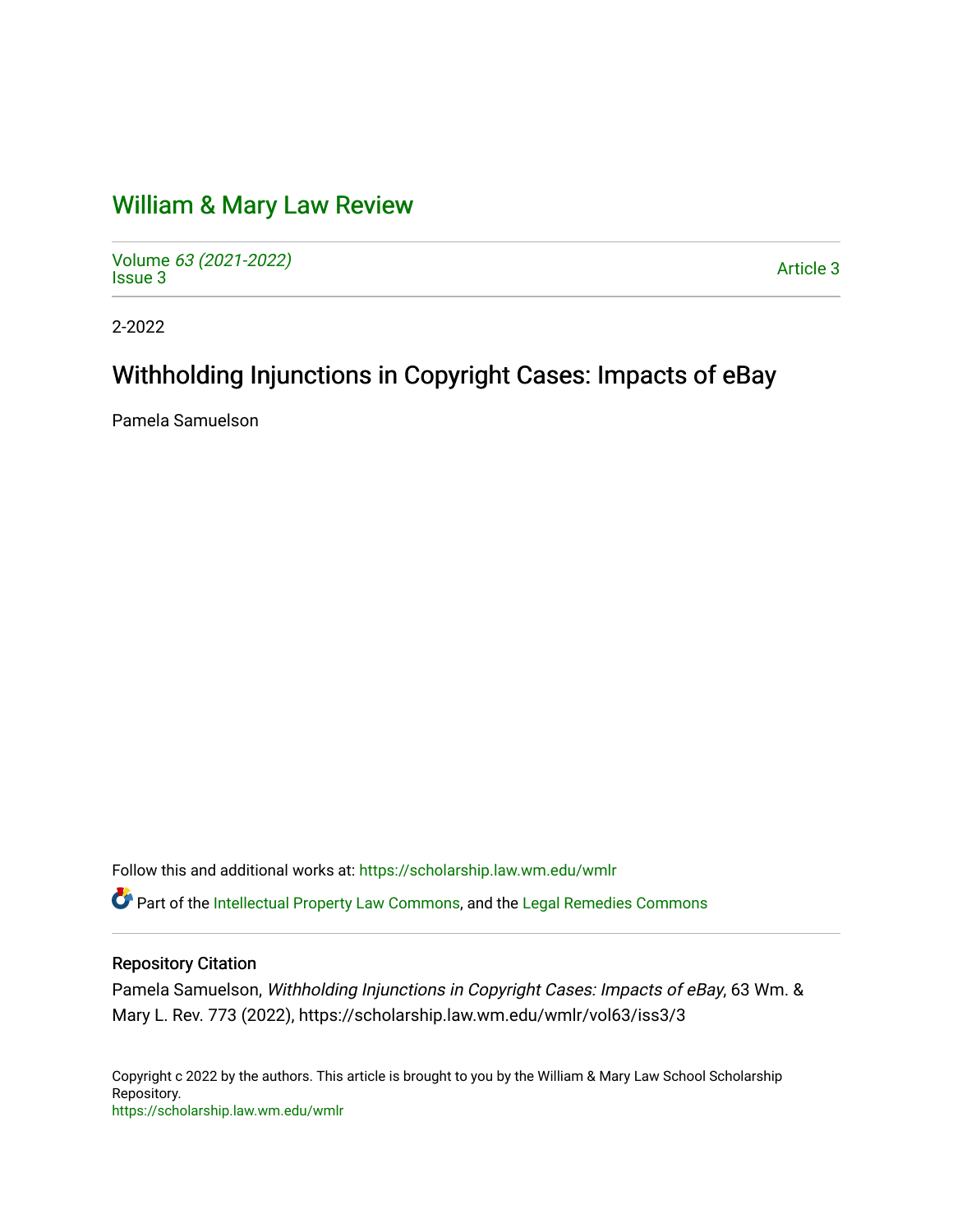# William & Mary Law Review

Volume *63 (2021-2022)*
Issue 3

Article 3

2-2022

## Withholding Injunctions in Copyright Cases: Impacts of eBay

Pamela Samuelson

Follow this and additional works at: https://scholarship.law.wm.edu/wmlr

Part of the Intellectual Property Law Commons, and the Legal Remedies Commons

### Repository Citation

Pamela Samuelson, *Withholding Injunctions in Copyright Cases: Impacts of eBay*, 63 Wm. & Mary L. Rev. 773 (2022), https://scholarship.law.wm.edu/wmlr/vol63/iss3/3

Copyright c 2022 by the authors. This article is brought to you by the William & Mary Law School Scholarship Repository.
https://scholarship.law.wm.edu/wmlr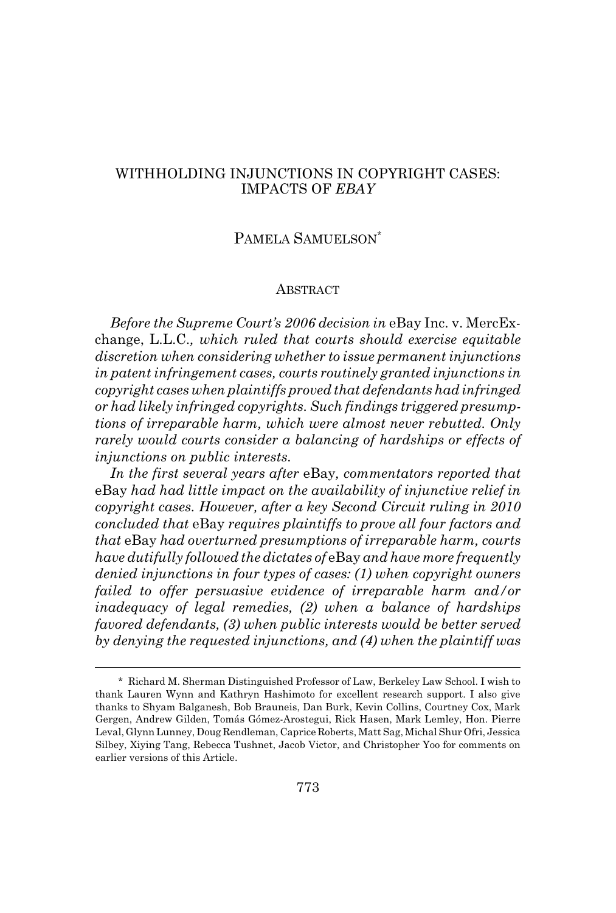# WITHHOLDING INJUNCTIONS IN COPYRIGHT CASES: IMPACTS OF *EBAY*

PAMELA SAMUELSON*

## ABSTRACT

*Before the Supreme Court's 2006 decision in* eBay Inc. v. MercExchange, L.L.C.*, which ruled that courts should exercise equitable discretion when considering whether to issue permanent injunctions in patent infringement cases, courts routinely granted injunctions in copyright cases when plaintiffs proved that defendants had infringed or had likely infringed copyrights. Such findings triggered presumptions of irreparable harm, which were almost never rebutted. Only rarely would courts consider a balancing of hardships or effects of injunctions on public interests.*

*In the first several years after* eBay*, commentators reported that* eBay *had had little impact on the availability of injunctive relief in copyright cases. However, after a key Second Circuit ruling in 2010 concluded that* eBay *requires plaintiffs to prove all four factors and that* eBay *had overturned presumptions of irreparable harm, courts have dutifully followed the dictates of* eBay *and have more frequently denied injunctions in four types of cases: (1) when copyright owners failed to offer persuasive evidence of irreparable harm and/or inadequacy of legal remedies, (2) when a balance of hardships favored defendants, (3) when public interests would be better served by denying the requested injunctions, and (4) when the plaintiff was*

---

\* Richard M. Sherman Distinguished Professor of Law, Berkeley Law School. I wish to thank Lauren Wynn and Kathryn Hashimoto for excellent research support. I also give thanks to Shyam Balganesh, Bob Brauneis, Dan Burk, Kevin Collins, Courtney Cox, Mark Gergen, Andrew Gilden, Tomás Gómez-Arostegui, Rick Hasen, Mark Lemley, Hon. Pierre Leval, Glynn Lunney, Doug Rendleman, Caprice Roberts, Matt Sag, Michal Shur Ofri, Jessica Silbey, Xiying Tang, Rebecca Tushnet, Jacob Victor, and Christopher Yoo for comments on earlier versions of this Article.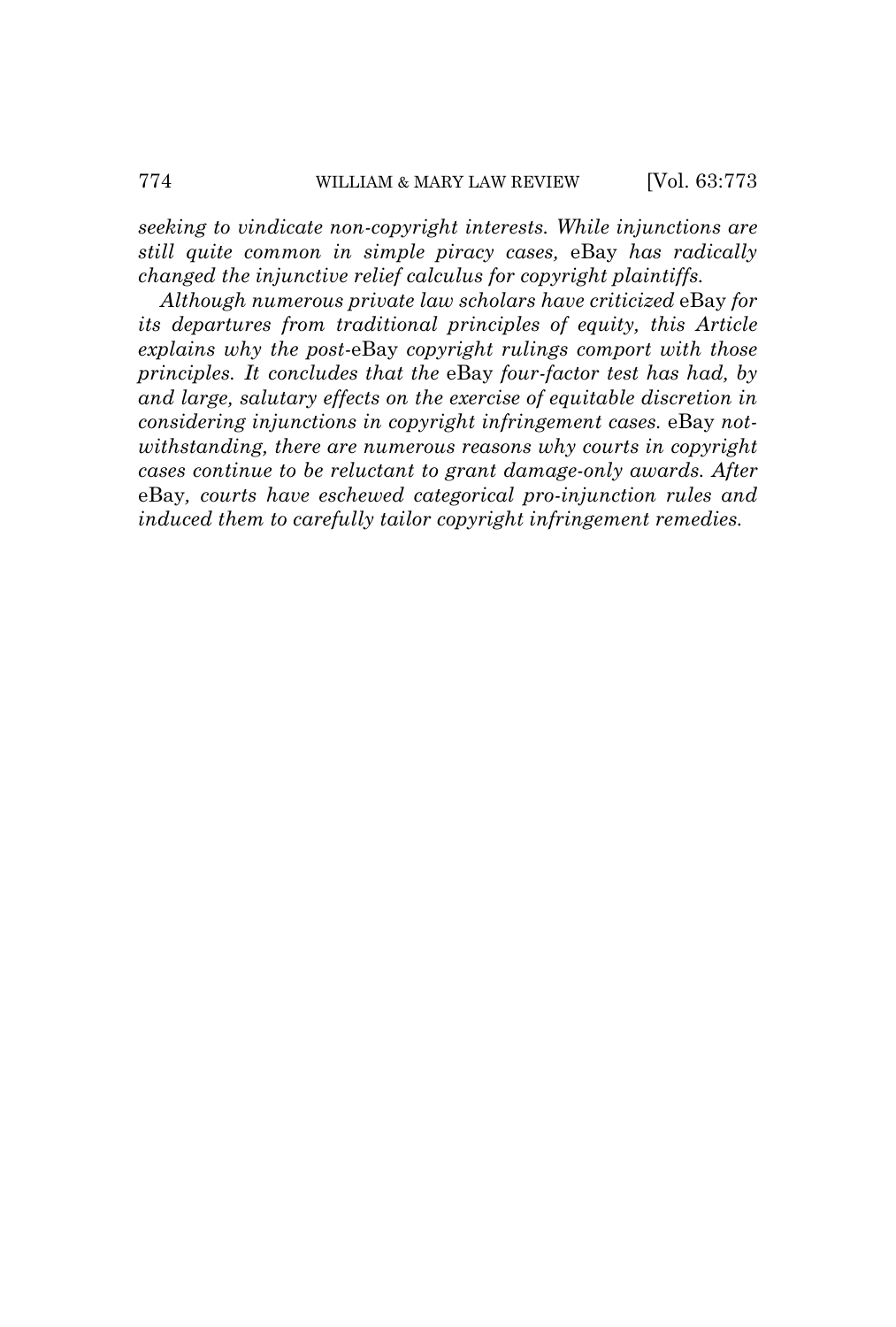*seeking to vindicate non-copyright interests. While injunctions are still quite common in simple piracy cases,* eBay *has radically changed the injunctive relief calculus for copyright plaintiffs.*

*Although numerous private law scholars have criticized* eBay *for its departures from traditional principles of equity, this Article explains why the post-*eBay *copyright rulings comport with those principles. It concludes that the* eBay *four-factor test has had, by and large, salutary effects on the exercise of equitable discretion in considering injunctions in copyright infringement cases.* eBay *notwithstanding, there are numerous reasons why courts in copyright cases continue to be reluctant to grant damage-only awards. After* eBay*, courts have eschewed categorical pro-injunction rules and induced them to carefully tailor copyright infringement remedies.*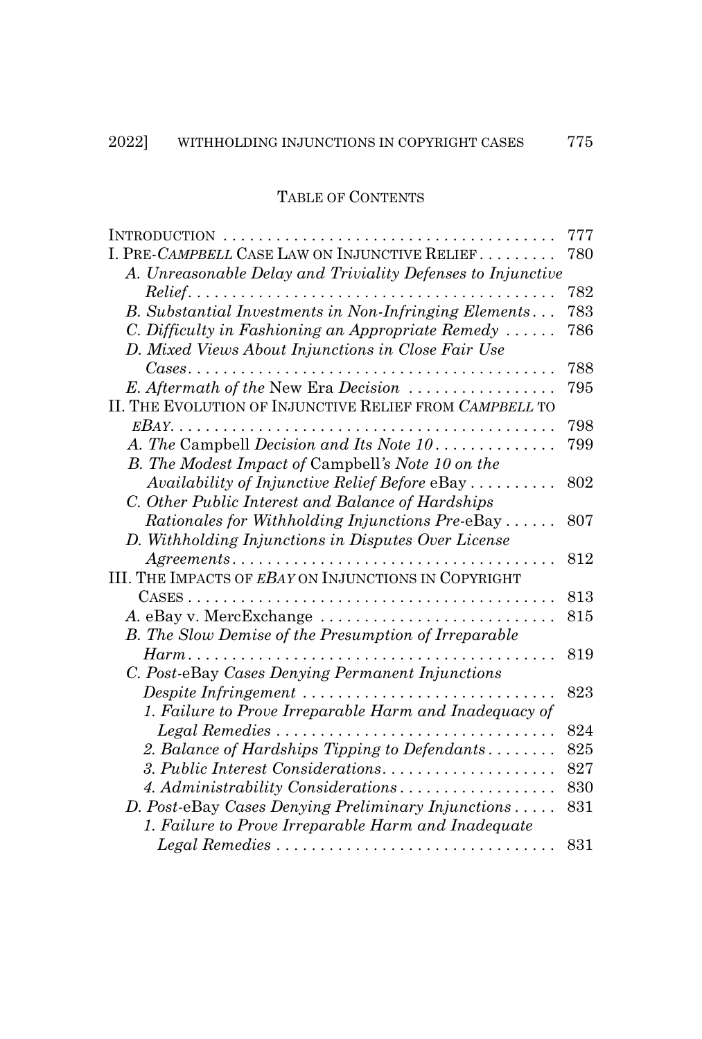## TABLE OF CONTENTS

INTRODUCTION . . . . . . . . . . . . . . . . . . . . . . . . . . . . . . . . . . . . . . 777

I. PRE-*CAMPBELL* CASE LAW ON INJUNCTIVE RELIEF . . . . . . . . . 780

*A. Unreasonable Delay and Triviality Defenses to Injunctive Relief* . . . . . . . . . . . . . . . . . . . . . . . . . . . . . . . . . . . . . . . . . . 782

*B. Substantial Investments in Non-Infringing Elements* . . . 783

*C. Difficulty in Fashioning an Appropriate Remedy* . . . . . . 786

*D. Mixed Views About Injunctions in Close Fair Use Cases* . . . . . . . . . . . . . . . . . . . . . . . . . . . . . . . . . . . . . . . . . . 788

*E. Aftermath of the* New Era *Decision* . . . . . . . . . . . . . . . . . 795

II. THE EVOLUTION OF INJUNCTIVE RELIEF FROM *CAMPBELL* TO *EBAY* . . . . . . . . . . . . . . . . . . . . . . . . . . . . . . . . . . . . . . . . . . . . 798

*A. The* Campbell *Decision and Its Note 10* . . . . . . . . . . . . . . 799

*B. The Modest Impact of* Campbell*'s Note 10 on the Availability of Injunctive Relief Before* eBay . . . . . . . . . . 802

*C. Other Public Interest and Balance of Hardships Rationales for Withholding Injunctions Pre-*eBay . . . . . . 807

*D. Withholding Injunctions in Disputes Over License Agreements* . . . . . . . . . . . . . . . . . . . . . . . . . . . . . . . . . . . . . 812

III. THE IMPACTS OF *EBAY* ON INJUNCTIONS IN COPYRIGHT CASES . . . . . . . . . . . . . . . . . . . . . . . . . . . . . . . . . . . . . . . . . . 813

*A.* eBay v. MercExchange . . . . . . . . . . . . . . . . . . . . . . . . . . . 815

*B. The Slow Demise of the Presumption of Irreparable Harm* . . . . . . . . . . . . . . . . . . . . . . . . . . . . . . . . . . . . . . . . . . 819

*C. Post-*eBay *Cases Denying Permanent Injunctions Despite Infringement* . . . . . . . . . . . . . . . . . . . . . . . . . . . . . 823

*1. Failure to Prove Irreparable Harm and Inadequacy of Legal Remedies* . . . . . . . . . . . . . . . . . . . . . . . . . . . . . . . . 824

*2. Balance of Hardships Tipping to Defendants* . . . . . . . . 825

*3. Public Interest Considerations* . . . . . . . . . . . . . . . . . . . . 827

*4. Administrability Considerations* . . . . . . . . . . . . . . . . . . 830

*D. Post-*eBay *Cases Denying Preliminary Injunctions* . . . . . 831

*1. Failure to Prove Irreparable Harm and Inadequate Legal Remedies* . . . . . . . . . . . . . . . . . . . . . . . . . . . . . . . . 831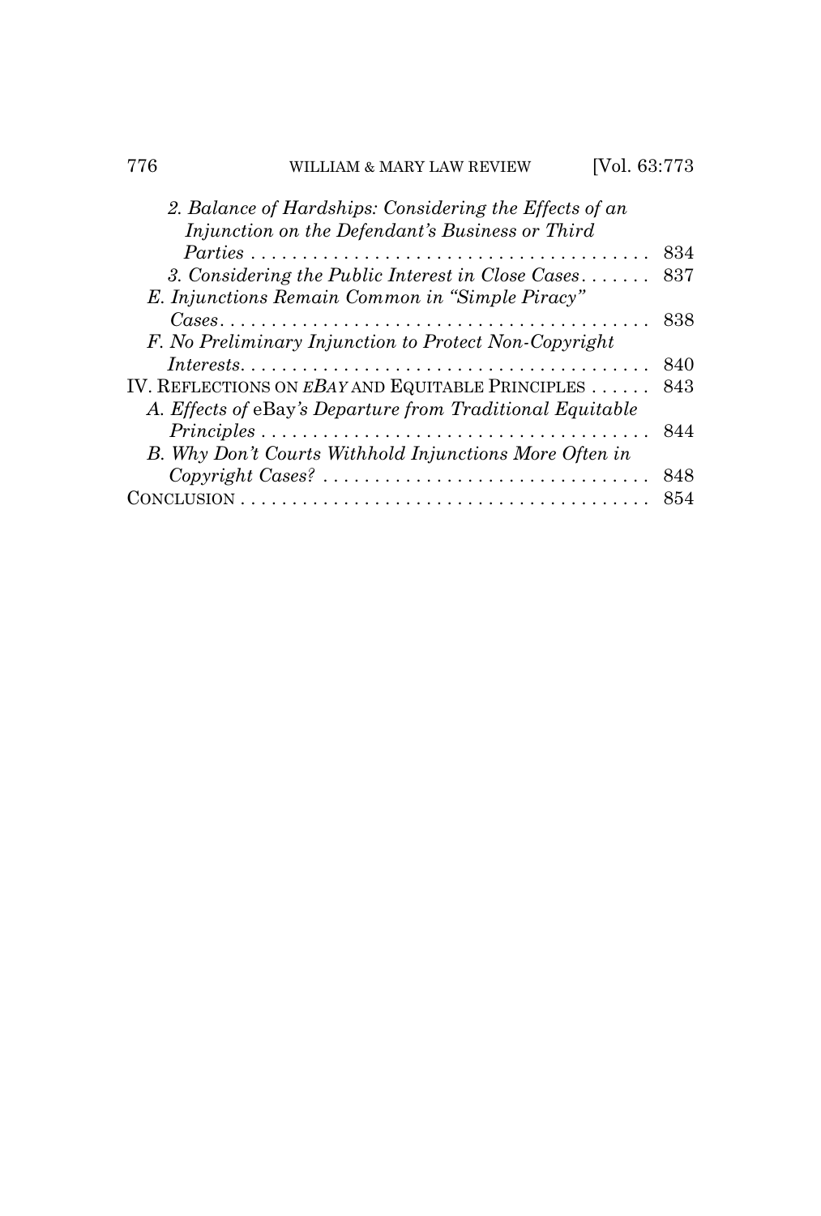*2. Balance of Hardships: Considering the Effects of an Injunction on the Defendant's Business or Third Parties* . . . . . . . . . . . . . . . . . . . . . . . . . . . . . . . . . . . . . . . . 834

*3. Considering the Public Interest in Close Cases* . . . . . . . 837

*E. Injunctions Remain Common in "Simple Piracy" Cases* . . . . . . . . . . . . . . . . . . . . . . . . . . . . . . . . . . . . . . . . . . 838

*F. No Preliminary Injunction to Protect Non-Copyright Interests* . . . . . . . . . . . . . . . . . . . . . . . . . . . . . . . . . . . . . . . . 840

IV. REFLECTIONS ON *EBAY* AND EQUITABLE PRINCIPLES . . . . . . 843

*A. Effects of* eBay*'s Departure from Traditional Equitable Principles* . . . . . . . . . . . . . . . . . . . . . . . . . . . . . . . . . . . . . . 844

*B. Why Don't Courts Withhold Injunctions More Often in Copyright Cases?* . . . . . . . . . . . . . . . . . . . . . . . . . . . . . . . . 848

CONCLUSION . . . . . . . . . . . . . . . . . . . . . . . . . . . . . . . . . . . . . . . . . 854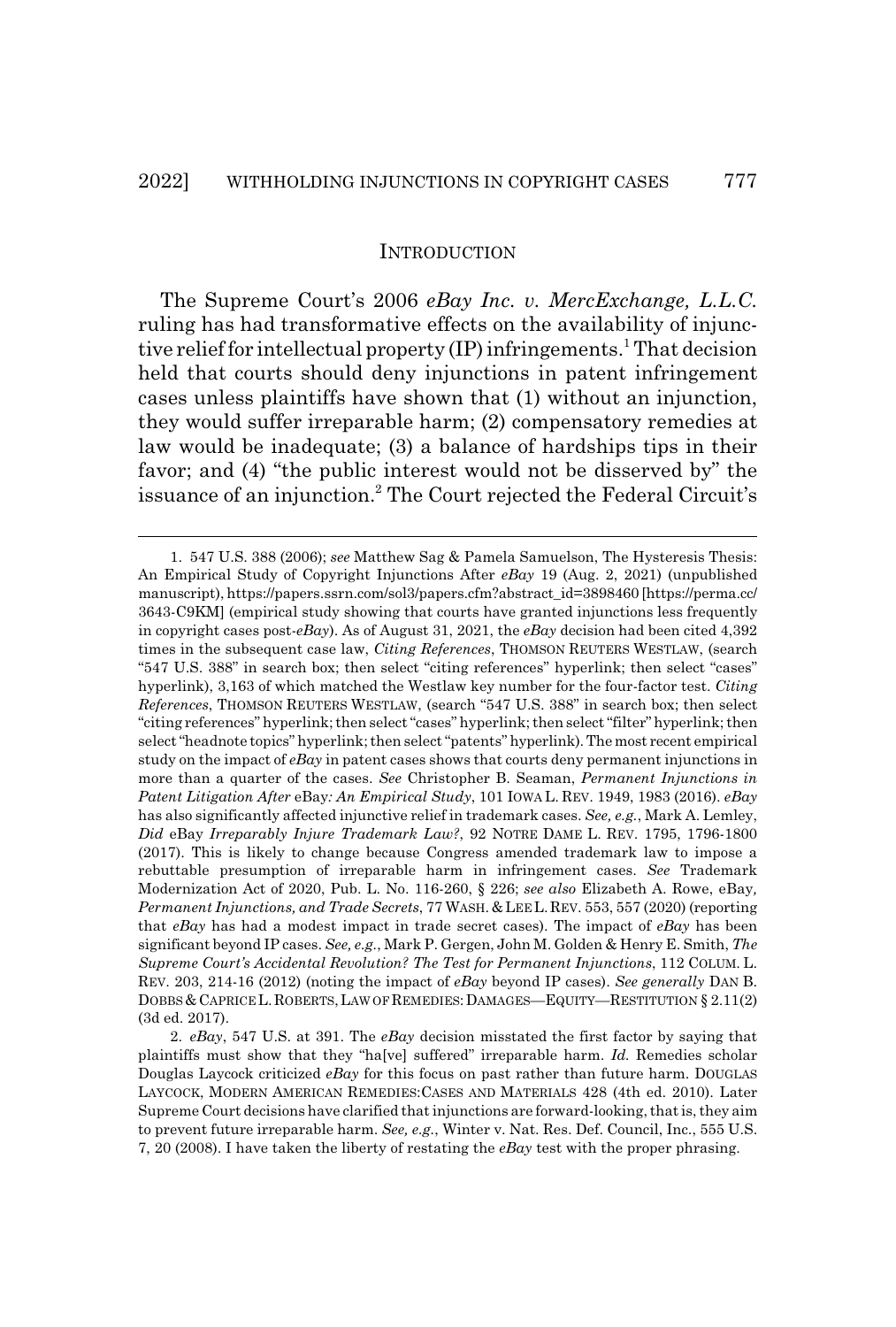## INTRODUCTION

The Supreme Court's 2006 *eBay Inc. v. MercExchange, L.L.C.* ruling has had transformative effects on the availability of injunctive relief for intellectual property (IP) infringements.[1] That decision held that courts should deny injunctions in patent infringement cases unless plaintiffs have shown that (1) without an injunction, they would suffer irreparable harm; (2) compensatory remedies at law would be inadequate; (3) a balance of hardships tips in their favor; and (4) "the public interest would not be disserved by" the issuance of an injunction.[2] The Court rejected the Federal Circuit's

---

1. 547 U.S. 388 (2006); *see* Matthew Sag & Pamela Samuelson, The Hysteresis Thesis: An Empirical Study of Copyright Injunctions After *eBay* 19 (Aug. 2, 2021) (unpublished manuscript), https://papers.ssrn.com/sol3/papers.cfm?abstract_id=3898460 [https://perma.cc/3643-C9KM] (empirical study showing that courts have granted injunctions less frequently in copyright cases post-*eBay*). As of August 31, 2021, the *eBay* decision had been cited 4,392 times in the subsequent case law, *Citing References*, THOMSON REUTERS WESTLAW, (search "547 U.S. 388" in search box; then select "citing references" hyperlink; then select "cases" hyperlink), 3,163 of which matched the Westlaw key number for the four-factor test. *Citing References*, THOMSON REUTERS WESTLAW, (search "547 U.S. 388" in search box; then select "citing references" hyperlink; then select "cases" hyperlink; then select "filter" hyperlink; then select "headnote topics" hyperlink; then select "patents" hyperlink). The most recent empirical study on the impact of *eBay* in patent cases shows that courts deny permanent injunctions in more than a quarter of the cases. *See* Christopher B. Seaman, *Permanent Injunctions in Patent Litigation After* eBay*: An Empirical Study*, 101 IOWA L. REV. 1949, 1983 (2016). *eBay* has also significantly affected injunctive relief in trademark cases. *See, e.g.*, Mark A. Lemley, *Did* eBay *Irreparably Injure Trademark Law?*, 92 NOTRE DAME L. REV. 1795, 1796-1800 (2017). This is likely to change because Congress amended trademark law to impose a rebuttable presumption of irreparable harm in infringement cases. *See* Trademark Modernization Act of 2020, Pub. L. No. 116-260, § 226; *see also* Elizabeth A. Rowe, eBay*, Permanent Injunctions, and Trade Secrets*, 77 WASH. & LEE L. REV. 553, 557 (2020) (reporting that *eBay* has had a modest impact in trade secret cases). The impact of *eBay* has been significant beyond IP cases. *See, e.g.*, Mark P. Gergen, John M. Golden & Henry E. Smith, *The Supreme Court's Accidental Revolution? The Test for Permanent Injunctions*, 112 COLUM. L. REV. 203, 214-16 (2012) (noting the impact of *eBay* beyond IP cases). *See generally* DAN B. DOBBS & CAPRICE L. ROBERTS, LAW OF REMEDIES: DAMAGES—EQUITY—RESTITUTION § 2.11(2) (3d ed. 2017).

2. *eBay*, 547 U.S. at 391. The *eBay* decision misstated the first factor by saying that plaintiffs must show that they "ha[ve] suffered" irreparable harm. *Id.* Remedies scholar Douglas Laycock criticized *eBay* for this focus on past rather than future harm. DOUGLAS LAYCOCK, MODERN AMERICAN REMEDIES: CASES AND MATERIALS 428 (4th ed. 2010). Later Supreme Court decisions have clarified that injunctions are forward-looking, that is, they aim to prevent future irreparable harm. *See, e.g.*, Winter v. Nat. Res. Def. Council, Inc., 555 U.S. 7, 20 (2008). I have taken the liberty of restating the *eBay* test with the proper phrasing.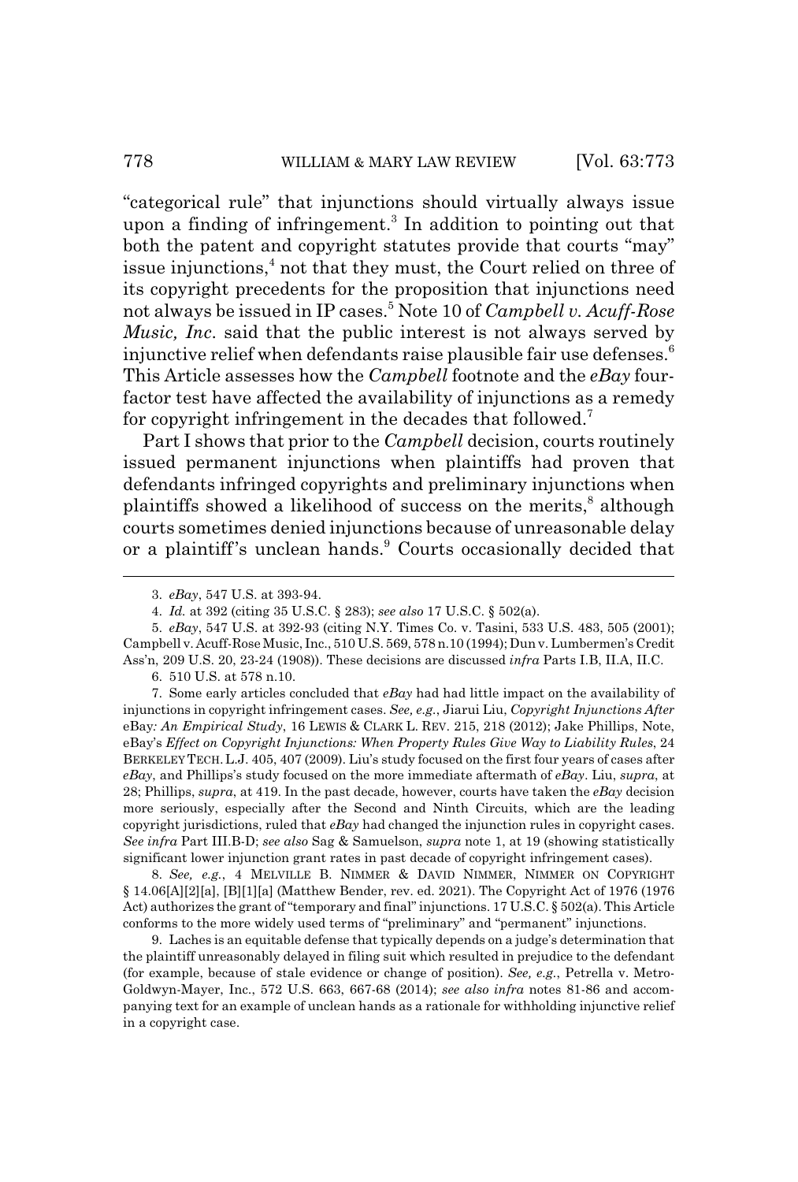"categorical rule" that injunctions should virtually always issue upon a finding of infringement.[3] In addition to pointing out that both the patent and copyright statutes provide that courts "may" issue injunctions,[4] not that they must, the Court relied on three of its copyright precedents for the proposition that injunctions need not always be issued in IP cases.[5] Note 10 of *Campbell v. Acuff-Rose Music, Inc.* said that the public interest is not always served by injunctive relief when defendants raise plausible fair use defenses.[6] This Article assesses how the *Campbell* footnote and the *eBay* four-factor test have affected the availability of injunctions as a remedy for copyright infringement in the decades that followed.[7]

Part I shows that prior to the *Campbell* decision, courts routinely issued permanent injunctions when plaintiffs had proven that defendants infringed copyrights and preliminary injunctions when plaintiffs showed a likelihood of success on the merits,[8] although courts sometimes denied injunctions because of unreasonable delay or a plaintiff's unclean hands.[9] Courts occasionally decided that

---

3. *eBay*, 547 U.S. at 393-94.

4. *Id.* at 392 (citing 35 U.S.C. § 283); *see also* 17 U.S.C. § 502(a).

5. *eBay*, 547 U.S. at 392-93 (citing N.Y. Times Co. v. Tasini, 533 U.S. 483, 505 (2001); Campbell v. Acuff-Rose Music, Inc., 510 U.S. 569, 578 n.10 (1994); Dun v. Lumbermen's Credit Ass'n, 209 U.S. 20, 23-24 (1908)). These decisions are discussed *infra* Parts I.B, II.A, II.C.

6. 510 U.S. at 578 n.10.

7. Some early articles concluded that *eBay* had had little impact on the availability of injunctions in copyright infringement cases. *See, e.g.*, Jiarui Liu, *Copyright Injunctions After* eBay*: An Empirical Study*, 16 LEWIS & CLARK L. REV. 215, 218 (2012); Jake Phillips, Note, eBay's *Effect on Copyright Injunctions: When Property Rules Give Way to Liability Rules*, 24 BERKELEY TECH. L.J. 405, 407 (2009). Liu's study focused on the first four years of cases after *eBay*, and Phillips's study focused on the more immediate aftermath of *eBay*. Liu, *supra*, at 28; Phillips, *supra*, at 419. In the past decade, however, courts have taken the *eBay* decision more seriously, especially after the Second and Ninth Circuits, which are the leading copyright jurisdictions, ruled that *eBay* had changed the injunction rules in copyright cases. *See infra* Part III.B-D; *see also* Sag & Samuelson, *supra* note 1, at 19 (showing statistically significant lower injunction grant rates in past decade of copyright infringement cases).

8. *See, e.g.*, 4 MELVILLE B. NIMMER & DAVID NIMMER, NIMMER ON COPYRIGHT § 14.06[A][2][a], [B][1][a] (Matthew Bender, rev. ed. 2021). The Copyright Act of 1976 (1976 Act) authorizes the grant of "temporary and final" injunctions. 17 U.S.C. § 502(a). This Article conforms to the more widely used terms of "preliminary" and "permanent" injunctions.

9. Laches is an equitable defense that typically depends on a judge's determination that the plaintiff unreasonably delayed in filing suit which resulted in prejudice to the defendant (for example, because of stale evidence or change of position). *See, e.g.*, Petrella v. Metro-Goldwyn-Mayer, Inc., 572 U.S. 663, 667-68 (2014); *see also infra* notes 81-86 and accompanying text for an example of unclean hands as a rationale for withholding injunctive relief in a copyright case.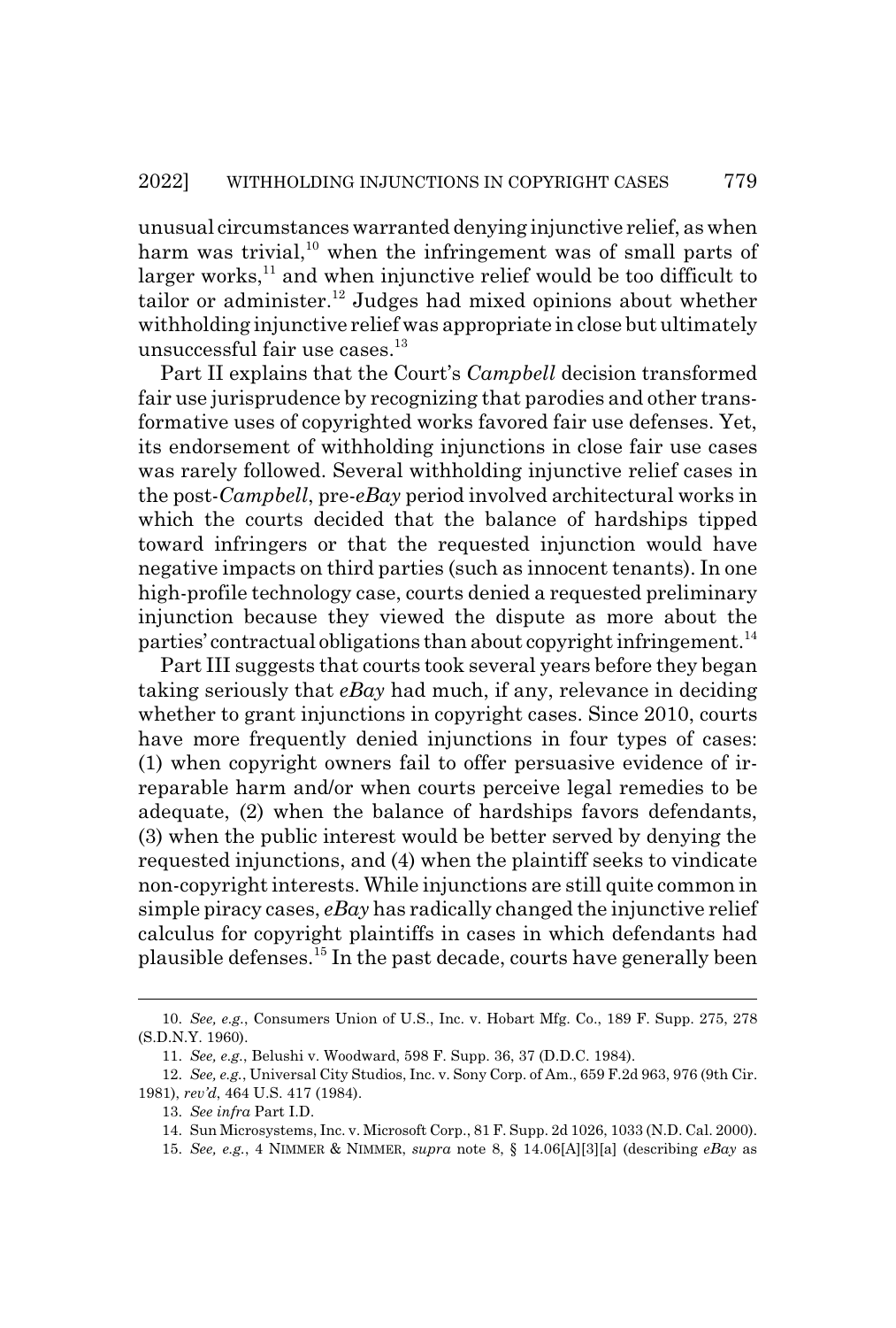unusual circumstances warranted denying injunctive relief, as when harm was trivial,[10] when the infringement was of small parts of larger works,[11] and when injunctive relief would be too difficult to tailor or administer.[12] Judges had mixed opinions about whether withholding injunctive relief was appropriate in close but ultimately unsuccessful fair use cases.[13]

Part II explains that the Court's *Campbell* decision transformed fair use jurisprudence by recognizing that parodies and other transformative uses of copyrighted works favored fair use defenses. Yet, its endorsement of withholding injunctions in close fair use cases was rarely followed. Several withholding injunctive relief cases in the post-*Campbell*, pre-*eBay* period involved architectural works in which the courts decided that the balance of hardships tipped toward infringers or that the requested injunction would have negative impacts on third parties (such as innocent tenants). In one high-profile technology case, courts denied a requested preliminary injunction because they viewed the dispute as more about the parties' contractual obligations than about copyright infringement.[14]

Part III suggests that courts took several years before they began taking seriously that *eBay* had much, if any, relevance in deciding whether to grant injunctions in copyright cases. Since 2010, courts have more frequently denied injunctions in four types of cases: (1) when copyright owners fail to offer persuasive evidence of irreparable harm and/or when courts perceive legal remedies to be adequate, (2) when the balance of hardships favors defendants, (3) when the public interest would be better served by denying the requested injunctions, and (4) when the plaintiff seeks to vindicate non-copyright interests. While injunctions are still quite common in simple piracy cases, *eBay* has radically changed the injunctive relief calculus for copyright plaintiffs in cases in which defendants had plausible defenses.[15] In the past decade, courts have generally been

---

10. *See, e.g.*, Consumers Union of U.S., Inc. v. Hobart Mfg. Co., 189 F. Supp. 275, 278 (S.D.N.Y. 1960).

11. *See, e.g.*, Belushi v. Woodward, 598 F. Supp. 36, 37 (D.D.C. 1984).

12. *See, e.g.*, Universal City Studios, Inc. v. Sony Corp. of Am., 659 F.2d 963, 976 (9th Cir. 1981), *rev'd*, 464 U.S. 417 (1984).

13. *See infra* Part I.D.

14. Sun Microsystems, Inc. v. Microsoft Corp., 81 F. Supp. 2d 1026, 1033 (N.D. Cal. 2000).

15. *See, e.g.*, 4 NIMMER & NIMMER, *supra* note 8, § 14.06[A][3][a] (describing *eBay* as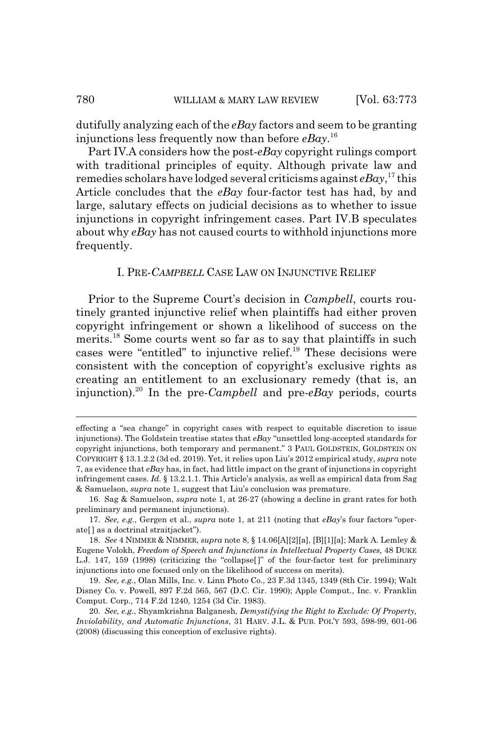dutifully analyzing each of the *eBay* factors and seem to be granting injunctions less frequently now than before *eBay*.[16]

Part IV.A considers how the post-*eBay* copyright rulings comport with traditional principles of equity. Although private law and remedies scholars have lodged several criticisms against *eBay*,[17] this Article concludes that the *eBay* four-factor test has had, by and large, salutary effects on judicial decisions as to whether to issue injunctions in copyright infringement cases. Part IV.B speculates about why *eBay* has not caused courts to withhold injunctions more frequently.

## I. PRE-*CAMPBELL* CASE LAW ON INJUNCTIVE RELIEF

Prior to the Supreme Court's decision in *Campbell*, courts routinely granted injunctive relief when plaintiffs had either proven copyright infringement or shown a likelihood of success on the merits.[18] Some courts went so far as to say that plaintiffs in such cases were "entitled" to injunctive relief.[19] These decisions were consistent with the conception of copyright's exclusive rights as creating an entitlement to an exclusionary remedy (that is, an injunction).[20] In the pre-*Campbell* and pre-*eBay* periods, courts

---

effecting a "sea change" in copyright cases with respect to equitable discretion to issue injunctions). The Goldstein treatise states that *eBay* "unsettled long-accepted standards for copyright injunctions, both temporary and permanent." 3 PAUL GOLDSTEIN, GOLDSTEIN ON COPYRIGHT § 13.1.2.2 (3d ed. 2019). Yet, it relies upon Liu's 2012 empirical study, *supra* note 7, as evidence that *eBay* has, in fact, had little impact on the grant of injunctions in copyright infringement cases. *Id.* § 13.2.1.1. This Article's analysis, as well as empirical data from Sag & Samuelson, *supra* note 1, suggest that Liu's conclusion was premature.

16. Sag & Samuelson, *supra* note 1, at 26-27 (showing a decline in grant rates for both preliminary and permanent injunctions).

17. *See, e.g.*, Gergen et al., *supra* note 1, at 211 (noting that *eBay*'s four factors "operate[] as a doctrinal straitjacket").

18. *See* 4 NIMMER & NIMMER, *supra* note 8, § 14.06[A][2][a], [B][1][a]; Mark A. Lemley & Eugene Volokh, *Freedom of Speech and Injunctions in Intellectual Property Cases,* 48 DUKE L.J. 147, 159 (1998) (criticizing the "collapse[]" of the four-factor test for preliminary injunctions into one focused only on the likelihood of success on merits).

19. *See, e.g.*, Olan Mills, Inc. v. Linn Photo Co., 23 F.3d 1345, 1349 (8th Cir. 1994); Walt Disney Co. v. Powell, 897 F.2d 565, 567 (D.C. Cir. 1990); Apple Comput., Inc. v. Franklin Comput. Corp., 714 F.2d 1240, 1254 (3d Cir. 1983).

20. *See, e.g.*, Shyamkrishna Balganesh, *Demystifying the Right to Exclude: Of Property, Inviolability, and Automatic Injunctions*, 31 HARV. J.L. & PUB. POL'Y 593, 598-99, 601-06 (2008) (discussing this conception of exclusive rights).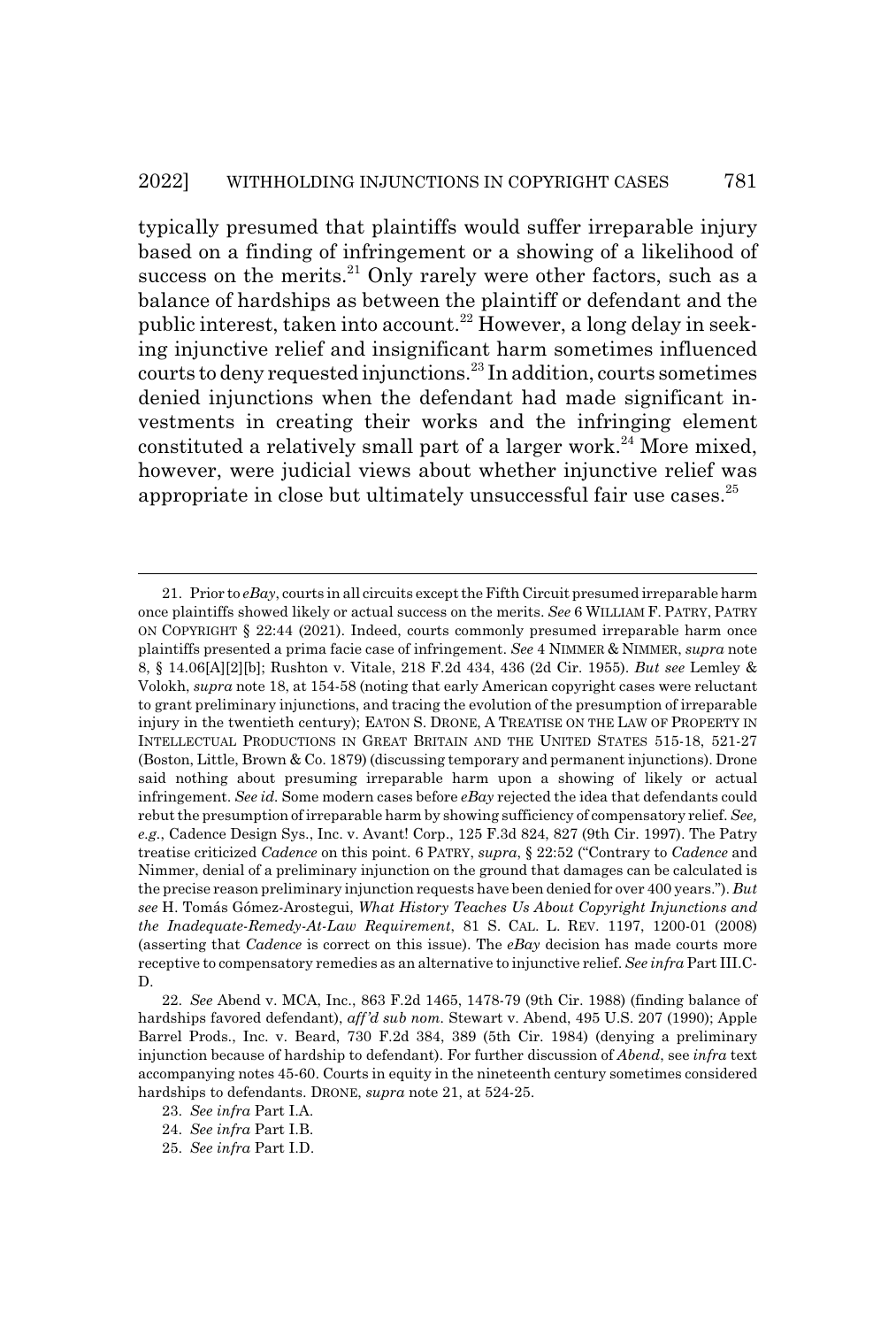typically presumed that plaintiffs would suffer irreparable injury based on a finding of infringement or a showing of a likelihood of success on the merits.[21] Only rarely were other factors, such as a balance of hardships as between the plaintiff or defendant and the public interest, taken into account.[22] However, a long delay in seeking injunctive relief and insignificant harm sometimes influenced courts to deny requested injunctions.[23] In addition, courts sometimes denied injunctions when the defendant had made significant investments in creating their works and the infringing element constituted a relatively small part of a larger work.[24] More mixed, however, were judicial views about whether injunctive relief was appropriate in close but ultimately unsuccessful fair use cases.[25]

---

21. Prior to *eBay*, courts in all circuits except the Fifth Circuit presumed irreparable harm once plaintiffs showed likely or actual success on the merits. *See* 6 WILLIAM F. PATRY, PATRY ON COPYRIGHT § 22:44 (2021). Indeed, courts commonly presumed irreparable harm once plaintiffs presented a prima facie case of infringement. *See* 4 NIMMER & NIMMER, *supra* note 8, § 14.06[A][2][b]; Rushton v. Vitale, 218 F.2d 434, 436 (2d Cir. 1955). *But see* Lemley & Volokh, *supra* note 18, at 154-58 (noting that early American copyright cases were reluctant to grant preliminary injunctions, and tracing the evolution of the presumption of irreparable injury in the twentieth century); EATON S. DRONE, A TREATISE ON THE LAW OF PROPERTY IN INTELLECTUAL PRODUCTIONS IN GREAT BRITAIN AND THE UNITED STATES 515-18, 521-27 (Boston, Little, Brown & Co. 1879) (discussing temporary and permanent injunctions). Drone said nothing about presuming irreparable harm upon a showing of likely or actual infringement. *See id.* Some modern cases before *eBay* rejected the idea that defendants could rebut the presumption of irreparable harm by showing sufficiency of compensatory relief. *See, e.g.*, Cadence Design Sys., Inc. v. Avant! Corp., 125 F.3d 824, 827 (9th Cir. 1997). The Patry treatise criticized *Cadence* on this point. 6 PATRY, *supra*, § 22:52 ("Contrary to *Cadence* and Nimmer, denial of a preliminary injunction on the ground that damages can be calculated is the precise reason preliminary injunction requests have been denied for over 400 years."). *But see* H. Tomás Gómez-Arostegui, *What History Teaches Us About Copyright Injunctions and the Inadequate-Remedy-At-Law Requirement*, 81 S. CAL. L. REV. 1197, 1200-01 (2008) (asserting that *Cadence* is correct on this issue). The *eBay* decision has made courts more receptive to compensatory remedies as an alternative to injunctive relief. *See infra* Part III.C-D.

22. *See* Abend v. MCA, Inc., 863 F.2d 1465, 1478-79 (9th Cir. 1988) (finding balance of hardships favored defendant), *aff'd sub nom.* Stewart v. Abend, 495 U.S. 207 (1990); Apple Barrel Prods., Inc. v. Beard, 730 F.2d 384, 389 (5th Cir. 1984) (denying a preliminary injunction because of hardship to defendant). For further discussion of *Abend*, see *infra* text accompanying notes 45-60. Courts in equity in the nineteenth century sometimes considered hardships to defendants. DRONE, *supra* note 21, at 524-25.

23. *See infra* Part I.A.

24. *See infra* Part I.B.

25. *See infra* Part I.D.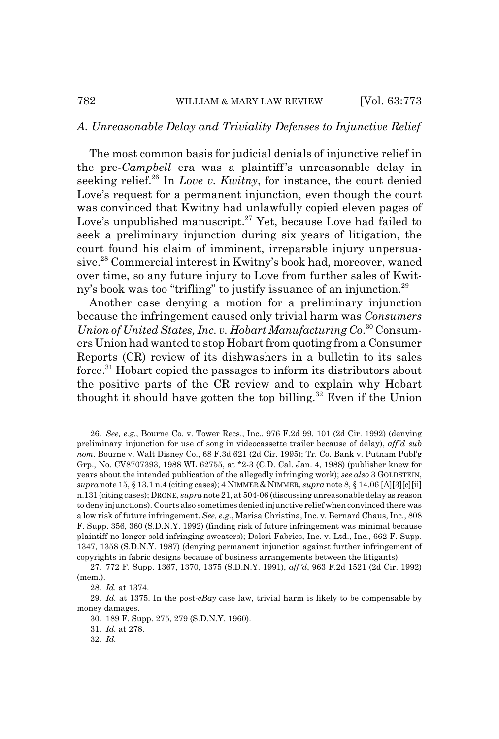### *A. Unreasonable Delay and Triviality Defenses to Injunctive Relief*

The most common basis for judicial denials of injunctive relief in the pre-*Campbell* era was a plaintiff's unreasonable delay in seeking relief.[26] In *Love v. Kwitny*, for instance, the court denied Love's request for a permanent injunction, even though the court was convinced that Kwitny had unlawfully copied eleven pages of Love's unpublished manuscript.[27] Yet, because Love had failed to seek a preliminary injunction during six years of litigation, the court found his claim of imminent, irreparable injury unpersuasive.[28] Commercial interest in Kwitny's book had, moreover, waned over time, so any future injury to Love from further sales of Kwitny's book was too "trifling" to justify issuance of an injunction.[29]

Another case denying a motion for a preliminary injunction because the infringement caused only trivial harm was *Consumers Union of United States, Inc. v. Hobart Manufacturing Co.*[30] Consumers Union had wanted to stop Hobart from quoting from a Consumer Reports (CR) review of its dishwashers in a bulletin to its sales force.[31] Hobart copied the passages to inform its distributors about the positive parts of the CR review and to explain why Hobart thought it should have gotten the top billing.[32] Even if the Union

---

26. *See, e.g.*, Bourne Co. v. Tower Recs., Inc., 976 F.2d 99, 101 (2d Cir. 1992) (denying preliminary injunction for use of song in videocassette trailer because of delay), *aff'd sub nom.* Bourne v. Walt Disney Co., 68 F.3d 621 (2d Cir. 1995); Tr. Co. Bank v. Putnam Publ'g Grp., No. CV8707393, 1988 WL 62755, at *2-3 (C.D. Cal. Jan. 4, 1988) (publisher knew for years about the intended publication of the allegedly infringing work); *see also* 3 GOLDSTEIN, *supra* note 15, § 13.1 n.4 (citing cases); 4 NIMMER & NIMMER, *supra* note 8, § 14.06 [A][3][c][ii] n.131 (citing cases); DRONE, *supra* note 21, at 504-06 (discussing unreasonable delay as reason to deny injunctions). Courts also sometimes denied injunctive relief when convinced there was a low risk of future infringement. *See, e.g.*, Marisa Christina, Inc. v. Bernard Chaus, Inc., 808 F. Supp. 356, 360 (S.D.N.Y. 1992) (finding risk of future infringement was minimal because plaintiff no longer sold infringing sweaters); Dolori Fabrics, Inc. v. Ltd., Inc., 662 F. Supp. 1347, 1358 (S.D.N.Y. 1987) (denying permanent injunction against further infringement of copyrights in fabric designs because of business arrangements between the litigants).

27. 772 F. Supp. 1367, 1370, 1375 (S.D.N.Y. 1991), *aff'd*, 963 F.2d 1521 (2d Cir. 1992) (mem.).

28. *Id.* at 1374.

29. *Id.* at 1375. In the post-*eBay* case law, trivial harm is likely to be compensable by money damages.

30. 189 F. Supp. 275, 279 (S.D.N.Y. 1960).

31. *Id.* at 278.

32. *Id.*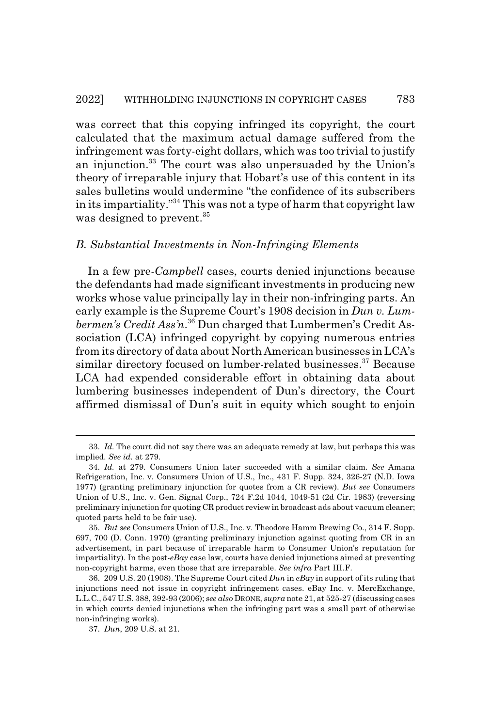was correct that this copying infringed its copyright, the court calculated that the maximum actual damage suffered from the infringement was forty-eight dollars, which was too trivial to justify an injunction.[33] The court was also unpersuaded by the Union's theory of irreparable injury that Hobart's use of this content in its sales bulletins would undermine "the confidence of its subscribers in its impartiality."[34] This was not a type of harm that copyright law was designed to prevent.[35]

### *B. Substantial Investments in Non-Infringing Elements*

In a few pre-*Campbell* cases, courts denied injunctions because the defendants had made significant investments in producing new works whose value principally lay in their non-infringing parts. An early example is the Supreme Court's 1908 decision in *Dun v. Lumbermen's Credit Ass'n*.[36] Dun charged that Lumbermen's Credit Association (LCA) infringed copyright by copying numerous entries from its directory of data about North American businesses in LCA's similar directory focused on lumber-related businesses.[37] Because LCA had expended considerable effort in obtaining data about lumbering businesses independent of Dun's directory, the Court affirmed dismissal of Dun's suit in equity which sought to enjoin

---

33. *Id.* The court did not say there was an adequate remedy at law, but perhaps this was implied. *See id.* at 279.

34. *Id.* at 279. Consumers Union later succeeded with a similar claim. *See* Amana Refrigeration, Inc. v. Consumers Union of U.S., Inc., 431 F. Supp. 324, 326-27 (N.D. Iowa 1977) (granting preliminary injunction for quotes from a CR review). *But see* Consumers Union of U.S., Inc. v. Gen. Signal Corp., 724 F.2d 1044, 1049-51 (2d Cir. 1983) (reversing preliminary injunction for quoting CR product review in broadcast ads about vacuum cleaner; quoted parts held to be fair use).

35. *But see* Consumers Union of U.S., Inc. v. Theodore Hamm Brewing Co., 314 F. Supp. 697, 700 (D. Conn. 1970) (granting preliminary injunction against quoting from CR in an advertisement, in part because of irreparable harm to Consumer Union's reputation for impartiality). In the post-*eBay* case law, courts have denied injunctions aimed at preventing non-copyright harms, even those that are irreparable. *See infra* Part III.F.

36. 209 U.S. 20 (1908). The Supreme Court cited *Dun* in *eBay* in support of its ruling that injunctions need not issue in copyright infringement cases. eBay Inc. v. MercExchange, L.L.C., 547 U.S. 388, 392-93 (2006); *see also* DRONE, *supra* note 21, at 525-27 (discussing cases in which courts denied injunctions when the infringing part was a small part of otherwise non-infringing works).

37. *Dun*, 209 U.S. at 21.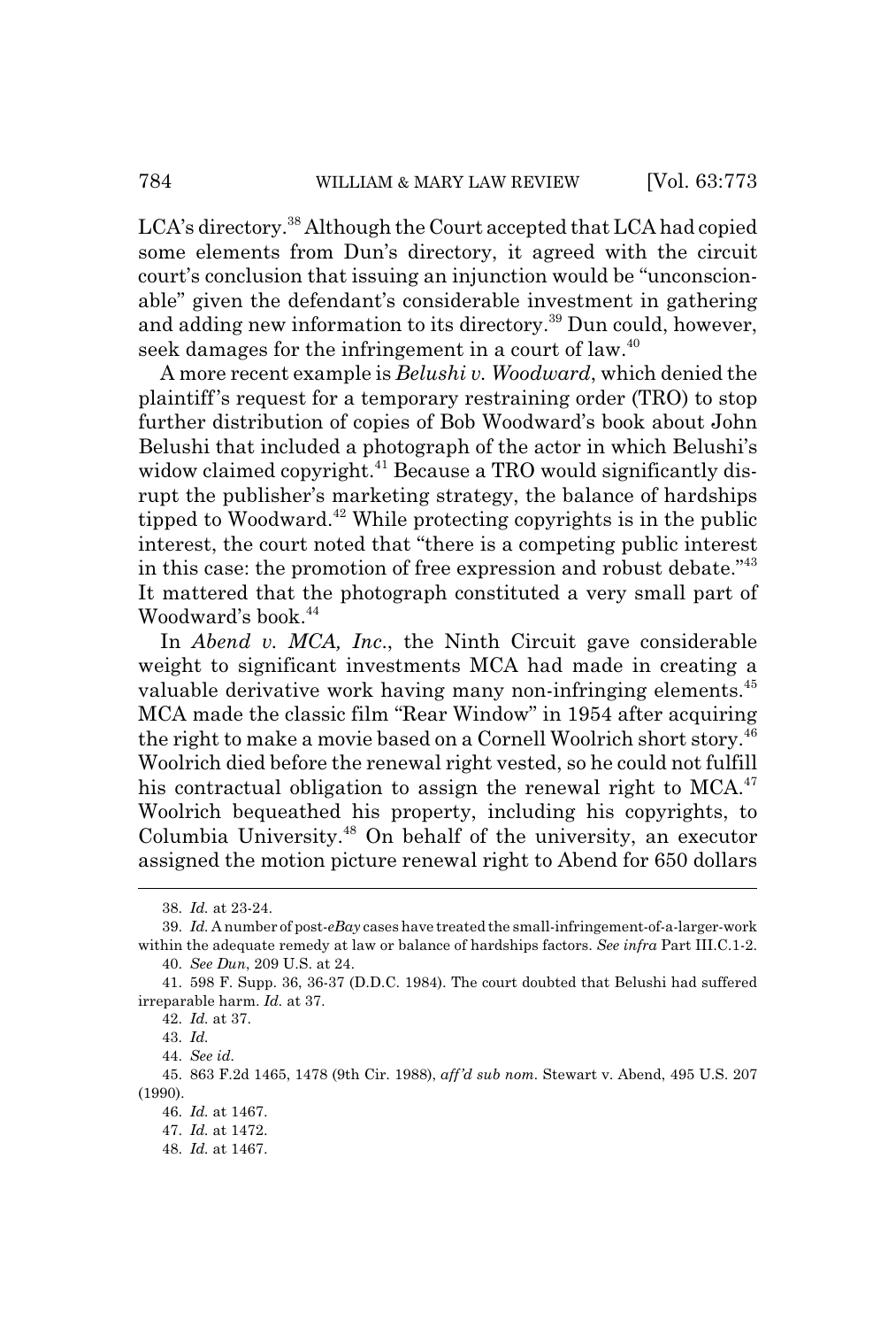LCA's directory.[38] Although the Court accepted that LCA had copied some elements from Dun's directory, it agreed with the circuit court's conclusion that issuing an injunction would be "unconscionable" given the defendant's considerable investment in gathering and adding new information to its directory.[39] Dun could, however, seek damages for the infringement in a court of law.[40]

A more recent example is *Belushi v. Woodward*, which denied the plaintiff's request for a temporary restraining order (TRO) to stop further distribution of copies of Bob Woodward's book about John Belushi that included a photograph of the actor in which Belushi's widow claimed copyright.[41] Because a TRO would significantly disrupt the publisher's marketing strategy, the balance of hardships tipped to Woodward.[42] While protecting copyrights is in the public interest, the court noted that "there is a competing public interest in this case: the promotion of free expression and robust debate."[43] It mattered that the photograph constituted a very small part of Woodward's book.[44]

In *Abend v. MCA, Inc.*, the Ninth Circuit gave considerable weight to significant investments MCA had made in creating a valuable derivative work having many non-infringing elements.[45] MCA made the classic film "Rear Window" in 1954 after acquiring the right to make a movie based on a Cornell Woolrich short story.[46] Woolrich died before the renewal right vested, so he could not fulfill his contractual obligation to assign the renewal right to MCA.[47] Woolrich bequeathed his property, including his copyrights, to Columbia University.[48] On behalf of the university, an executor assigned the motion picture renewal right to Abend for 650 dollars

---

38. *Id.* at 23-24.

39. *Id.* A number of post-*eBay* cases have treated the small-infringement-of-a-larger-work within the adequate remedy at law or balance of hardships factors. *See infra* Part III.C.1-2.

40. *See Dun*, 209 U.S. at 24.

41. 598 F. Supp. 36, 36-37 (D.D.C. 1984). The court doubted that Belushi had suffered irreparable harm. *Id.* at 37.

42. *Id.* at 37.

43. *Id.*

44. *See id.*

45. 863 F.2d 1465, 1478 (9th Cir. 1988), *aff'd sub nom.* Stewart v. Abend, 495 U.S. 207 (1990).

46. *Id.* at 1467.

47. *Id.* at 1472.

48. *Id.* at 1467.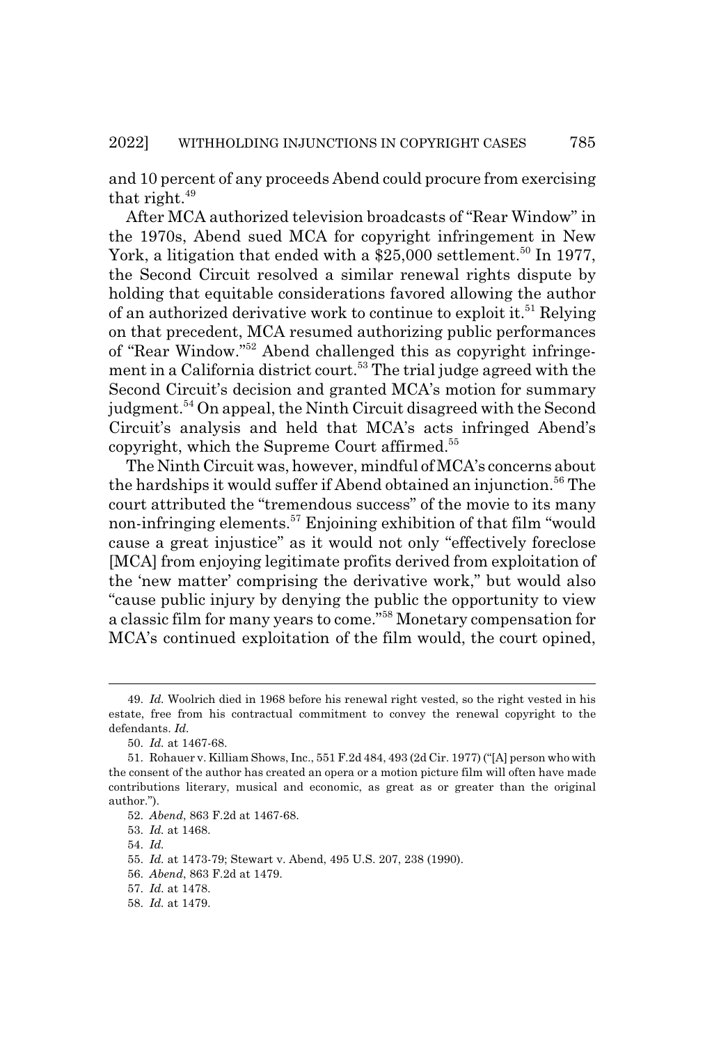and 10 percent of any proceeds Abend could procure from exercising that right.[49]

After MCA authorized television broadcasts of "Rear Window" in the 1970s, Abend sued MCA for copyright infringement in New York, a litigation that ended with a $25,000 settlement.[50] In 1977, the Second Circuit resolved a similar renewal rights dispute by holding that equitable considerations favored allowing the author of an authorized derivative work to continue to exploit it.[51] Relying on that precedent, MCA resumed authorizing public performances of "Rear Window."[52] Abend challenged this as copyright infringement in a California district court.[53] The trial judge agreed with the Second Circuit's decision and granted MCA's motion for summary judgment.[54] On appeal, the Ninth Circuit disagreed with the Second Circuit's analysis and held that MCA's acts infringed Abend's copyright, which the Supreme Court affirmed.[55]

The Ninth Circuit was, however, mindful of MCA's concerns about the hardships it would suffer if Abend obtained an injunction.[56] The court attributed the "tremendous success" of the movie to its many non-infringing elements.[57] Enjoining exhibition of that film "would cause a great injustice" as it would not only "effectively foreclose [MCA] from enjoying legitimate profits derived from exploitation of the 'new matter' comprising the derivative work," but would also "cause public injury by denying the public the opportunity to view a classic film for many years to come."[58] Monetary compensation for MCA's continued exploitation of the film would, the court opined,

---

49. *Id.* Woolrich died in 1968 before his renewal right vested, so the right vested in his estate, free from his contractual commitment to convey the renewal copyright to the defendants. *Id.*

50. *Id.* at 1467-68.

51. Rohauer v. Killiam Shows, Inc., 551 F.2d 484, 493 (2d Cir. 1977) ("[A] person who with the consent of the author has created an opera or a motion picture film will often have made contributions literary, musical and economic, as great as or greater than the original author.").

52. *Abend*, 863 F.2d at 1467-68.

53. *Id.* at 1468.

54. *Id.*

55. *Id.* at 1473-79; Stewart v. Abend, 495 U.S. 207, 238 (1990).

56. *Abend*, 863 F.2d at 1479.

57. *Id.* at 1478.

58. *Id.* at 1479.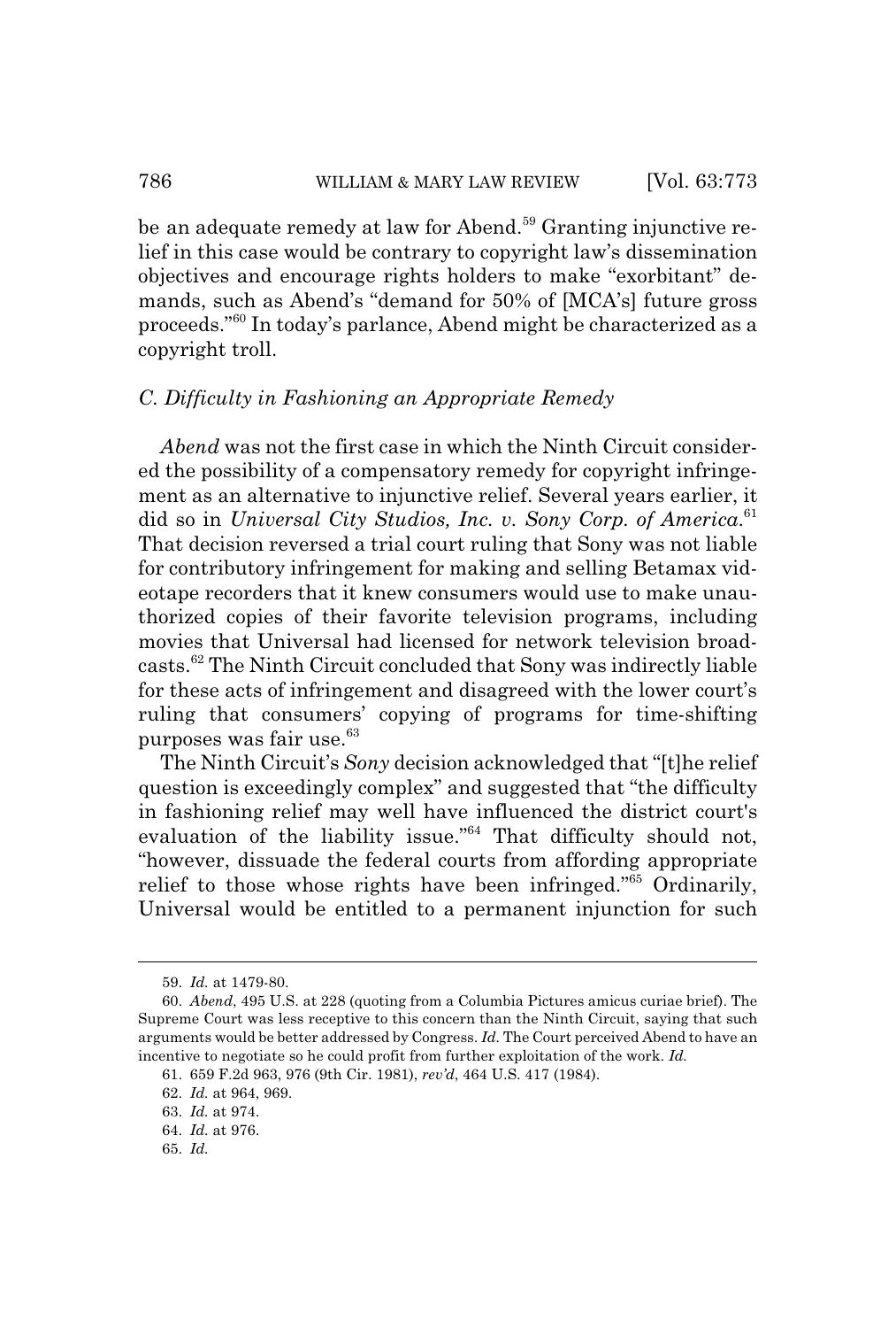be an adequate remedy at law for Abend.[59] Granting injunctive relief in this case would be contrary to copyright law's dissemination objectives and encourage rights holders to make "exorbitant" demands, such as Abend's "demand for 50% of [MCA's] future gross proceeds."[60] In today's parlance, Abend might be characterized as a copyright troll.

### *C. Difficulty in Fashioning an Appropriate Remedy*

*Abend* was not the first case in which the Ninth Circuit considered the possibility of a compensatory remedy for copyright infringement as an alternative to injunctive relief. Several years earlier, it did so in *Universal City Studios, Inc. v. Sony Corp. of America*.[61] That decision reversed a trial court ruling that Sony was not liable for contributory infringement for making and selling Betamax videotape recorders that it knew consumers would use to make unauthorized copies of their favorite television programs, including movies that Universal had licensed for network television broadcasts.[62] The Ninth Circuit concluded that Sony was indirectly liable for these acts of infringement and disagreed with the lower court's ruling that consumers' copying of programs for time-shifting purposes was fair use.[63]

The Ninth Circuit's *Sony* decision acknowledged that "[t]he relief question is exceedingly complex" and suggested that "the difficulty in fashioning relief may well have influenced the district court's evaluation of the liability issue."[64] That difficulty should not, "however, dissuade the federal courts from affording appropriate relief to those whose rights have been infringed."[65] Ordinarily, Universal would be entitled to a permanent injunction for such

---

59. *Id.* at 1479-80.

60. *Abend*, 495 U.S. at 228 (quoting from a Columbia Pictures amicus curiae brief). The Supreme Court was less receptive to this concern than the Ninth Circuit, saying that such arguments would be better addressed by Congress. *Id.* The Court perceived Abend to have an incentive to negotiate so he could profit from further exploitation of the work. *Id.*

61. 659 F.2d 963, 976 (9th Cir. 1981), *rev'd*, 464 U.S. 417 (1984).

62. *Id.* at 964, 969.

63. *Id.* at 974.

64. *Id.* at 976.

65. *Id.*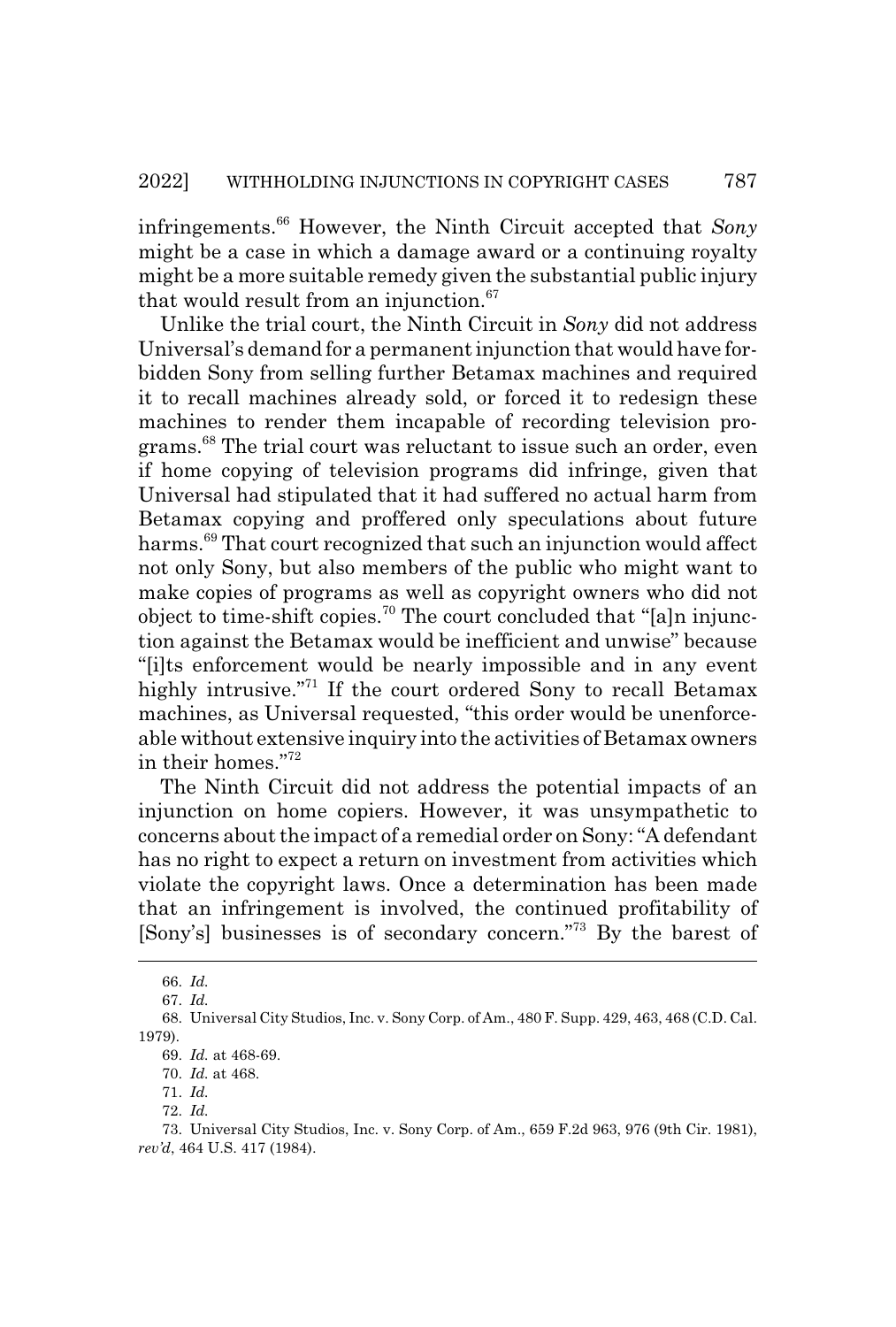infringements.[66] However, the Ninth Circuit accepted that *Sony* might be a case in which a damage award or a continuing royalty might be a more suitable remedy given the substantial public injury that would result from an injunction.[67]

Unlike the trial court, the Ninth Circuit in *Sony* did not address Universal's demand for a permanent injunction that would have forbidden Sony from selling further Betamax machines and required it to recall machines already sold, or forced it to redesign these machines to render them incapable of recording television programs.[68] The trial court was reluctant to issue such an order, even if home copying of television programs did infringe, given that Universal had stipulated that it had suffered no actual harm from Betamax copying and proffered only speculations about future harms.[69] That court recognized that such an injunction would affect not only Sony, but also members of the public who might want to make copies of programs as well as copyright owners who did not object to time-shift copies.[70] The court concluded that "[a]n injunction against the Betamax would be inefficient and unwise" because "[i]ts enforcement would be nearly impossible and in any event highly intrusive."[71] If the court ordered Sony to recall Betamax machines, as Universal requested, "this order would be unenforceable without extensive inquiry into the activities of Betamax owners in their homes."[72]

The Ninth Circuit did not address the potential impacts of an injunction on home copiers. However, it was unsympathetic to concerns about the impact of a remedial order on Sony: "A defendant has no right to expect a return on investment from activities which violate the copyright laws. Once a determination has been made that an infringement is involved, the continued profitability of [Sony's] businesses is of secondary concern."[73] By the barest of

66. *Id.*

67. *Id.*

68. Universal City Studios, Inc. v. Sony Corp. of Am., 480 F. Supp. 429, 463, 468 (C.D. Cal. 1979).

69. *Id.* at 468-69.

70. *Id.* at 468.

71. *Id.*

72. *Id.*

73. Universal City Studios, Inc. v. Sony Corp. of Am., 659 F.2d 963, 976 (9th Cir. 1981), *rev'd*, 464 U.S. 417 (1984).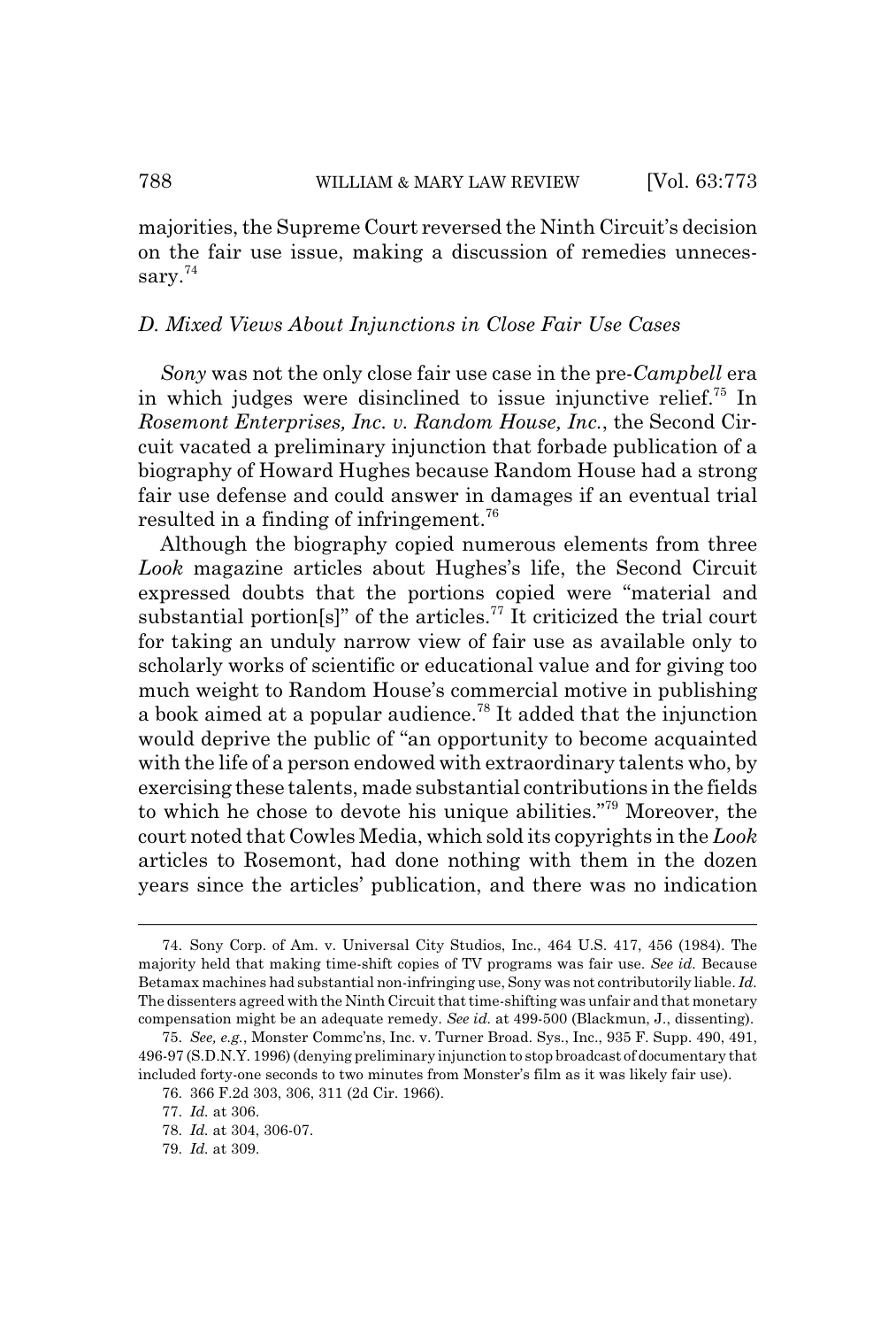majorities, the Supreme Court reversed the Ninth Circuit's decision on the fair use issue, making a discussion of remedies unnecessary.[74]

### D. Mixed Views About Injunctions in Close Fair Use Cases

*Sony* was not the only close fair use case in the pre-*Campbell* era in which judges were disinclined to issue injunctive relief.[75] In *Rosemont Enterprises, Inc. v. Random House, Inc.*, the Second Circuit vacated a preliminary injunction that forbade publication of a biography of Howard Hughes because Random House had a strong fair use defense and could answer in damages if an eventual trial resulted in a finding of infringement.[76]

Although the biography copied numerous elements from three *Look* magazine articles about Hughes's life, the Second Circuit expressed doubts that the portions copied were "material and substantial portion[s]" of the articles.[77] It criticized the trial court for taking an unduly narrow view of fair use as available only to scholarly works of scientific or educational value and for giving too much weight to Random House's commercial motive in publishing a book aimed at a popular audience.[78] It added that the injunction would deprive the public of "an opportunity to become acquainted with the life of a person endowed with extraordinary talents who, by exercising these talents, made substantial contributions in the fields to which he chose to devote his unique abilities."[79] Moreover, the court noted that Cowles Media, which sold its copyrights in the *Look* articles to Rosemont, had done nothing with them in the dozen years since the articles' publication, and there was no indication

---

74. Sony Corp. of Am. v. Universal City Studios, Inc., 464 U.S. 417, 456 (1984). The majority held that making time-shift copies of TV programs was fair use. *See id.* Because Betamax machines had substantial non-infringing use, Sony was not contributorily liable. *Id.* The dissenters agreed with the Ninth Circuit that time-shifting was unfair and that monetary compensation might be an adequate remedy. *See id.* at 499-500 (Blackmun, J., dissenting).

75. *See, e.g.*, Monster Commc'ns, Inc. v. Turner Broad. Sys., Inc., 935 F. Supp. 490, 491, 496-97 (S.D.N.Y. 1996) (denying preliminary injunction to stop broadcast of documentary that included forty-one seconds to two minutes from Monster's film as it was likely fair use).

76. 366 F.2d 303, 306, 311 (2d Cir. 1966).

77. *Id.* at 306.

78. *Id.* at 304, 306-07.

79. *Id.* at 309.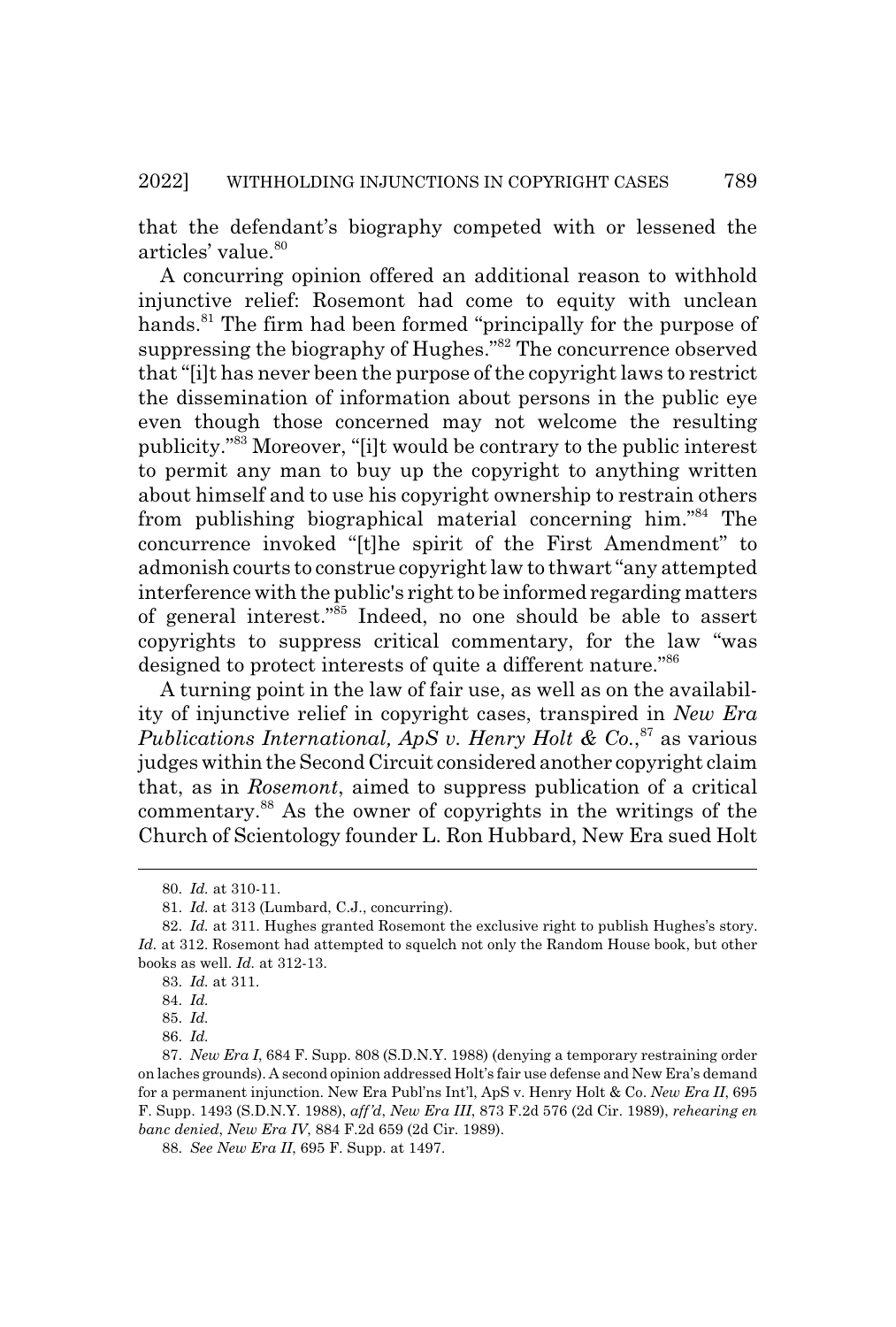that the defendant's biography competed with or lessened the articles' value.[80]

A concurring opinion offered an additional reason to withhold injunctive relief: Rosemont had come to equity with unclean hands.[81] The firm had been formed "principally for the purpose of suppressing the biography of Hughes."[82] The concurrence observed that "[i]t has never been the purpose of the copyright laws to restrict the dissemination of information about persons in the public eye even though those concerned may not welcome the resulting publicity."[83] Moreover, "[i]t would be contrary to the public interest to permit any man to buy up the copyright to anything written about himself and to use his copyright ownership to restrain others from publishing biographical material concerning him."[84] The concurrence invoked "[t]he spirit of the First Amendment" to admonish courts to construe copyright law to thwart "any attempted interference with the public's right to be informed regarding matters of general interest."[85] Indeed, no one should be able to assert copyrights to suppress critical commentary, for the law "was designed to protect interests of quite a different nature."[86]

A turning point in the law of fair use, as well as on the availability of injunctive relief in copyright cases, transpired in *New Era Publications International, ApS v. Henry Holt & Co.*,[87] as various judges within the Second Circuit considered another copyright claim that, as in *Rosemont*, aimed to suppress publication of a critical commentary.[88] As the owner of copyrights in the writings of the Church of Scientology founder L. Ron Hubbard, New Era sued Holt

---

80. *Id.* at 310-11.

81. *Id.* at 313 (Lumbard, C.J., concurring).

82. *Id.* at 311. Hughes granted Rosemont the exclusive right to publish Hughes's story. *Id.* at 312. Rosemont had attempted to squelch not only the Random House book, but other books as well. *Id.* at 312-13.

83. *Id.* at 311.

84. *Id.*

85. *Id.*

86. *Id.*

87. *New Era I*, 684 F. Supp. 808 (S.D.N.Y. 1988) (denying a temporary restraining order on laches grounds). A second opinion addressed Holt's fair use defense and New Era's demand for a permanent injunction. New Era Publ'ns Int'l, ApS v. Henry Holt & Co. *New Era II*, 695 F. Supp. 1493 (S.D.N.Y. 1988), *aff'd*, *New Era III*, 873 F.2d 576 (2d Cir. 1989), *rehearing en banc denied*, *New Era IV*, 884 F.2d 659 (2d Cir. 1989).

88. *See New Era II*, 695 F. Supp. at 1497.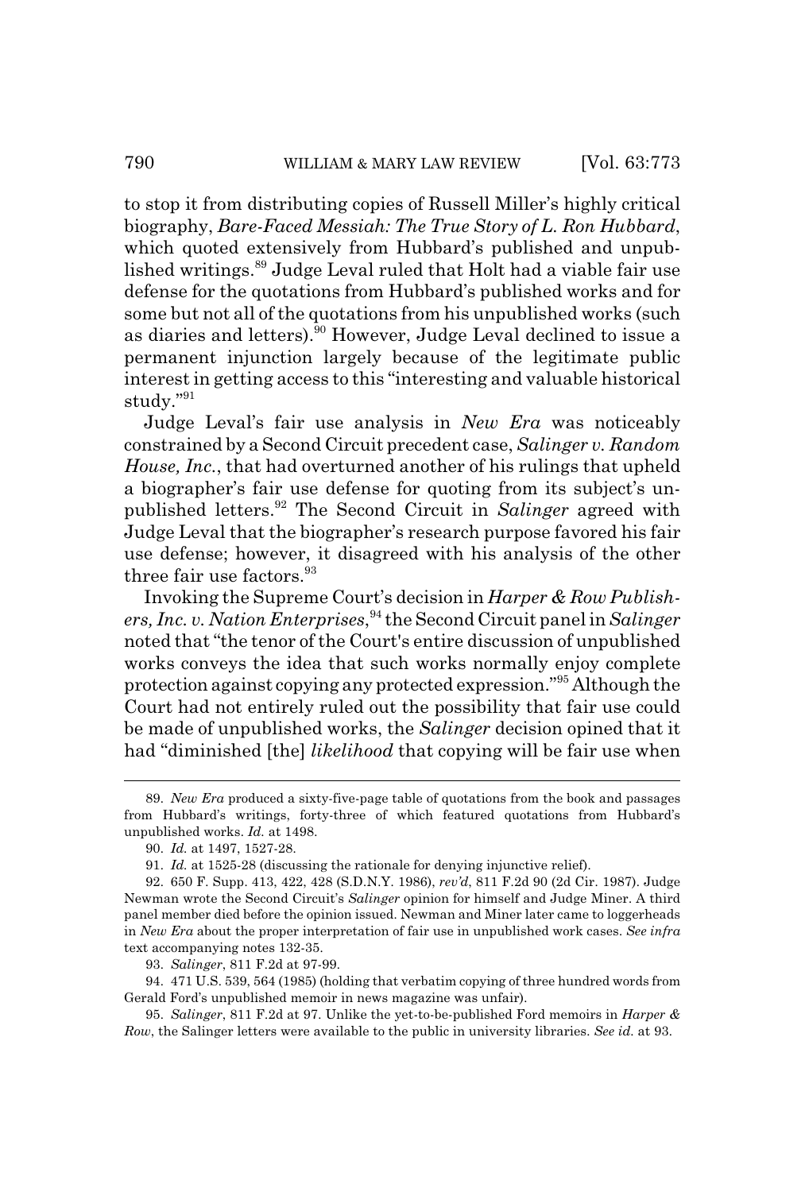to stop it from distributing copies of Russell Miller's highly critical biography, *Bare-Faced Messiah: The True Story of L. Ron Hubbard*, which quoted extensively from Hubbard's published and unpublished writings.[89] Judge Leval ruled that Holt had a viable fair use defense for the quotations from Hubbard's published works and for some but not all of the quotations from his unpublished works (such as diaries and letters).[90] However, Judge Leval declined to issue a permanent injunction largely because of the legitimate public interest in getting access to this "interesting and valuable historical study."[91]

Judge Leval's fair use analysis in *New Era* was noticeably constrained by a Second Circuit precedent case, *Salinger v. Random House, Inc.*, that had overturned another of his rulings that upheld a biographer's fair use defense for quoting from its subject's unpublished letters.[92] The Second Circuit in *Salinger* agreed with Judge Leval that the biographer's research purpose favored his fair use defense; however, it disagreed with his analysis of the other three fair use factors.[93]

Invoking the Supreme Court's decision in *Harper & Row Publishers, Inc. v. Nation Enterprises*,[94] the Second Circuit panel in *Salinger* noted that "the tenor of the Court's entire discussion of unpublished works conveys the idea that such works normally enjoy complete protection against copying any protected expression."[95] Although the Court had not entirely ruled out the possibility that fair use could be made of unpublished works, the *Salinger* decision opined that it had "diminished [the] *likelihood* that copying will be fair use when

---

89. *New Era* produced a sixty-five-page table of quotations from the book and passages from Hubbard's writings, forty-three of which featured quotations from Hubbard's unpublished works. *Id.* at 1498.

90. *Id.* at 1497, 1527-28.

91. *Id.* at 1525-28 (discussing the rationale for denying injunctive relief).

92. 650 F. Supp. 413, 422, 428 (S.D.N.Y. 1986), *rev'd*, 811 F.2d 90 (2d Cir. 1987). Judge Newman wrote the Second Circuit's *Salinger* opinion for himself and Judge Miner. A third panel member died before the opinion issued. Newman and Miner later came to loggerheads in *New Era* about the proper interpretation of fair use in unpublished work cases. *See infra* text accompanying notes 132-35.

93. *Salinger*, 811 F.2d at 97-99.

94. 471 U.S. 539, 564 (1985) (holding that verbatim copying of three hundred words from Gerald Ford's unpublished memoir in news magazine was unfair).

95. *Salinger*, 811 F.2d at 97. Unlike the yet-to-be-published Ford memoirs in *Harper & Row*, the Salinger letters were available to the public in university libraries. *See id.* at 93.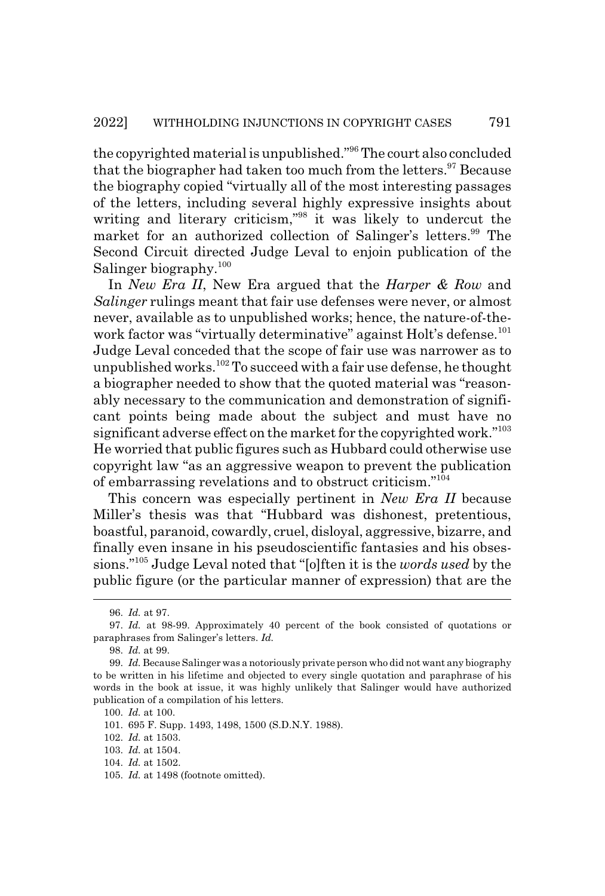the copyrighted material is unpublished."[96] The court also concluded that the biographer had taken too much from the letters.[97] Because the biography copied "virtually all of the most interesting passages of the letters, including several highly expressive insights about writing and literary criticism,"[98] it was likely to undercut the market for an authorized collection of Salinger's letters.[99] The Second Circuit directed Judge Leval to enjoin publication of the Salinger biography.[100]

In *New Era II*, New Era argued that the *Harper & Row* and *Salinger* rulings meant that fair use defenses were never, or almost never, available as to unpublished works; hence, the nature-of-the-work factor was "virtually determinative" against Holt's defense.[101] Judge Leval conceded that the scope of fair use was narrower as to unpublished works.[102] To succeed with a fair use defense, he thought a biographer needed to show that the quoted material was "reasonably necessary to the communication and demonstration of significant points being made about the subject and must have no significant adverse effect on the market for the copyrighted work."[103] He worried that public figures such as Hubbard could otherwise use copyright law "as an aggressive weapon to prevent the publication of embarrassing revelations and to obstruct criticism."[104]

This concern was especially pertinent in *New Era II* because Miller's thesis was that "Hubbard was dishonest, pretentious, boastful, paranoid, cowardly, cruel, disloyal, aggressive, bizarre, and finally even insane in his pseudoscientific fantasies and his obsessions."[105] Judge Leval noted that "[o]ften it is the *words used* by the public figure (or the particular manner of expression) that are the

---

96. *Id.* at 97.

97. *Id.* at 98-99. Approximately 40 percent of the book consisted of quotations or paraphrases from Salinger's letters. *Id.*

98. *Id.* at 99.

99. *Id.* Because Salinger was a notoriously private person who did not want any biography to be written in his lifetime and objected to every single quotation and paraphrase of his words in the book at issue, it was highly unlikely that Salinger would have authorized publication of a compilation of his letters.

100. *Id.* at 100.

101. 695 F. Supp. 1493, 1498, 1500 (S.D.N.Y. 1988).

102. *Id.* at 1503.

103. *Id.* at 1504.

104. *Id.* at 1502.

105. *Id.* at 1498 (footnote omitted).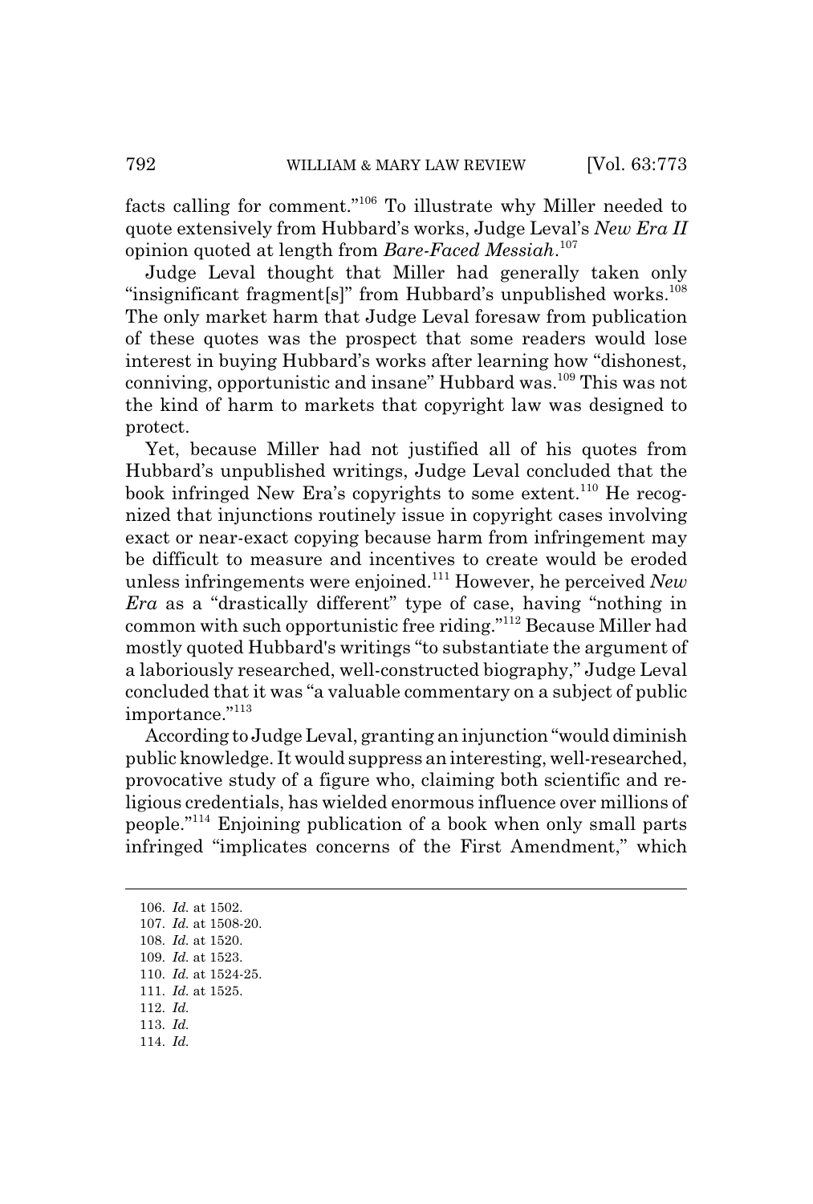facts calling for comment."[106] To illustrate why Miller needed to quote extensively from Hubbard's works, Judge Leval's *New Era II* opinion quoted at length from *Bare-Faced Messiah*.[107]

Judge Leval thought that Miller had generally taken only "insignificant fragment[s]" from Hubbard's unpublished works.[108] The only market harm that Judge Leval foresaw from publication of these quotes was the prospect that some readers would lose interest in buying Hubbard's works after learning how "dishonest, conniving, opportunistic and insane" Hubbard was.[109] This was not the kind of harm to markets that copyright law was designed to protect.

Yet, because Miller had not justified all of his quotes from Hubbard's unpublished writings, Judge Leval concluded that the book infringed New Era's copyrights to some extent.[110] He recognized that injunctions routinely issue in copyright cases involving exact or near-exact copying because harm from infringement may be difficult to measure and incentives to create would be eroded unless infringements were enjoined.[111] However, he perceived *New Era* as a "drastically different" type of case, having "nothing in common with such opportunistic free riding."[112] Because Miller had mostly quoted Hubbard's writings "to substantiate the argument of a laboriously researched, well-constructed biography," Judge Leval concluded that it was "a valuable commentary on a subject of public importance."[113]

According to Judge Leval, granting an injunction "would diminish public knowledge. It would suppress an interesting, well-researched, provocative study of a figure who, claiming both scientific and religious credentials, has wielded enormous influence over millions of people."[114] Enjoining publication of a book when only small parts infringed "implicates concerns of the First Amendment," which

106. *Id.* at 1502.
107. *Id.* at 1508-20.
108. *Id.* at 1520.
109. *Id.* at 1523.
110. *Id.* at 1524-25.
111. *Id.* at 1525.
112. *Id.*
113. *Id.*
114. *Id.*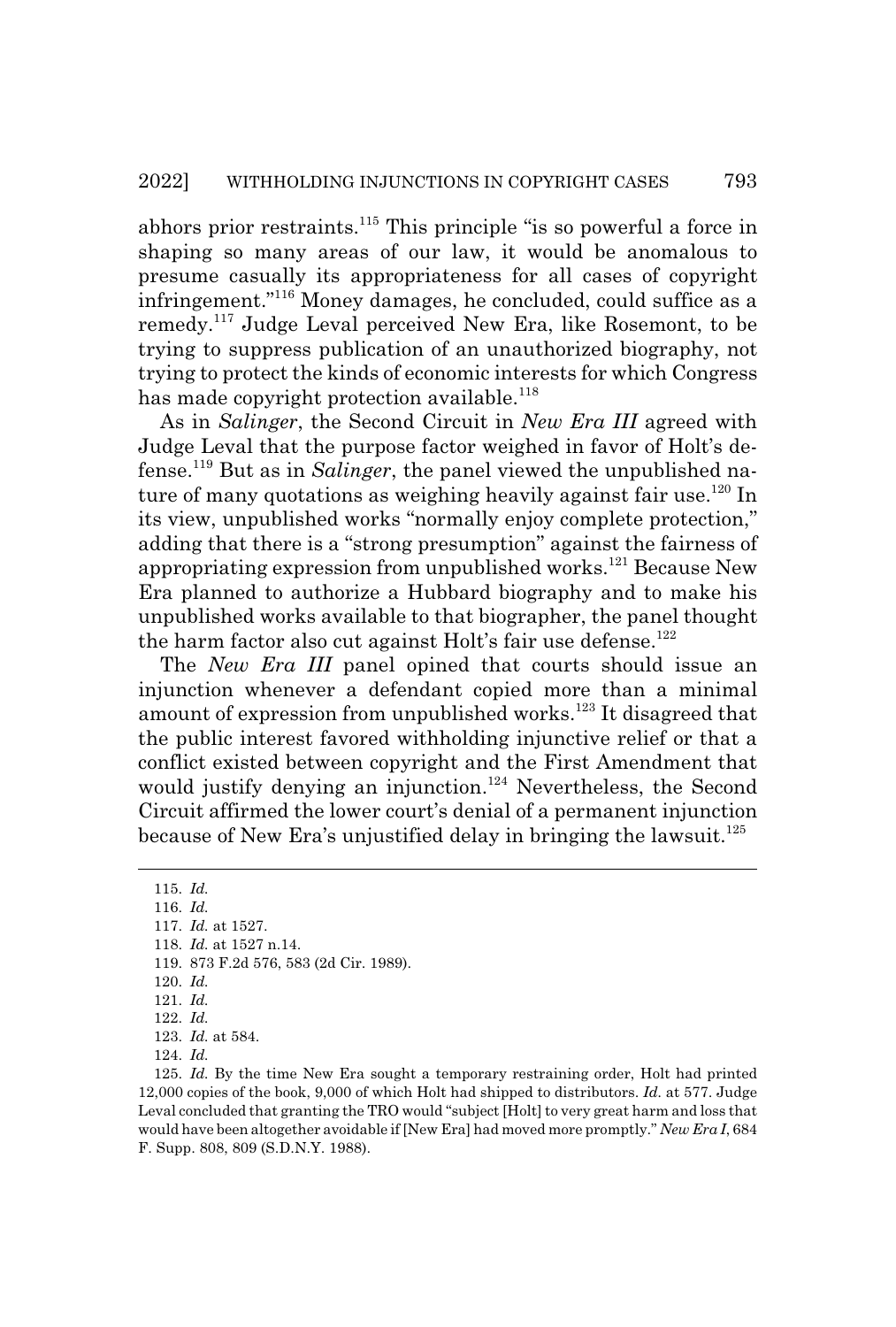abhors prior restraints.[115] This principle "is so powerful a force in shaping so many areas of our law, it would be anomalous to presume casually its appropriateness for all cases of copyright infringement."[116] Money damages, he concluded, could suffice as a remedy.[117] Judge Leval perceived New Era, like Rosemont, to be trying to suppress publication of an unauthorized biography, not trying to protect the kinds of economic interests for which Congress has made copyright protection available.[118]

As in *Salinger*, the Second Circuit in *New Era III* agreed with Judge Leval that the purpose factor weighed in favor of Holt's defense.[119] But as in *Salinger*, the panel viewed the unpublished nature of many quotations as weighing heavily against fair use.[120] In its view, unpublished works "normally enjoy complete protection," adding that there is a "strong presumption" against the fairness of appropriating expression from unpublished works.[121] Because New Era planned to authorize a Hubbard biography and to make his unpublished works available to that biographer, the panel thought the harm factor also cut against Holt's fair use defense.[122]

The *New Era III* panel opined that courts should issue an injunction whenever a defendant copied more than a minimal amount of expression from unpublished works.[123] It disagreed that the public interest favored withholding injunctive relief or that a conflict existed between copyright and the First Amendment that would justify denying an injunction.[124] Nevertheless, the Second Circuit affirmed the lower court's denial of a permanent injunction because of New Era's unjustified delay in bringing the lawsuit.[125]

---

115. *Id.*

116. *Id.*

117. *Id.* at 1527.

118. *Id.* at 1527 n.14.

119. 873 F.2d 576, 583 (2d Cir. 1989).

120. *Id.*

121. *Id.*

122. *Id.*

123. *Id.* at 584.

124. *Id.*

125. *Id.* By the time New Era sought a temporary restraining order, Holt had printed 12,000 copies of the book, 9,000 of which Holt had shipped to distributors. *Id.* at 577. Judge Leval concluded that granting the TRO would "subject [Holt] to very great harm and loss that would have been altogether avoidable if [New Era] had moved more promptly." *New Era I*, 684 F. Supp. 808, 809 (S.D.N.Y. 1988).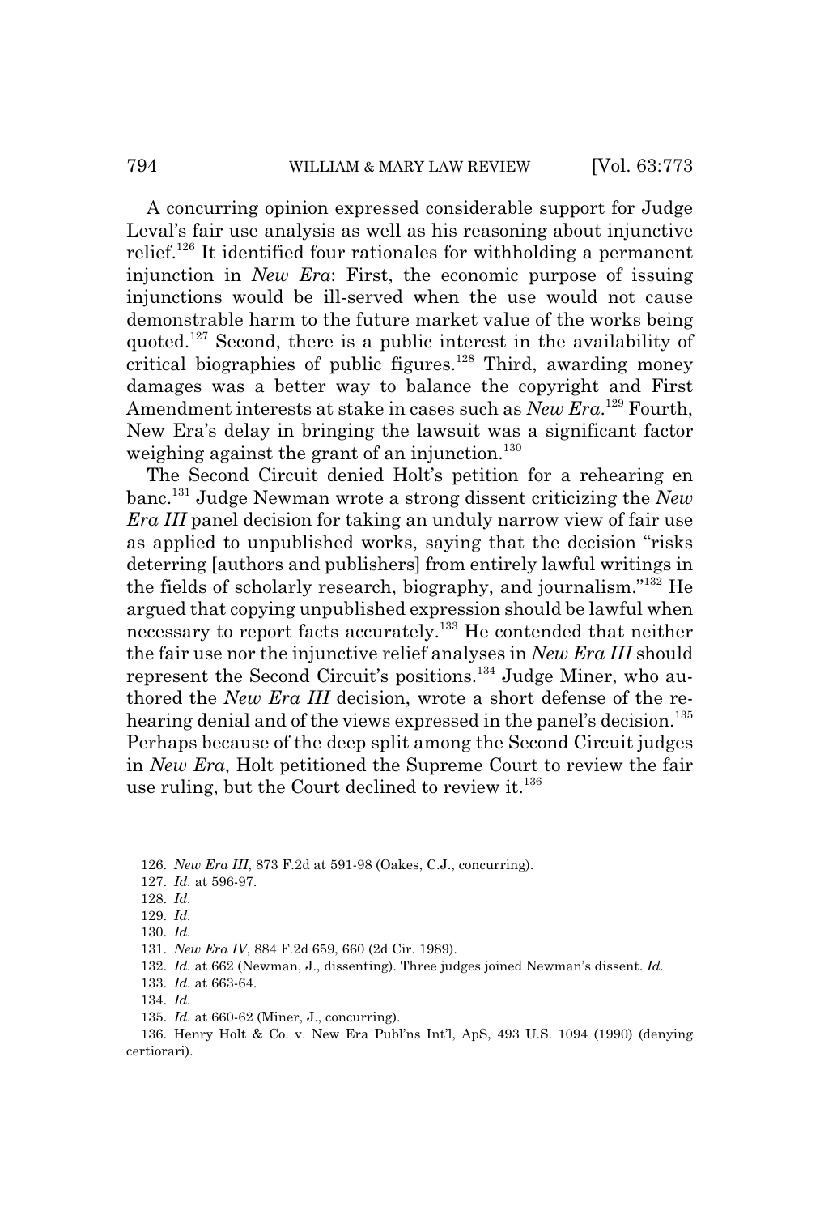A concurring opinion expressed considerable support for Judge Leval's fair use analysis as well as his reasoning about injunctive relief.[126] It identified four rationales for withholding a permanent injunction in *New Era*: First, the economic purpose of issuing injunctions would be ill-served when the use would not cause demonstrable harm to the future market value of the works being quoted.[127] Second, there is a public interest in the availability of critical biographies of public figures.[128] Third, awarding money damages was a better way to balance the copyright and First Amendment interests at stake in cases such as *New Era*.[129] Fourth, New Era's delay in bringing the lawsuit was a significant factor weighing against the grant of an injunction.[130]

The Second Circuit denied Holt's petition for a rehearing en banc.[131] Judge Newman wrote a strong dissent criticizing the *New Era III* panel decision for taking an unduly narrow view of fair use as applied to unpublished works, saying that the decision "risks deterring [authors and publishers] from entirely lawful writings in the fields of scholarly research, biography, and journalism."[132] He argued that copying unpublished expression should be lawful when necessary to report facts accurately.[133] He contended that neither the fair use nor the injunctive relief analyses in *New Era III* should represent the Second Circuit's positions.[134] Judge Miner, who authored the *New Era III* decision, wrote a short defense of the rehearing denial and of the views expressed in the panel's decision.[135] Perhaps because of the deep split among the Second Circuit judges in *New Era*, Holt petitioned the Supreme Court to review the fair use ruling, but the Court declined to review it.[136]

---

126. *New Era III*, 873 F.2d at 591-98 (Oakes, C.J., concurring).

127. *Id.* at 596-97.

128. *Id.*

129. *Id.*

130. *Id.*

131. *New Era IV*, 884 F.2d 659, 660 (2d Cir. 1989).

132. *Id.* at 662 (Newman, J., dissenting). Three judges joined Newman's dissent. *Id.*

133. *Id.* at 663-64.

134. *Id.*

135. *Id.* at 660-62 (Miner, J., concurring).

136. Henry Holt & Co. v. New Era Publ'ns Int'l, ApS, 493 U.S. 1094 (1990) (denying certiorari).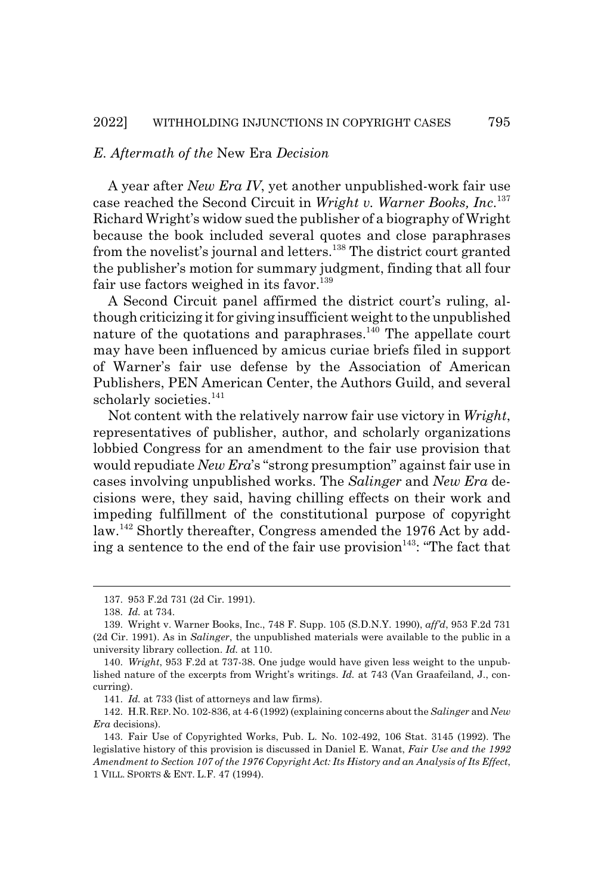### *E. Aftermath of the* New Era *Decision*

A year after *New Era IV*, yet another unpublished-work fair use case reached the Second Circuit in *Wright v. Warner Books, Inc.*[137] Richard Wright's widow sued the publisher of a biography of Wright because the book included several quotes and close paraphrases from the novelist's journal and letters.[138] The district court granted the publisher's motion for summary judgment, finding that all four fair use factors weighed in its favor.[139]

A Second Circuit panel affirmed the district court's ruling, although criticizing it for giving insufficient weight to the unpublished nature of the quotations and paraphrases.[140] The appellate court may have been influenced by amicus curiae briefs filed in support of Warner's fair use defense by the Association of American Publishers, PEN American Center, the Authors Guild, and several scholarly societies.[141]

Not content with the relatively narrow fair use victory in *Wright*, representatives of publisher, author, and scholarly organizations lobbied Congress for an amendment to the fair use provision that would repudiate *New Era*'s "strong presumption" against fair use in cases involving unpublished works. The *Salinger* and *New Era* decisions were, they said, having chilling effects on their work and impeding fulfillment of the constitutional purpose of copyright law.[142] Shortly thereafter, Congress amended the 1976 Act by adding a sentence to the end of the fair use provision[143]: "The fact that

---

137. 953 F.2d 731 (2d Cir. 1991).

138. *Id.* at 734.

139. Wright v. Warner Books, Inc., 748 F. Supp. 105 (S.D.N.Y. 1990), *aff'd*, 953 F.2d 731 (2d Cir. 1991). As in *Salinger*, the unpublished materials were available to the public in a university library collection. *Id.* at 110.

140. *Wright*, 953 F.2d at 737-38. One judge would have given less weight to the unpublished nature of the excerpts from Wright's writings. *Id.* at 743 (Van Graafeiland, J., concurring).

141. *Id.* at 733 (list of attorneys and law firms).

142. H.R. REP. NO. 102-836, at 4-6 (1992) (explaining concerns about the *Salinger* and *New Era* decisions).

143. Fair Use of Copyrighted Works, Pub. L. No. 102-492, 106 Stat. 3145 (1992). The legislative history of this provision is discussed in Daniel E. Wanat, *Fair Use and the 1992 Amendment to Section 107 of the 1976 Copyright Act: Its History and an Analysis of Its Effect*, 1 VILL. SPORTS & ENT. L.F. 47 (1994).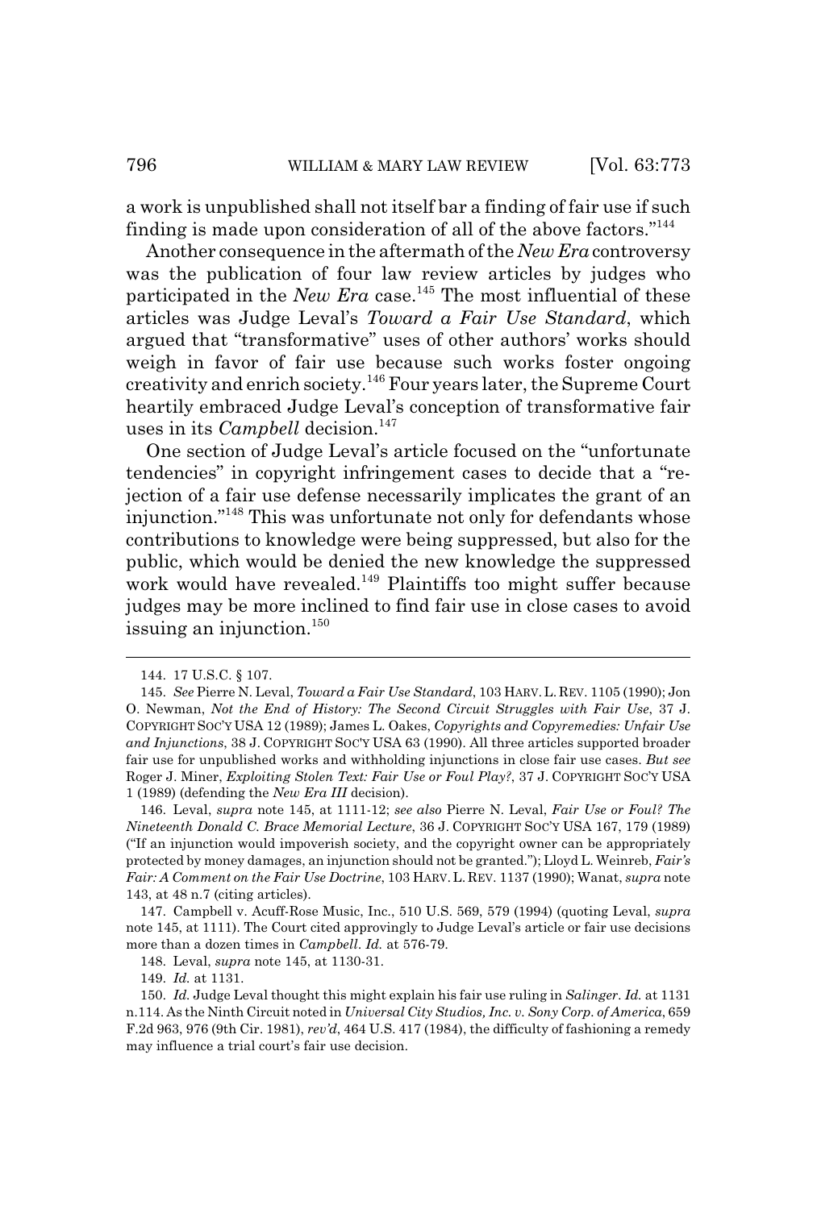a work is unpublished shall not itself bar a finding of fair use if such finding is made upon consideration of all of the above factors."[144]

Another consequence in the aftermath of the *New Era* controversy was the publication of four law review articles by judges who participated in the *New Era* case.[145] The most influential of these articles was Judge Leval's *Toward a Fair Use Standard*, which argued that "transformative" uses of other authors' works should weigh in favor of fair use because such works foster ongoing creativity and enrich society.[146] Four years later, the Supreme Court heartily embraced Judge Leval's conception of transformative fair uses in its *Campbell* decision.[147]

One section of Judge Leval's article focused on the "unfortunate tendencies" in copyright infringement cases to decide that a "rejection of a fair use defense necessarily implicates the grant of an injunction."[148] This was unfortunate not only for defendants whose contributions to knowledge were being suppressed, but also for the public, which would be denied the new knowledge the suppressed work would have revealed.[149] Plaintiffs too might suffer because judges may be more inclined to find fair use in close cases to avoid issuing an injunction.[150]

---

144. 17 U.S.C. § 107.

145. *See* Pierre N. Leval, *Toward a Fair Use Standard*, 103 HARV. L. REV. 1105 (1990); Jon O. Newman, *Not the End of History: The Second Circuit Struggles with Fair Use*, 37 J. COPYRIGHT SOC'Y USA 12 (1989); James L. Oakes, *Copyrights and Copyremedies: Unfair Use and Injunctions*, 38 J. COPYRIGHT SOC'Y USA 63 (1990). All three articles supported broader fair use for unpublished works and withholding injunctions in close fair use cases. *But see* Roger J. Miner, *Exploiting Stolen Text: Fair Use or Foul Play?*, 37 J. COPYRIGHT SOC'Y USA 1 (1989) (defending the *New Era III* decision).

146. Leval, *supra* note 145, at 1111-12; *see also* Pierre N. Leval, *Fair Use or Foul? The Nineteenth Donald C. Brace Memorial Lecture*, 36 J. COPYRIGHT SOC'Y USA 167, 179 (1989) ("If an injunction would impoverish society, and the copyright owner can be appropriately protected by money damages, an injunction should not be granted."); Lloyd L. Weinreb, *Fair's Fair: A Comment on the Fair Use Doctrine*, 103 HARV. L. REV. 1137 (1990); Wanat, *supra* note 143, at 48 n.7 (citing articles).

147. Campbell v. Acuff-Rose Music, Inc., 510 U.S. 569, 579 (1994) (quoting Leval, *supra* note 145, at 1111). The Court cited approvingly to Judge Leval's article or fair use decisions more than a dozen times in *Campbell*. *Id.* at 576-79.

148. Leval, *supra* note 145, at 1130-31.

149. *Id.* at 1131.

150. *Id.* Judge Leval thought this might explain his fair use ruling in *Salinger*. *Id.* at 1131 n.114. As the Ninth Circuit noted in *Universal City Studios, Inc. v. Sony Corp. of America*, 659 F.2d 963, 976 (9th Cir. 1981), *rev'd*, 464 U.S. 417 (1984), the difficulty of fashioning a remedy may influence a trial court's fair use decision.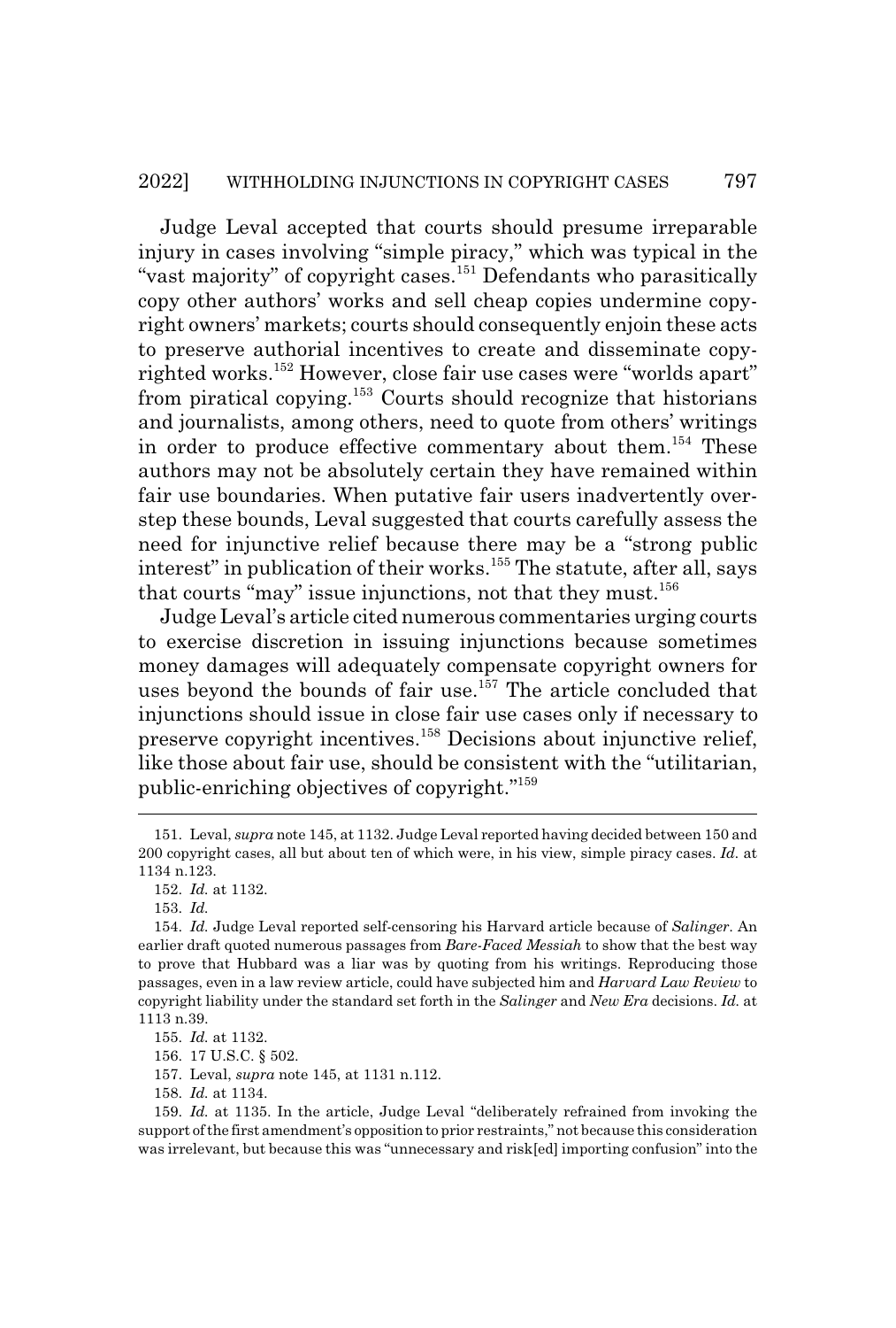Judge Leval accepted that courts should presume irreparable injury in cases involving "simple piracy," which was typical in the "vast majority" of copyright cases.[151] Defendants who parasitically copy other authors' works and sell cheap copies undermine copyright owners' markets; courts should consequently enjoin these acts to preserve authorial incentives to create and disseminate copyrighted works.[152] However, close fair use cases were "worlds apart" from piratical copying.[153] Courts should recognize that historians and journalists, among others, need to quote from others' writings in order to produce effective commentary about them.[154] These authors may not be absolutely certain they have remained within fair use boundaries. When putative fair users inadvertently overstep these bounds, Leval suggested that courts carefully assess the need for injunctive relief because there may be a "strong public interest" in publication of their works.[155] The statute, after all, says that courts "may" issue injunctions, not that they must.[156]

Judge Leval's article cited numerous commentaries urging courts to exercise discretion in issuing injunctions because sometimes money damages will adequately compensate copyright owners for uses beyond the bounds of fair use.[157] The article concluded that injunctions should issue in close fair use cases only if necessary to preserve copyright incentives.[158] Decisions about injunctive relief, like those about fair use, should be consistent with the "utilitarian, public-enriching objectives of copyright."[159]

---

151. Leval, *supra* note 145, at 1132. Judge Leval reported having decided between 150 and 200 copyright cases, all but about ten of which were, in his view, simple piracy cases. *Id.* at 1134 n.123.

152. *Id.* at 1132.

153. *Id.*

154. *Id.* Judge Leval reported self-censoring his Harvard article because of *Salinger*. An earlier draft quoted numerous passages from *Bare-Faced Messiah* to show that the best way to prove that Hubbard was a liar was by quoting from his writings. Reproducing those passages, even in a law review article, could have subjected him and *Harvard Law Review* to copyright liability under the standard set forth in the *Salinger* and *New Era* decisions. *Id.* at 1113 n.39.

155. *Id.* at 1132.

156. 17 U.S.C. § 502.

157. Leval, *supra* note 145, at 1131 n.112.

158. *Id.* at 1134.

159. *Id.* at 1135. In the article, Judge Leval "deliberately refrained from invoking the support of the first amendment's opposition to prior restraints," not because this consideration was irrelevant, but because this was "unnecessary and risk[ed] importing confusion" into the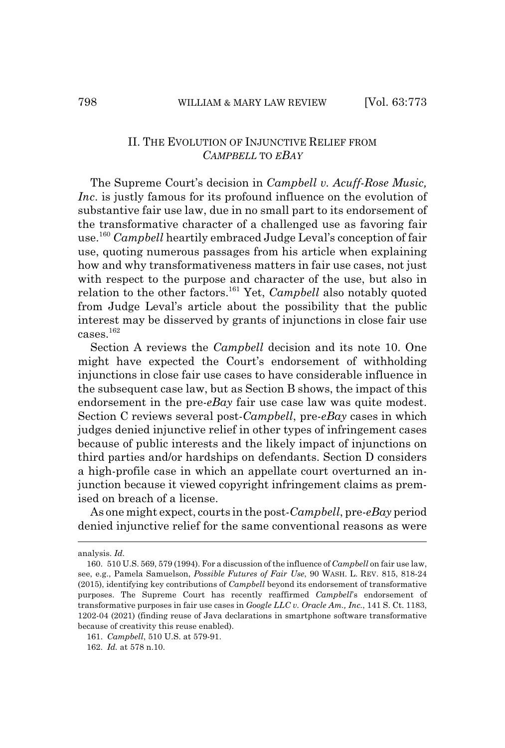## II. The Evolution of Injunctive Relief from *Campbell* to *eBay*

The Supreme Court's decision in *Campbell v. Acuff-Rose Music, Inc.* is justly famous for its profound influence on the evolution of substantive fair use law, due in no small part to its endorsement of the transformative character of a challenged use as favoring fair use.[160] *Campbell* heartily embraced Judge Leval's conception of fair use, quoting numerous passages from his article when explaining how and why transformativeness matters in fair use cases, not just with respect to the purpose and character of the use, but also in relation to the other factors.[161] Yet, *Campbell* also notably quoted from Judge Leval's article about the possibility that the public interest may be disserved by grants of injunctions in close fair use cases.[162]

Section A reviews the *Campbell* decision and its note 10. One might have expected the Court's endorsement of withholding injunctions in close fair use cases to have considerable influence in the subsequent case law, but as Section B shows, the impact of this endorsement in the pre-*eBay* fair use case law was quite modest. Section C reviews several post-*Campbell*, pre-*eBay* cases in which judges denied injunctive relief in other types of infringement cases because of public interests and the likely impact of injunctions on third parties and/or hardships on defendants. Section D considers a high-profile case in which an appellate court overturned an injunction because it viewed copyright infringement claims as premised on breach of a license.

As one might expect, courts in the post-*Campbell*, pre-*eBay* period denied injunctive relief for the same conventional reasons as were

---

analysis. *Id.*

160. 510 U.S. 569, 579 (1994). For a discussion of the influence of *Campbell* on fair use law, see, e.g., Pamela Samuelson, *Possible Futures of Fair Use*, 90 WASH. L. REV. 815, 818-24 (2015), identifying key contributions of *Campbell* beyond its endorsement of transformative purposes. The Supreme Court has recently reaffirmed *Campbell*'s endorsement of transformative purposes in fair use cases in *Google LLC v. Oracle Am., Inc.*, 141 S. Ct. 1183, 1202-04 (2021) (finding reuse of Java declarations in smartphone software transformative because of creativity this reuse enabled).

161. *Campbell*, 510 U.S. at 579-91.

162. *Id.* at 578 n.10.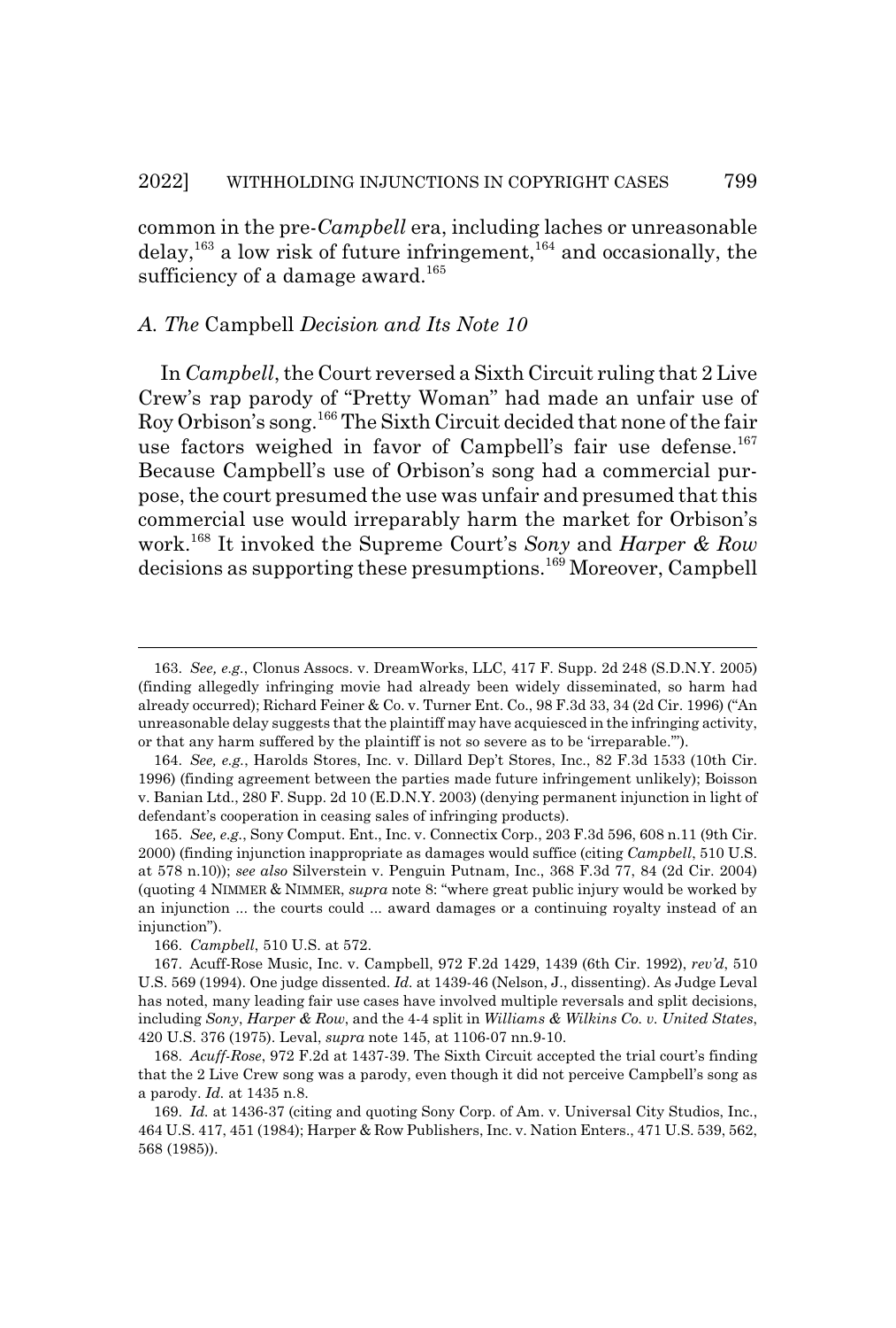common in the pre-*Campbell* era, including laches or unreasonable delay,[163] a low risk of future infringement,[164] and occasionally, the sufficiency of a damage award.[165]

### *A. The* Campbell *Decision and Its Note 10*

In *Campbell*, the Court reversed a Sixth Circuit ruling that 2 Live Crew's rap parody of "Pretty Woman" had made an unfair use of Roy Orbison's song.[166] The Sixth Circuit decided that none of the fair use factors weighed in favor of Campbell's fair use defense.[167] Because Campbell's use of Orbison's song had a commercial purpose, the court presumed the use was unfair and presumed that this commercial use would irreparably harm the market for Orbison's work.[168] It invoked the Supreme Court's *Sony* and *Harper & Row* decisions as supporting these presumptions.[169] Moreover, Campbell

---

163. *See, e.g.*, Clonus Assocs. v. DreamWorks, LLC, 417 F. Supp. 2d 248 (S.D.N.Y. 2005) (finding allegedly infringing movie had already been widely disseminated, so harm had already occurred); Richard Feiner & Co. v. Turner Ent. Co., 98 F.3d 33, 34 (2d Cir. 1996) ("An unreasonable delay suggests that the plaintiff may have acquiesced in the infringing activity, or that any harm suffered by the plaintiff is not so severe as to be 'irreparable.'").

164. *See, e.g.*, Harolds Stores, Inc. v. Dillard Dep't Stores, Inc., 82 F.3d 1533 (10th Cir. 1996) (finding agreement between the parties made future infringement unlikely); Boisson v. Banian Ltd., 280 F. Supp. 2d 10 (E.D.N.Y. 2003) (denying permanent injunction in light of defendant's cooperation in ceasing sales of infringing products).

165. *See, e.g.*, Sony Comput. Ent., Inc. v. Connectix Corp., 203 F.3d 596, 608 n.11 (9th Cir. 2000) (finding injunction inappropriate as damages would suffice (citing *Campbell*, 510 U.S. at 578 n.10)); *see also* Silverstein v. Penguin Putnam, Inc., 368 F.3d 77, 84 (2d Cir. 2004) (quoting 4 NIMMER & NIMMER, *supra* note 8: "where great public injury would be worked by an injunction ... the courts could ... award damages or a continuing royalty instead of an injunction").

166. *Campbell*, 510 U.S. at 572.

167. Acuff-Rose Music, Inc. v. Campbell, 972 F.2d 1429, 1439 (6th Cir. 1992), *rev'd*, 510 U.S. 569 (1994). One judge dissented. *Id.* at 1439-46 (Nelson, J., dissenting). As Judge Leval has noted, many leading fair use cases have involved multiple reversals and split decisions, including *Sony*, *Harper & Row*, and the 4-4 split in *Williams & Wilkins Co. v. United States*, 420 U.S. 376 (1975). Leval, *supra* note 145, at 1106-07 nn.9-10.

168. *Acuff-Rose*, 972 F.2d at 1437-39. The Sixth Circuit accepted the trial court's finding that the 2 Live Crew song was a parody, even though it did not perceive Campbell's song as a parody. *Id.* at 1435 n.8.

169. *Id.* at 1436-37 (citing and quoting Sony Corp. of Am. v. Universal City Studios, Inc., 464 U.S. 417, 451 (1984); Harper & Row Publishers, Inc. v. Nation Enters., 471 U.S. 539, 562, 568 (1985)).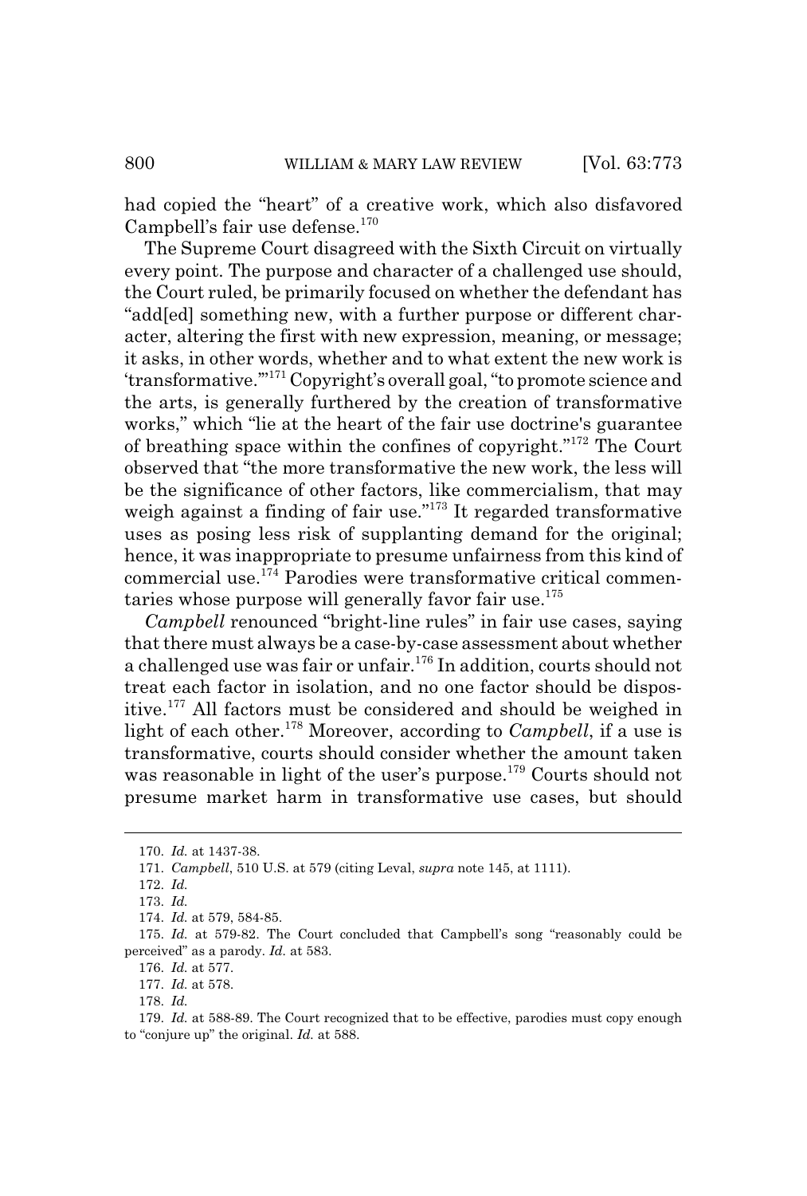had copied the "heart" of a creative work, which also disfavored Campbell's fair use defense.[170]

The Supreme Court disagreed with the Sixth Circuit on virtually every point. The purpose and character of a challenged use should, the Court ruled, be primarily focused on whether the defendant has "add[ed] something new, with a further purpose or different character, altering the first with new expression, meaning, or message; it asks, in other words, whether and to what extent the new work is 'transformative.'"[171] Copyright's overall goal, "to promote science and the arts, is generally furthered by the creation of transformative works," which "lie at the heart of the fair use doctrine's guarantee of breathing space within the confines of copyright."[172] The Court observed that "the more transformative the new work, the less will be the significance of other factors, like commercialism, that may weigh against a finding of fair use."[173] It regarded transformative uses as posing less risk of supplanting demand for the original; hence, it was inappropriate to presume unfairness from this kind of commercial use.[174] Parodies were transformative critical commentaries whose purpose will generally favor fair use.[175]

*Campbell* renounced "bright-line rules" in fair use cases, saying that there must always be a case-by-case assessment about whether a challenged use was fair or unfair.[176] In addition, courts should not treat each factor in isolation, and no one factor should be dispositive.[177] All factors must be considered and should be weighed in light of each other.[178] Moreover, according to *Campbell*, if a use is transformative, courts should consider whether the amount taken was reasonable in light of the user's purpose.[179] Courts should not presume market harm in transformative use cases, but should

---

170. *Id.* at 1437-38.

171. *Campbell*, 510 U.S. at 579 (citing Leval, *supra* note 145, at 1111).

172. *Id.*

173. *Id.*

174. *Id.* at 579, 584-85.

175. *Id.* at 579-82. The Court concluded that Campbell's song "reasonably could be perceived" as a parody. *Id.* at 583.

176. *Id.* at 577.

177. *Id.* at 578.

178. *Id.*

179. *Id.* at 588-89. The Court recognized that to be effective, parodies must copy enough to "conjure up" the original. *Id.* at 588.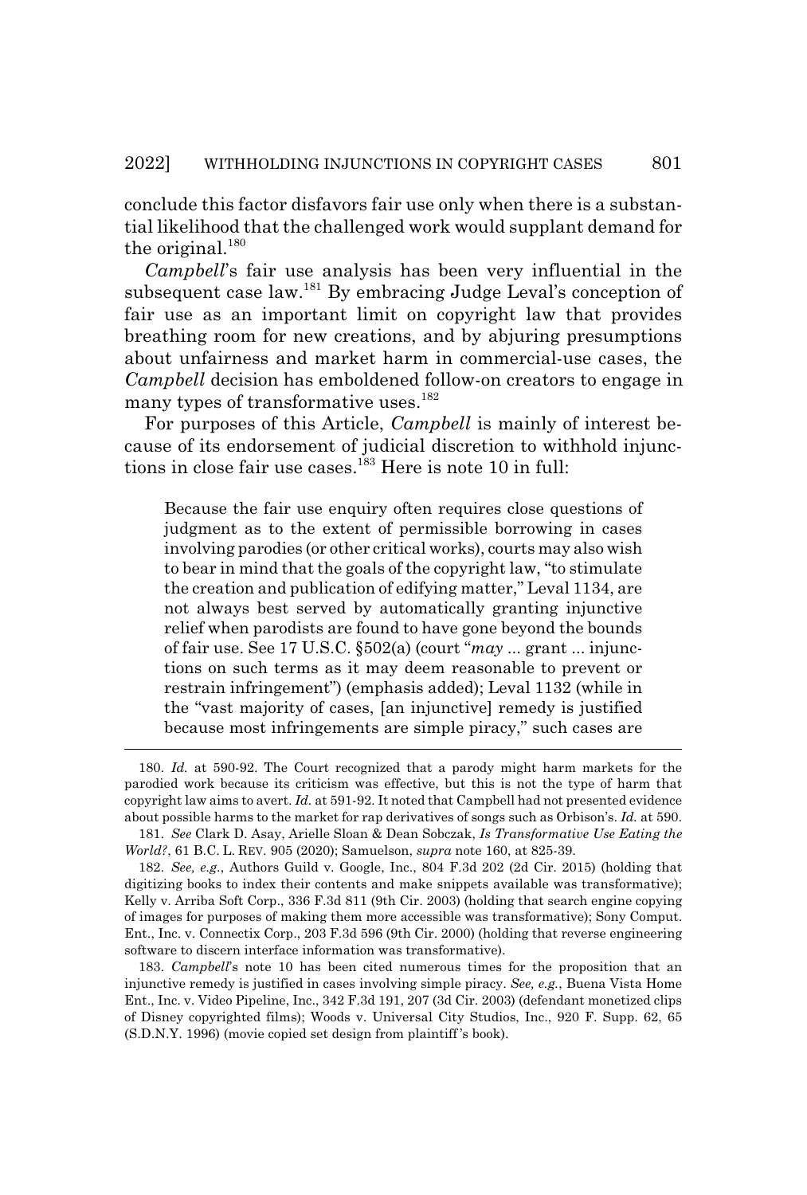conclude this factor disfavors fair use only when there is a substantial likelihood that the challenged work would supplant demand for the original.[180]

*Campbell*'s fair use analysis has been very influential in the subsequent case law.[181] By embracing Judge Leval's conception of fair use as an important limit on copyright law that provides breathing room for new creations, and by abjuring presumptions about unfairness and market harm in commercial-use cases, the *Campbell* decision has emboldened follow-on creators to engage in many types of transformative uses.[182]

For purposes of this Article, *Campbell* is mainly of interest because of its endorsement of judicial discretion to withhold injunctions in close fair use cases.[183] Here is note 10 in full:

> Because the fair use enquiry often requires close questions of judgment as to the extent of permissible borrowing in cases involving parodies (or other critical works), courts may also wish to bear in mind that the goals of the copyright law, "to stimulate the creation and publication of edifying matter," Leval 1134, are not always best served by automatically granting injunctive relief when parodists are found to have gone beyond the bounds of fair use. See 17 U.S.C. §502(a) (court "*may* ... grant ... injunctions on such terms as it may deem reasonable to prevent or restrain infringement") (emphasis added); Leval 1132 (while in the "vast majority of cases, [an injunctive] remedy is justified because most infringements are simple piracy," such cases are

---

180. *Id.* at 590-92. The Court recognized that a parody might harm markets for the parodied work because its criticism was effective, but this is not the type of harm that copyright law aims to avert. *Id.* at 591-92. It noted that Campbell had not presented evidence about possible harms to the market for rap derivatives of songs such as Orbison's. *Id.* at 590.

181. *See* Clark D. Asay, Arielle Sloan & Dean Sobczak, *Is Transformative Use Eating the World?*, 61 B.C. L. REV. 905 (2020); Samuelson, *supra* note 160, at 825-39.

182. *See, e.g.*, Authors Guild v. Google, Inc., 804 F.3d 202 (2d Cir. 2015) (holding that digitizing books to index their contents and make snippets available was transformative); Kelly v. Arriba Soft Corp., 336 F.3d 811 (9th Cir. 2003) (holding that search engine copying of images for purposes of making them more accessible was transformative); Sony Comput. Ent., Inc. v. Connectix Corp., 203 F.3d 596 (9th Cir. 2000) (holding that reverse engineering software to discern interface information was transformative).

183. *Campbell*'s note 10 has been cited numerous times for the proposition that an injunctive remedy is justified in cases involving simple piracy. *See, e.g.*, Buena Vista Home Ent., Inc. v. Video Pipeline, Inc., 342 F.3d 191, 207 (3d Cir. 2003) (defendant monetized clips of Disney copyrighted films); Woods v. Universal City Studios, Inc., 920 F. Supp. 62, 65 (S.D.N.Y. 1996) (movie copied set design from plaintiff's book).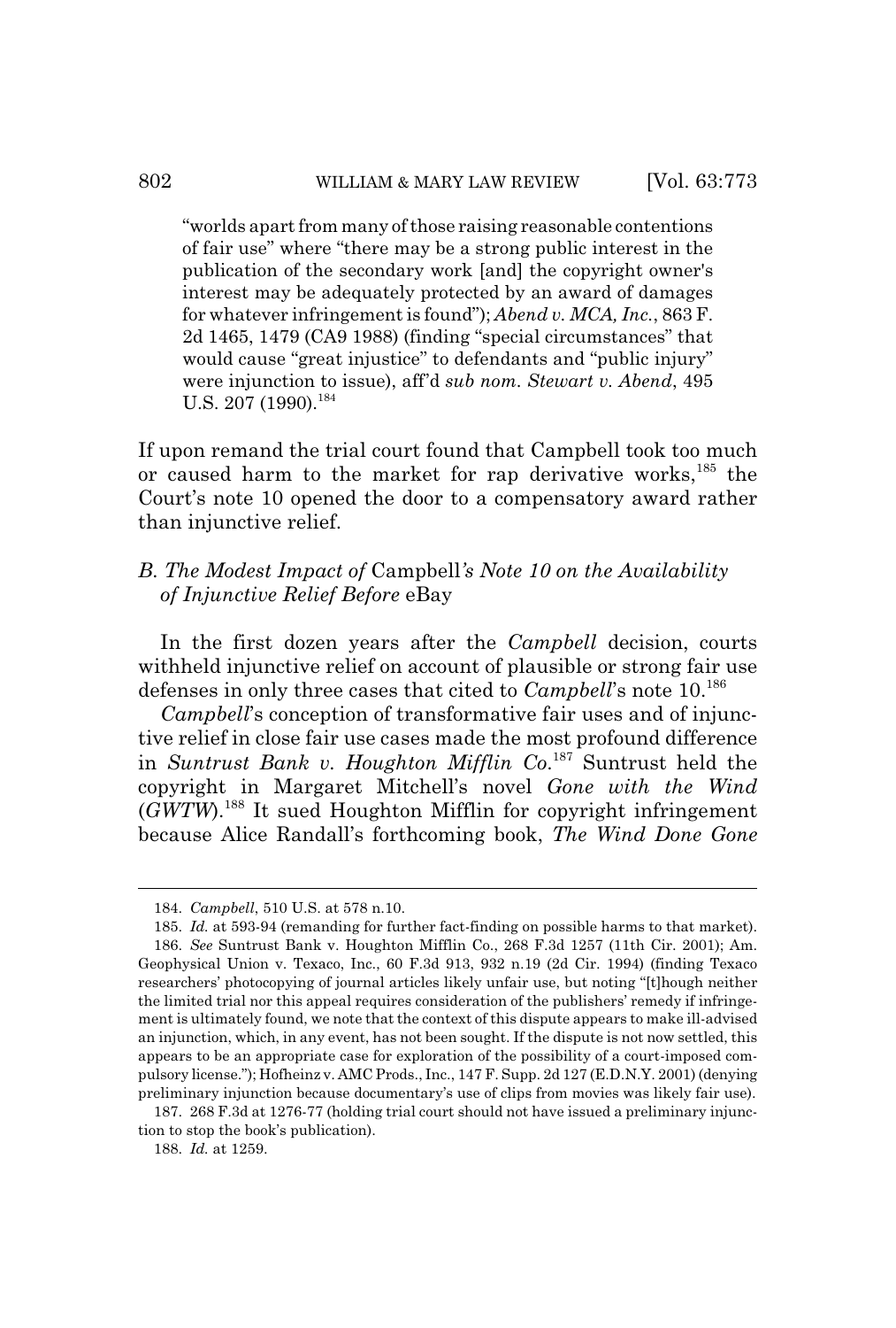"worlds apart from many of those raising reasonable contentions of fair use" where "there may be a strong public interest in the publication of the secondary work [and] the copyright owner's interest may be adequately protected by an award of damages for whatever infringement is found"); *Abend v. MCA, Inc.*, 863 F. 2d 1465, 1479 (CA9 1988) (finding "special circumstances" that would cause "great injustice" to defendants and "public injury" were injunction to issue), aff'd *sub nom. Stewart v. Abend*, 495 U.S. 207 (1990).[184]

If upon remand the trial court found that Campbell took too much or caused harm to the market for rap derivative works,[185] the Court's note 10 opened the door to a compensatory award rather than injunctive relief.

### *B. The Modest Impact of* Campbell*'s Note 10 on the Availability of Injunctive Relief Before* eBay

In the first dozen years after the *Campbell* decision, courts withheld injunctive relief on account of plausible or strong fair use defenses in only three cases that cited to *Campbell*'s note 10.[186]

*Campbell*'s conception of transformative fair uses and of injunctive relief in close fair use cases made the most profound difference in *Suntrust Bank v. Houghton Mifflin Co*.[187] Suntrust held the copyright in Margaret Mitchell's novel *Gone with the Wind* (*GWTW*).[188] It sued Houghton Mifflin for copyright infringement because Alice Randall's forthcoming book, *The Wind Done Gone*

---

184. *Campbell*, 510 U.S. at 578 n.10.

185. *Id.* at 593-94 (remanding for further fact-finding on possible harms to that market).

186. *See* Suntrust Bank v. Houghton Mifflin Co., 268 F.3d 1257 (11th Cir. 2001); Am. Geophysical Union v. Texaco, Inc., 60 F.3d 913, 932 n.19 (2d Cir. 1994) (finding Texaco researchers' photocopying of journal articles likely unfair use, but noting "[t]hough neither the limited trial nor this appeal requires consideration of the publishers' remedy if infringement is ultimately found, we note that the context of this dispute appears to make ill-advised an injunction, which, in any event, has not been sought. If the dispute is not now settled, this appears to be an appropriate case for exploration of the possibility of a court-imposed compulsory license."); Hofheinz v. AMC Prods., Inc., 147 F. Supp. 2d 127 (E.D.N.Y. 2001) (denying preliminary injunction because documentary's use of clips from movies was likely fair use).

187. 268 F.3d at 1276-77 (holding trial court should not have issued a preliminary injunction to stop the book's publication).

188. *Id.* at 1259.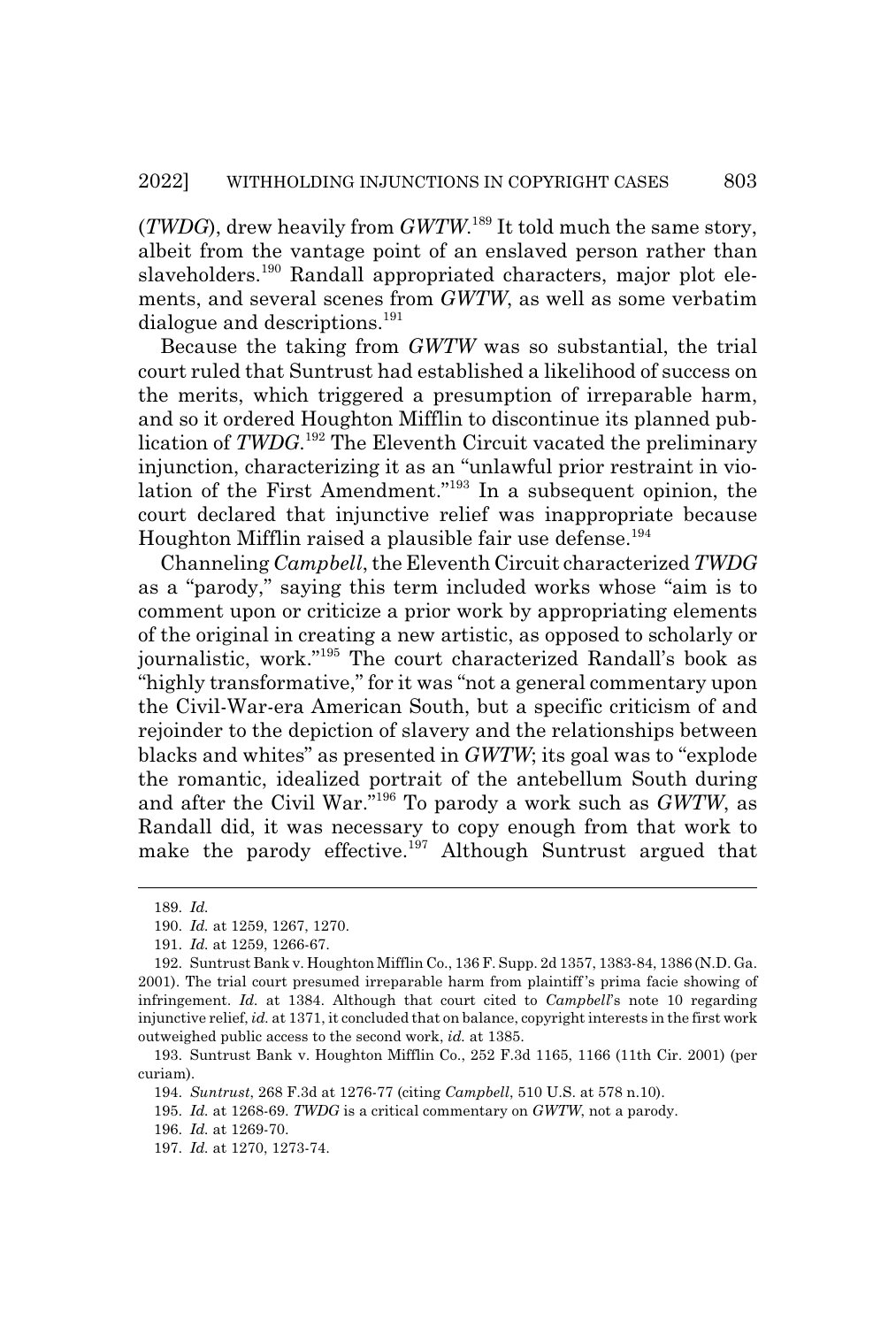(*TWDG*), drew heavily from *GWTW*.[189] It told much the same story, albeit from the vantage point of an enslaved person rather than slaveholders.[190] Randall appropriated characters, major plot elements, and several scenes from *GWTW*, as well as some verbatim dialogue and descriptions.[191]

Because the taking from *GWTW* was so substantial, the trial court ruled that Suntrust had established a likelihood of success on the merits, which triggered a presumption of irreparable harm, and so it ordered Houghton Mifflin to discontinue its planned publication of *TWDG*.[192] The Eleventh Circuit vacated the preliminary injunction, characterizing it as an "unlawful prior restraint in violation of the First Amendment."[193] In a subsequent opinion, the court declared that injunctive relief was inappropriate because Houghton Mifflin raised a plausible fair use defense.[194]

Channeling *Campbell*, the Eleventh Circuit characterized *TWDG* as a "parody," saying this term included works whose "aim is to comment upon or criticize a prior work by appropriating elements of the original in creating a new artistic, as opposed to scholarly or journalistic, work."[195] The court characterized Randall's book as "highly transformative," for it was "not a general commentary upon the Civil-War-era American South, but a specific criticism of and rejoinder to the depiction of slavery and the relationships between blacks and whites" as presented in *GWTW*; its goal was to "explode the romantic, idealized portrait of the antebellum South during and after the Civil War."[196] To parody a work such as *GWTW*, as Randall did, it was necessary to copy enough from that work to make the parody effective.[197] Although Suntrust argued that

---

189. *Id.*

190. *Id.* at 1259, 1267, 1270.

191. *Id.* at 1259, 1266-67.

192. Suntrust Bank v. Houghton Mifflin Co., 136 F. Supp. 2d 1357, 1383-84, 1386 (N.D. Ga. 2001). The trial court presumed irreparable harm from plaintiff's prima facie showing of infringement. *Id.* at 1384. Although that court cited to *Campbell*'s note 10 regarding injunctive relief, *id.* at 1371, it concluded that on balance, copyright interests in the first work outweighed public access to the second work, *id.* at 1385.

193. Suntrust Bank v. Houghton Mifflin Co., 252 F.3d 1165, 1166 (11th Cir. 2001) (per curiam).

194. *Suntrust*, 268 F.3d at 1276-77 (citing *Campbell*, 510 U.S. at 578 n.10).

195. *Id.* at 1268-69. *TWDG* is a critical commentary on *GWTW*, not a parody.

196. *Id.* at 1269-70.

197. *Id.* at 1270, 1273-74.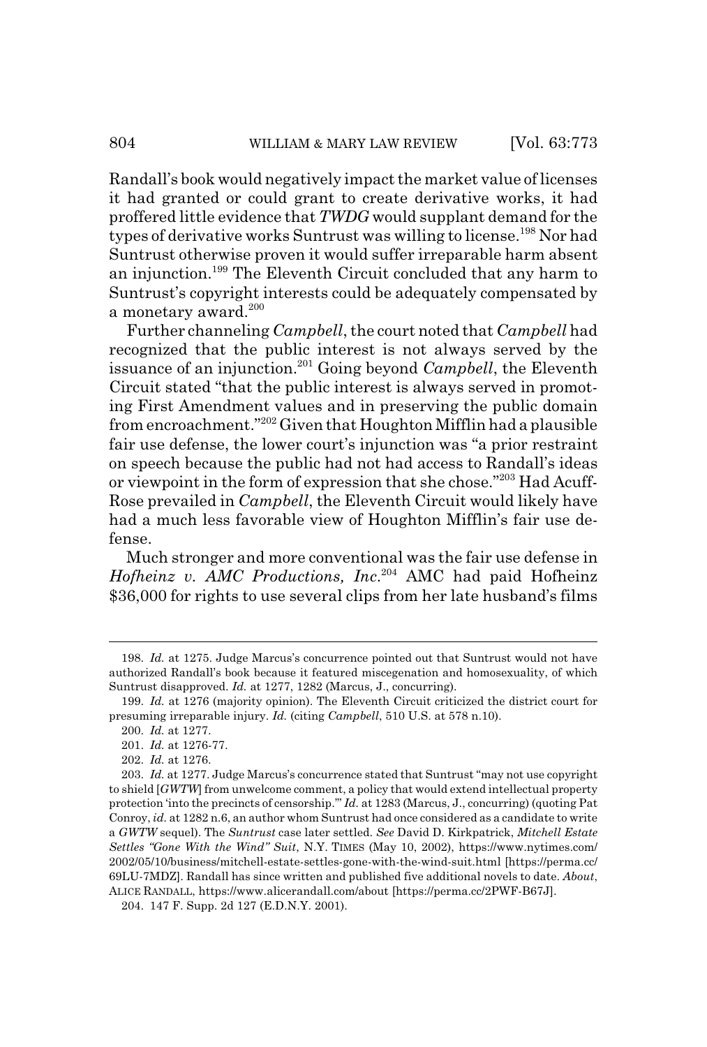Randall's book would negatively impact the market value of licenses it had granted or could grant to create derivative works, it had proffered little evidence that *TWDG* would supplant demand for the types of derivative works Suntrust was willing to license.[198] Nor had Suntrust otherwise proven it would suffer irreparable harm absent an injunction.[199] The Eleventh Circuit concluded that any harm to Suntrust's copyright interests could be adequately compensated by a monetary award.[200]

Further channeling *Campbell*, the court noted that *Campbell* had recognized that the public interest is not always served by the issuance of an injunction.[201] Going beyond *Campbell*, the Eleventh Circuit stated "that the public interest is always served in promoting First Amendment values and in preserving the public domain from encroachment."[202] Given that Houghton Mifflin had a plausible fair use defense, the lower court's injunction was "a prior restraint on speech because the public had not had access to Randall's ideas or viewpoint in the form of expression that she chose."[203] Had Acuff-Rose prevailed in *Campbell*, the Eleventh Circuit would likely have had a much less favorable view of Houghton Mifflin's fair use defense.

Much stronger and more conventional was the fair use defense in *Hofheinz v. AMC Productions, Inc.*[204] AMC had paid Hofheinz $36,000 for rights to use several clips from her late husband's films

---

198. *Id.* at 1275. Judge Marcus's concurrence pointed out that Suntrust would not have authorized Randall's book because it featured miscegenation and homosexuality, of which Suntrust disapproved. *Id.* at 1277, 1282 (Marcus, J., concurring).

199. *Id.* at 1276 (majority opinion). The Eleventh Circuit criticized the district court for presuming irreparable injury. *Id.* (citing *Campbell*, 510 U.S. at 578 n.10).

200. *Id.* at 1277.

201. *Id.* at 1276-77.

202. *Id.* at 1276.

203. *Id.* at 1277. Judge Marcus's concurrence stated that Suntrust "may not use copyright to shield [*GWTW*] from unwelcome comment, a policy that would extend intellectual property protection 'into the precincts of censorship.'" *Id.* at 1283 (Marcus, J., concurring) (quoting Pat Conroy, *id.* at 1282 n.6, an author whom Suntrust had once considered as a candidate to write a *GWTW* sequel). The *Suntrust* case later settled. *See* David D. Kirkpatrick, *Mitchell Estate Settles "Gone With the Wind" Suit*, N.Y. TIMES (May 10, 2002), https://www.nytimes.com/2002/05/10/business/mitchell-estate-settles-gone-with-the-wind-suit.html [https://perma.cc/69LU-7MDZ]. Randall has since written and published five additional novels to date. *About*, ALICE RANDALL, https://www.alicerandall.com/about [https://perma.cc/2PWF-B67J].

204. 147 F. Supp. 2d 127 (E.D.N.Y. 2001).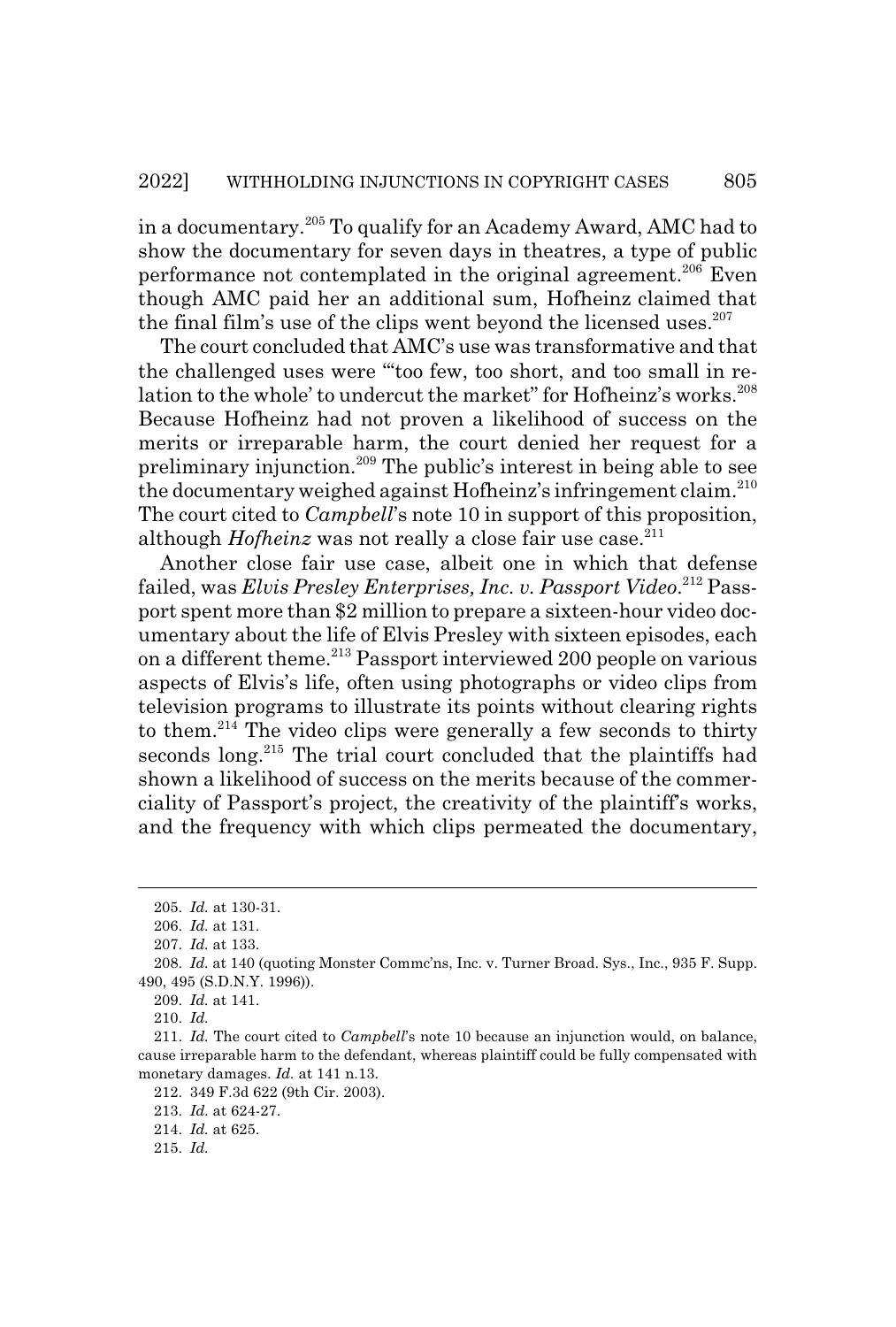in a documentary.[205] To qualify for an Academy Award, AMC had to show the documentary for seven days in theatres, a type of public performance not contemplated in the original agreement.[206] Even though AMC paid her an additional sum, Hofheinz claimed that the final film's use of the clips went beyond the licensed uses.[207]

The court concluded that AMC's use was transformative and that the challenged uses were "'too few, too short, and too small in relation to the whole' to undercut the market" for Hofheinz's works.[208] Because Hofheinz had not proven a likelihood of success on the merits or irreparable harm, the court denied her request for a preliminary injunction.[209] The public's interest in being able to see the documentary weighed against Hofheinz's infringement claim.[210] The court cited to *Campbell*'s note 10 in support of this proposition, although *Hofheinz* was not really a close fair use case.[211]

Another close fair use case, albeit one in which that defense failed, was *Elvis Presley Enterprises, Inc. v. Passport Video*.[212] Passport spent more than $2 million to prepare a sixteen-hour video documentary about the life of Elvis Presley with sixteen episodes, each on a different theme.[213] Passport interviewed 200 people on various aspects of Elvis's life, often using photographs or video clips from television programs to illustrate its points without clearing rights to them.[214] The video clips were generally a few seconds to thirty seconds long.[215] The trial court concluded that the plaintiffs had shown a likelihood of success on the merits because of the commerciality of Passport's project, the creativity of the plaintiff's works, and the frequency with which clips permeated the documentary,

---

205. *Id.* at 130-31.

206. *Id.* at 131.

207. *Id.* at 133.

208. *Id.* at 140 (quoting Monster Commc'ns, Inc. v. Turner Broad. Sys., Inc., 935 F. Supp. 490, 495 (S.D.N.Y. 1996)).

209. *Id.* at 141.

210. *Id.*

211. *Id.* The court cited to *Campbell*'s note 10 because an injunction would, on balance, cause irreparable harm to the defendant, whereas plaintiff could be fully compensated with monetary damages. *Id.* at 141 n.13.

212. 349 F.3d 622 (9th Cir. 2003).

213. *Id.* at 624-27.

214. *Id.* at 625.

215. *Id.*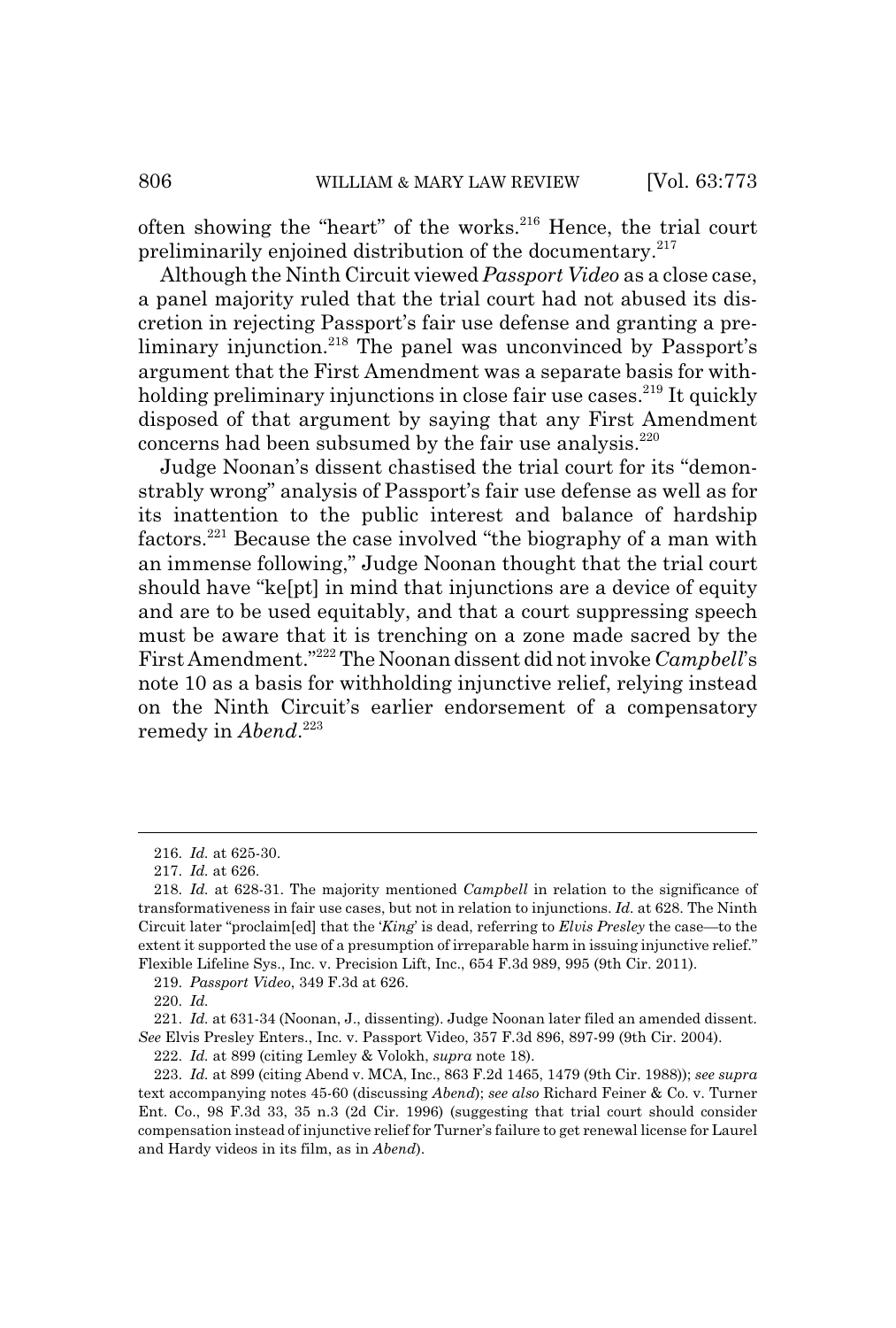often showing the "heart" of the works.[216] Hence, the trial court preliminarily enjoined distribution of the documentary.[217]

Although the Ninth Circuit viewed *Passport Video* as a close case, a panel majority ruled that the trial court had not abused its discretion in rejecting Passport's fair use defense and granting a preliminary injunction.[218] The panel was unconvinced by Passport's argument that the First Amendment was a separate basis for withholding preliminary injunctions in close fair use cases.[219] It quickly disposed of that argument by saying that any First Amendment concerns had been subsumed by the fair use analysis.[220]

Judge Noonan's dissent chastised the trial court for its "demonstrably wrong" analysis of Passport's fair use defense as well as for its inattention to the public interest and balance of hardship factors.[221] Because the case involved "the biography of a man with an immense following," Judge Noonan thought that the trial court should have "ke[pt] in mind that injunctions are a device of equity and are to be used equitably, and that a court suppressing speech must be aware that it is trenching on a zone made sacred by the First Amendment."[222] The Noonan dissent did not invoke *Campbell*'s note 10 as a basis for withholding injunctive relief, relying instead on the Ninth Circuit's earlier endorsement of a compensatory remedy in *Abend*.[223]

---

216. *Id.* at 625-30.

217. *Id.* at 626.

218. *Id.* at 628-31. The majority mentioned *Campbell* in relation to the significance of transformativeness in fair use cases, but not in relation to injunctions. *Id.* at 628. The Ninth Circuit later "proclaim[ed] that the '*King*' is dead, referring to *Elvis Presley* the case—to the extent it supported the use of a presumption of irreparable harm in issuing injunctive relief." Flexible Lifeline Sys., Inc. v. Precision Lift, Inc., 654 F.3d 989, 995 (9th Cir. 2011).

219. *Passport Video*, 349 F.3d at 626.

220. *Id.*

221. *Id.* at 631-34 (Noonan, J., dissenting). Judge Noonan later filed an amended dissent. *See* Elvis Presley Enters., Inc. v. Passport Video, 357 F.3d 896, 897-99 (9th Cir. 2004).

222. *Id.* at 899 (citing Lemley & Volokh, *supra* note 18).

223. *Id.* at 899 (citing Abend v. MCA, Inc., 863 F.2d 1465, 1479 (9th Cir. 1988)); *see supra* text accompanying notes 45-60 (discussing *Abend*); *see also* Richard Feiner & Co. v. Turner Ent. Co., 98 F.3d 33, 35 n.3 (2d Cir. 1996) (suggesting that trial court should consider compensation instead of injunctive relief for Turner's failure to get renewal license for Laurel and Hardy videos in its film, as in *Abend*).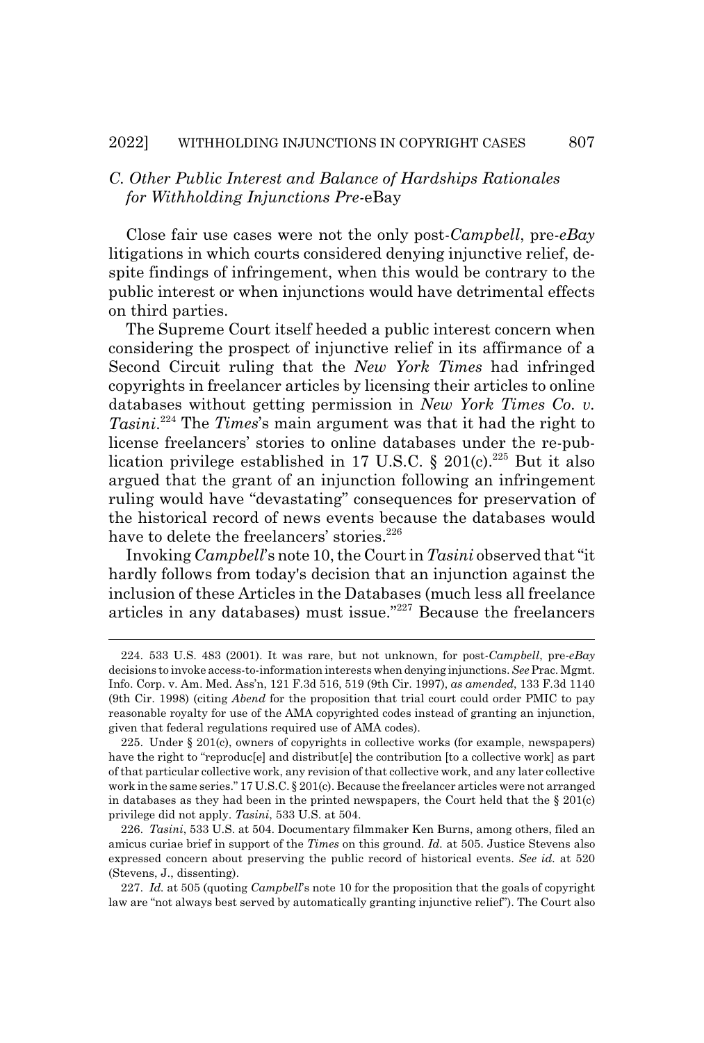### *C. Other Public Interest and Balance of Hardships Rationales for Withholding Injunctions Pre-*eBay

Close fair use cases were not the only post-*Campbell*, pre-*eBay* litigations in which courts considered denying injunctive relief, despite findings of infringement, when this would be contrary to the public interest or when injunctions would have detrimental effects on third parties.

The Supreme Court itself heeded a public interest concern when considering the prospect of injunctive relief in its affirmance of a Second Circuit ruling that the *New York Times* had infringed copyrights in freelancer articles by licensing their articles to online databases without getting permission in *New York Times Co. v. Tasini*.[224] The *Times*'s main argument was that it had the right to license freelancers' stories to online databases under the re-publication privilege established in 17 U.S.C. § 201(c).[225] But it also argued that the grant of an injunction following an infringement ruling would have "devastating" consequences for preservation of the historical record of news events because the databases would have to delete the freelancers' stories.[226]

Invoking *Campbell*'s note 10, the Court in *Tasini* observed that "it hardly follows from today's decision that an injunction against the inclusion of these Articles in the Databases (much less all freelance articles in any databases) must issue."[227] Because the freelancers

---

224. 533 U.S. 483 (2001). It was rare, but not unknown, for post-*Campbell*, pre-*eBay* decisions to invoke access-to-information interests when denying injunctions. *See* Prac. Mgmt. Info. Corp. v. Am. Med. Ass'n, 121 F.3d 516, 519 (9th Cir. 1997), *as amended*, 133 F.3d 1140 (9th Cir. 1998) (citing *Abend* for the proposition that trial court could order PMIC to pay reasonable royalty for use of the AMA copyrighted codes instead of granting an injunction, given that federal regulations required use of AMA codes).

225. Under § 201(c), owners of copyrights in collective works (for example, newspapers) have the right to "reproduc[e] and distribut[e] the contribution [to a collective work] as part of that particular collective work, any revision of that collective work, and any later collective work in the same series." 17 U.S.C. § 201(c). Because the freelancer articles were not arranged in databases as they had been in the printed newspapers, the Court held that the § 201(c) privilege did not apply. *Tasini*, 533 U.S. at 504.

226. *Tasini*, 533 U.S. at 504. Documentary filmmaker Ken Burns, among others, filed an amicus curiae brief in support of the *Times* on this ground. *Id.* at 505. Justice Stevens also expressed concern about preserving the public record of historical events. *See id.* at 520 (Stevens, J., dissenting).

227. *Id.* at 505 (quoting *Campbell*'s note 10 for the proposition that the goals of copyright law are "not always best served by automatically granting injunctive relief"). The Court also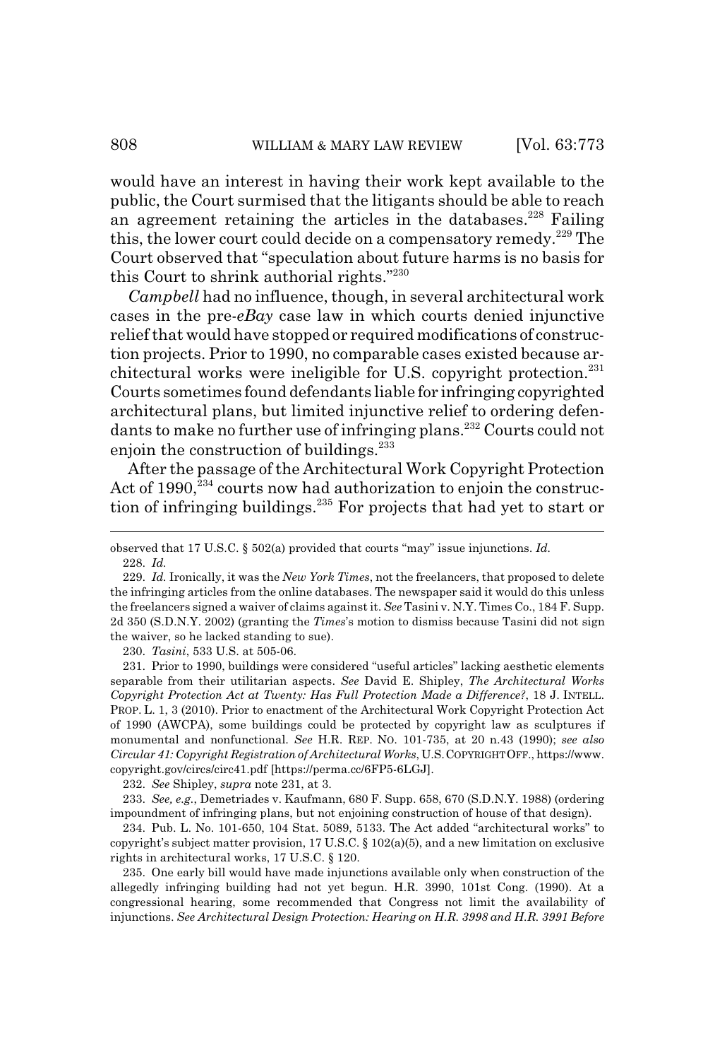would have an interest in having their work kept available to the public, the Court surmised that the litigants should be able to reach an agreement retaining the articles in the databases.[228] Failing this, the lower court could decide on a compensatory remedy.[229] The Court observed that "speculation about future harms is no basis for this Court to shrink authorial rights."[230]

*Campbell* had no influence, though, in several architectural work cases in the pre-*eBay* case law in which courts denied injunctive relief that would have stopped or required modifications of construction projects. Prior to 1990, no comparable cases existed because architectural works were ineligible for U.S. copyright protection.[231] Courts sometimes found defendants liable for infringing copyrighted architectural plans, but limited injunctive relief to ordering defendants to make no further use of infringing plans.[232] Courts could not enjoin the construction of buildings.[233]

After the passage of the Architectural Work Copyright Protection Act of 1990,[234] courts now had authorization to enjoin the construction of infringing buildings.[235] For projects that had yet to start or

---

observed that 17 U.S.C. § 502(a) provided that courts "may" issue injunctions. *Id.*

228. *Id.*

229. *Id.* Ironically, it was the *New York Times*, not the freelancers, that proposed to delete the infringing articles from the online databases. The newspaper said it would do this unless the freelancers signed a waiver of claims against it. *See* Tasini v. N.Y. Times Co., 184 F. Supp. 2d 350 (S.D.N.Y. 2002) (granting the *Times*'s motion to dismiss because Tasini did not sign the waiver, so he lacked standing to sue).

230. *Tasini*, 533 U.S. at 505-06.

231. Prior to 1990, buildings were considered "useful articles" lacking aesthetic elements separable from their utilitarian aspects. *See* David E. Shipley, *The Architectural Works Copyright Protection Act at Twenty: Has Full Protection Made a Difference?*, 18 J. INTELL. PROP. L. 1, 3 (2010). Prior to enactment of the Architectural Work Copyright Protection Act of 1990 (AWCPA), some buildings could be protected by copyright law as sculptures if monumental and nonfunctional. *See* H.R. REP. NO. 101-735, at 20 n.43 (1990); *see also Circular 41: Copyright Registration of Architectural Works*, U.S. COPYRIGHT OFF., https://www.copyright.gov/circs/circ41.pdf [https://perma.cc/6FP5-6LGJ].

232. *See* Shipley, *supra* note 231, at 3.

233. *See, e.g.*, Demetriades v. Kaufmann, 680 F. Supp. 658, 670 (S.D.N.Y. 1988) (ordering impoundment of infringing plans, but not enjoining construction of house of that design).

234. Pub. L. No. 101-650, 104 Stat. 5089, 5133. The Act added "architectural works" to copyright's subject matter provision, 17 U.S.C. § 102(a)(5), and a new limitation on exclusive rights in architectural works, 17 U.S.C. § 120.

235. One early bill would have made injunctions available only when construction of the allegedly infringing building had not yet begun. H.R. 3990, 101st Cong. (1990). At a congressional hearing, some recommended that Congress not limit the availability of injunctions. *See Architectural Design Protection: Hearing on H.R. 3998 and H.R. 3991 Before*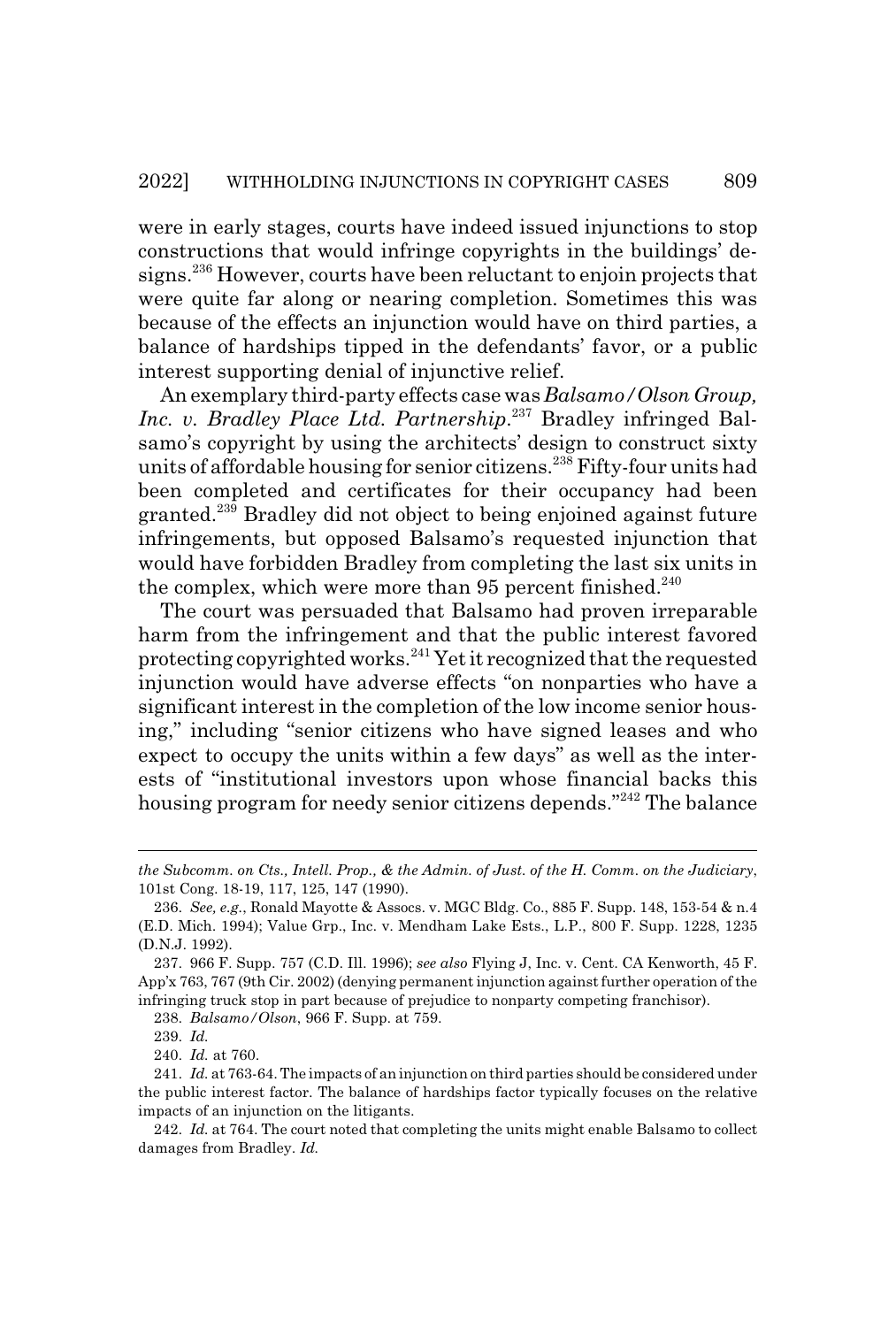were in early stages, courts have indeed issued injunctions to stop constructions that would infringe copyrights in the buildings' designs.[236] However, courts have been reluctant to enjoin projects that were quite far along or nearing completion. Sometimes this was because of the effects an injunction would have on third parties, a balance of hardships tipped in the defendants' favor, or a public interest supporting denial of injunctive relief.

An exemplary third-party effects case was *Balsamo/Olson Group, Inc. v. Bradley Place Ltd. Partnership*.[237] Bradley infringed Balsamo's copyright by using the architects' design to construct sixty units of affordable housing for senior citizens.[238] Fifty-four units had been completed and certificates for their occupancy had been granted.[239] Bradley did not object to being enjoined against future infringements, but opposed Balsamo's requested injunction that would have forbidden Bradley from completing the last six units in the complex, which were more than 95 percent finished.[240]

The court was persuaded that Balsamo had proven irreparable harm from the infringement and that the public interest favored protecting copyrighted works.[241] Yet it recognized that the requested injunction would have adverse effects "on nonparties who have a significant interest in the completion of the low income senior housing," including "senior citizens who have signed leases and who expect to occupy the units within a few days" as well as the interests of "institutional investors upon whose financial backs this housing program for needy senior citizens depends."[242] The balance

---

*the Subcomm. on Cts., Intell. Prop., & the Admin. of Just. of the H. Comm. on the Judiciary*, 101st Cong. 18-19, 117, 125, 147 (1990).

236. *See, e.g.*, Ronald Mayotte & Assocs. v. MGC Bldg. Co., 885 F. Supp. 148, 153-54 & n.4 (E.D. Mich. 1994); Value Grp., Inc. v. Mendham Lake Ests., L.P., 800 F. Supp. 1228, 1235 (D.N.J. 1992).

237. 966 F. Supp. 757 (C.D. Ill. 1996); *see also* Flying J, Inc. v. Cent. CA Kenworth, 45 F. App'x 763, 767 (9th Cir. 2002) (denying permanent injunction against further operation of the infringing truck stop in part because of prejudice to nonparty competing franchisor).

238. *Balsamo/Olson*, 966 F. Supp. at 759.

239. *Id.*

240. *Id.* at 760.

241. *Id.* at 763-64. The impacts of an injunction on third parties should be considered under the public interest factor. The balance of hardships factor typically focuses on the relative impacts of an injunction on the litigants.

242. *Id.* at 764. The court noted that completing the units might enable Balsamo to collect damages from Bradley. *Id.*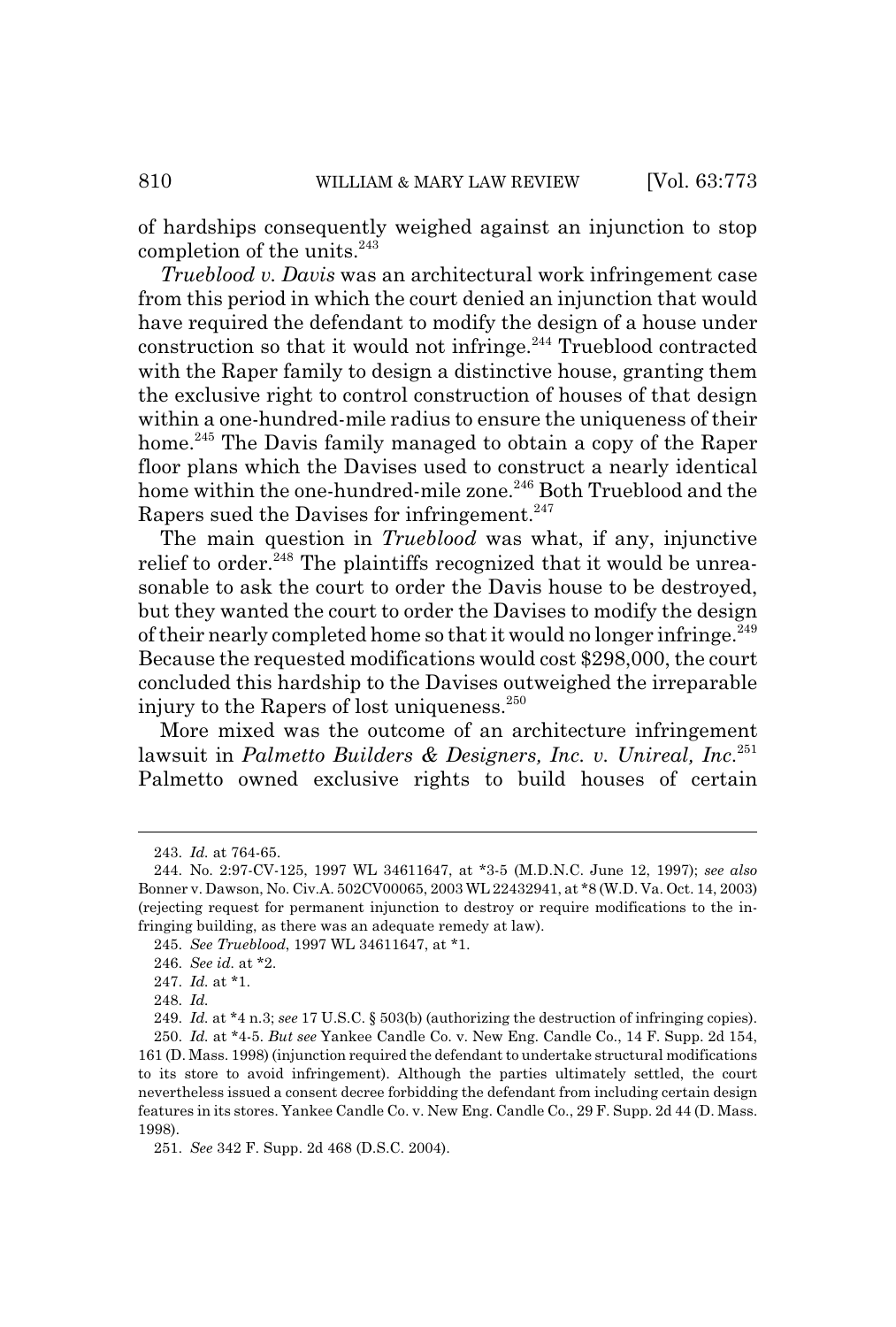of hardships consequently weighed against an injunction to stop completion of the units.[243]

*Trueblood v. Davis* was an architectural work infringement case from this period in which the court denied an injunction that would have required the defendant to modify the design of a house under construction so that it would not infringe.[244] Trueblood contracted with the Raper family to design a distinctive house, granting them the exclusive right to control construction of houses of that design within a one-hundred-mile radius to ensure the uniqueness of their home.[245] The Davis family managed to obtain a copy of the Raper floor plans which the Davises used to construct a nearly identical home within the one-hundred-mile zone.[246] Both Trueblood and the Rapers sued the Davises for infringement.[247]

The main question in *Trueblood* was what, if any, injunctive relief to order.[248] The plaintiffs recognized that it would be unreasonable to ask the court to order the Davis house to be destroyed, but they wanted the court to order the Davises to modify the design of their nearly completed home so that it would no longer infringe.[249] Because the requested modifications would cost $298,000, the court concluded this hardship to the Davises outweighed the irreparable injury to the Rapers of lost uniqueness.[250]

More mixed was the outcome of an architecture infringement lawsuit in *Palmetto Builders & Designers, Inc. v. Unireal, Inc.*[251] Palmetto owned exclusive rights to build houses of certain

---

243. *Id.* at 764-65.

244. No. 2:97-CV-125, 1997 WL 34611647, at *3-5 (M.D.N.C. June 12, 1997); *see also* Bonner v. Dawson, No. Civ.A. 502CV00065, 2003 WL 22432941, at *8 (W.D. Va. Oct. 14, 2003) (rejecting request for permanent injunction to destroy or require modifications to the infringing building, as there was an adequate remedy at law).

245. *See Trueblood*, 1997 WL 34611647, at *1.

246. *See id.* at *2.

247. *Id.* at *1.

248. *Id.*

249. *Id.* at *4 n.3; *see* 17 U.S.C. § 503(b) (authorizing the destruction of infringing copies).

250. *Id.* at *4-5. *But see* Yankee Candle Co. v. New Eng. Candle Co., 14 F. Supp. 2d 154, 161 (D. Mass. 1998) (injunction required the defendant to undertake structural modifications to its store to avoid infringement). Although the parties ultimately settled, the court nevertheless issued a consent decree forbidding the defendant from including certain design features in its stores. Yankee Candle Co. v. New Eng. Candle Co., 29 F. Supp. 2d 44 (D. Mass. 1998).

251. *See* 342 F. Supp. 2d 468 (D.S.C. 2004).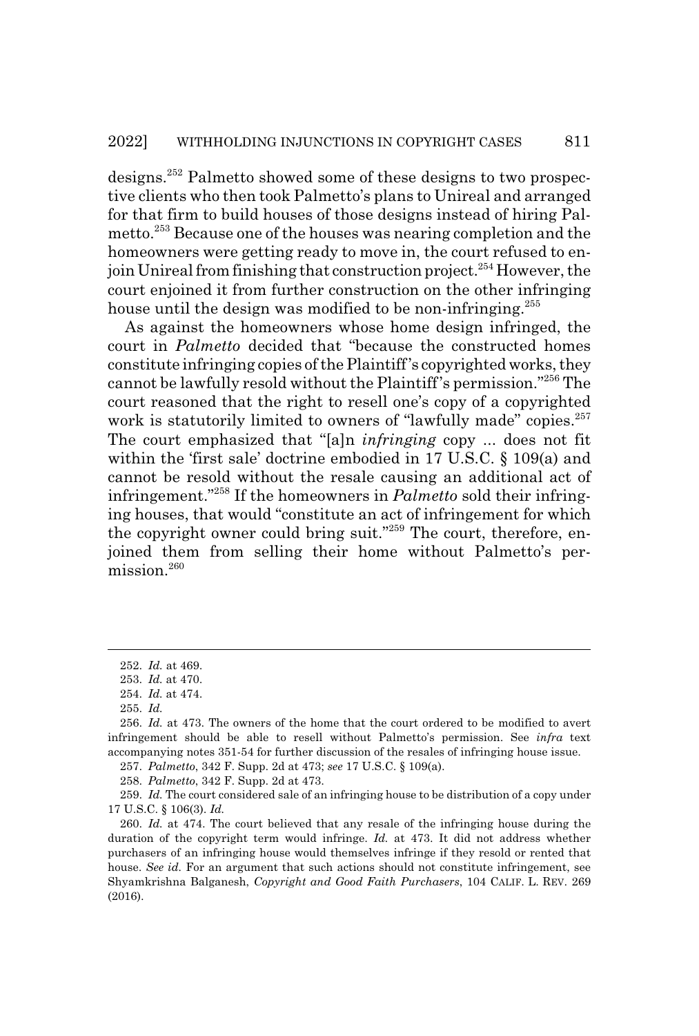designs.[252] Palmetto showed some of these designs to two prospective clients who then took Palmetto's plans to Unireal and arranged for that firm to build houses of those designs instead of hiring Palmetto.[253] Because one of the houses was nearing completion and the homeowners were getting ready to move in, the court refused to enjoin Unireal from finishing that construction project.[254] However, the court enjoined it from further construction on the other infringing house until the design was modified to be non-infringing.[255]

As against the homeowners whose home design infringed, the court in *Palmetto* decided that "because the constructed homes constitute infringing copies of the Plaintiff's copyrighted works, they cannot be lawfully resold without the Plaintiff's permission."[256] The court reasoned that the right to resell one's copy of a copyrighted work is statutorily limited to owners of "lawfully made" copies.[257] The court emphasized that "[a]n *infringing* copy ... does not fit within the 'first sale' doctrine embodied in 17 U.S.C. § 109(a) and cannot be resold without the resale causing an additional act of infringement."[258] If the homeowners in *Palmetto* sold their infringing houses, that would "constitute an act of infringement for which the copyright owner could bring suit."[259] The court, therefore, enjoined them from selling their home without Palmetto's permission.[260]

---

252. *Id.* at 469.

253. *Id.* at 470.

254. *Id.* at 474.

255. *Id.*

256. *Id.* at 473. The owners of the home that the court ordered to be modified to avert infringement should be able to resell without Palmetto's permission. See *infra* text accompanying notes 351-54 for further discussion of the resales of infringing house issue.

257. *Palmetto*, 342 F. Supp. 2d at 473; *see* 17 U.S.C. § 109(a).

258. *Palmetto*, 342 F. Supp. 2d at 473.

259. *Id.* The court considered sale of an infringing house to be distribution of a copy under 17 U.S.C. § 106(3). *Id.*

260. *Id.* at 474. The court believed that any resale of the infringing house during the duration of the copyright term would infringe. *Id.* at 473. It did not address whether purchasers of an infringing house would themselves infringe if they resold or rented that house. *See id.* For an argument that such actions should not constitute infringement, see Shyamkrishna Balganesh, *Copyright and Good Faith Purchasers*, 104 CALIF. L. REV. 269 (2016).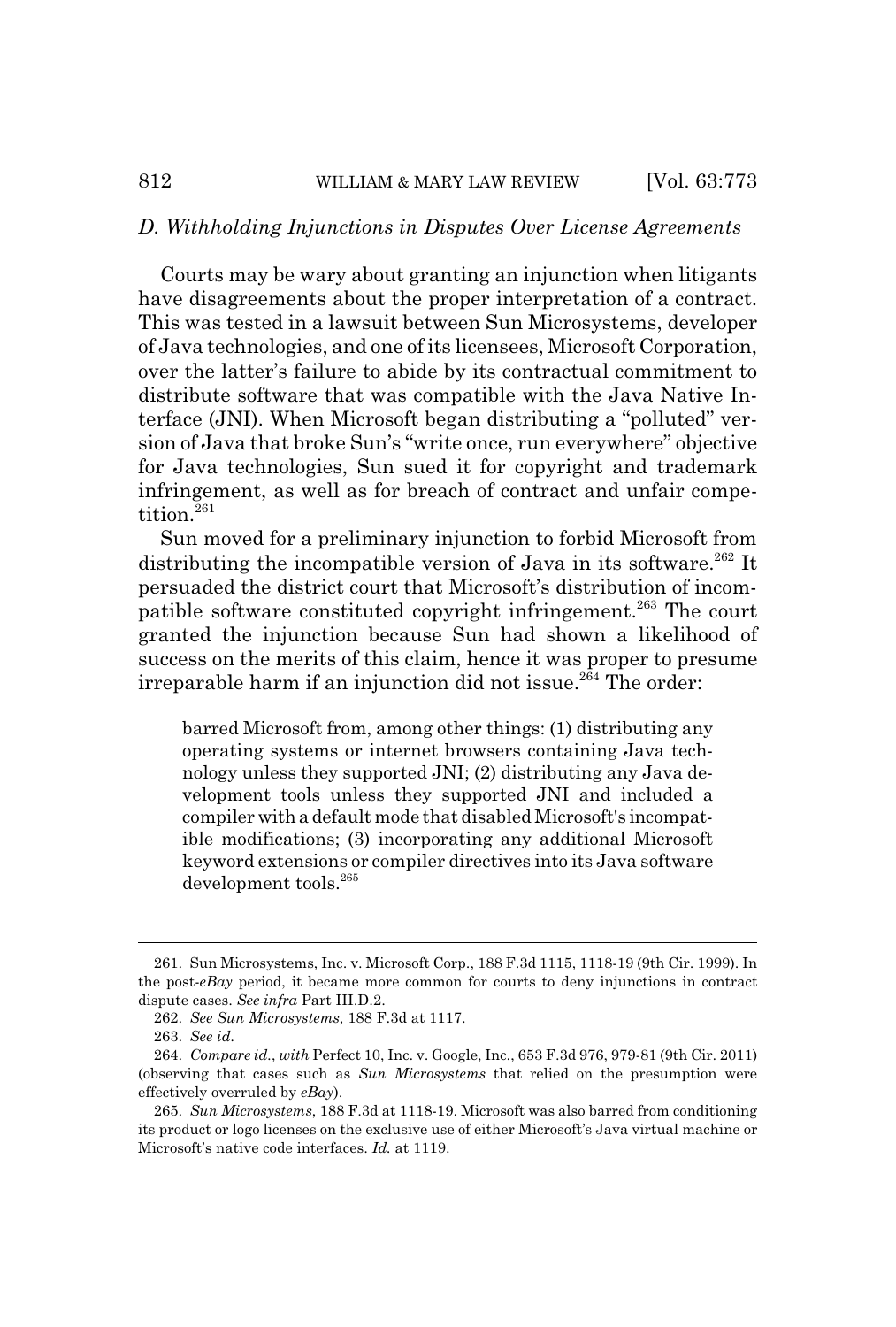### *D. Withholding Injunctions in Disputes Over License Agreements*

Courts may be wary about granting an injunction when litigants have disagreements about the proper interpretation of a contract. This was tested in a lawsuit between Sun Microsystems, developer of Java technologies, and one of its licensees, Microsoft Corporation, over the latter's failure to abide by its contractual commitment to distribute software that was compatible with the Java Native Interface (JNI). When Microsoft began distributing a "polluted" version of Java that broke Sun's "write once, run everywhere" objective for Java technologies, Sun sued it for copyright and trademark infringement, as well as for breach of contract and unfair competition.[261]

Sun moved for a preliminary injunction to forbid Microsoft from distributing the incompatible version of Java in its software.[262] It persuaded the district court that Microsoft's distribution of incompatible software constituted copyright infringement.[263] The court granted the injunction because Sun had shown a likelihood of success on the merits of this claim, hence it was proper to presume irreparable harm if an injunction did not issue.[264] The order:

> barred Microsoft from, among other things: (1) distributing any operating systems or internet browsers containing Java technology unless they supported JNI; (2) distributing any Java development tools unless they supported JNI and included a compiler with a default mode that disabled Microsoft's incompatible modifications; (3) incorporating any additional Microsoft keyword extensions or compiler directives into its Java software development tools.[265]

---

261. Sun Microsystems, Inc. v. Microsoft Corp., 188 F.3d 1115, 1118-19 (9th Cir. 1999). In the post-*eBay* period, it became more common for courts to deny injunctions in contract dispute cases. *See infra* Part III.D.2.

262. *See Sun Microsystems*, 188 F.3d at 1117.

263. *See id.*

264. *Compare id.*, *with* Perfect 10, Inc. v. Google, Inc., 653 F.3d 976, 979-81 (9th Cir. 2011) (observing that cases such as *Sun Microsystems* that relied on the presumption were effectively overruled by *eBay*).

265. *Sun Microsystems*, 188 F.3d at 1118-19. Microsoft was also barred from conditioning its product or logo licenses on the exclusive use of either Microsoft's Java virtual machine or Microsoft's native code interfaces. *Id.* at 1119.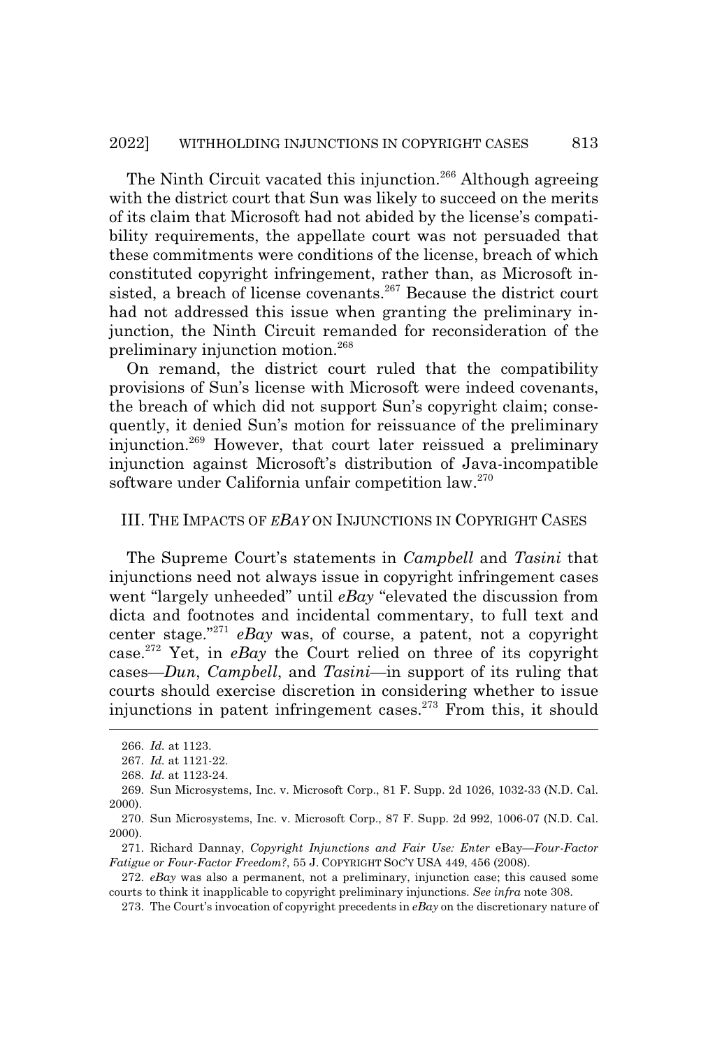The Ninth Circuit vacated this injunction.[266] Although agreeing with the district court that Sun was likely to succeed on the merits of its claim that Microsoft had not abided by the license's compatibility requirements, the appellate court was not persuaded that these commitments were conditions of the license, breach of which constituted copyright infringement, rather than, as Microsoft insisted, a breach of license covenants.[267] Because the district court had not addressed this issue when granting the preliminary injunction, the Ninth Circuit remanded for reconsideration of the preliminary injunction motion.[268]

On remand, the district court ruled that the compatibility provisions of Sun's license with Microsoft were indeed covenants, the breach of which did not support Sun's copyright claim; consequently, it denied Sun's motion for reissuance of the preliminary injunction.[269] However, that court later reissued a preliminary injunction against Microsoft's distribution of Java-incompatible software under California unfair competition law.[270]

## III. THE IMPACTS OF *EBAY* ON INJUNCTIONS IN COPYRIGHT CASES

The Supreme Court's statements in *Campbell* and *Tasini* that injunctions need not always issue in copyright infringement cases went "largely unheeded" until *eBay* "elevated the discussion from dicta and footnotes and incidental commentary, to full text and center stage."[271] *eBay* was, of course, a patent, not a copyright case.[272] Yet, in *eBay* the Court relied on three of its copyright cases—*Dun*, *Campbell*, and *Tasini*—in support of its ruling that courts should exercise discretion in considering whether to issue injunctions in patent infringement cases.[273] From this, it should

---

266. *Id.* at 1123.

267. *Id.* at 1121-22.

268. *Id.* at 1123-24.

269. Sun Microsystems, Inc. v. Microsoft Corp., 81 F. Supp. 2d 1026, 1032-33 (N.D. Cal. 2000).

270. Sun Microsystems, Inc. v. Microsoft Corp., 87 F. Supp. 2d 992, 1006-07 (N.D. Cal. 2000).

271. Richard Dannay, *Copyright Injunctions and Fair Use: Enter* eBay*—Four-Factor Fatigue or Four-Factor Freedom?*, 55 J. COPYRIGHT SOC'Y USA 449, 456 (2008).

272. *eBay* was also a permanent, not a preliminary, injunction case; this caused some courts to think it inapplicable to copyright preliminary injunctions. *See infra* note 308.

273. The Court's invocation of copyright precedents in *eBay* on the discretionary nature of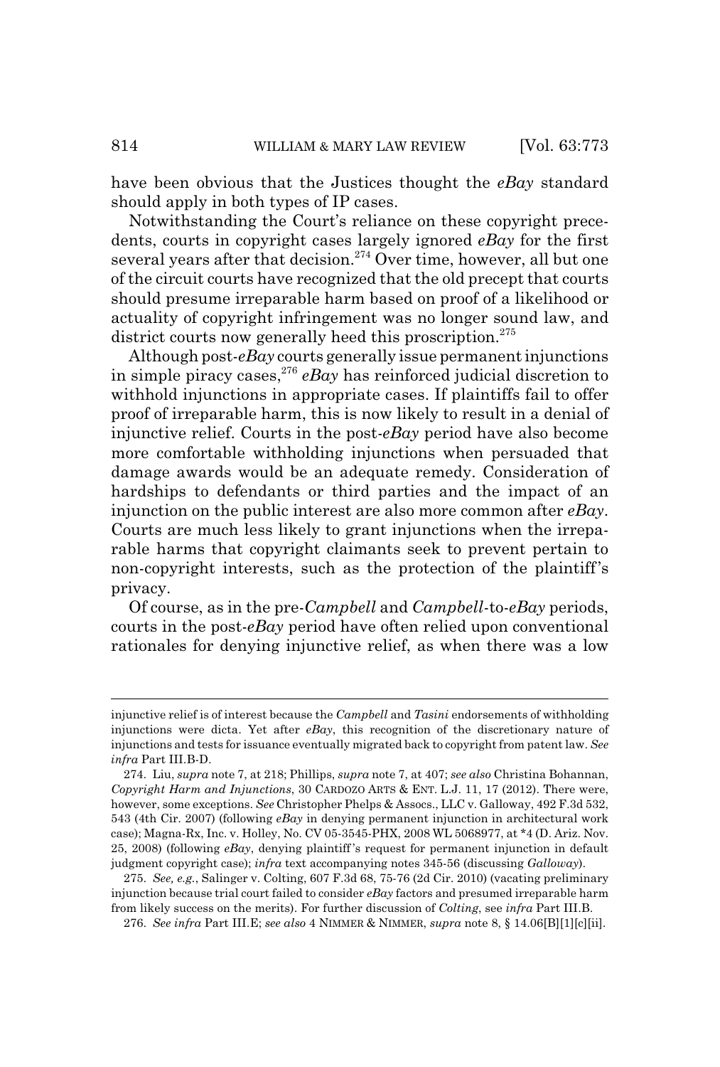have been obvious that the Justices thought the *eBay* standard should apply in both types of IP cases.

Notwithstanding the Court's reliance on these copyright precedents, courts in copyright cases largely ignored *eBay* for the first several years after that decision.[274] Over time, however, all but one of the circuit courts have recognized that the old precept that courts should presume irreparable harm based on proof of a likelihood or actuality of copyright infringement was no longer sound law, and district courts now generally heed this proscription.[275]

Although post-*eBay* courts generally issue permanent injunctions in simple piracy cases,[276] *eBay* has reinforced judicial discretion to withhold injunctions in appropriate cases. If plaintiffs fail to offer proof of irreparable harm, this is now likely to result in a denial of injunctive relief. Courts in the post-*eBay* period have also become more comfortable withholding injunctions when persuaded that damage awards would be an adequate remedy. Consideration of hardships to defendants or third parties and the impact of an injunction on the public interest are also more common after *eBay*. Courts are much less likely to grant injunctions when the irreparable harms that copyright claimants seek to prevent pertain to non-copyright interests, such as the protection of the plaintiff's privacy.

Of course, as in the pre-*Campbell* and *Campbell*-to-*eBay* periods, courts in the post-*eBay* period have often relied upon conventional rationales for denying injunctive relief, as when there was a low

---

injunctive relief is of interest because the *Campbell* and *Tasini* endorsements of withholding injunctions were dicta. Yet after *eBay*, this recognition of the discretionary nature of injunctions and tests for issuance eventually migrated back to copyright from patent law. *See infra* Part III.B-D.

274. Liu, *supra* note 7, at 218; Phillips, *supra* note 7, at 407; *see also* Christina Bohannan, *Copyright Harm and Injunctions*, 30 CARDOZO ARTS & ENT. L.J. 11, 17 (2012). There were, however, some exceptions. *See* Christopher Phelps & Assocs., LLC v. Galloway, 492 F.3d 532, 543 (4th Cir. 2007) (following *eBay* in denying permanent injunction in architectural work case); Magna-Rx, Inc. v. Holley, No. CV 05-3545-PHX, 2008 WL 5068977, at *4 (D. Ariz. Nov. 25, 2008) (following *eBay*, denying plaintiff's request for permanent injunction in default judgment copyright case); *infra* text accompanying notes 345-56 (discussing *Galloway*).

275. *See, e.g.*, Salinger v. Colting, 607 F.3d 68, 75-76 (2d Cir. 2010) (vacating preliminary injunction because trial court failed to consider *eBay* factors and presumed irreparable harm from likely success on the merits). For further discussion of *Colting*, see *infra* Part III.B.

276. *See infra* Part III.E; *see also* 4 NIMMER & NIMMER, *supra* note 8, § 14.06[B][1][c][ii].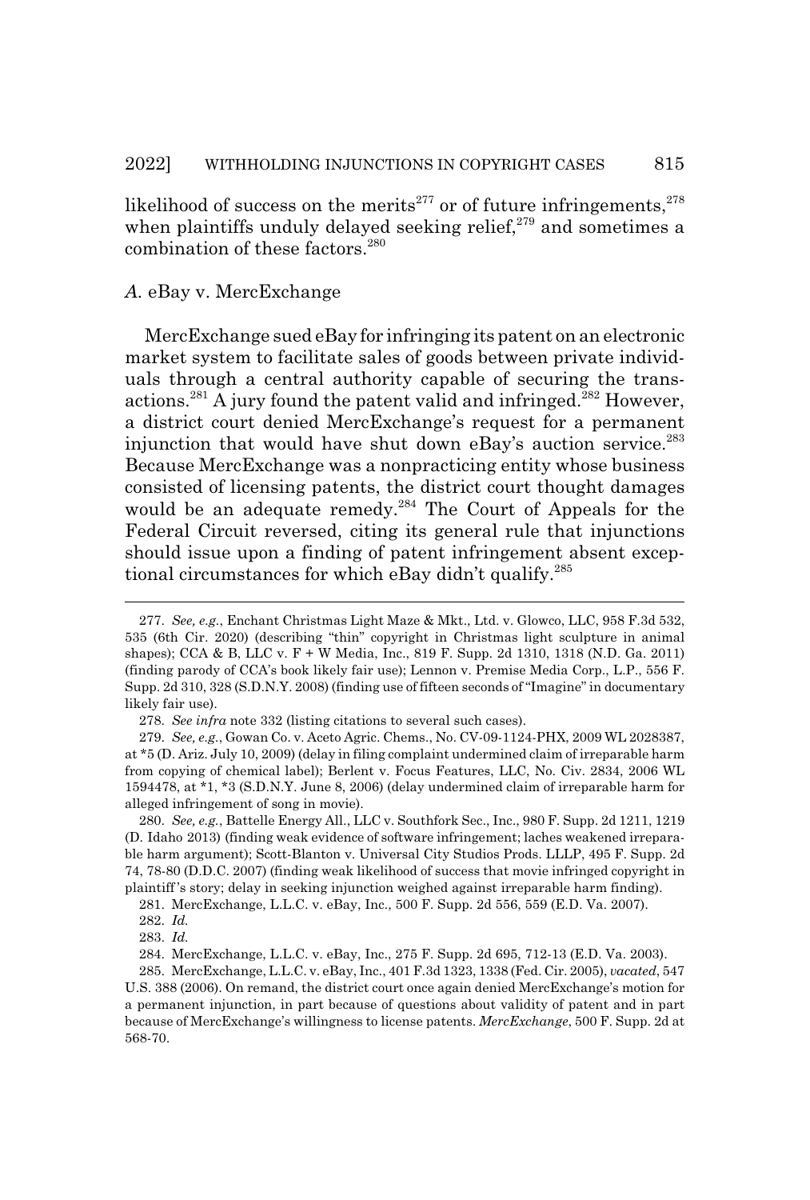likelihood of success on the merits[277] or of future infringements,[278] when plaintiffs unduly delayed seeking relief,[279] and sometimes a combination of these factors.[280]

### *A.* eBay v. MercExchange

MercExchange sued eBay for infringing its patent on an electronic market system to facilitate sales of goods between private individuals through a central authority capable of securing the transactions.[281] A jury found the patent valid and infringed.[282] However, a district court denied MercExchange's request for a permanent injunction that would have shut down eBay's auction service.[283] Because MercExchange was a nonpracticing entity whose business consisted of licensing patents, the district court thought damages would be an adequate remedy.[284] The Court of Appeals for the Federal Circuit reversed, citing its general rule that injunctions should issue upon a finding of patent infringement absent exceptional circumstances for which eBay didn't qualify.[285]

---

277. *See, e.g.*, Enchant Christmas Light Maze & Mkt., Ltd. v. Glowco, LLC, 958 F.3d 532, 535 (6th Cir. 2020) (describing "thin" copyright in Christmas light sculpture in animal shapes); CCA & B, LLC v. F + W Media, Inc., 819 F. Supp. 2d 1310, 1318 (N.D. Ga. 2011) (finding parody of CCA's book likely fair use); Lennon v. Premise Media Corp., L.P., 556 F. Supp. 2d 310, 328 (S.D.N.Y. 2008) (finding use of fifteen seconds of "Imagine" in documentary likely fair use).

278. *See infra* note 332 (listing citations to several such cases).

279. *See, e.g.*, Gowan Co. v. Aceto Agric. Chems., No. CV-09-1124-PHX, 2009 WL 2028387, at *5 (D. Ariz. July 10, 2009) (delay in filing complaint undermined claim of irreparable harm from copying of chemical label); Berlent v. Focus Features, LLC, No. Civ. 2834, 2006 WL 1594478, at *1, *3 (S.D.N.Y. June 8, 2006) (delay undermined claim of irreparable harm for alleged infringement of song in movie).

280. *See, e.g.*, Battelle Energy All., LLC v. Southfork Sec., Inc., 980 F. Supp. 2d 1211, 1219 (D. Idaho 2013) (finding weak evidence of software infringement; laches weakened irreparable harm argument); Scott-Blanton v. Universal City Studios Prods. LLLP, 495 F. Supp. 2d 74, 78-80 (D.D.C. 2007) (finding weak likelihood of success that movie infringed copyright in plaintiff's story; delay in seeking injunction weighed against irreparable harm finding).

281. MercExchange, L.L.C. v. eBay, Inc., 500 F. Supp. 2d 556, 559 (E.D. Va. 2007).

282. *Id.*

283. *Id.*

284. MercExchange, L.L.C. v. eBay, Inc., 275 F. Supp. 2d 695, 712-13 (E.D. Va. 2003).

285. MercExchange, L.L.C. v. eBay, Inc., 401 F.3d 1323, 1338 (Fed. Cir. 2005), *vacated*, 547 U.S. 388 (2006). On remand, the district court once again denied MercExchange's motion for a permanent injunction, in part because of questions about validity of patent and in part because of MercExchange's willingness to license patents. *MercExchange*, 500 F. Supp. 2d at 568-70.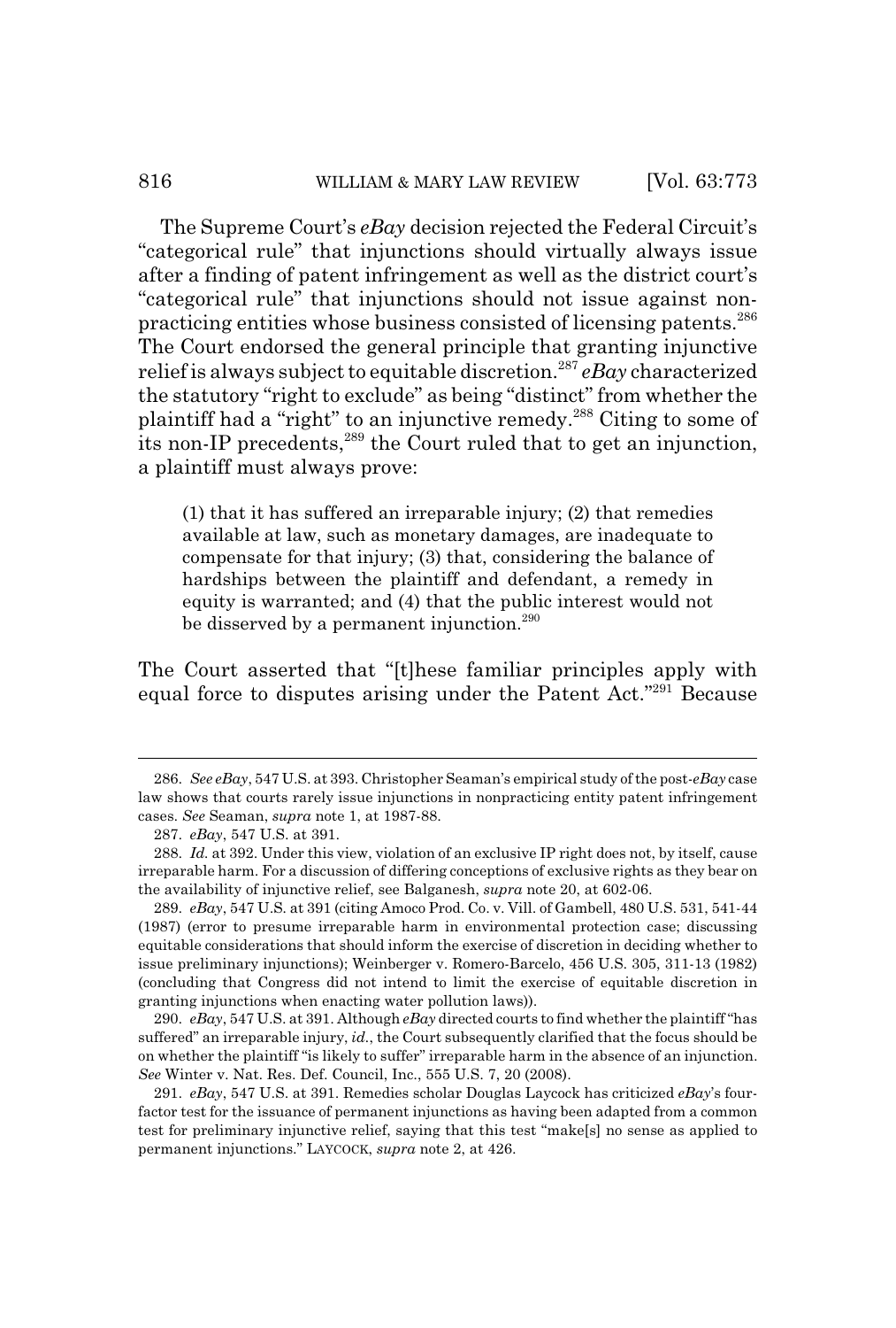The Supreme Court's *eBay* decision rejected the Federal Circuit's "categorical rule" that injunctions should virtually always issue after a finding of patent infringement as well as the district court's "categorical rule" that injunctions should not issue against non-practicing entities whose business consisted of licensing patents.[286] The Court endorsed the general principle that granting injunctive relief is always subject to equitable discretion.[287] *eBay* characterized the statutory "right to exclude" as being "distinct" from whether the plaintiff had a "right" to an injunctive remedy.[288] Citing to some of its non-IP precedents,[289] the Court ruled that to get an injunction, a plaintiff must always prove:

> (1) that it has suffered an irreparable injury; (2) that remedies available at law, such as monetary damages, are inadequate to compensate for that injury; (3) that, considering the balance of hardships between the plaintiff and defendant, a remedy in equity is warranted; and (4) that the public interest would not be disserved by a permanent injunction.[290]

The Court asserted that "[t]hese familiar principles apply with equal force to disputes arising under the Patent Act."[291] Because

---

286. *See eBay*, 547 U.S. at 393. Christopher Seaman's empirical study of the post-*eBay* case law shows that courts rarely issue injunctions in nonpracticing entity patent infringement cases. *See* Seaman, *supra* note 1, at 1987-88.

287. *eBay*, 547 U.S. at 391.

288. *Id.* at 392. Under this view, violation of an exclusive IP right does not, by itself, cause irreparable harm. For a discussion of differing conceptions of exclusive rights as they bear on the availability of injunctive relief, see Balganesh, *supra* note 20, at 602-06.

289. *eBay*, 547 U.S. at 391 (citing Amoco Prod. Co. v. Vill. of Gambell, 480 U.S. 531, 541-44 (1987) (error to presume irreparable harm in environmental protection case; discussing equitable considerations that should inform the exercise of discretion in deciding whether to issue preliminary injunctions); Weinberger v. Romero-Barcelo, 456 U.S. 305, 311-13 (1982) (concluding that Congress did not intend to limit the exercise of equitable discretion in granting injunctions when enacting water pollution laws)).

290. *eBay*, 547 U.S. at 391. Although *eBay* directed courts to find whether the plaintiff "has suffered" an irreparable injury, *id.*, the Court subsequently clarified that the focus should be on whether the plaintiff "is likely to suffer" irreparable harm in the absence of an injunction. *See* Winter v. Nat. Res. Def. Council, Inc., 555 U.S. 7, 20 (2008).

291. *eBay*, 547 U.S. at 391. Remedies scholar Douglas Laycock has criticized *eBay*'s four-factor test for the issuance of permanent injunctions as having been adapted from a common test for preliminary injunctive relief, saying that this test "make[s] no sense as applied to permanent injunctions." LAYCOCK, *supra* note 2, at 426.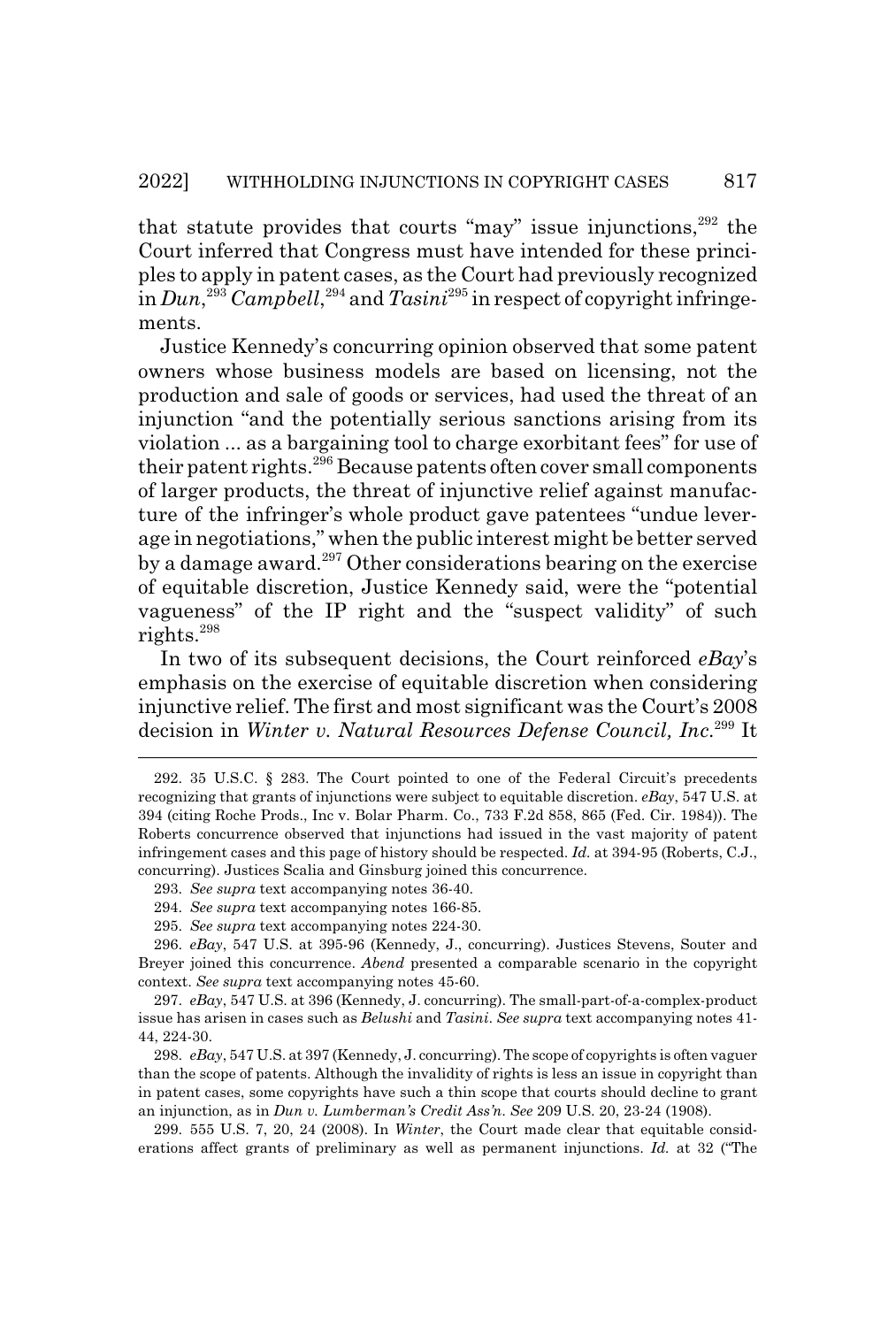that statute provides that courts "may" issue injunctions,[292] the Court inferred that Congress must have intended for these principles to apply in patent cases, as the Court had previously recognized in *Dun*,[293] *Campbell*,[294] and *Tasini*[295] in respect of copyright infringements.

Justice Kennedy's concurring opinion observed that some patent owners whose business models are based on licensing, not the production and sale of goods or services, had used the threat of an injunction "and the potentially serious sanctions arising from its violation ... as a bargaining tool to charge exorbitant fees" for use of their patent rights.[296] Because patents often cover small components of larger products, the threat of injunctive relief against manufacture of the infringer's whole product gave patentees "undue leverage in negotiations," when the public interest might be better served by a damage award.[297] Other considerations bearing on the exercise of equitable discretion, Justice Kennedy said, were the "potential vagueness" of the IP right and the "suspect validity" of such rights.[298]

In two of its subsequent decisions, the Court reinforced *eBay*'s emphasis on the exercise of equitable discretion when considering injunctive relief. The first and most significant was the Court's 2008 decision in *Winter v. Natural Resources Defense Council, Inc.*[299] It

---

292. 35 U.S.C. § 283. The Court pointed to one of the Federal Circuit's precedents recognizing that grants of injunctions were subject to equitable discretion. *eBay*, 547 U.S. at 394 (citing Roche Prods., Inc v. Bolar Pharm. Co., 733 F.2d 858, 865 (Fed. Cir. 1984)). The Roberts concurrence observed that injunctions had issued in the vast majority of patent infringement cases and this page of history should be respected. *Id.* at 394-95 (Roberts, C.J., concurring). Justices Scalia and Ginsburg joined this concurrence.

293. *See supra* text accompanying notes 36-40.

294. *See supra* text accompanying notes 166-85.

295. *See supra* text accompanying notes 224-30.

296. *eBay*, 547 U.S. at 395-96 (Kennedy, J., concurring). Justices Stevens, Souter and Breyer joined this concurrence. *Abend* presented a comparable scenario in the copyright context. *See supra* text accompanying notes 45-60.

297. *eBay*, 547 U.S. at 396 (Kennedy, J. concurring). The small-part-of-a-complex-product issue has arisen in cases such as *Belushi* and *Tasini*. *See supra* text accompanying notes 41-44, 224-30.

298. *eBay*, 547 U.S. at 397 (Kennedy, J. concurring). The scope of copyrights is often vaguer than the scope of patents. Although the invalidity of rights is less an issue in copyright than in patent cases, some copyrights have such a thin scope that courts should decline to grant an injunction, as in *Dun v. Lumberman's Credit Ass'n*. *See* 209 U.S. 20, 23-24 (1908).

299. 555 U.S. 7, 20, 24 (2008). In *Winter*, the Court made clear that equitable considerations affect grants of preliminary as well as permanent injunctions. *Id.* at 32 ("The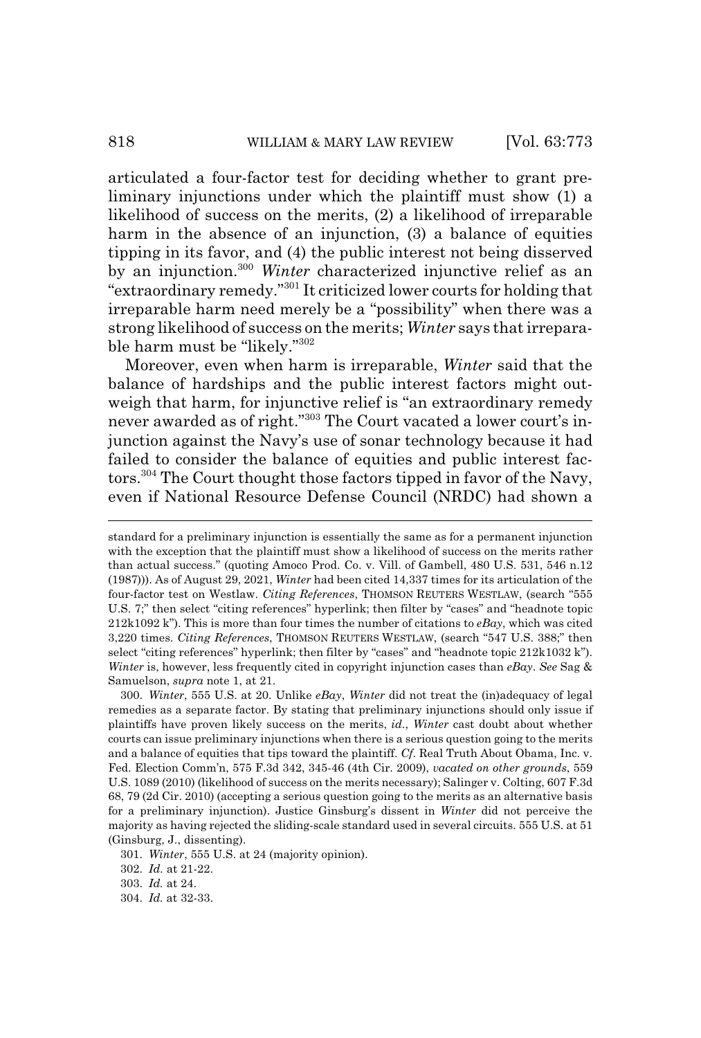articulated a four-factor test for deciding whether to grant preliminary injunctions under which the plaintiff must show (1) a likelihood of success on the merits, (2) a likelihood of irreparable harm in the absence of an injunction, (3) a balance of equities tipping in its favor, and (4) the public interest not being disserved by an injunction.[300] *Winter* characterized injunctive relief as an "extraordinary remedy."[301] It criticized lower courts for holding that irreparable harm need merely be a "possibility" when there was a strong likelihood of success on the merits; *Winter* says that irreparable harm must be "likely."[302]

Moreover, even when harm is irreparable, *Winter* said that the balance of hardships and the public interest factors might outweigh that harm, for injunctive relief is "an extraordinary remedy never awarded as of right."[303] The Court vacated a lower court's injunction against the Navy's use of sonar technology because it had failed to consider the balance of equities and public interest factors.[304] The Court thought those factors tipped in favor of the Navy, even if National Resource Defense Council (NRDC) had shown a

---

standard for a preliminary injunction is essentially the same as for a permanent injunction with the exception that the plaintiff must show a likelihood of success on the merits rather than actual success." (quoting Amoco Prod. Co. v. Vill. of Gambell, 480 U.S. 531, 546 n.12 (1987))). As of August 29, 2021, *Winter* had been cited 14,337 times for its articulation of the four-factor test on Westlaw. *Citing References*, THOMSON REUTERS WESTLAW, (search "555 U.S. 7;" then select "citing references" hyperlink; then filter by "cases" and "headnote topic 212k1092 k"). This is more than four times the number of citations to *eBay*, which was cited 3,220 times. *Citing References*, THOMSON REUTERS WESTLAW, (search "547 U.S. 388;" then select "citing references" hyperlink; then filter by "cases" and "headnote topic 212k1032 k"). *Winter* is, however, less frequently cited in copyright injunction cases than *eBay*. *See* Sag & Samuelson, *supra* note 1, at 21.

300. *Winter*, 555 U.S. at 20. Unlike *eBay*, *Winter* did not treat the (in)adequacy of legal remedies as a separate factor. By stating that preliminary injunctions should only issue if plaintiffs have proven likely success on the merits, *id.*, *Winter* cast doubt about whether courts can issue preliminary injunctions when there is a serious question going to the merits and a balance of equities that tips toward the plaintiff. *Cf.* Real Truth About Obama, Inc. v. Fed. Election Comm'n, 575 F.3d 342, 345-46 (4th Cir. 2009), *vacated on other grounds*, 559 U.S. 1089 (2010) (likelihood of success on the merits necessary); Salinger v. Colting, 607 F.3d 68, 79 (2d Cir. 2010) (accepting a serious question going to the merits as an alternative basis for a preliminary injunction). Justice Ginsburg's dissent in *Winter* did not perceive the majority as having rejected the sliding-scale standard used in several circuits. 555 U.S. at 51 (Ginsburg, J., dissenting).

301. *Winter*, 555 U.S. at 24 (majority opinion).

302. *Id.* at 21-22.

303. *Id.* at 24.

304. *Id.* at 32-33.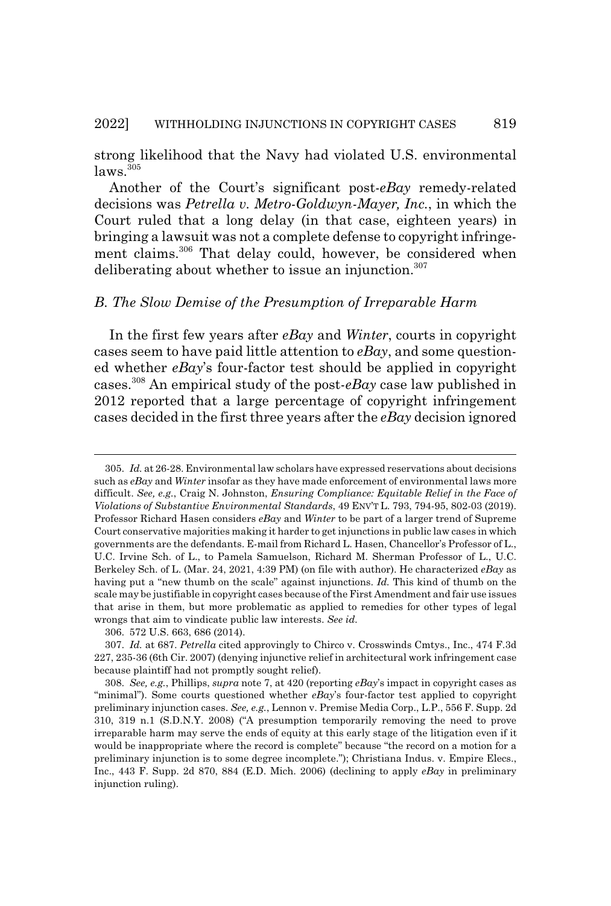strong likelihood that the Navy had violated U.S. environmental laws.[305]

Another of the Court's significant post-*eBay* remedy-related decisions was *Petrella v. Metro-Goldwyn-Mayer, Inc.*, in which the Court ruled that a long delay (in that case, eighteen years) in bringing a lawsuit was not a complete defense to copyright infringement claims.[306] That delay could, however, be considered when deliberating about whether to issue an injunction.[307]

### *B. The Slow Demise of the Presumption of Irreparable Harm*

In the first few years after *eBay* and *Winter*, courts in copyright cases seem to have paid little attention to *eBay*, and some questioned whether *eBay*'s four-factor test should be applied in copyright cases.[308] An empirical study of the post-*eBay* case law published in 2012 reported that a large percentage of copyright infringement cases decided in the first three years after the *eBay* decision ignored

---

305. *Id.* at 26-28. Environmental law scholars have expressed reservations about decisions such as *eBay* and *Winter* insofar as they have made enforcement of environmental laws more difficult. *See, e.g.*, Craig N. Johnston, *Ensuring Compliance: Equitable Relief in the Face of Violations of Substantive Environmental Standards*, 49 ENV'T L. 793, 794-95, 802-03 (2019). Professor Richard Hasen considers *eBay* and *Winter* to be part of a larger trend of Supreme Court conservative majorities making it harder to get injunctions in public law cases in which governments are the defendants. E-mail from Richard L. Hasen, Chancellor's Professor of L., U.C. Irvine Sch. of L., to Pamela Samuelson, Richard M. Sherman Professor of L., U.C. Berkeley Sch. of L. (Mar. 24, 2021, 4:39 PM) (on file with author). He characterized *eBay* as having put a "new thumb on the scale" against injunctions. *Id.* This kind of thumb on the scale may be justifiable in copyright cases because of the First Amendment and fair use issues that arise in them, but more problematic as applied to remedies for other types of legal wrongs that aim to vindicate public law interests. *See id.*

306. 572 U.S. 663, 686 (2014).

307. *Id.* at 687. *Petrella* cited approvingly to Chirco v. Crosswinds Cmtys., Inc., 474 F.3d 227, 235-36 (6th Cir. 2007) (denying injunctive relief in architectural work infringement case because plaintiff had not promptly sought relief).

308. *See, e.g.*, Phillips, *supra* note 7, at 420 (reporting *eBay*'s impact in copyright cases as "minimal"). Some courts questioned whether *eBay*'s four-factor test applied to copyright preliminary injunction cases. *See, e.g.*, Lennon v. Premise Media Corp., L.P., 556 F. Supp. 2d 310, 319 n.1 (S.D.N.Y. 2008) ("A presumption temporarily removing the need to prove irreparable harm may serve the ends of equity at this early stage of the litigation even if it would be inappropriate where the record is complete" because "the record on a motion for a preliminary injunction is to some degree incomplete."); Christiana Indus. v. Empire Elecs., Inc., 443 F. Supp. 2d 870, 884 (E.D. Mich. 2006) (declining to apply *eBay* in preliminary injunction ruling).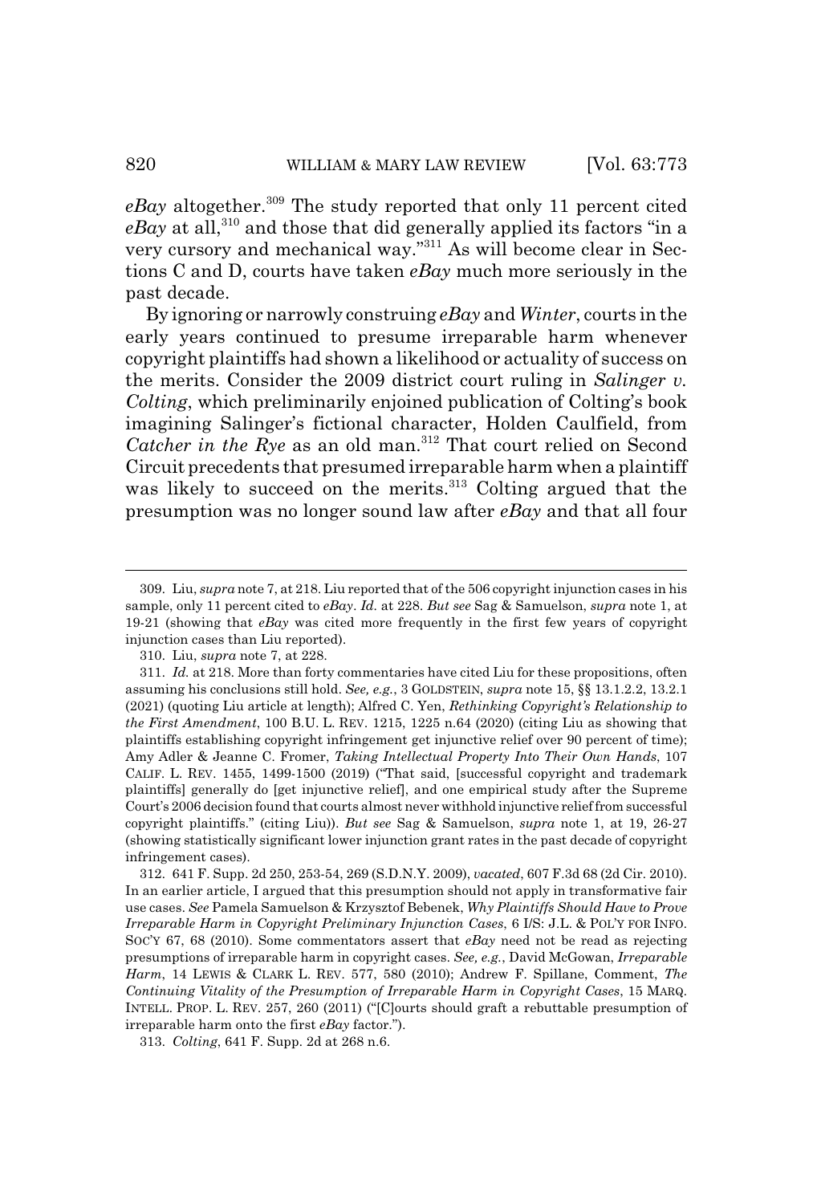*eBay* altogether.[309] The study reported that only 11 percent cited *eBay* at all,[310] and those that did generally applied its factors "in a very cursory and mechanical way."[311] As will become clear in Sections C and D, courts have taken *eBay* much more seriously in the past decade.

By ignoring or narrowly construing *eBay* and *Winter*, courts in the early years continued to presume irreparable harm whenever copyright plaintiffs had shown a likelihood or actuality of success on the merits. Consider the 2009 district court ruling in *Salinger v. Colting*, which preliminarily enjoined publication of Colting's book imagining Salinger's fictional character, Holden Caulfield, from *Catcher in the Rye* as an old man.[312] That court relied on Second Circuit precedents that presumed irreparable harm when a plaintiff was likely to succeed on the merits.[313] Colting argued that the presumption was no longer sound law after *eBay* and that all four

---

309. Liu, *supra* note 7, at 218. Liu reported that of the 506 copyright injunction cases in his sample, only 11 percent cited to *eBay*. *Id.* at 228. *But see* Sag & Samuelson, *supra* note 1, at 19-21 (showing that *eBay* was cited more frequently in the first few years of copyright injunction cases than Liu reported).

310. Liu, *supra* note 7, at 228.

311. *Id.* at 218. More than forty commentaries have cited Liu for these propositions, often assuming his conclusions still hold. *See, e.g.*, 3 GOLDSTEIN, *supra* note 15, §§ 13.1.2.2, 13.2.1 (2021) (quoting Liu article at length); Alfred C. Yen, *Rethinking Copyright's Relationship to the First Amendment*, 100 B.U. L. REV. 1215, 1225 n.64 (2020) (citing Liu as showing that plaintiffs establishing copyright infringement get injunctive relief over 90 percent of time); Amy Adler & Jeanne C. Fromer, *Taking Intellectual Property Into Their Own Hands*, 107 CALIF. L. REV. 1455, 1499-1500 (2019) ("That said, [successful copyright and trademark plaintiffs] generally do [get injunctive relief], and one empirical study after the Supreme Court's 2006 decision found that courts almost never withhold injunctive relief from successful copyright plaintiffs." (citing Liu)). *But see* Sag & Samuelson, *supra* note 1, at 19, 26-27 (showing statistically significant lower injunction grant rates in the past decade of copyright infringement cases).

312. 641 F. Supp. 2d 250, 253-54, 269 (S.D.N.Y. 2009), *vacated*, 607 F.3d 68 (2d Cir. 2010). In an earlier article, I argued that this presumption should not apply in transformative fair use cases. *See* Pamela Samuelson & Krzysztof Bebenek, *Why Plaintiffs Should Have to Prove Irreparable Harm in Copyright Preliminary Injunction Cases*, 6 I/S: J.L. & POL'Y FOR INFO. SOC'Y 67, 68 (2010). Some commentators assert that *eBay* need not be read as rejecting presumptions of irreparable harm in copyright cases. *See, e.g.*, David McGowan, *Irreparable Harm*, 14 LEWIS & CLARK L. REV. 577, 580 (2010); Andrew F. Spillane, Comment, *The Continuing Vitality of the Presumption of Irreparable Harm in Copyright Cases*, 15 MARQ. INTELL. PROP. L. REV. 257, 260 (2011) ("[C]ourts should graft a rebuttable presumption of irreparable harm onto the first *eBay* factor.").

313. *Colting*, 641 F. Supp. 2d at 268 n.6.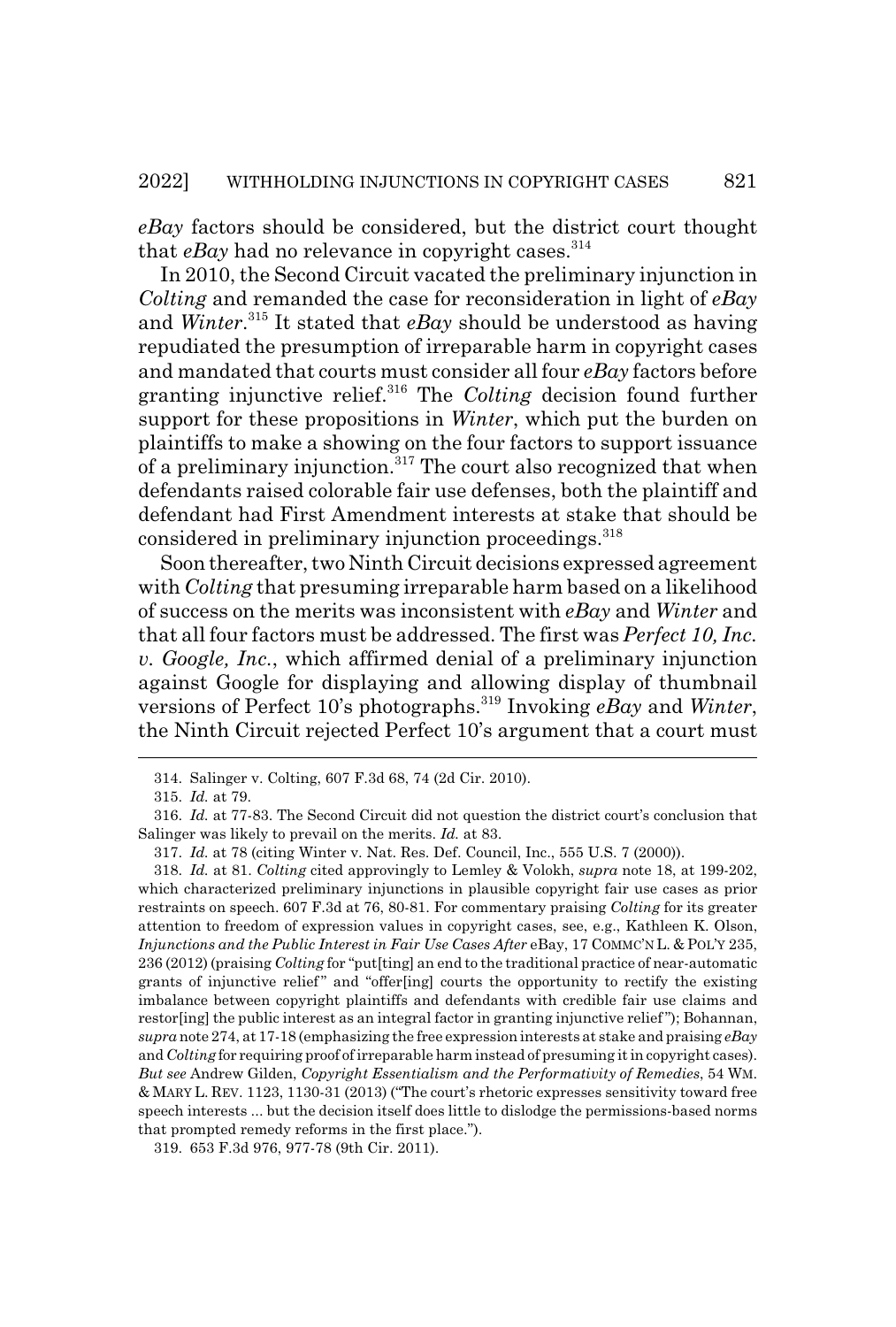*eBay* factors should be considered, but the district court thought that *eBay* had no relevance in copyright cases.[314]

In 2010, the Second Circuit vacated the preliminary injunction in *Colting* and remanded the case for reconsideration in light of *eBay* and *Winter*.[315] It stated that *eBay* should be understood as having repudiated the presumption of irreparable harm in copyright cases and mandated that courts must consider all four *eBay* factors before granting injunctive relief.[316] The *Colting* decision found further support for these propositions in *Winter*, which put the burden on plaintiffs to make a showing on the four factors to support issuance of a preliminary injunction.[317] The court also recognized that when defendants raised colorable fair use defenses, both the plaintiff and defendant had First Amendment interests at stake that should be considered in preliminary injunction proceedings.[318]

Soon thereafter, two Ninth Circuit decisions expressed agreement with *Colting* that presuming irreparable harm based on a likelihood of success on the merits was inconsistent with *eBay* and *Winter* and that all four factors must be addressed. The first was *Perfect 10, Inc. v. Google, Inc.*, which affirmed denial of a preliminary injunction against Google for displaying and allowing display of thumbnail versions of Perfect 10's photographs.[319] Invoking *eBay* and *Winter*, the Ninth Circuit rejected Perfect 10's argument that a court must

---

314. Salinger v. Colting, 607 F.3d 68, 74 (2d Cir. 2010).

315. *Id.* at 79.

316. *Id.* at 77-83. The Second Circuit did not question the district court's conclusion that Salinger was likely to prevail on the merits. *Id.* at 83.

317. *Id.* at 78 (citing Winter v. Nat. Res. Def. Council, Inc., 555 U.S. 7 (2000)).

318. *Id.* at 81. *Colting* cited approvingly to Lemley & Volokh, *supra* note 18, at 199-202, which characterized preliminary injunctions in plausible copyright fair use cases as prior restraints on speech. 607 F.3d at 76, 80-81. For commentary praising *Colting* for its greater attention to freedom of expression values in copyright cases, see, e.g., Kathleen K. Olson, *Injunctions and the Public Interest in Fair Use Cases After* eBay, 17 COMMC'N L. & POL'Y 235, 236 (2012) (praising *Colting* for "put[ting] an end to the traditional practice of near-automatic grants of injunctive relief" and "offer[ing] courts the opportunity to rectify the existing imbalance between copyright plaintiffs and defendants with credible fair use claims and restor[ing] the public interest as an integral factor in granting injunctive relief"); Bohannan, *supra* note 274, at 17-18 (emphasizing the free expression interests at stake and praising *eBay* and *Colting* for requiring proof of irreparable harm instead of presuming it in copyright cases). *But see* Andrew Gilden, *Copyright Essentialism and the Performativity of Remedies*, 54 WM. & MARY L. REV. 1123, 1130-31 (2013) ("The court's rhetoric expresses sensitivity toward free speech interests ... but the decision itself does little to dislodge the permissions-based norms that prompted remedy reforms in the first place.").

319. 653 F.3d 976, 977-78 (9th Cir. 2011).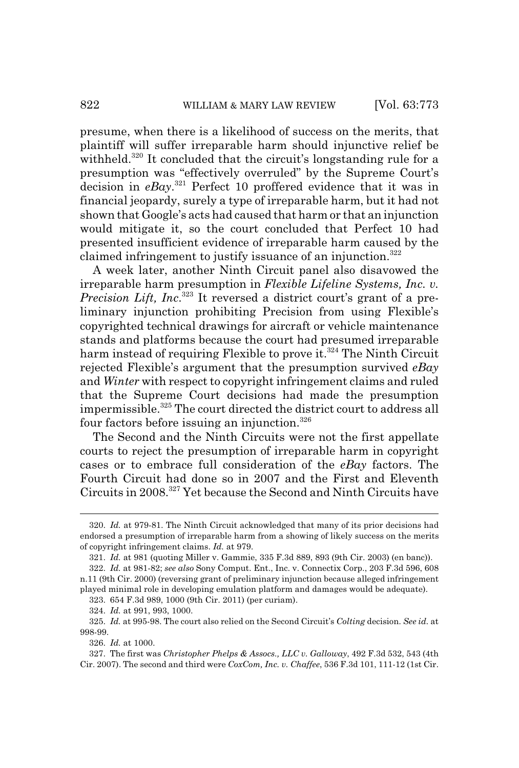presume, when there is a likelihood of success on the merits, that plaintiff will suffer irreparable harm should injunctive relief be withheld.[320] It concluded that the circuit's longstanding rule for a presumption was "effectively overruled" by the Supreme Court's decision in *eBay*.[321] Perfect 10 proffered evidence that it was in financial jeopardy, surely a type of irreparable harm, but it had not shown that Google's acts had caused that harm or that an injunction would mitigate it, so the court concluded that Perfect 10 had presented insufficient evidence of irreparable harm caused by the claimed infringement to justify issuance of an injunction.[322]

A week later, another Ninth Circuit panel also disavowed the irreparable harm presumption in *Flexible Lifeline Systems, Inc. v. Precision Lift, Inc*.[323] It reversed a district court's grant of a preliminary injunction prohibiting Precision from using Flexible's copyrighted technical drawings for aircraft or vehicle maintenance stands and platforms because the court had presumed irreparable harm instead of requiring Flexible to prove it.[324] The Ninth Circuit rejected Flexible's argument that the presumption survived *eBay* and *Winter* with respect to copyright infringement claims and ruled that the Supreme Court decisions had made the presumption impermissible.[325] The court directed the district court to address all four factors before issuing an injunction.[326]

The Second and the Ninth Circuits were not the first appellate courts to reject the presumption of irreparable harm in copyright cases or to embrace full consideration of the *eBay* factors. The Fourth Circuit had done so in 2007 and the First and Eleventh Circuits in 2008.[327] Yet because the Second and Ninth Circuits have

---

320. *Id.* at 979-81. The Ninth Circuit acknowledged that many of its prior decisions had endorsed a presumption of irreparable harm from a showing of likely success on the merits of copyright infringement claims. *Id.* at 979.

321. *Id.* at 981 (quoting Miller v. Gammie, 335 F.3d 889, 893 (9th Cir. 2003) (en banc)).

322. *Id.* at 981-82; *see also* Sony Comput. Ent., Inc. v. Connectix Corp., 203 F.3d 596, 608 n.11 (9th Cir. 2000) (reversing grant of preliminary injunction because alleged infringement played minimal role in developing emulation platform and damages would be adequate).

323. 654 F.3d 989, 1000 (9th Cir. 2011) (per curiam).

324. *Id.* at 991, 993, 1000.

325. *Id.* at 995-98. The court also relied on the Second Circuit's *Colting* decision. *See id.* at 998-99.

326. *Id.* at 1000.

327. The first was *Christopher Phelps & Assocs., LLC v. Galloway*, 492 F.3d 532, 543 (4th Cir. 2007). The second and third were *CoxCom, Inc. v. Chaffee*, 536 F.3d 101, 111-12 (1st Cir.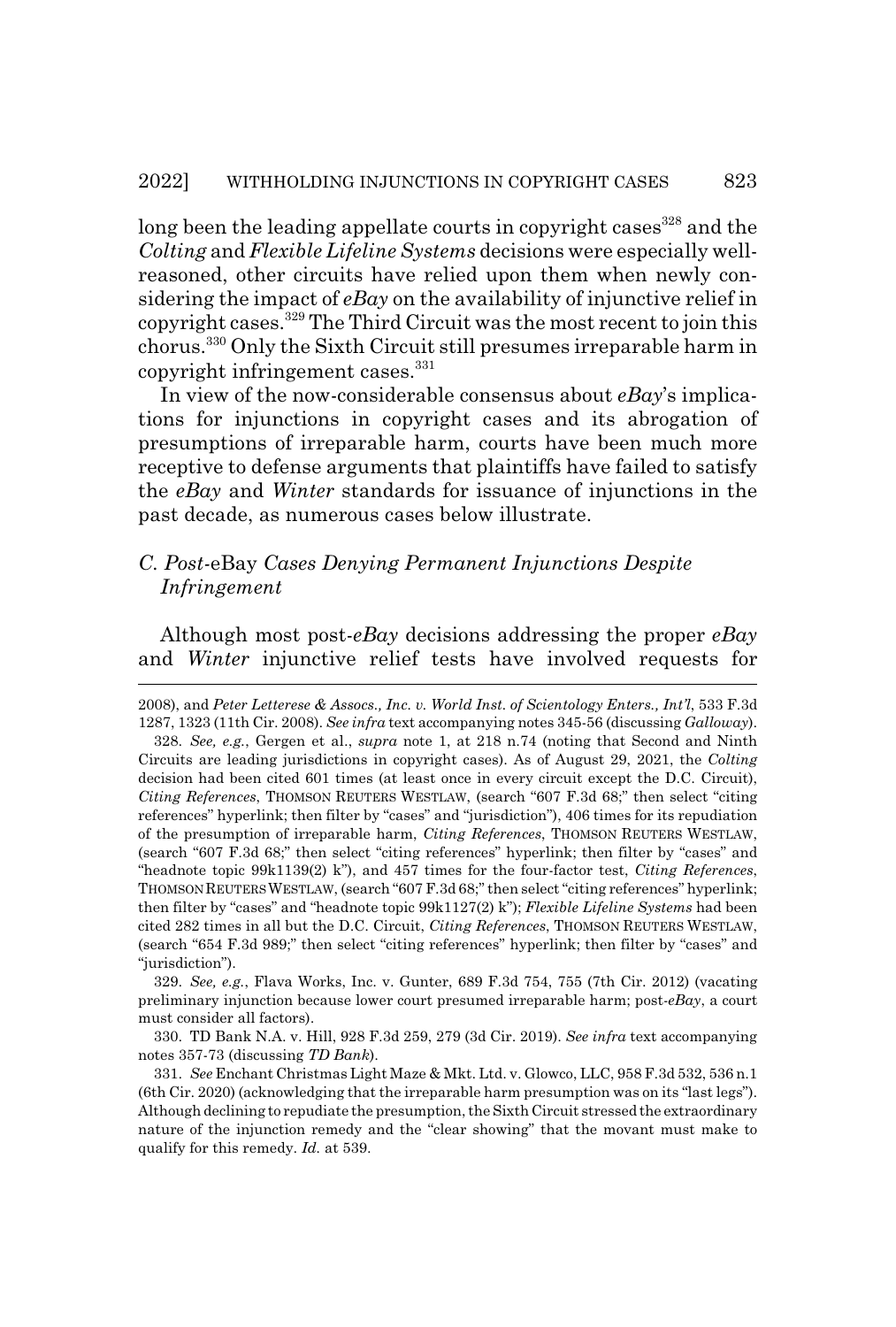long been the leading appellate courts in copyright cases[328] and the *Colting* and *Flexible Lifeline Systems* decisions were especially well-reasoned, other circuits have relied upon them when newly considering the impact of *eBay* on the availability of injunctive relief in copyright cases.[329] The Third Circuit was the most recent to join this chorus.[330] Only the Sixth Circuit still presumes irreparable harm in copyright infringement cases.[331]

In view of the now-considerable consensus about *eBay*'s implications for injunctions in copyright cases and its abrogation of presumptions of irreparable harm, courts have been much more receptive to defense arguments that plaintiffs have failed to satisfy the *eBay* and *Winter* standards for issuance of injunctions in the past decade, as numerous cases below illustrate.

### *C. Post-*eBay *Cases Denying Permanent Injunctions Despite Infringement*

Although most post-*eBay* decisions addressing the proper *eBay* and *Winter* injunctive relief tests have involved requests for

---

2008), and *Peter Letterese & Assocs., Inc. v. World Inst. of Scientology Enters., Int'l*, 533 F.3d 1287, 1323 (11th Cir. 2008). *See infra* text accompanying notes 345-56 (discussing *Galloway*).

328. *See, e.g.*, Gergen et al., *supra* note 1, at 218 n.74 (noting that Second and Ninth Circuits are leading jurisdictions in copyright cases). As of August 29, 2021, the *Colting* decision had been cited 601 times (at least once in every circuit except the D.C. Circuit), *Citing References*, THOMSON REUTERS WESTLAW, (search "607 F.3d 68;" then select "citing references" hyperlink; then filter by "cases" and "jurisdiction"), 406 times for its repudiation of the presumption of irreparable harm, *Citing References*, THOMSON REUTERS WESTLAW, (search "607 F.3d 68;" then select "citing references" hyperlink; then filter by "cases" and "headnote topic 99k1139(2) k"), and 457 times for the four-factor test, *Citing References*, THOMSON REUTERS WESTLAW, (search "607 F.3d 68;" then select "citing references" hyperlink; then filter by "cases" and "headnote topic 99k1127(2) k"); *Flexible Lifeline Systems* had been cited 282 times in all but the D.C. Circuit, *Citing References*, THOMSON REUTERS WESTLAW, (search "654 F.3d 989;" then select "citing references" hyperlink; then filter by "cases" and "jurisdiction").

329. *See, e.g.*, Flava Works, Inc. v. Gunter, 689 F.3d 754, 755 (7th Cir. 2012) (vacating preliminary injunction because lower court presumed irreparable harm; post-*eBay*, a court must consider all factors).

330. TD Bank N.A. v. Hill, 928 F.3d 259, 279 (3d Cir. 2019). *See infra* text accompanying notes 357-73 (discussing *TD Bank*).

331. *See* Enchant Christmas Light Maze & Mkt. Ltd. v. Glowco, LLC, 958 F.3d 532, 536 n.1 (6th Cir. 2020) (acknowledging that the irreparable harm presumption was on its "last legs"). Although declining to repudiate the presumption, the Sixth Circuit stressed the extraordinary nature of the injunction remedy and the "clear showing" that the movant must make to qualify for this remedy. *Id.* at 539.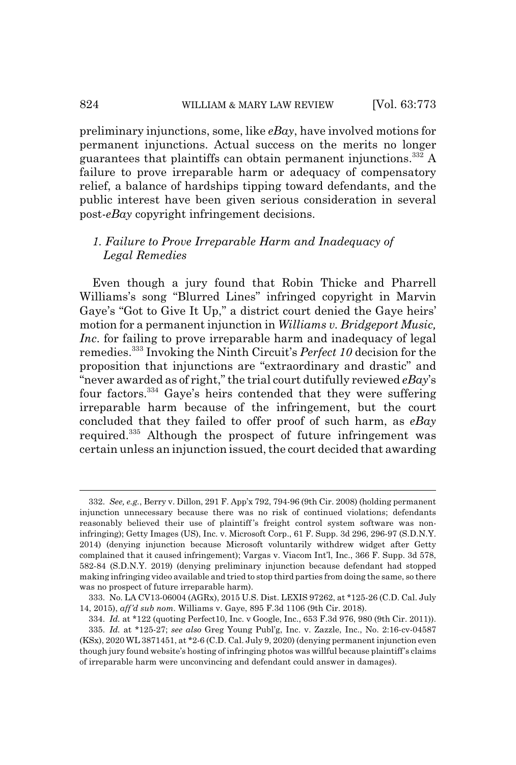preliminary injunctions, some, like *eBay*, have involved motions for permanent injunctions. Actual success on the merits no longer guarantees that plaintiffs can obtain permanent injunctions.[332] A failure to prove irreparable harm or adequacy of compensatory relief, a balance of hardships tipping toward defendants, and the public interest have been given serious consideration in several post-*eBay* copyright infringement decisions.

### *1. Failure to Prove Irreparable Harm and Inadequacy of Legal Remedies*

Even though a jury found that Robin Thicke and Pharrell Williams's song "Blurred Lines" infringed copyright in Marvin Gaye's "Got to Give It Up," a district court denied the Gaye heirs' motion for a permanent injunction in *Williams v. Bridgeport Music, Inc.* for failing to prove irreparable harm and inadequacy of legal remedies.[333] Invoking the Ninth Circuit's *Perfect 10* decision for the proposition that injunctions are "extraordinary and drastic" and "never awarded as of right," the trial court dutifully reviewed *eBay*'s four factors.[334] Gaye's heirs contended that they were suffering irreparable harm because of the infringement, but the court concluded that they failed to offer proof of such harm, as *eBay* required.[335] Although the prospect of future infringement was certain unless an injunction issued, the court decided that awarding

---

332. *See, e.g.*, Berry v. Dillon, 291 F. App'x 792, 794-96 (9th Cir. 2008) (holding permanent injunction unnecessary because there was no risk of continued violations; defendants reasonably believed their use of plaintiff's freight control system software was non-infringing); Getty Images (US), Inc. v. Microsoft Corp., 61 F. Supp. 3d 296, 296-97 (S.D.N.Y. 2014) (denying injunction because Microsoft voluntarily withdrew widget after Getty complained that it caused infringement); Vargas v. Viacom Int'l, Inc., 366 F. Supp. 3d 578, 582-84 (S.D.N.Y. 2019) (denying preliminary injunction because defendant had stopped making infringing video available and tried to stop third parties from doing the same, so there was no prospect of future irreparable harm).

333. No. LA CV13-06004 (AGRx), 2015 U.S. Dist. LEXIS 97262, at *125-26 (C.D. Cal. July 14, 2015), *aff'd sub nom*. Williams v. Gaye, 895 F.3d 1106 (9th Cir. 2018).

334. *Id.* at *122 (quoting Perfect10, Inc. v Google, Inc., 653 F.3d 976, 980 (9th Cir. 2011)).

335. *Id.* at *125-27; *see also* Greg Young Publ'g, Inc. v. Zazzle, Inc., No. 2:16-cv-04587 (KSx), 2020 WL 3871451, at *2-6 (C.D. Cal. July 9, 2020) (denying permanent injunction even though jury found website's hosting of infringing photos was willful because plaintiff's claims of irreparable harm were unconvincing and defendant could answer in damages).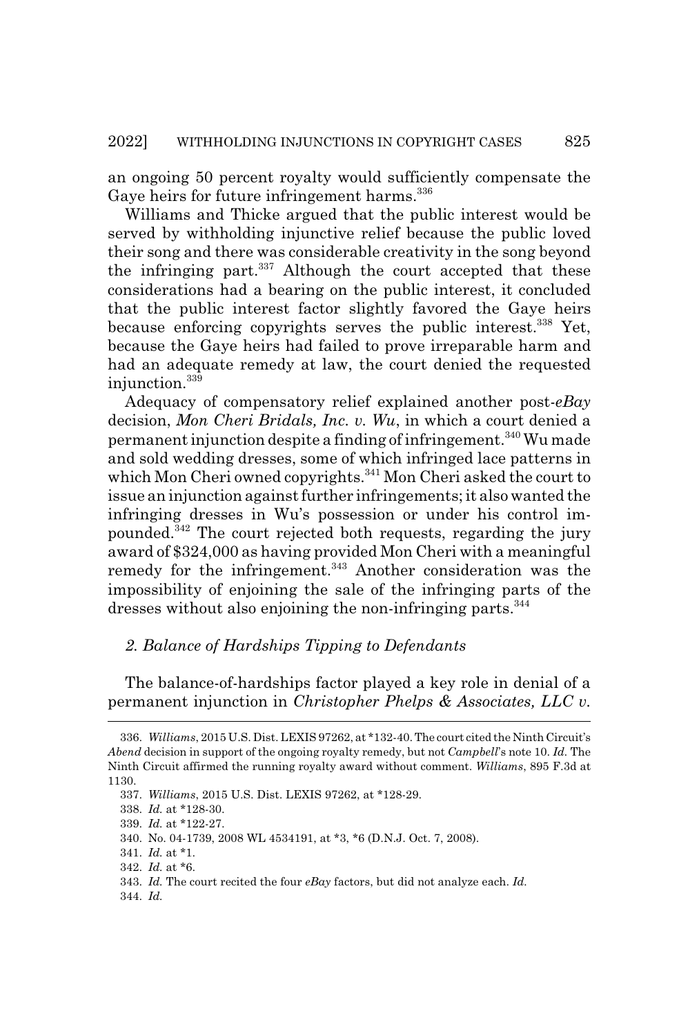an ongoing 50 percent royalty would sufficiently compensate the Gaye heirs for future infringement harms.[336]

Williams and Thicke argued that the public interest would be served by withholding injunctive relief because the public loved their song and there was considerable creativity in the song beyond the infringing part.[337] Although the court accepted that these considerations had a bearing on the public interest, it concluded that the public interest factor slightly favored the Gaye heirs because enforcing copyrights serves the public interest.[338] Yet, because the Gaye heirs had failed to prove irreparable harm and had an adequate remedy at law, the court denied the requested injunction.[339]

Adequacy of compensatory relief explained another post-*eBay* decision, *Mon Cheri Bridals, Inc. v. Wu*, in which a court denied a permanent injunction despite a finding of infringement.[340] Wu made and sold wedding dresses, some of which infringed lace patterns in which Mon Cheri owned copyrights.[341] Mon Cheri asked the court to issue an injunction against further infringements; it also wanted the infringing dresses in Wu's possession or under his control impounded.[342] The court rejected both requests, regarding the jury award of $324,000 as having provided Mon Cheri with a meaningful remedy for the infringement.[343] Another consideration was the impossibility of enjoining the sale of the infringing parts of the dresses without also enjoining the non-infringing parts.[344]

### *2. Balance of Hardships Tipping to Defendants*

The balance-of-hardships factor played a key role in denial of a permanent injunction in *Christopher Phelps & Associates, LLC v.*

---

336. *Williams*, 2015 U.S. Dist. LEXIS 97262, at *132-40. The court cited the Ninth Circuit's *Abend* decision in support of the ongoing royalty remedy, but not *Campbell*'s note 10. *Id.* The Ninth Circuit affirmed the running royalty award without comment. *Williams*, 895 F.3d at 1130.

337. *Williams*, 2015 U.S. Dist. LEXIS 97262, at *128-29.

338. *Id.* at *128-30.

339. *Id.* at *122-27.

340. No. 04-1739, 2008 WL 4534191, at *3, *6 (D.N.J. Oct. 7, 2008).

341. *Id.* at *1.

342. *Id.* at *6.

343. *Id.* The court recited the four *eBay* factors, but did not analyze each. *Id.*

344. *Id.*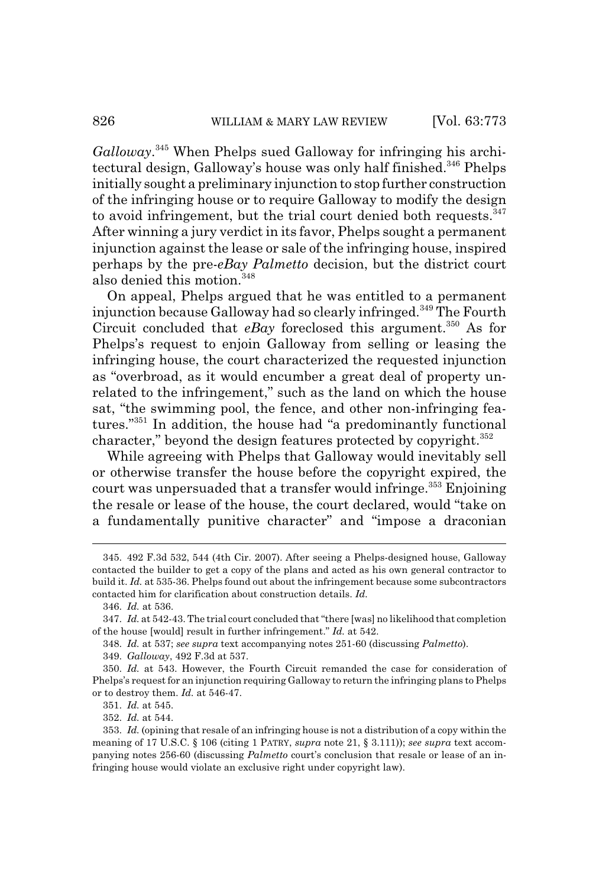*Galloway*.[345] When Phelps sued Galloway for infringing his architectural design, Galloway's house was only half finished.[346] Phelps initially sought a preliminary injunction to stop further construction of the infringing house or to require Galloway to modify the design to avoid infringement, but the trial court denied both requests.[347] After winning a jury verdict in its favor, Phelps sought a permanent injunction against the lease or sale of the infringing house, inspired perhaps by the pre-*eBay Palmetto* decision, but the district court also denied this motion.[348]

On appeal, Phelps argued that he was entitled to a permanent injunction because Galloway had so clearly infringed.[349] The Fourth Circuit concluded that *eBay* foreclosed this argument.[350] As for Phelps's request to enjoin Galloway from selling or leasing the infringing house, the court characterized the requested injunction as "overbroad, as it would encumber a great deal of property unrelated to the infringement," such as the land on which the house sat, "the swimming pool, the fence, and other non-infringing features."[351] In addition, the house had "a predominantly functional character," beyond the design features protected by copyright.[352]

While agreeing with Phelps that Galloway would inevitably sell or otherwise transfer the house before the copyright expired, the court was unpersuaded that a transfer would infringe.[353] Enjoining the resale or lease of the house, the court declared, would "take on a fundamentally punitive character" and "impose a draconian

---

345. 492 F.3d 532, 544 (4th Cir. 2007). After seeing a Phelps-designed house, Galloway contacted the builder to get a copy of the plans and acted as his own general contractor to build it. *Id.* at 535-36. Phelps found out about the infringement because some subcontractors contacted him for clarification about construction details. *Id.*

346. *Id.* at 536.

347. *Id.* at 542-43. The trial court concluded that "there [was] no likelihood that completion of the house [would] result in further infringement." *Id.* at 542.

348. *Id.* at 537; *see supra* text accompanying notes 251-60 (discussing *Palmetto*).

349. *Galloway*, 492 F.3d at 537.

350. *Id.* at 543. However, the Fourth Circuit remanded the case for consideration of Phelps's request for an injunction requiring Galloway to return the infringing plans to Phelps or to destroy them. *Id.* at 546-47.

351. *Id.* at 545.

352. *Id.* at 544.

353. *Id.* (opining that resale of an infringing house is not a distribution of a copy within the meaning of 17 U.S.C. § 106 (citing 1 PATRY, *supra* note 21, § 3.111)); *see supra* text accompanying notes 256-60 (discussing *Palmetto* court's conclusion that resale or lease of an infringing house would violate an exclusive right under copyright law).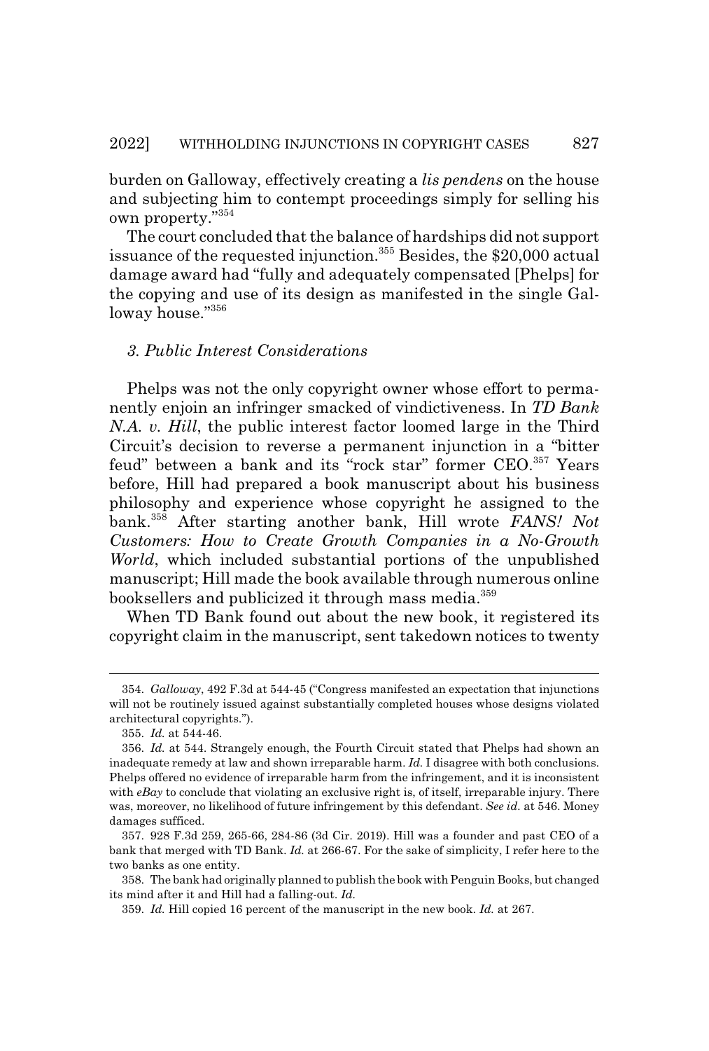burden on Galloway, effectively creating a *lis pendens* on the house and subjecting him to contempt proceedings simply for selling his own property."[354]

The court concluded that the balance of hardships did not support issuance of the requested injunction.[355] Besides, the $20,000 actual damage award had "fully and adequately compensated [Phelps] for the copying and use of its design as manifested in the single Galloway house."[356]

### *3. Public Interest Considerations*

Phelps was not the only copyright owner whose effort to permanently enjoin an infringer smacked of vindictiveness. In *TD Bank N.A. v. Hill*, the public interest factor loomed large in the Third Circuit's decision to reverse a permanent injunction in a "bitter feud" between a bank and its "rock star" former CEO.[357] Years before, Hill had prepared a book manuscript about his business philosophy and experience whose copyright he assigned to the bank.[358] After starting another bank, Hill wrote *FANS! Not Customers: How to Create Growth Companies in a No-Growth World*, which included substantial portions of the unpublished manuscript; Hill made the book available through numerous online booksellers and publicized it through mass media.[359]

When TD Bank found out about the new book, it registered its copyright claim in the manuscript, sent takedown notices to twenty

---

354. *Galloway*, 492 F.3d at 544-45 ("Congress manifested an expectation that injunctions will not be routinely issued against substantially completed houses whose designs violated architectural copyrights.").

355. *Id.* at 544-46.

356. *Id.* at 544. Strangely enough, the Fourth Circuit stated that Phelps had shown an inadequate remedy at law and shown irreparable harm. *Id.* I disagree with both conclusions. Phelps offered no evidence of irreparable harm from the infringement, and it is inconsistent with *eBay* to conclude that violating an exclusive right is, of itself, irreparable injury. There was, moreover, no likelihood of future infringement by this defendant. *See id.* at 546. Money damages sufficed.

357. 928 F.3d 259, 265-66, 284-86 (3d Cir. 2019). Hill was a founder and past CEO of a bank that merged with TD Bank. *Id.* at 266-67. For the sake of simplicity, I refer here to the two banks as one entity.

358. The bank had originally planned to publish the book with Penguin Books, but changed its mind after it and Hill had a falling-out. *Id.*

359. *Id.* Hill copied 16 percent of the manuscript in the new book. *Id.* at 267.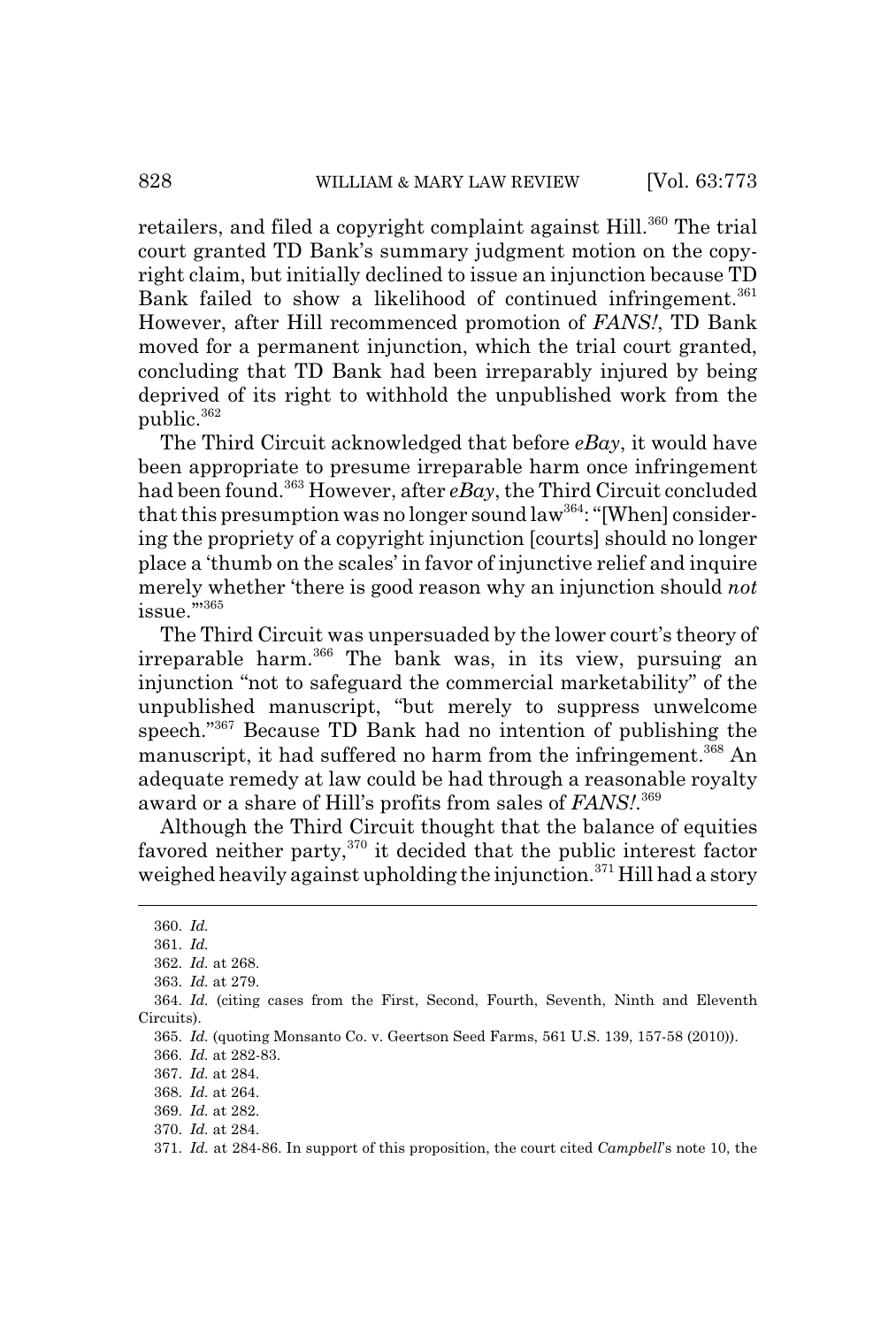retailers, and filed a copyright complaint against Hill.[360] The trial court granted TD Bank's summary judgment motion on the copyright claim, but initially declined to issue an injunction because TD Bank failed to show a likelihood of continued infringement.[361] However, after Hill recommenced promotion of *FANS!*, TD Bank moved for a permanent injunction, which the trial court granted, concluding that TD Bank had been irreparably injured by being deprived of its right to withhold the unpublished work from the public.[362]

The Third Circuit acknowledged that before *eBay*, it would have been appropriate to presume irreparable harm once infringement had been found.[363] However, after *eBay*, the Third Circuit concluded that this presumption was no longer sound law[364]: "[When] considering the propriety of a copyright injunction [courts] should no longer place a 'thumb on the scales' in favor of injunctive relief and inquire merely whether 'there is good reason why an injunction should *not* issue.'"[365]

The Third Circuit was unpersuaded by the lower court's theory of irreparable harm.[366] The bank was, in its view, pursuing an injunction "not to safeguard the commercial marketability" of the unpublished manuscript, "but merely to suppress unwelcome speech."[367] Because TD Bank had no intention of publishing the manuscript, it had suffered no harm from the infringement.[368] An adequate remedy at law could be had through a reasonable royalty award or a share of Hill's profits from sales of *FANS!*.[369]

Although the Third Circuit thought that the balance of equities favored neither party,[370] it decided that the public interest factor weighed heavily against upholding the injunction.[371] Hill had a story

---

360. *Id.*

361. *Id.*

362. *Id.* at 268.

363. *Id.* at 279.

364. *Id.* (citing cases from the First, Second, Fourth, Seventh, Ninth and Eleventh Circuits).

365. *Id.* (quoting Monsanto Co. v. Geertson Seed Farms, 561 U.S. 139, 157-58 (2010)).

366. *Id.* at 282-83.

367. *Id.* at 284.

368. *Id.* at 264.

369. *Id.* at 282.

370. *Id.* at 284.

371. *Id.* at 284-86. In support of this proposition, the court cited *Campbell*'s note 10, the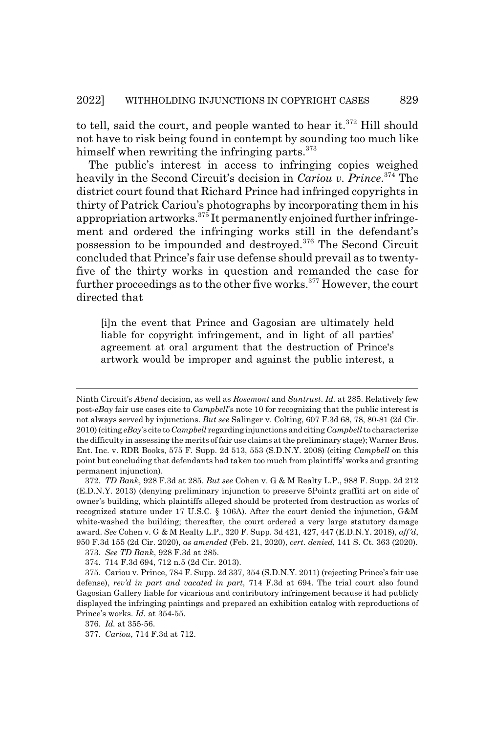to tell, said the court, and people wanted to hear it.[372] Hill should not have to risk being found in contempt by sounding too much like himself when rewriting the infringing parts.[373]

The public's interest in access to infringing copies weighed heavily in the Second Circuit's decision in *Cariou v. Prince*.[374] The district court found that Richard Prince had infringed copyrights in thirty of Patrick Cariou's photographs by incorporating them in his appropriation artworks.[375] It permanently enjoined further infringement and ordered the infringing works still in the defendant's possession to be impounded and destroyed.[376] The Second Circuit concluded that Prince's fair use defense should prevail as to twenty-five of the thirty works in question and remanded the case for further proceedings as to the other five works.[377] However, the court directed that

> [i]n the event that Prince and Gagosian are ultimately held liable for copyright infringement, and in light of all parties' agreement at oral argument that the destruction of Prince's artwork would be improper and against the public interest, a

---

Ninth Circuit's *Abend* decision, as well as *Rosemont* and *Suntrust*. *Id.* at 285. Relatively few post-*eBay* fair use cases cite to *Campbell*'s note 10 for recognizing that the public interest is not always served by injunctions. *But see* Salinger v. Colting, 607 F.3d 68, 78, 80-81 (2d Cir. 2010) (citing *eBay*'s cite to *Campbell* regarding injunctions and citing *Campbell* to characterize the difficulty in assessing the merits of fair use claims at the preliminary stage); Warner Bros. Ent. Inc. v. RDR Books, 575 F. Supp. 2d 513, 553 (S.D.N.Y. 2008) (citing *Campbell* on this point but concluding that defendants had taken too much from plaintiffs' works and granting permanent injunction).

372. *TD Bank*, 928 F.3d at 285. *But see* Cohen v. G & M Realty L.P., 988 F. Supp. 2d 212 (E.D.N.Y. 2013) (denying preliminary injunction to preserve 5Pointz graffiti art on side of owner's building, which plaintiffs alleged should be protected from destruction as works of recognized stature under 17 U.S.C. § 106A). After the court denied the injunction, G&M white-washed the building; thereafter, the court ordered a very large statutory damage award. *See* Cohen v. G & M Realty L.P., 320 F. Supp. 3d 421, 427, 447 (E.D.N.Y. 2018), *aff'd*, 950 F.3d 155 (2d Cir. 2020), *as amended* (Feb. 21, 2020), *cert. denied*, 141 S. Ct. 363 (2020).

373. *See TD Bank*, 928 F.3d at 285.

374. 714 F.3d 694, 712 n.5 (2d Cir. 2013).

375. Cariou v. Prince, 784 F. Supp. 2d 337, 354 (S.D.N.Y. 2011) (rejecting Prince's fair use defense), *rev'd in part and vacated in part*, 714 F.3d at 694. The trial court also found Gagosian Gallery liable for vicarious and contributory infringement because it had publicly displayed the infringing paintings and prepared an exhibition catalog with reproductions of Prince's works. *Id.* at 354-55.

376. *Id.* at 355-56.

377. *Cariou*, 714 F.3d at 712.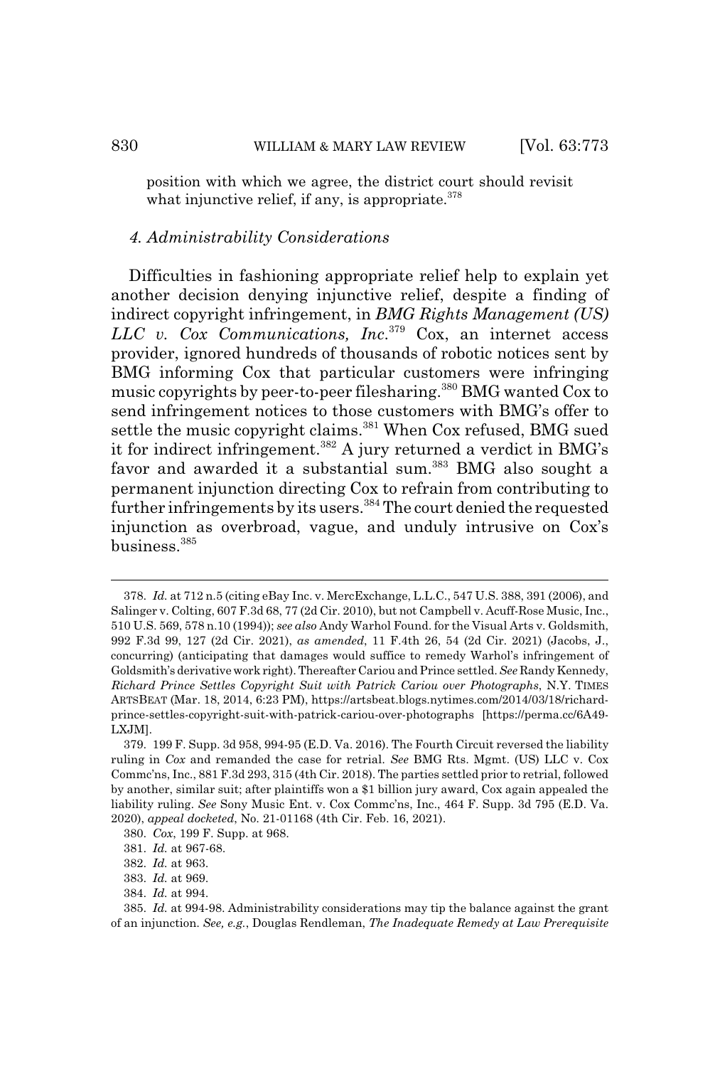position with which we agree, the district court should revisit what injunctive relief, if any, is appropriate.[378]

#### *4. Administrability Considerations*

Difficulties in fashioning appropriate relief help to explain yet another decision denying injunctive relief, despite a finding of indirect copyright infringement, in *BMG Rights Management (US) LLC v. Cox Communications, Inc.*[379] Cox, an internet access provider, ignored hundreds of thousands of robotic notices sent by BMG informing Cox that particular customers were infringing music copyrights by peer-to-peer filesharing.[380] BMG wanted Cox to send infringement notices to those customers with BMG's offer to settle the music copyright claims.[381] When Cox refused, BMG sued it for indirect infringement.[382] A jury returned a verdict in BMG's favor and awarded it a substantial sum.[383] BMG also sought a permanent injunction directing Cox to refrain from contributing to further infringements by its users.[384] The court denied the requested injunction as overbroad, vague, and unduly intrusive on Cox's business.[385]

---

378. *Id.* at 712 n.5 (citing eBay Inc. v. MercExchange, L.L.C., 547 U.S. 388, 391 (2006), and Salinger v. Colting, 607 F.3d 68, 77 (2d Cir. 2010), but not Campbell v. Acuff-Rose Music, Inc., 510 U.S. 569, 578 n.10 (1994)); *see also* Andy Warhol Found. for the Visual Arts v. Goldsmith, 992 F.3d 99, 127 (2d Cir. 2021), *as amended*, 11 F.4th 26, 54 (2d Cir. 2021) (Jacobs, J., concurring) (anticipating that damages would suffice to remedy Warhol's infringement of Goldsmith's derivative work right). Thereafter Cariou and Prince settled. *See* Randy Kennedy, *Richard Prince Settles Copyright Suit with Patrick Cariou over Photographs*, N.Y. TIMES ARTSBEAT (Mar. 18, 2014, 6:23 PM), https://artsbeat.blogs.nytimes.com/2014/03/18/richard-prince-settles-copyright-suit-with-patrick-cariou-over-photographs [https://perma.cc/6A49-LXJM].

379. 199 F. Supp. 3d 958, 994-95 (E.D. Va. 2016). The Fourth Circuit reversed the liability ruling in *Cox* and remanded the case for retrial. *See* BMG Rts. Mgmt. (US) LLC v. Cox Commc'ns, Inc., 881 F.3d 293, 315 (4th Cir. 2018). The parties settled prior to retrial, followed by another, similar suit; after plaintiffs won a $1 billion jury award, Cox again appealed the liability ruling. *See* Sony Music Ent. v. Cox Commc'ns, Inc., 464 F. Supp. 3d 795 (E.D. Va. 2020), *appeal docketed*, No. 21-01168 (4th Cir. Feb. 16, 2021).

380. *Cox*, 199 F. Supp. at 968.

381. *Id.* at 967-68.

382. *Id.* at 963.

383. *Id.* at 969.

384. *Id.* at 994.

385. *Id.* at 994-98. Administrability considerations may tip the balance against the grant of an injunction. *See, e.g.*, Douglas Rendleman, *The Inadequate Remedy at Law Prerequisite*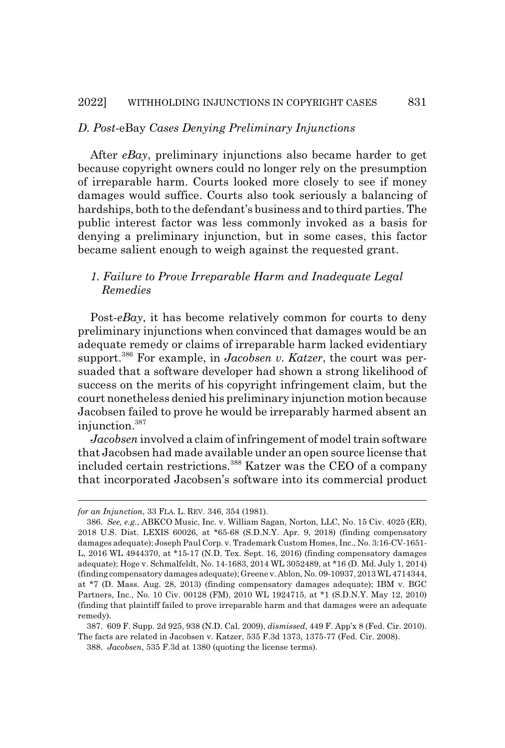### *D. Post-*eBay *Cases Denying Preliminary Injunctions*

After *eBay*, preliminary injunctions also became harder to get because copyright owners could no longer rely on the presumption of irreparable harm. Courts looked more closely to see if money damages would suffice. Courts also took seriously a balancing of hardships, both to the defendant's business and to third parties. The public interest factor was less commonly invoked as a basis for denying a preliminary injunction, but in some cases, this factor became salient enough to weigh against the requested grant.

#### *1. Failure to Prove Irreparable Harm and Inadequate Legal Remedies*

Post-*eBay*, it has become relatively common for courts to deny preliminary injunctions when convinced that damages would be an adequate remedy or claims of irreparable harm lacked evidentiary support.[386] For example, in *Jacobsen v. Katzer*, the court was persuaded that a software developer had shown a strong likelihood of success on the merits of his copyright infringement claim, but the court nonetheless denied his preliminary injunction motion because Jacobsen failed to prove he would be irreparably harmed absent an injunction.[387]

*Jacobsen* involved a claim of infringement of model train software that Jacobsen had made available under an open source license that included certain restrictions.[388] Katzer was the CEO of a company that incorporated Jacobsen's software into its commercial product

---

*for an Injunction*, 33 FLA. L. REV. 346, 354 (1981).

386. *See, e.g.*, ABKCO Music, Inc. v. William Sagan, Norton, LLC, No. 15 Civ. 4025 (ER), 2018 U.S. Dist. LEXIS 60026, at *65-68 (S.D.N.Y. Apr. 9, 2018) (finding compensatory damages adequate); Joseph Paul Corp. v. Trademark Custom Homes, Inc., No. 3:16-CV-1651-L, 2016 WL 4944370, at *15-17 (N.D. Tex. Sept. 16, 2016) (finding compensatory damages adequate); Hoge v. Schmalfeldt, No. 14-1683, 2014 WL 3052489, at *16 (D. Md. July 1, 2014) (finding compensatory damages adequate); Greene v. Ablon, No. 09-10937, 2013 WL 4714344, at *7 (D. Mass. Aug. 28, 2013) (finding compensatory damages adequate); IBM v. BGC Partners, Inc., No. 10 Civ. 00128 (FM), 2010 WL 1924715, at *1 (S.D.N.Y. May 12, 2010) (finding that plaintiff failed to prove irreparable harm and that damages were an adequate remedy).

387. 609 F. Supp. 2d 925, 938 (N.D. Cal. 2009), *dismissed*, 449 F. App'x 8 (Fed. Cir. 2010). The facts are related in Jacobsen v. Katzer, 535 F.3d 1373, 1375-77 (Fed. Cir. 2008).

388. *Jacobsen*, 535 F.3d at 1380 (quoting the license terms).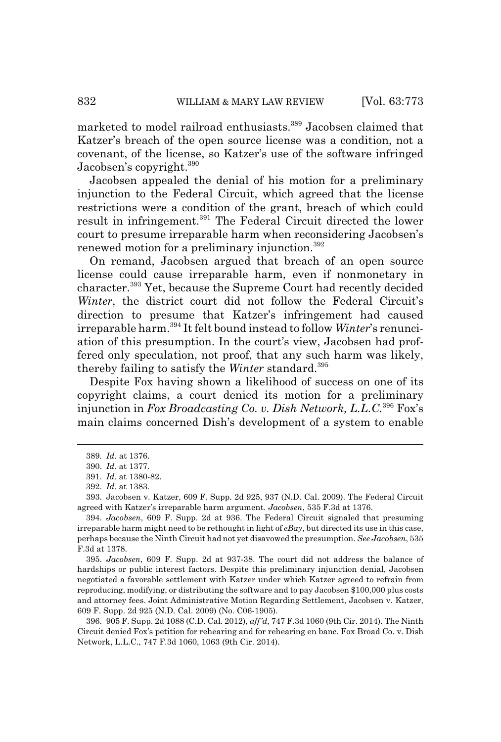marketed to model railroad enthusiasts.[389] Jacobsen claimed that Katzer's breach of the open source license was a condition, not a covenant, of the license, so Katzer's use of the software infringed Jacobsen's copyright.[390]

Jacobsen appealed the denial of his motion for a preliminary injunction to the Federal Circuit, which agreed that the license restrictions were a condition of the grant, breach of which could result in infringement.[391] The Federal Circuit directed the lower court to presume irreparable harm when reconsidering Jacobsen's renewed motion for a preliminary injunction.[392]

On remand, Jacobsen argued that breach of an open source license could cause irreparable harm, even if nonmonetary in character.[393] Yet, because the Supreme Court had recently decided *Winter*, the district court did not follow the Federal Circuit's direction to presume that Katzer's infringement had caused irreparable harm.[394] It felt bound instead to follow *Winter*'s renunciation of this presumption. In the court's view, Jacobsen had proffered only speculation, not proof, that any such harm was likely, thereby failing to satisfy the *Winter* standard.[395]

Despite Fox having shown a likelihood of success on one of its copyright claims, a court denied its motion for a preliminary injunction in *Fox Broadcasting Co. v. Dish Network, L.L.C.*[396] Fox's main claims concerned Dish's development of a system to enable

---

389. *Id.* at 1376.

390. *Id.* at 1377.

391. *Id.* at 1380-82.

392. *Id.* at 1383.

393. Jacobsen v. Katzer, 609 F. Supp. 2d 925, 937 (N.D. Cal. 2009). The Federal Circuit agreed with Katzer's irreparable harm argument. *Jacobsen*, 535 F.3d at 1376.

394. *Jacobsen*, 609 F. Supp. 2d at 936. The Federal Circuit signaled that presuming irreparable harm might need to be rethought in light of *eBay*, but directed its use in this case, perhaps because the Ninth Circuit had not yet disavowed the presumption. *See Jacobsen*, 535 F.3d at 1378.

395. *Jacobsen*, 609 F. Supp. 2d at 937-38. The court did not address the balance of hardships or public interest factors. Despite this preliminary injunction denial, Jacobsen negotiated a favorable settlement with Katzer under which Katzer agreed to refrain from reproducing, modifying, or distributing the software and to pay Jacobsen $100,000 plus costs and attorney fees. Joint Administrative Motion Regarding Settlement, Jacobsen v. Katzer, 609 F. Supp. 2d 925 (N.D. Cal. 2009) (No. C06-1905).

396. 905 F. Supp. 2d 1088 (C.D. Cal. 2012), *aff'd*, 747 F.3d 1060 (9th Cir. 2014). The Ninth Circuit denied Fox's petition for rehearing and for rehearing en banc. Fox Broad Co. v. Dish Network, L.L.C., 747 F.3d 1060, 1063 (9th Cir. 2014).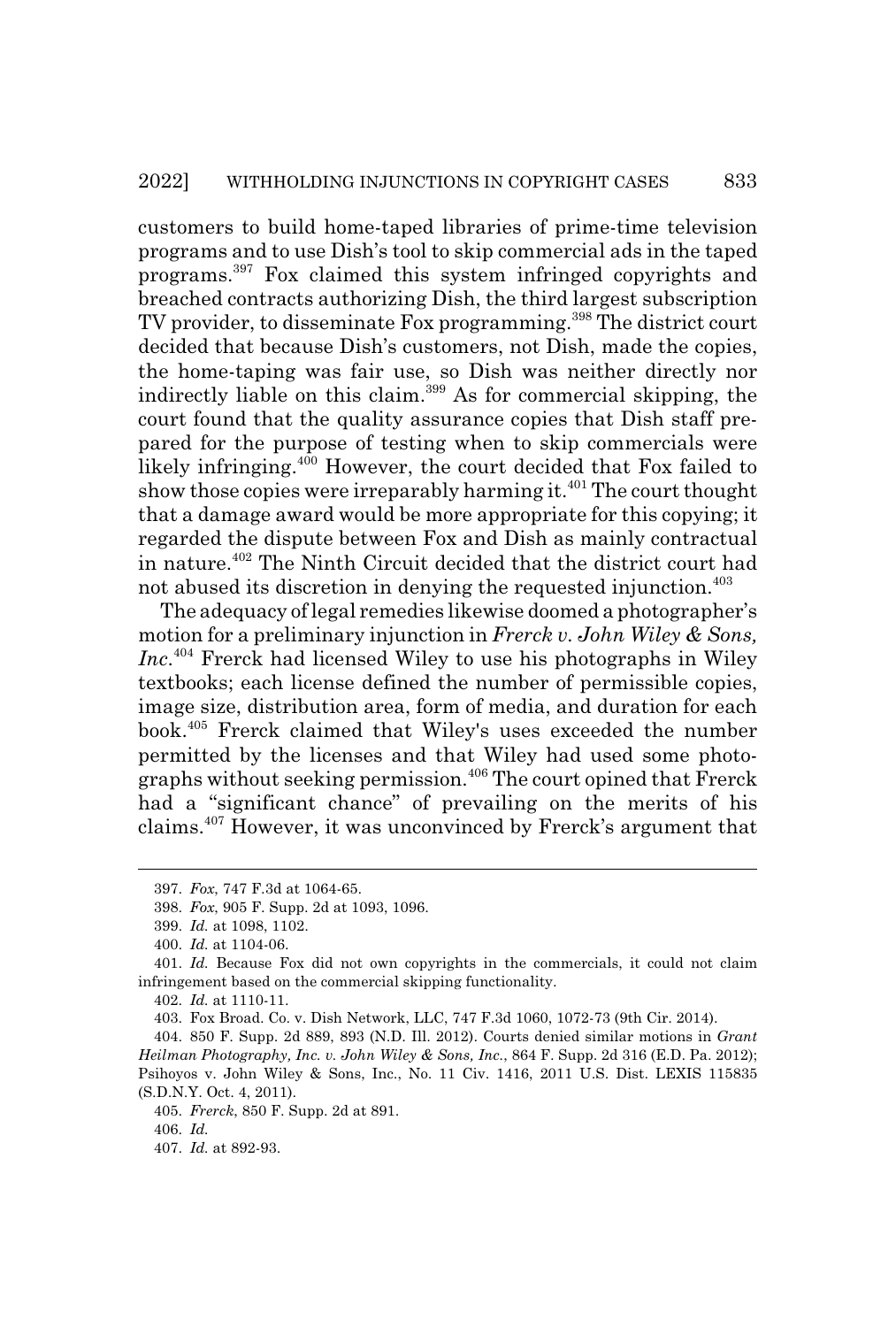customers to build home-taped libraries of prime-time television programs and to use Dish's tool to skip commercial ads in the taped programs.[397] Fox claimed this system infringed copyrights and breached contracts authorizing Dish, the third largest subscription TV provider, to disseminate Fox programming.[398] The district court decided that because Dish's customers, not Dish, made the copies, the home-taping was fair use, so Dish was neither directly nor indirectly liable on this claim.[399] As for commercial skipping, the court found that the quality assurance copies that Dish staff prepared for the purpose of testing when to skip commercials were likely infringing.[400] However, the court decided that Fox failed to show those copies were irreparably harming it.[401] The court thought that a damage award would be more appropriate for this copying; it regarded the dispute between Fox and Dish as mainly contractual in nature.[402] The Ninth Circuit decided that the district court had not abused its discretion in denying the requested injunction.[403]

The adequacy of legal remedies likewise doomed a photographer's motion for a preliminary injunction in *Frerck v. John Wiley & Sons, Inc.*[404] Frerck had licensed Wiley to use his photographs in Wiley textbooks; each license defined the number of permissible copies, image size, distribution area, form of media, and duration for each book.[405] Frerck claimed that Wiley's uses exceeded the number permitted by the licenses and that Wiley had used some photographs without seeking permission.[406] The court opined that Frerck had a "significant chance" of prevailing on the merits of his claims.[407] However, it was unconvinced by Frerck's argument that

---

397. *Fox*, 747 F.3d at 1064-65.

398. *Fox*, 905 F. Supp. 2d at 1093, 1096.

399. *Id.* at 1098, 1102.

400. *Id.* at 1104-06.

401. *Id.* Because Fox did not own copyrights in the commercials, it could not claim infringement based on the commercial skipping functionality.

402. *Id.* at 1110-11.

403. Fox Broad. Co. v. Dish Network, LLC, 747 F.3d 1060, 1072-73 (9th Cir. 2014).

404. 850 F. Supp. 2d 889, 893 (N.D. Ill. 2012). Courts denied similar motions in *Grant Heilman Photography, Inc. v. John Wiley & Sons, Inc.*, 864 F. Supp. 2d 316 (E.D. Pa. 2012); Psihoyos v. John Wiley & Sons, Inc., No. 11 Civ. 1416, 2011 U.S. Dist. LEXIS 115835 (S.D.N.Y. Oct. 4, 2011).

405. *Frerck*, 850 F. Supp. 2d at 891.

406. *Id.*

407. *Id.* at 892-93.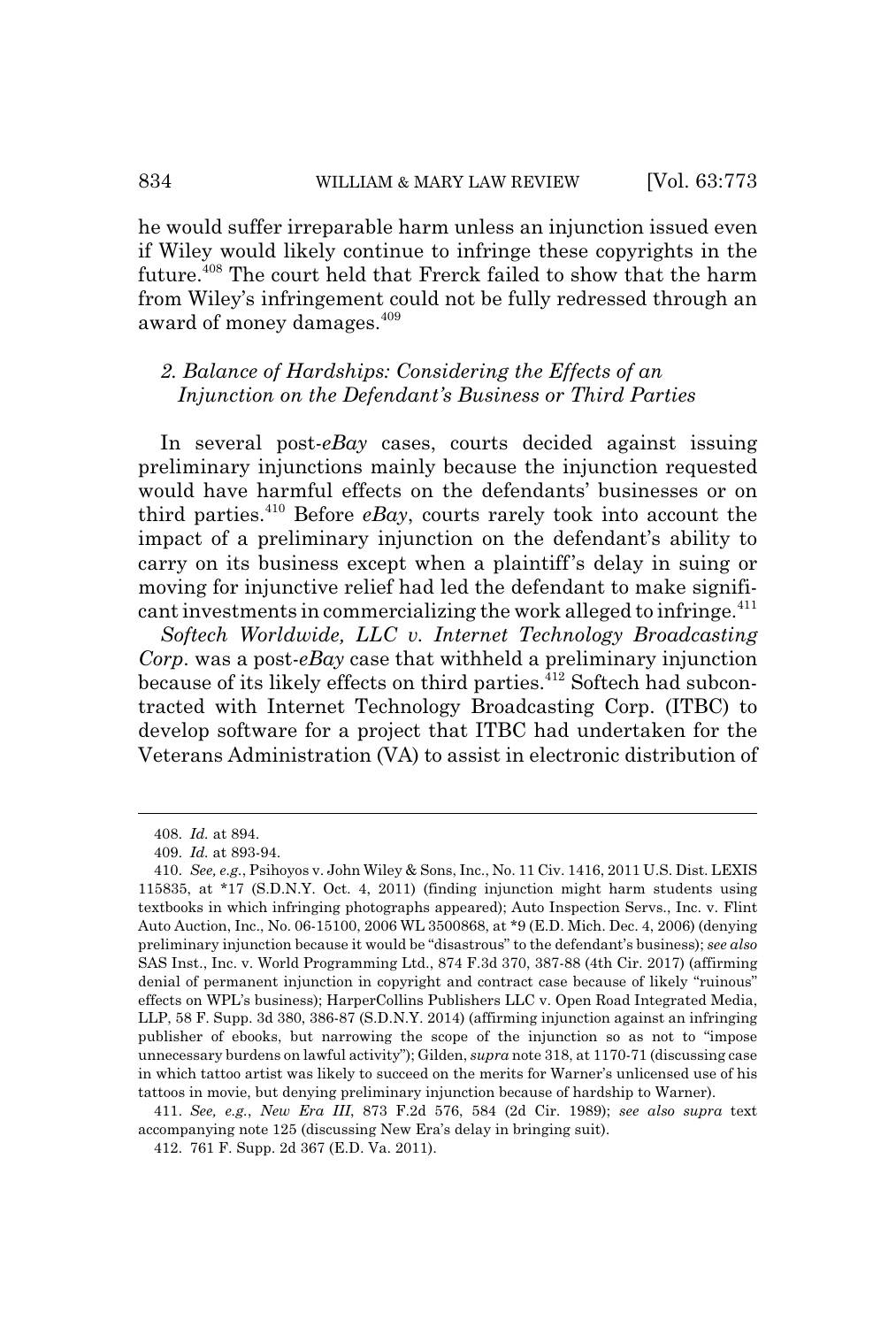he would suffer irreparable harm unless an injunction issued even if Wiley would likely continue to infringe these copyrights in the future.[408] The court held that Frerck failed to show that the harm from Wiley's infringement could not be fully redressed through an award of money damages.[409]

### *2. Balance of Hardships: Considering the Effects of an Injunction on the Defendant's Business or Third Parties*

In several post-*eBay* cases, courts decided against issuing preliminary injunctions mainly because the injunction requested would have harmful effects on the defendants' businesses or on third parties.[410] Before *eBay*, courts rarely took into account the impact of a preliminary injunction on the defendant's ability to carry on its business except when a plaintiff's delay in suing or moving for injunctive relief had led the defendant to make significant investments in commercializing the work alleged to infringe.[411]

*Softech Worldwide, LLC v. Internet Technology Broadcasting Corp.* was a post-*eBay* case that withheld a preliminary injunction because of its likely effects on third parties.[412] Softech had subcontracted with Internet Technology Broadcasting Corp. (ITBC) to develop software for a project that ITBC had undertaken for the Veterans Administration (VA) to assist in electronic distribution of

---

408. *Id.* at 894.

409. *Id.* at 893-94.

410. *See, e.g.*, Psihoyos v. John Wiley & Sons, Inc., No. 11 Civ. 1416, 2011 U.S. Dist. LEXIS 115835, at *17 (S.D.N.Y. Oct. 4, 2011) (finding injunction might harm students using textbooks in which infringing photographs appeared); Auto Inspection Servs., Inc. v. Flint Auto Auction, Inc., No. 06-15100, 2006 WL 3500868, at *9 (E.D. Mich. Dec. 4, 2006) (denying preliminary injunction because it would be "disastrous" to the defendant's business); *see also* SAS Inst., Inc. v. World Programming Ltd., 874 F.3d 370, 387-88 (4th Cir. 2017) (affirming denial of permanent injunction in copyright and contract case because of likely "ruinous" effects on WPL's business); HarperCollins Publishers LLC v. Open Road Integrated Media, LLP, 58 F. Supp. 3d 380, 386-87 (S.D.N.Y. 2014) (affirming injunction against an infringing publisher of ebooks, but narrowing the scope of the injunction so as not to "impose unnecessary burdens on lawful activity"); Gilden, *supra* note 318, at 1170-71 (discussing case in which tattoo artist was likely to succeed on the merits for Warner's unlicensed use of his tattoos in movie, but denying preliminary injunction because of hardship to Warner).

411. *See, e.g.*, *New Era III*, 873 F.2d 576, 584 (2d Cir. 1989); *see also supra* text accompanying note 125 (discussing New Era's delay in bringing suit).

412. 761 F. Supp. 2d 367 (E.D. Va. 2011).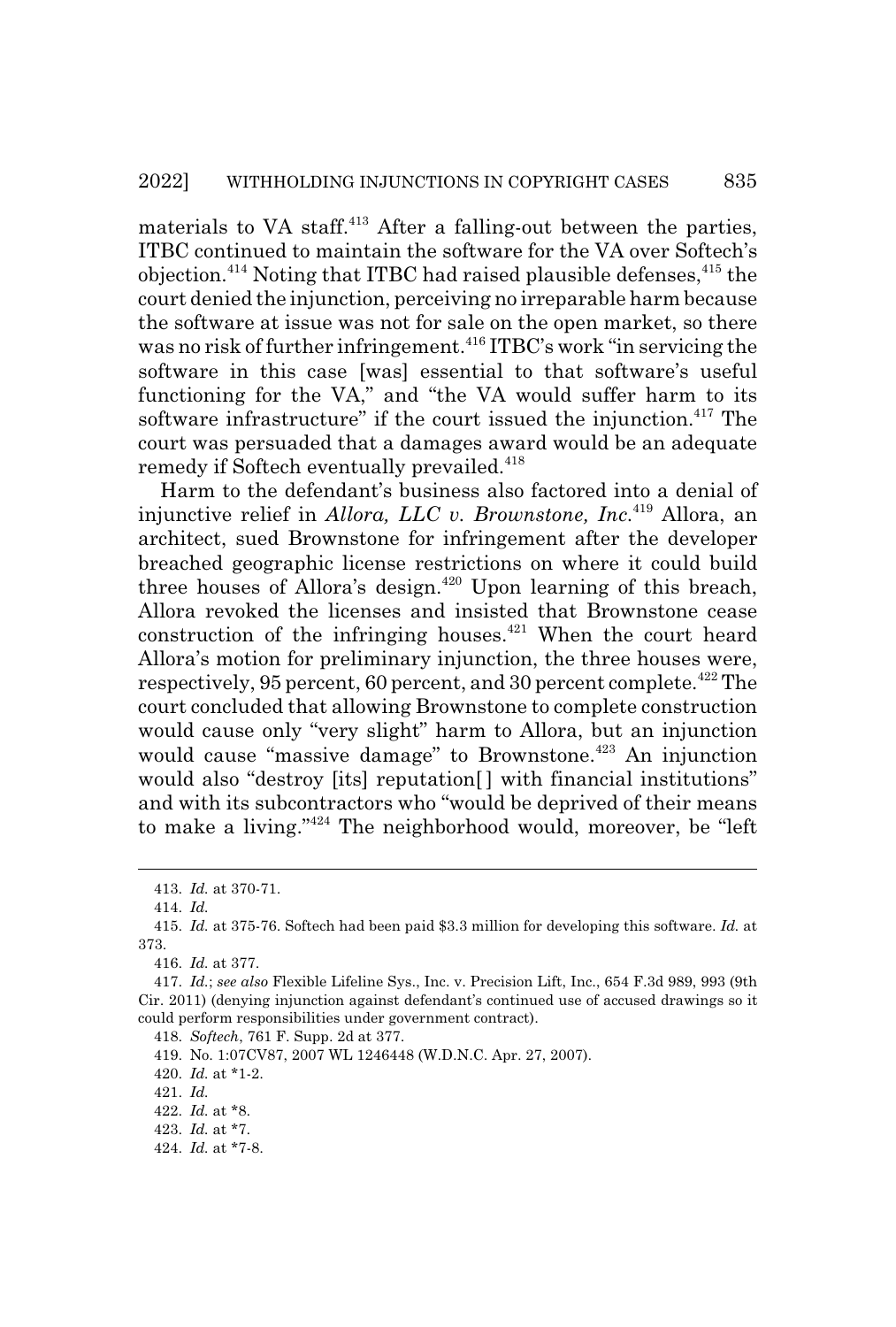materials to VA staff.[413] After a falling-out between the parties, ITBC continued to maintain the software for the VA over Softech's objection.[414] Noting that ITBC had raised plausible defenses,[415] the court denied the injunction, perceiving no irreparable harm because the software at issue was not for sale on the open market, so there was no risk of further infringement.[416] ITBC's work "in servicing the software in this case [was] essential to that software's useful functioning for the VA," and "the VA would suffer harm to its software infrastructure" if the court issued the injunction.[417] The court was persuaded that a damages award would be an adequate remedy if Softech eventually prevailed.[418]

Harm to the defendant's business also factored into a denial of injunctive relief in *Allora, LLC v. Brownstone, Inc.*[419] Allora, an architect, sued Brownstone for infringement after the developer breached geographic license restrictions on where it could build three houses of Allora's design.[420] Upon learning of this breach, Allora revoked the licenses and insisted that Brownstone cease construction of the infringing houses.[421] When the court heard Allora's motion for preliminary injunction, the three houses were, respectively, 95 percent, 60 percent, and 30 percent complete.[422] The court concluded that allowing Brownstone to complete construction would cause only "very slight" harm to Allora, but an injunction would cause "massive damage" to Brownstone.[423] An injunction would also "destroy [its] reputation[ ] with financial institutions" and with its subcontractors who "would be deprived of their means to make a living."[424] The neighborhood would, moreover, be "left

---

413. *Id.* at 370-71.

414. *Id.*

415. *Id.* at 375-76. Softech had been paid $3.3 million for developing this software. *Id.* at 373.

416. *Id.* at 377.

417. *Id.*; *see also* Flexible Lifeline Sys., Inc. v. Precision Lift, Inc., 654 F.3d 989, 993 (9th Cir. 2011) (denying injunction against defendant's continued use of accused drawings so it could perform responsibilities under government contract).

418. *Softech*, 761 F. Supp. 2d at 377.

419. No. 1:07CV87, 2007 WL 1246448 (W.D.N.C. Apr. 27, 2007).

420. *Id.* at *1-2.

421. *Id.*

422. *Id.* at *8.

423. *Id.* at *7.

424. *Id.* at *7-8.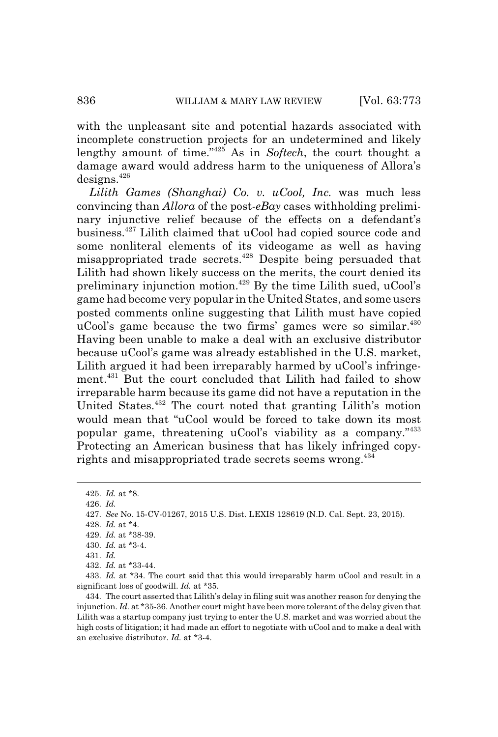with the unpleasant site and potential hazards associated with incomplete construction projects for an undetermined and likely lengthy amount of time."[425] As in *Softech*, the court thought a damage award would address harm to the uniqueness of Allora's designs.[426]

*Lilith Games (Shanghai) Co. v. uCool, Inc.* was much less convincing than *Allora* of the post-*eBay* cases withholding preliminary injunctive relief because of the effects on a defendant's business.[427] Lilith claimed that uCool had copied source code and some nonliteral elements of its videogame as well as having misappropriated trade secrets.[428] Despite being persuaded that Lilith had shown likely success on the merits, the court denied its preliminary injunction motion.[429] By the time Lilith sued, uCool's game had become very popular in the United States, and some users posted comments online suggesting that Lilith must have copied uCool's game because the two firms' games were so similar.[430] Having been unable to make a deal with an exclusive distributor because uCool's game was already established in the U.S. market, Lilith argued it had been irreparably harmed by uCool's infringement.[431] But the court concluded that Lilith had failed to show irreparable harm because its game did not have a reputation in the United States.[432] The court noted that granting Lilith's motion would mean that "uCool would be forced to take down its most popular game, threatening uCool's viability as a company."[433] Protecting an American business that has likely infringed copyrights and misappropriated trade secrets seems wrong.[434]

---

425. *Id.* at *8.

426. *Id.*

427. *See* No. 15-CV-01267, 2015 U.S. Dist. LEXIS 128619 (N.D. Cal. Sept. 23, 2015).

428. *Id.* at *4.

429. *Id.* at *38-39.

430. *Id.* at *3-4.

431. *Id.*

432. *Id.* at *33-44.

433. *Id.* at *34. The court said that this would irreparably harm uCool and result in a significant loss of goodwill. *Id.* at *35.

434. The court asserted that Lilith's delay in filing suit was another reason for denying the injunction. *Id.* at *35-36. Another court might have been more tolerant of the delay given that Lilith was a startup company just trying to enter the U.S. market and was worried about the high costs of litigation; it had made an effort to negotiate with uCool and to make a deal with an exclusive distributor. *Id.* at *3-4.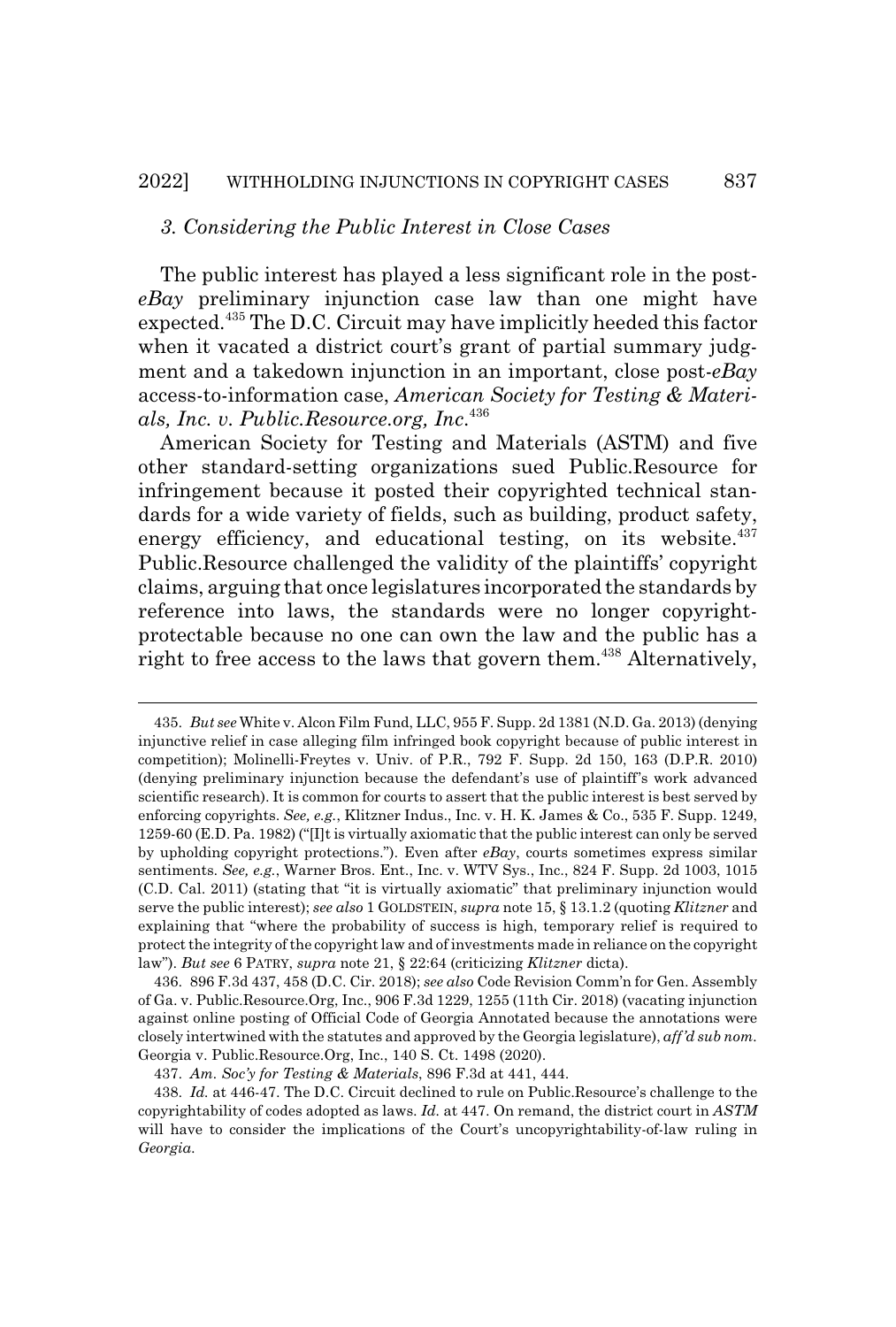### 3. Considering the Public Interest in Close Cases

The public interest has played a less significant role in the post-*eBay* preliminary injunction case law than one might have expected.[435] The D.C. Circuit may have implicitly heeded this factor when it vacated a district court's grant of partial summary judgment and a takedown injunction in an important, close post-*eBay* access-to-information case, *American Society for Testing & Materials, Inc. v. Public.Resource.org, Inc.*[436]

American Society for Testing and Materials (ASTM) and five other standard-setting organizations sued Public.Resource for infringement because it posted their copyrighted technical standards for a wide variety of fields, such as building, product safety, energy efficiency, and educational testing, on its website.[437] Public.Resource challenged the validity of the plaintiffs' copyright claims, arguing that once legislatures incorporated the standards by reference into laws, the standards were no longer copyright-protectable because no one can own the law and the public has a right to free access to the laws that govern them.[438] Alternatively,

---

435. *But see* White v. Alcon Film Fund, LLC, 955 F. Supp. 2d 1381 (N.D. Ga. 2013) (denying injunctive relief in case alleging film infringed book copyright because of public interest in competition); Molinelli-Freytes v. Univ. of P.R., 792 F. Supp. 2d 150, 163 (D.P.R. 2010) (denying preliminary injunction because the defendant's use of plaintiff's work advanced scientific research). It is common for courts to assert that the public interest is best served by enforcing copyrights. *See, e.g.*, Klitzner Indus., Inc. v. H. K. James & Co., 535 F. Supp. 1249, 1259-60 (E.D. Pa. 1982) ("[I]t is virtually axiomatic that the public interest can only be served by upholding copyright protections."). Even after *eBay*, courts sometimes express similar sentiments. *See, e.g.*, Warner Bros. Ent., Inc. v. WTV Sys., Inc., 824 F. Supp. 2d 1003, 1015 (C.D. Cal. 2011) (stating that "it is virtually axiomatic" that preliminary injunction would serve the public interest); *see also* 1 GOLDSTEIN, *supra* note 15, § 13.1.2 (quoting *Klitzner* and explaining that "where the probability of success is high, temporary relief is required to protect the integrity of the copyright law and of investments made in reliance on the copyright law"). *But see* 6 PATRY, *supra* note 21, § 22:64 (criticizing *Klitzner* dicta).

436. 896 F.3d 437, 458 (D.C. Cir. 2018); *see also* Code Revision Comm'n for Gen. Assembly of Ga. v. Public.Resource.Org, Inc., 906 F.3d 1229, 1255 (11th Cir. 2018) (vacating injunction against online posting of Official Code of Georgia Annotated because the annotations were closely intertwined with the statutes and approved by the Georgia legislature), *aff'd sub nom.* Georgia v. Public.Resource.Org, Inc., 140 S. Ct. 1498 (2020).

437. *Am. Soc'y for Testing & Materials*, 896 F.3d at 441, 444.

438. *Id.* at 446-47. The D.C. Circuit declined to rule on Public.Resource's challenge to the copyrightability of codes adopted as laws. *Id.* at 447. On remand, the district court in *ASTM* will have to consider the implications of the Court's uncopyrightability-of-law ruling in *Georgia*.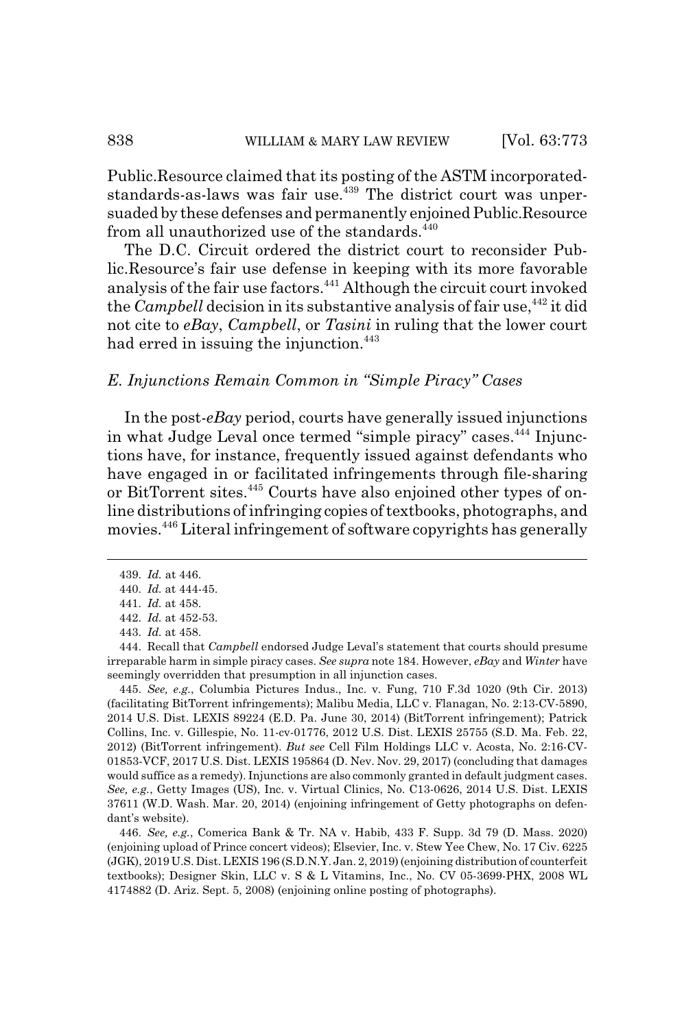Public.Resource claimed that its posting of the ASTM incorporated-standards-as-laws was fair use.[439] The district court was unpersuaded by these defenses and permanently enjoined Public.Resource from all unauthorized use of the standards.[440]

The D.C. Circuit ordered the district court to reconsider Public.Resource's fair use defense in keeping with its more favorable analysis of the fair use factors.[441] Although the circuit court invoked the *Campbell* decision in its substantive analysis of fair use,[442] it did not cite to *eBay*, *Campbell*, or *Tasini* in ruling that the lower court had erred in issuing the injunction.[443]

### *E. Injunctions Remain Common in "Simple Piracy" Cases*

In the post-*eBay* period, courts have generally issued injunctions in what Judge Leval once termed "simple piracy" cases.[444] Injunctions have, for instance, frequently issued against defendants who have engaged in or facilitated infringements through file-sharing or BitTorrent sites.[445] Courts have also enjoined other types of online distributions of infringing copies of textbooks, photographs, and movies.[446] Literal infringement of software copyrights has generally

---

439. *Id.* at 446.

440. *Id.* at 444-45.

441. *Id.* at 458.

442. *Id.* at 452-53.

443. *Id.* at 458.

444. Recall that *Campbell* endorsed Judge Leval's statement that courts should presume irreparable harm in simple piracy cases. *See supra* note 184. However, *eBay* and *Winter* have seemingly overridden that presumption in all injunction cases.

445. *See, e.g.*, Columbia Pictures Indus., Inc. v. Fung, 710 F.3d 1020 (9th Cir. 2013) (facilitating BitTorrent infringements); Malibu Media, LLC v. Flanagan, No. 2:13-CV-5890, 2014 U.S. Dist. LEXIS 89224 (E.D. Pa. June 30, 2014) (BitTorrent infringement); Patrick Collins, Inc. v. Gillespie, No. 11-cv-01776, 2012 U.S. Dist. LEXIS 25755 (S.D. Ma. Feb. 22, 2012) (BitTorrent infringement). *But see* Cell Film Holdings LLC v. Acosta, No. 2:16-CV-01853-VCF, 2017 U.S. Dist. LEXIS 195864 (D. Nev. Nov. 29, 2017) (concluding that damages would suffice as a remedy). Injunctions are also commonly granted in default judgment cases. *See, e.g.*, Getty Images (US), Inc. v. Virtual Clinics, No. C13-0626, 2014 U.S. Dist. LEXIS 37611 (W.D. Wash. Mar. 20, 2014) (enjoining infringement of Getty photographs on defendant's website).

446. *See, e.g.*, Comerica Bank & Tr. NA v. Habib, 433 F. Supp. 3d 79 (D. Mass. 2020) (enjoining upload of Prince concert videos); Elsevier, Inc. v. Stew Yee Chew, No. 17 Civ. 6225 (JGK), 2019 U.S. Dist. LEXIS 196 (S.D.N.Y. Jan. 2, 2019) (enjoining distribution of counterfeit textbooks); Designer Skin, LLC v. S & L Vitamins, Inc., No. CV 05-3699-PHX, 2008 WL 4174882 (D. Ariz. Sept. 5, 2008) (enjoining online posting of photographs).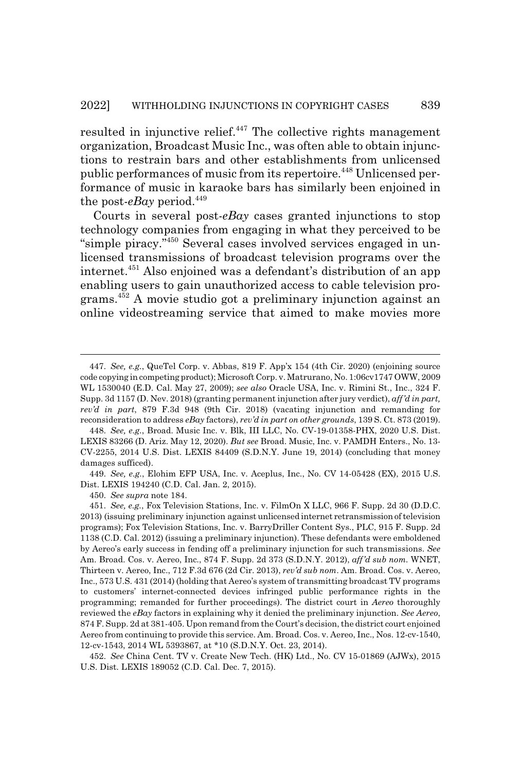resulted in injunctive relief.[447] The collective rights management organization, Broadcast Music Inc., was often able to obtain injunctions to restrain bars and other establishments from unlicensed public performances of music from its repertoire.[448] Unlicensed performance of music in karaoke bars has similarly been enjoined in the post-*eBay* period.[449]

Courts in several post-*eBay* cases granted injunctions to stop technology companies from engaging in what they perceived to be "simple piracy."[450] Several cases involved services engaged in unlicensed transmissions of broadcast television programs over the internet.[451] Also enjoined was a defendant's distribution of an app enabling users to gain unauthorized access to cable television programs.[452] A movie studio got a preliminary injunction against an online videostreaming service that aimed to make movies more

---

447. *See, e.g.*, QueTel Corp. v. Abbas, 819 F. App'x 154 (4th Cir. 2020) (enjoining source code copying in competing product); Microsoft Corp. v. Matrurano, No. 1:06cv1747 OWW, 2009 WL 1530040 (E.D. Cal. May 27, 2009); *see also* Oracle USA, Inc. v. Rimini St., Inc., 324 F. Supp. 3d 1157 (D. Nev. 2018) (granting permanent injunction after jury verdict), *aff'd in part, rev'd in part*, 879 F.3d 948 (9th Cir. 2018) (vacating injunction and remanding for reconsideration to address *eBay* factors), *rev'd in part on other grounds*, 139 S. Ct. 873 (2019).

448. *See, e.g.*, Broad. Music Inc. v. Blk, III LLC, No. CV-19-01358-PHX, 2020 U.S. Dist. LEXIS 83266 (D. Ariz. May 12, 2020). *But see* Broad. Music, Inc. v. PAMDH Enters., No. 13-CV-2255, 2014 U.S. Dist. LEXIS 84409 (S.D.N.Y. June 19, 2014) (concluding that money damages sufficed).

449. *See, e.g.*, Elohim EFP USA, Inc. v. Aceplus, Inc., No. CV 14-05428 (EX), 2015 U.S. Dist. LEXIS 194240 (C.D. Cal. Jan. 2, 2015).

450. *See supra* note 184.

451. *See, e.g.*, Fox Television Stations, Inc. v. FilmOn X LLC, 966 F. Supp. 2d 30 (D.D.C. 2013) (issuing preliminary injunction against unlicensed internet retransmission of television programs); Fox Television Stations, Inc. v. BarryDriller Content Sys., PLC, 915 F. Supp. 2d 1138 (C.D. Cal. 2012) (issuing a preliminary injunction). These defendants were emboldened by Aereo's early success in fending off a preliminary injunction for such transmissions. *See* Am. Broad. Cos. v. Aereo, Inc., 874 F. Supp. 2d 373 (S.D.N.Y. 2012), *aff'd sub nom.* WNET, Thirteen v. Aereo, Inc., 712 F.3d 676 (2d Cir. 2013), *rev'd sub nom*. Am. Broad. Cos. v. Aereo, Inc., 573 U.S. 431 (2014) (holding that Aereo's system of transmitting broadcast TV programs to customers' internet-connected devices infringed public performance rights in the programming; remanded for further proceedings). The district court in *Aereo* thoroughly reviewed the *eBay* factors in explaining why it denied the preliminary injunction. *See Aereo*, 874 F. Supp. 2d at 381-405. Upon remand from the Court's decision, the district court enjoined Aereo from continuing to provide this service. Am. Broad. Cos. v. Aereo, Inc., Nos. 12-cv-1540, 12-cv-1543, 2014 WL 5393867, at *10 (S.D.N.Y. Oct. 23, 2014).

452. *See* China Cent. TV v. Create New Tech. (HK) Ltd., No. CV 15-01869 (AJWx), 2015 U.S. Dist. LEXIS 189052 (C.D. Cal. Dec. 7, 2015).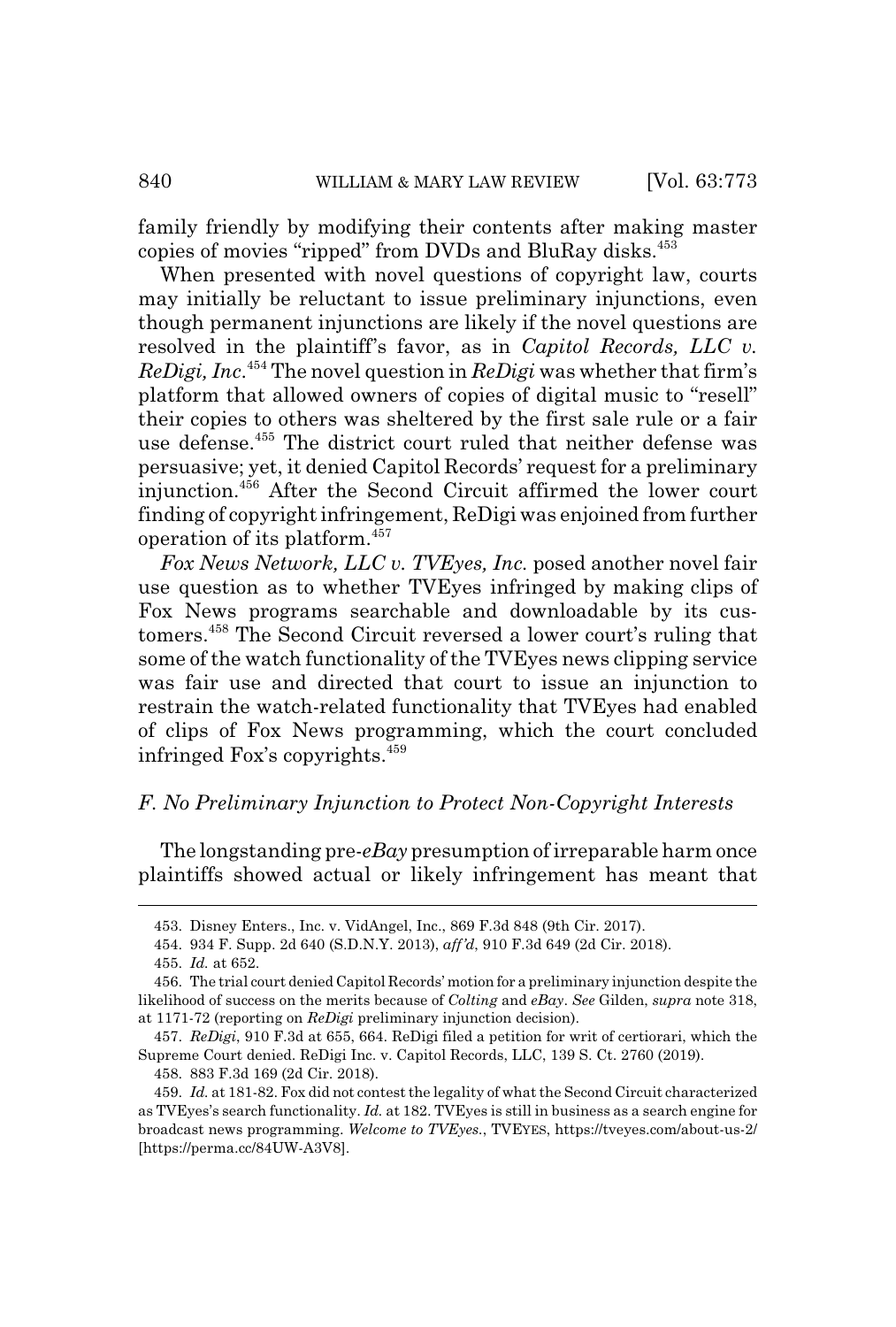family friendly by modifying their contents after making master copies of movies "ripped" from DVDs and BluRay disks.[453]

When presented with novel questions of copyright law, courts may initially be reluctant to issue preliminary injunctions, even though permanent injunctions are likely if the novel questions are resolved in the plaintiff's favor, as in *Capitol Records, LLC v. ReDigi, Inc.*[454] The novel question in *ReDigi* was whether that firm's platform that allowed owners of copies of digital music to "resell" their copies to others was sheltered by the first sale rule or a fair use defense.[455] The district court ruled that neither defense was persuasive; yet, it denied Capitol Records' request for a preliminary injunction.[456] After the Second Circuit affirmed the lower court finding of copyright infringement, ReDigi was enjoined from further operation of its platform.[457]

*Fox News Network, LLC v. TVEyes, Inc.* posed another novel fair use question as to whether TVEyes infringed by making clips of Fox News programs searchable and downloadable by its customers.[458] The Second Circuit reversed a lower court's ruling that some of the watch functionality of the TVEyes news clipping service was fair use and directed that court to issue an injunction to restrain the watch-related functionality that TVEyes had enabled of clips of Fox News programming, which the court concluded infringed Fox's copyrights.[459]

### *F. No Preliminary Injunction to Protect Non-Copyright Interests*

The longstanding pre-*eBay* presumption of irreparable harm once plaintiffs showed actual or likely infringement has meant that

---

453. Disney Enters., Inc. v. VidAngel, Inc., 869 F.3d 848 (9th Cir. 2017).

454. 934 F. Supp. 2d 640 (S.D.N.Y. 2013), *aff'd*, 910 F.3d 649 (2d Cir. 2018).

455. *Id.* at 652.

456. The trial court denied Capitol Records' motion for a preliminary injunction despite the likelihood of success on the merits because of *Colting* and *eBay*. *See* Gilden, *supra* note 318, at 1171-72 (reporting on *ReDigi* preliminary injunction decision).

457. *ReDigi*, 910 F.3d at 655, 664. ReDigi filed a petition for writ of certiorari, which the Supreme Court denied. ReDigi Inc. v. Capitol Records, LLC, 139 S. Ct. 2760 (2019).

458. 883 F.3d 169 (2d Cir. 2018).

459. *Id.* at 181-82. Fox did not contest the legality of what the Second Circuit characterized as TVEyes's search functionality. *Id.* at 182. TVEyes is still in business as a search engine for broadcast news programming. *Welcome to TVEyes.*, TVEYES, https://tveyes.com/about-us-2/ [https://perma.cc/84UW-A3V8].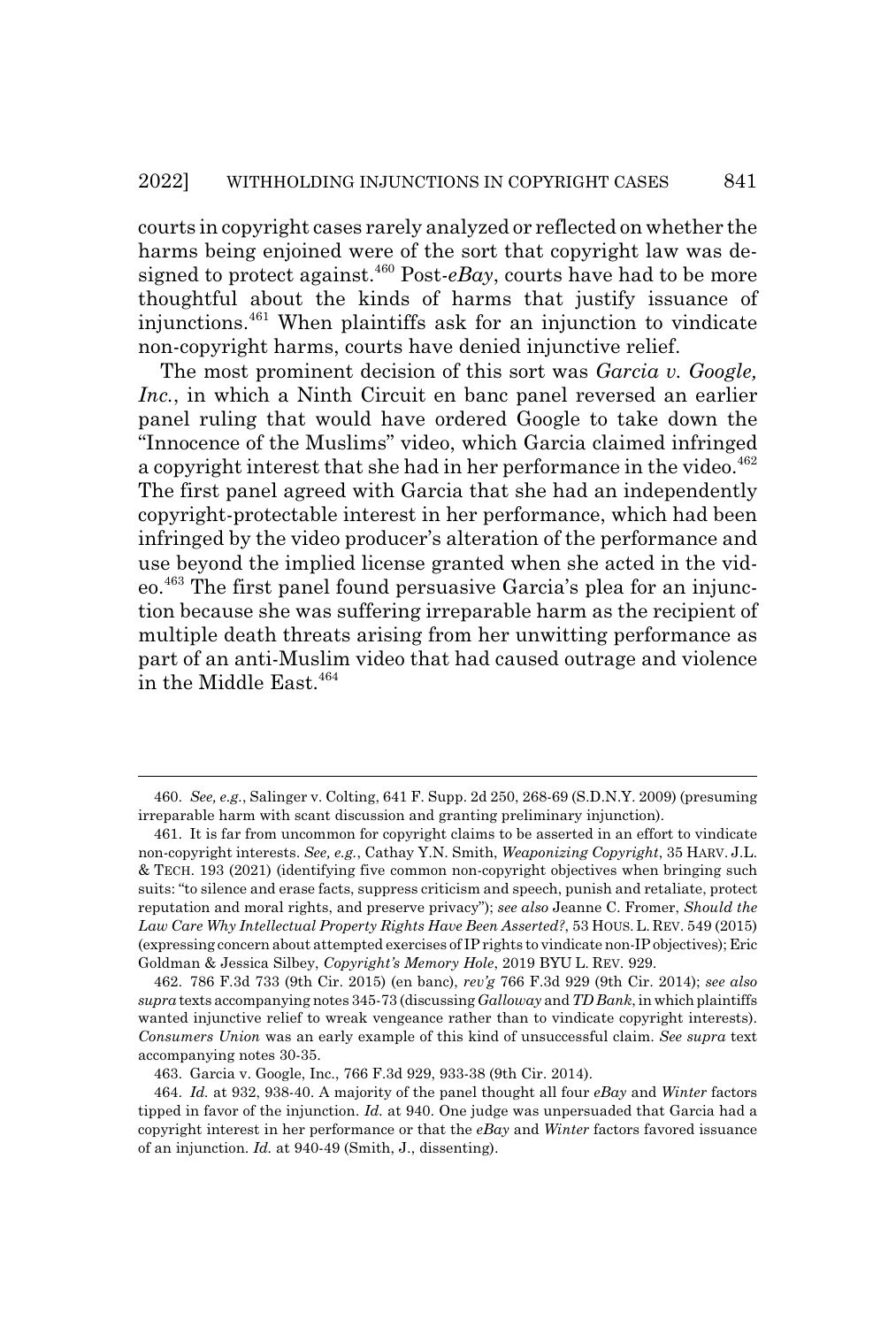courts in copyright cases rarely analyzed or reflected on whether the harms being enjoined were of the sort that copyright law was designed to protect against.[460] Post-*eBay*, courts have had to be more thoughtful about the kinds of harms that justify issuance of injunctions.[461] When plaintiffs ask for an injunction to vindicate non-copyright harms, courts have denied injunctive relief.

The most prominent decision of this sort was *Garcia v. Google, Inc.*, in which a Ninth Circuit en banc panel reversed an earlier panel ruling that would have ordered Google to take down the "Innocence of the Muslims" video, which Garcia claimed infringed a copyright interest that she had in her performance in the video.[462] The first panel agreed with Garcia that she had an independently copyright-protectable interest in her performance, which had been infringed by the video producer's alteration of the performance and use beyond the implied license granted when she acted in the video.[463] The first panel found persuasive Garcia's plea for an injunction because she was suffering irreparable harm as the recipient of multiple death threats arising from her unwitting performance as part of an anti-Muslim video that had caused outrage and violence in the Middle East.[464]

---

460. *See, e.g.*, Salinger v. Colting, 641 F. Supp. 2d 250, 268-69 (S.D.N.Y. 2009) (presuming irreparable harm with scant discussion and granting preliminary injunction).

461. It is far from uncommon for copyright claims to be asserted in an effort to vindicate non-copyright interests. *See, e.g.*, Cathay Y.N. Smith, *Weaponizing Copyright*, 35 HARV. J.L. & TECH. 193 (2021) (identifying five common non-copyright objectives when bringing such suits: "to silence and erase facts, suppress criticism and speech, punish and retaliate, protect reputation and moral rights, and preserve privacy"); *see also* Jeanne C. Fromer, *Should the Law Care Why Intellectual Property Rights Have Been Asserted?*, 53 HOUS. L. REV. 549 (2015) (expressing concern about attempted exercises of IP rights to vindicate non-IP objectives); Eric Goldman & Jessica Silbey, *Copyright's Memory Hole*, 2019 BYU L. REV. 929.

462. 786 F.3d 733 (9th Cir. 2015) (en banc), *rev'g* 766 F.3d 929 (9th Cir. 2014); *see also supra* texts accompanying notes 345-73 (discussing *Galloway* and *TD Bank*, in which plaintiffs wanted injunctive relief to wreak vengeance rather than to vindicate copyright interests). *Consumers Union* was an early example of this kind of unsuccessful claim. *See supra* text accompanying notes 30-35.

463. Garcia v. Google, Inc., 766 F.3d 929, 933-38 (9th Cir. 2014).

464. *Id.* at 932, 938-40. A majority of the panel thought all four *eBay* and *Winter* factors tipped in favor of the injunction. *Id.* at 940. One judge was unpersuaded that Garcia had a copyright interest in her performance or that the *eBay* and *Winter* factors favored issuance of an injunction. *Id.* at 940-49 (Smith, J., dissenting).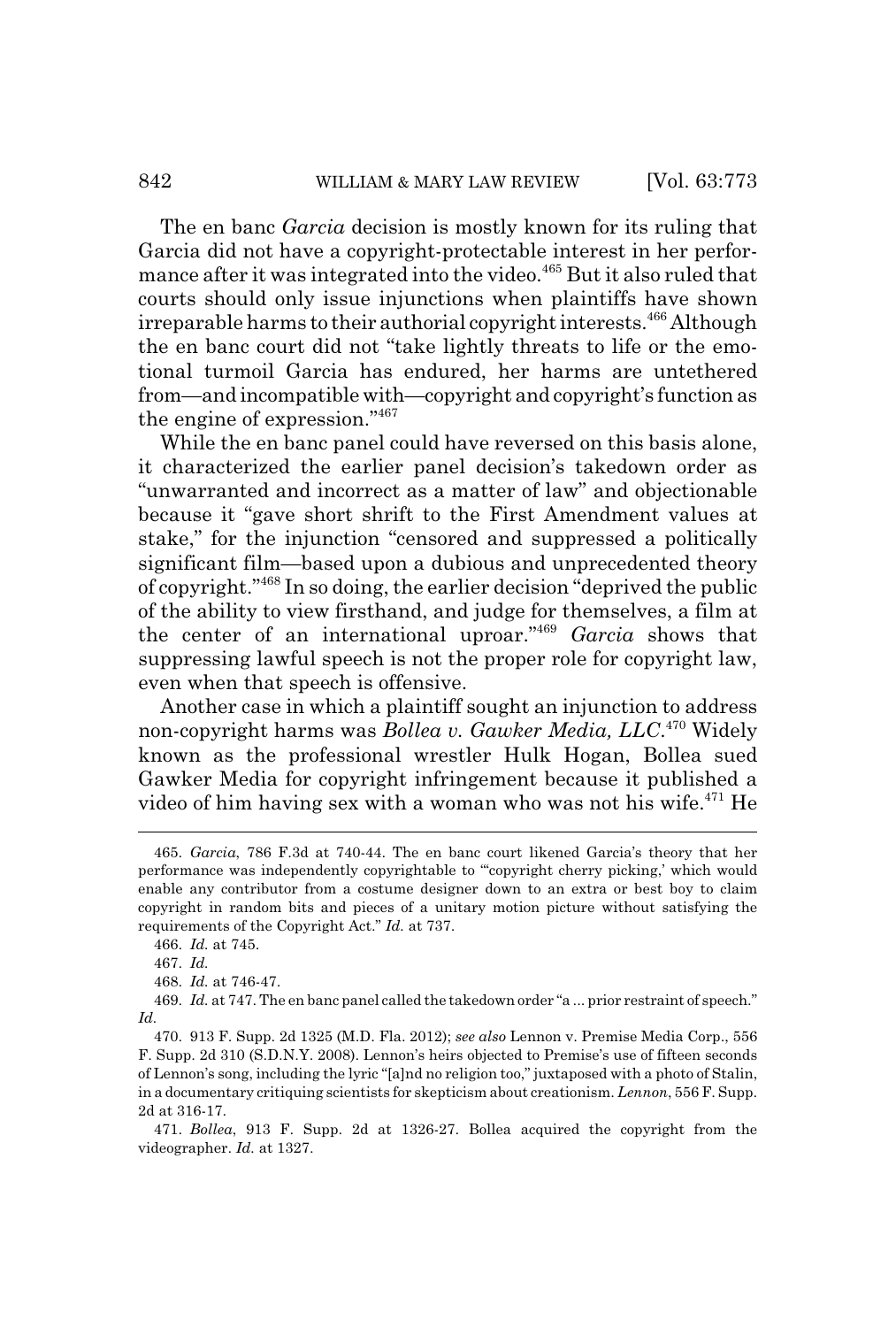The en banc *Garcia* decision is mostly known for its ruling that Garcia did not have a copyright-protectable interest in her performance after it was integrated into the video.[465] But it also ruled that courts should only issue injunctions when plaintiffs have shown irreparable harms to their authorial copyright interests.[466] Although the en banc court did not "take lightly threats to life or the emotional turmoil Garcia has endured, her harms are untethered from—and incompatible with—copyright and copyright's function as the engine of expression."[467]

While the en banc panel could have reversed on this basis alone, it characterized the earlier panel decision's takedown order as "unwarranted and incorrect as a matter of law" and objectionable because it "gave short shrift to the First Amendment values at stake," for the injunction "censored and suppressed a politically significant film—based upon a dubious and unprecedented theory of copyright."[468] In so doing, the earlier decision "deprived the public of the ability to view firsthand, and judge for themselves, a film at the center of an international uproar."[469] *Garcia* shows that suppressing lawful speech is not the proper role for copyright law, even when that speech is offensive.

Another case in which a plaintiff sought an injunction to address non-copyright harms was *Bollea v. Gawker Media, LLC*.[470] Widely known as the professional wrestler Hulk Hogan, Bollea sued Gawker Media for copyright infringement because it published a video of him having sex with a woman who was not his wife.[471] He

---

465. *Garcia*, 786 F.3d at 740-44. The en banc court likened Garcia's theory that her performance was independently copyrightable to "'copyright cherry picking,' which would enable any contributor from a costume designer down to an extra or best boy to claim copyright in random bits and pieces of a unitary motion picture without satisfying the requirements of the Copyright Act." *Id.* at 737.

466. *Id.* at 745.

467. *Id.*

468. *Id.* at 746-47.

469. *Id.* at 747. The en banc panel called the takedown order "a ... prior restraint of speech." *Id.*

470. 913 F. Supp. 2d 1325 (M.D. Fla. 2012); *see also* Lennon v. Premise Media Corp., 556 F. Supp. 2d 310 (S.D.N.Y. 2008). Lennon's heirs objected to Premise's use of fifteen seconds of Lennon's song, including the lyric "[a]nd no religion too," juxtaposed with a photo of Stalin, in a documentary critiquing scientists for skepticism about creationism. *Lennon*, 556 F. Supp. 2d at 316-17.

471. *Bollea*, 913 F. Supp. 2d at 1326-27. Bollea acquired the copyright from the videographer. *Id.* at 1327.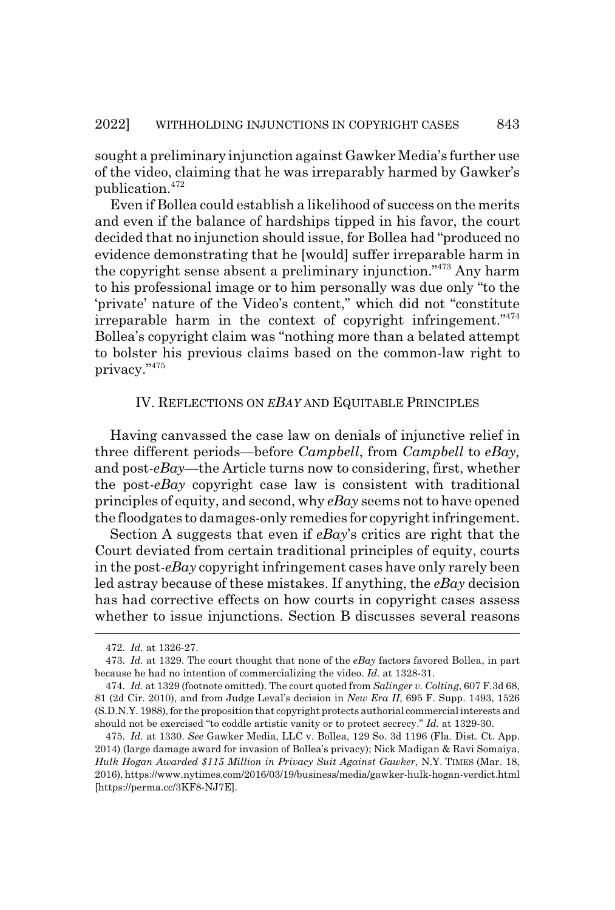sought a preliminary injunction against Gawker Media's further use of the video, claiming that he was irreparably harmed by Gawker's publication.[472]

Even if Bollea could establish a likelihood of success on the merits and even if the balance of hardships tipped in his favor, the court decided that no injunction should issue, for Bollea had "produced no evidence demonstrating that he [would] suffer irreparable harm in the copyright sense absent a preliminary injunction."[473] Any harm to his professional image or to him personally was due only "to the 'private' nature of the Video's content," which did not "constitute irreparable harm in the context of copyright infringement."[474] Bollea's copyright claim was "nothing more than a belated attempt to bolster his previous claims based on the common-law right to privacy."[475]

## IV. Reflections on *eBay* and Equitable Principles

Having canvassed the case law on denials of injunctive relief in three different periods—before *Campbell*, from *Campbell* to *eBay*, and post-*eBay*—the Article turns now to considering, first, whether the post-*eBay* copyright case law is consistent with traditional principles of equity, and second, why *eBay* seems not to have opened the floodgates to damages-only remedies for copyright infringement.

Section A suggests that even if *eBay*'s critics are right that the Court deviated from certain traditional principles of equity, courts in the post-*eBay* copyright infringement cases have only rarely been led astray because of these mistakes. If anything, the *eBay* decision has had corrective effects on how courts in copyright cases assess whether to issue injunctions. Section B discusses several reasons

---

472. *Id.* at 1326-27.

473. *Id.* at 1329. The court thought that none of the *eBay* factors favored Bollea, in part because he had no intention of commercializing the video. *Id.* at 1328-31.

474. *Id.* at 1329 (footnote omitted). The court quoted from *Salinger v. Colting*, 607 F.3d 68, 81 (2d Cir. 2010), and from Judge Leval's decision in *New Era II*, 695 F. Supp. 1493, 1526 (S.D.N.Y. 1988), for the proposition that copyright protects authorial commercial interests and should not be exercised "to coddle artistic vanity or to protect secrecy." *Id.* at 1329-30.

475. *Id.* at 1330. *See* Gawker Media, LLC v. Bollea, 129 So. 3d 1196 (Fla. Dist. Ct. App. 2014) (large damage award for invasion of Bollea's privacy); Nick Madigan & Ravi Somaiya, *Hulk Hogan Awarded $115 Million in Privacy Suit Against Gawker*, N.Y. TIMES (Mar. 18, 2016), https://www.nytimes.com/2016/03/19/business/media/gawker-hulk-hogan-verdict.html [https://perma.cc/3KF8-NJ7E].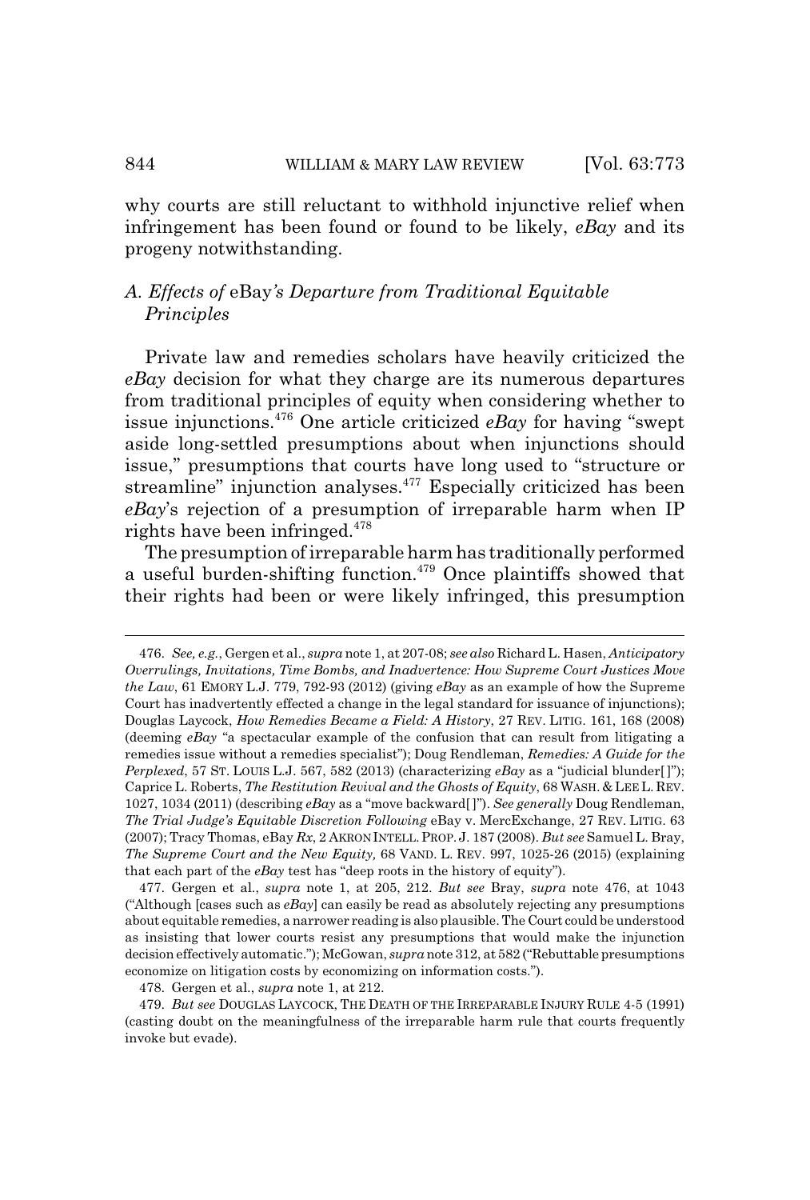why courts are still reluctant to withhold injunctive relief when infringement has been found or found to be likely, *eBay* and its progeny notwithstanding.

### *A. Effects of* eBay*'s Departure from Traditional Equitable Principles*

Private law and remedies scholars have heavily criticized the *eBay* decision for what they charge are its numerous departures from traditional principles of equity when considering whether to issue injunctions.[476] One article criticized *eBay* for having "swept aside long-settled presumptions about when injunctions should issue," presumptions that courts have long used to "structure or streamline" injunction analyses.[477] Especially criticized has been *eBay*'s rejection of a presumption of irreparable harm when IP rights have been infringed.[478]

The presumption of irreparable harm has traditionally performed a useful burden-shifting function.[479] Once plaintiffs showed that their rights had been or were likely infringed, this presumption

---

476. *See, e.g.*, Gergen et al., *supra* note 1, at 207-08; *see also* Richard L. Hasen, *Anticipatory Overrulings, Invitations, Time Bombs, and Inadvertence: How Supreme Court Justices Move the Law*, 61 EMORY L.J. 779, 792-93 (2012) (giving *eBay* as an example of how the Supreme Court has inadvertently effected a change in the legal standard for issuance of injunctions); Douglas Laycock, *How Remedies Became a Field: A History*, 27 REV. LITIG. 161, 168 (2008) (deeming *eBay* "a spectacular example of the confusion that can result from litigating a remedies issue without a remedies specialist"); Doug Rendleman, *Remedies: A Guide for the Perplexed*, 57 ST. LOUIS L.J. 567, 582 (2013) (characterizing *eBay* as a "judicial blunder[ ]"); Caprice L. Roberts, *The Restitution Revival and the Ghosts of Equity*, 68 WASH. & LEE L. REV. 1027, 1034 (2011) (describing *eBay* as a "move backward[ ]"). *See generally* Doug Rendleman, *The Trial Judge's Equitable Discretion Following* eBay v. MercExchange, 27 REV. LITIG. 63 (2007); Tracy Thomas, eBay *Rx*, 2 AKRON INTELL. PROP. J. 187 (2008). *But see* Samuel L. Bray, *The Supreme Court and the New Equity,* 68 VAND. L. REV. 997, 1025-26 (2015) (explaining that each part of the *eBay* test has "deep roots in the history of equity").

477. Gergen et al., *supra* note 1, at 205, 212. *But see* Bray, *supra* note 476, at 1043 ("Although [cases such as *eBay*] can easily be read as absolutely rejecting any presumptions about equitable remedies, a narrower reading is also plausible. The Court could be understood as insisting that lower courts resist any presumptions that would make the injunction decision effectively automatic."); McGowan, *supra* note 312, at 582 ("Rebuttable presumptions economize on litigation costs by economizing on information costs.").

478. Gergen et al., *supra* note 1, at 212.

479. *But see* DOUGLAS LAYCOCK, THE DEATH OF THE IRREPARABLE INJURY RULE 4-5 (1991) (casting doubt on the meaningfulness of the irreparable harm rule that courts frequently invoke but evade).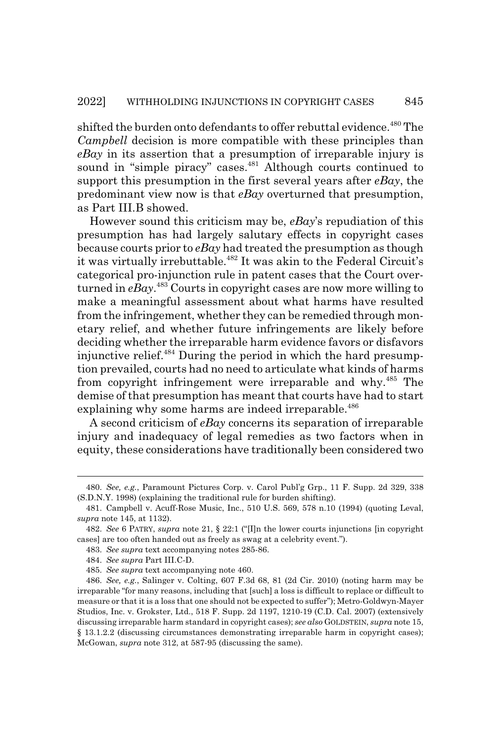shifted the burden onto defendants to offer rebuttal evidence.[480] The *Campbell* decision is more compatible with these principles than *eBay* in its assertion that a presumption of irreparable injury is sound in "simple piracy" cases.[481] Although courts continued to support this presumption in the first several years after *eBay*, the predominant view now is that *eBay* overturned that presumption, as Part III.B showed.

However sound this criticism may be, *eBay*'s repudiation of this presumption has had largely salutary effects in copyright cases because courts prior to *eBay* had treated the presumption as though it was virtually irrebuttable.[482] It was akin to the Federal Circuit's categorical pro-injunction rule in patent cases that the Court overturned in *eBay*.[483] Courts in copyright cases are now more willing to make a meaningful assessment about what harms have resulted from the infringement, whether they can be remedied through monetary relief, and whether future infringements are likely before deciding whether the irreparable harm evidence favors or disfavors injunctive relief.[484] During the period in which the hard presumption prevailed, courts had no need to articulate what kinds of harms from copyright infringement were irreparable and why.[485] The demise of that presumption has meant that courts have had to start explaining why some harms are indeed irreparable.[486]

A second criticism of *eBay* concerns its separation of irreparable injury and inadequacy of legal remedies as two factors when in equity, these considerations have traditionally been considered two

---

480. *See, e.g.*, Paramount Pictures Corp. v. Carol Publ'g Grp., 11 F. Supp. 2d 329, 338 (S.D.N.Y. 1998) (explaining the traditional rule for burden shifting).

481. Campbell v. Acuff-Rose Music, Inc., 510 U.S. 569, 578 n.10 (1994) (quoting Leval, *supra* note 145, at 1132).

482. *See* 6 PATRY, *supra* note 21, § 22:1 ("[I]n the lower courts injunctions [in copyright cases] are too often handed out as freely as swag at a celebrity event.").

483. *See supra* text accompanying notes 285-86.

484. *See supra* Part III.C-D.

485. *See supra* text accompanying note 460.

486. *See, e.g.*, Salinger v. Colting, 607 F.3d 68, 81 (2d Cir. 2010) (noting harm may be irreparable "for many reasons, including that [such] a loss is difficult to replace or difficult to measure or that it is a loss that one should not be expected to suffer"); Metro-Goldwyn-Mayer Studios, Inc. v. Grokster, Ltd., 518 F. Supp. 2d 1197, 1210-19 (C.D. Cal. 2007) (extensively discussing irreparable harm standard in copyright cases); *see also* GOLDSTEIN, *supra* note 15, § 13.1.2.2 (discussing circumstances demonstrating irreparable harm in copyright cases); McGowan, *supra* note 312, at 587-95 (discussing the same).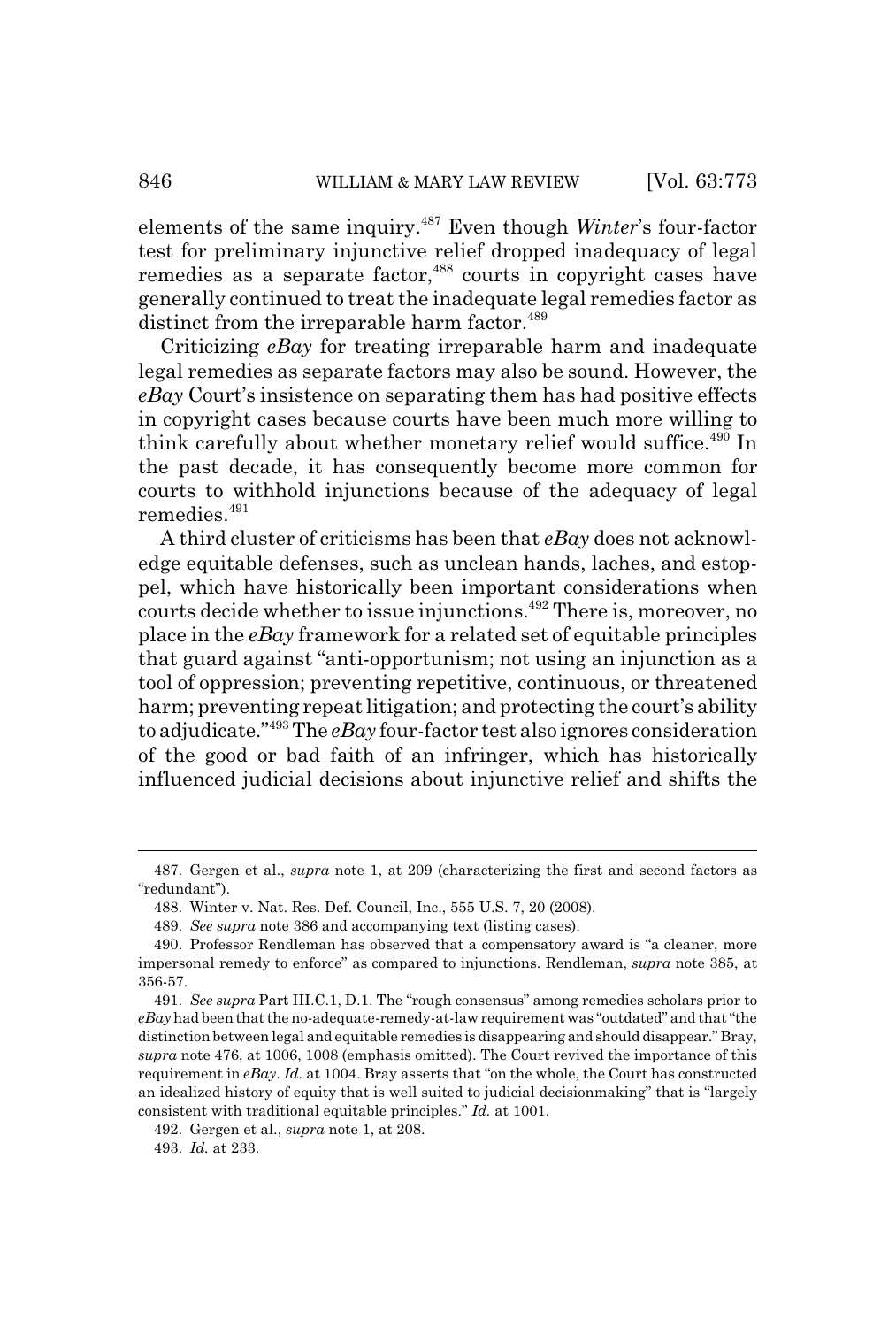elements of the same inquiry.[487] Even though *Winter*'s four-factor test for preliminary injunctive relief dropped inadequacy of legal remedies as a separate factor,[488] courts in copyright cases have generally continued to treat the inadequate legal remedies factor as distinct from the irreparable harm factor.[489]

Criticizing *eBay* for treating irreparable harm and inadequate legal remedies as separate factors may also be sound. However, the *eBay* Court's insistence on separating them has had positive effects in copyright cases because courts have been much more willing to think carefully about whether monetary relief would suffice.[490] In the past decade, it has consequently become more common for courts to withhold injunctions because of the adequacy of legal remedies.[491]

A third cluster of criticisms has been that *eBay* does not acknowledge equitable defenses, such as unclean hands, laches, and estoppel, which have historically been important considerations when courts decide whether to issue injunctions.[492] There is, moreover, no place in the *eBay* framework for a related set of equitable principles that guard against "anti-opportunism; not using an injunction as a tool of oppression; preventing repetitive, continuous, or threatened harm; preventing repeat litigation; and protecting the court's ability to adjudicate."[493] The *eBay* four-factor test also ignores consideration of the good or bad faith of an infringer, which has historically influenced judicial decisions about injunctive relief and shifts the

---

487. Gergen et al., *supra* note 1, at 209 (characterizing the first and second factors as "redundant").

488. Winter v. Nat. Res. Def. Council, Inc., 555 U.S. 7, 20 (2008).

489. *See supra* note 386 and accompanying text (listing cases).

490. Professor Rendleman has observed that a compensatory award is "a cleaner, more impersonal remedy to enforce" as compared to injunctions. Rendleman, *supra* note 385, at 356-57.

491. *See supra* Part III.C.1, D.1. The "rough consensus" among remedies scholars prior to *eBay* had been that the no-adequate-remedy-at-law requirement was "outdated" and that "the distinction between legal and equitable remedies is disappearing and should disappear." Bray, *supra* note 476, at 1006, 1008 (emphasis omitted). The Court revived the importance of this requirement in *eBay*. *Id.* at 1004. Bray asserts that "on the whole, the Court has constructed an idealized history of equity that is well suited to judicial decisionmaking" that is "largely consistent with traditional equitable principles." *Id.* at 1001.

492. Gergen et al., *supra* note 1, at 208.

493. *Id.* at 233.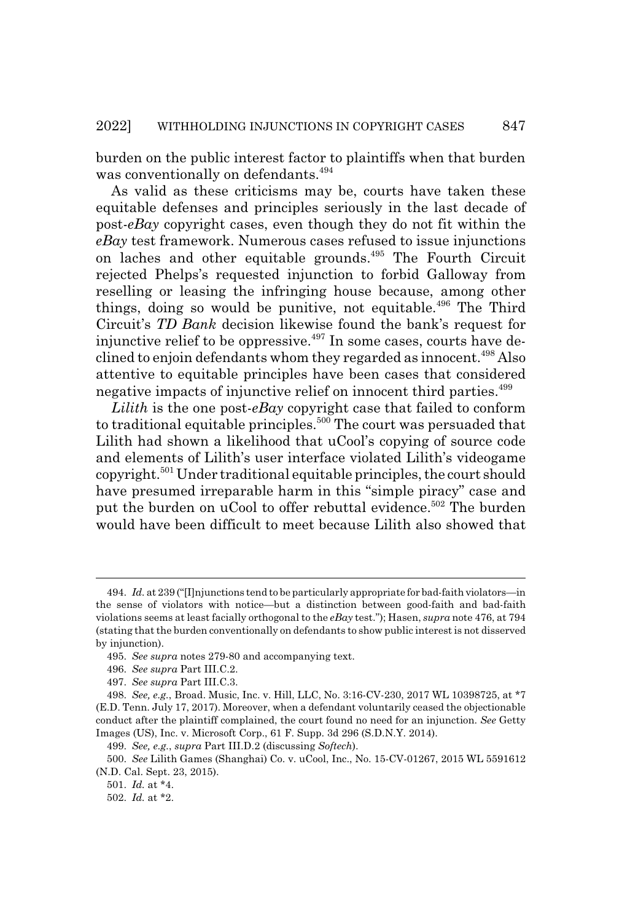burden on the public interest factor to plaintiffs when that burden was conventionally on defendants.[494]

As valid as these criticisms may be, courts have taken these equitable defenses and principles seriously in the last decade of post-*eBay* copyright cases, even though they do not fit within the *eBay* test framework. Numerous cases refused to issue injunctions on laches and other equitable grounds.[495] The Fourth Circuit rejected Phelps's requested injunction to forbid Galloway from reselling or leasing the infringing house because, among other things, doing so would be punitive, not equitable.[496] The Third Circuit's *TD Bank* decision likewise found the bank's request for injunctive relief to be oppressive.[497] In some cases, courts have declined to enjoin defendants whom they regarded as innocent.[498] Also attentive to equitable principles have been cases that considered negative impacts of injunctive relief on innocent third parties.[499]

*Lilith* is the one post-*eBay* copyright case that failed to conform to traditional equitable principles.[500] The court was persuaded that Lilith had shown a likelihood that uCool's copying of source code and elements of Lilith's user interface violated Lilith's videogame copyright.[501] Under traditional equitable principles, the court should have presumed irreparable harm in this "simple piracy" case and put the burden on uCool to offer rebuttal evidence.[502] The burden would have been difficult to meet because Lilith also showed that

---

494. *Id.* at 239 ("[I]njunctions tend to be particularly appropriate for bad-faith violators—in the sense of violators with notice—but a distinction between good-faith and bad-faith violations seems at least facially orthogonal to the *eBay* test."); Hasen, *supra* note 476, at 794 (stating that the burden conventionally on defendants to show public interest is not disserved by injunction).

495. *See supra* notes 279-80 and accompanying text.

496. *See supra* Part III.C.2.

497. *See supra* Part III.C.3.

498. *See, e.g.*, Broad. Music, Inc. v. Hill, LLC, No. 3:16-CV-230, 2017 WL 10398725, at *7 (E.D. Tenn. July 17, 2017). Moreover, when a defendant voluntarily ceased the objectionable conduct after the plaintiff complained, the court found no need for an injunction. *See* Getty Images (US), Inc. v. Microsoft Corp., 61 F. Supp. 3d 296 (S.D.N.Y. 2014).

499. *See, e.g.*, *supra* Part III.D.2 (discussing *Softech*).

500. *See* Lilith Games (Shanghai) Co. v. uCool, Inc., No. 15-CV-01267, 2015 WL 5591612 (N.D. Cal. Sept. 23, 2015).

501. *Id.* at *4.

502. *Id.* at *2.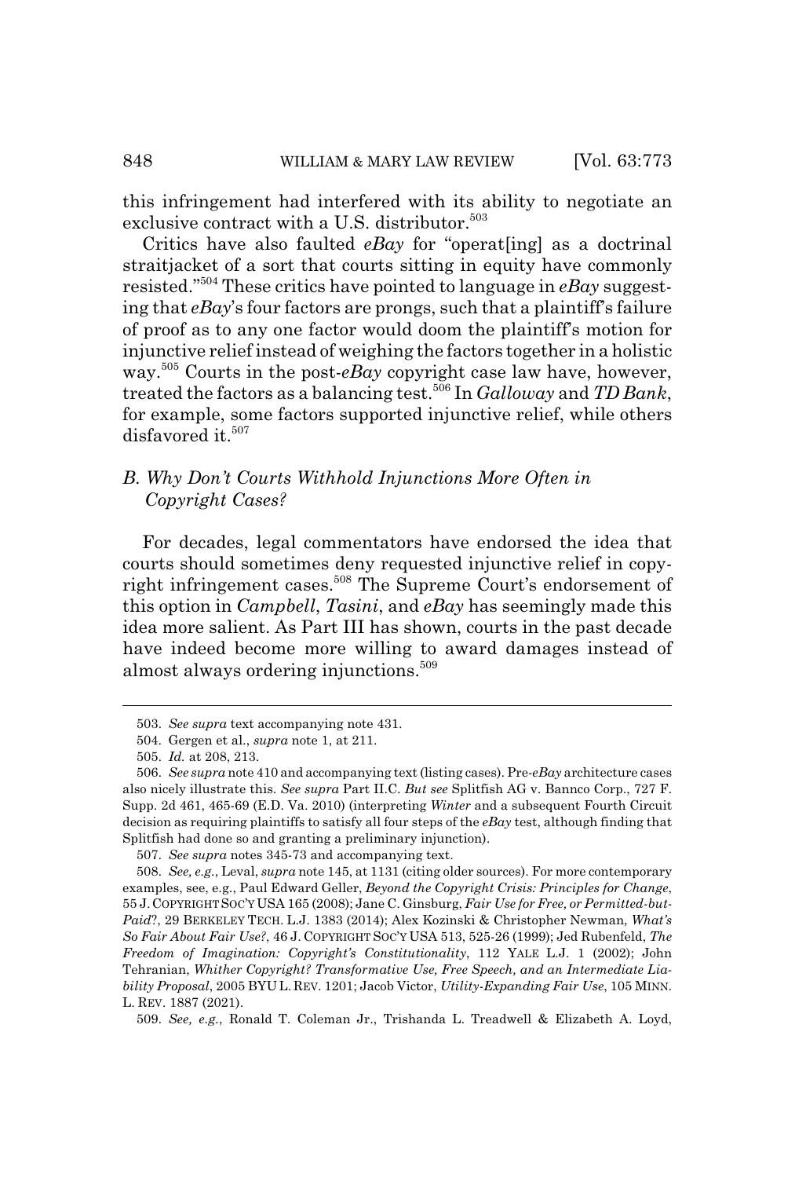this infringement had interfered with its ability to negotiate an exclusive contract with a U.S. distributor.[503]

Critics have also faulted *eBay* for "operat[ing] as a doctrinal straitjacket of a sort that courts sitting in equity have commonly resisted."[504] These critics have pointed to language in *eBay* suggesting that *eBay*'s four factors are prongs, such that a plaintiff's failure of proof as to any one factor would doom the plaintiff's motion for injunctive relief instead of weighing the factors together in a holistic way.[505] Courts in the post-*eBay* copyright case law have, however, treated the factors as a balancing test.[506] In *Galloway* and *TD Bank*, for example, some factors supported injunctive relief, while others disfavored it.[507]

### *B. Why Don't Courts Withhold Injunctions More Often in Copyright Cases?*

For decades, legal commentators have endorsed the idea that courts should sometimes deny requested injunctive relief in copyright infringement cases.[508] The Supreme Court's endorsement of this option in *Campbell*, *Tasini*, and *eBay* has seemingly made this idea more salient. As Part III has shown, courts in the past decade have indeed become more willing to award damages instead of almost always ordering injunctions.[509]

---

503. *See supra* text accompanying note 431.

504. Gergen et al., *supra* note 1, at 211.

505. *Id.* at 208, 213.

506. *See supra* note 410 and accompanying text (listing cases). Pre-*eBay* architecture cases also nicely illustrate this. *See supra* Part II.C. *But see* Splitfish AG v. Bannco Corp., 727 F. Supp. 2d 461, 465-69 (E.D. Va. 2010) (interpreting *Winter* and a subsequent Fourth Circuit decision as requiring plaintiffs to satisfy all four steps of the *eBay* test, although finding that Splitfish had done so and granting a preliminary injunction).

507. *See supra* notes 345-73 and accompanying text.

508. *See, e.g.*, Leval, *supra* note 145, at 1131 (citing older sources). For more contemporary examples, see, e.g., Paul Edward Geller, *Beyond the Copyright Crisis: Principles for Change*, 55 J. COPYRIGHT SOC'Y USA 165 (2008); Jane C. Ginsburg, *Fair Use for Free, or Permitted-but-Paid?*, 29 BERKELEY TECH. L.J. 1383 (2014); Alex Kozinski & Christopher Newman, *What's So Fair About Fair Use?*, 46 J. COPYRIGHT SOC'Y USA 513, 525-26 (1999); Jed Rubenfeld, *The Freedom of Imagination: Copyright's Constitutionality*, 112 YALE L.J. 1 (2002); John Tehranian, *Whither Copyright? Transformative Use, Free Speech, and an Intermediate Liability Proposal*, 2005 BYU L. REV. 1201; Jacob Victor, *Utility-Expanding Fair Use*, 105 MINN. L. REV. 1887 (2021).

509. *See, e.g.*, Ronald T. Coleman Jr., Trishanda L. Treadwell & Elizabeth A. Loyd,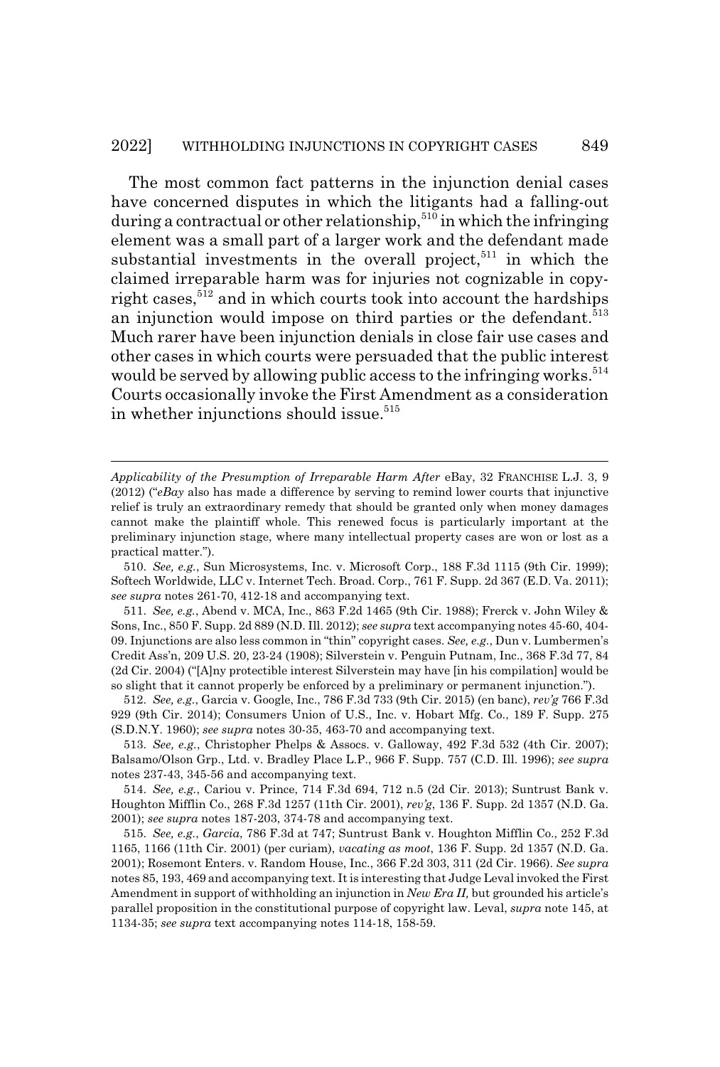The most common fact patterns in the injunction denial cases have concerned disputes in which the litigants had a falling-out during a contractual or other relationship,[510] in which the infringing element was a small part of a larger work and the defendant made substantial investments in the overall project,[511] in which the claimed irreparable harm was for injuries not cognizable in copyright cases,[512] and in which courts took into account the hardships an injunction would impose on third parties or the defendant.[513] Much rarer have been injunction denials in close fair use cases and other cases in which courts were persuaded that the public interest would be served by allowing public access to the infringing works.[514] Courts occasionally invoke the First Amendment as a consideration in whether injunctions should issue.[515]

---

*Applicability of the Presumption of Irreparable Harm After* eBay, 32 FRANCHISE L.J. 3, 9 (2012) ("*eBay* also has made a difference by serving to remind lower courts that injunctive relief is truly an extraordinary remedy that should be granted only when money damages cannot make the plaintiff whole. This renewed focus is particularly important at the preliminary injunction stage, where many intellectual property cases are won or lost as a practical matter.").

510. *See, e.g.*, Sun Microsystems, Inc. v. Microsoft Corp., 188 F.3d 1115 (9th Cir. 1999); Softech Worldwide, LLC v. Internet Tech. Broad. Corp., 761 F. Supp. 2d 367 (E.D. Va. 2011); *see supra* notes 261-70, 412-18 and accompanying text.

511. *See, e.g.*, Abend v. MCA, Inc., 863 F.2d 1465 (9th Cir. 1988); Frerck v. John Wiley & Sons, Inc., 850 F. Supp. 2d 889 (N.D. Ill. 2012); *see supra* text accompanying notes 45-60, 404-09. Injunctions are also less common in "thin" copyright cases. *See, e.g.*, Dun v. Lumbermen's Credit Ass'n, 209 U.S. 20, 23-24 (1908); Silverstein v. Penguin Putnam, Inc., 368 F.3d 77, 84 (2d Cir. 2004) ("[A]ny protectible interest Silverstein may have [in his compilation] would be so slight that it cannot properly be enforced by a preliminary or permanent injunction.").

512. *See, e.g.*, Garcia v. Google, Inc., 786 F.3d 733 (9th Cir. 2015) (en banc), *rev'g* 766 F.3d 929 (9th Cir. 2014); Consumers Union of U.S., Inc. v. Hobart Mfg. Co., 189 F. Supp. 275 (S.D.N.Y. 1960); *see supra* notes 30-35, 463-70 and accompanying text.

513. *See, e.g.*, Christopher Phelps & Assocs. v. Galloway, 492 F.3d 532 (4th Cir. 2007); Balsamo/Olson Grp., Ltd. v. Bradley Place L.P., 966 F. Supp. 757 (C.D. Ill. 1996); *see supra* notes 237-43, 345-56 and accompanying text.

514. *See, e.g.*, Cariou v. Prince, 714 F.3d 694, 712 n.5 (2d Cir. 2013); Suntrust Bank v. Houghton Mifflin Co., 268 F.3d 1257 (11th Cir. 2001), *rev'g*, 136 F. Supp. 2d 1357 (N.D. Ga. 2001); *see supra* notes 187-203, 374-78 and accompanying text.

515. *See, e.g.*, *Garcia*, 786 F.3d at 747; Suntrust Bank v. Houghton Mifflin Co., 252 F.3d 1165, 1166 (11th Cir. 2001) (per curiam), *vacating as moot*, 136 F. Supp. 2d 1357 (N.D. Ga. 2001); Rosemont Enters. v. Random House, Inc., 366 F.2d 303, 311 (2d Cir. 1966). *See supra* notes 85, 193, 469 and accompanying text. It is interesting that Judge Leval invoked the First Amendment in support of withholding an injunction in *New Era II*, but grounded his article's parallel proposition in the constitutional purpose of copyright law. Leval, *supra* note 145, at 1134-35; *see supra* text accompanying notes 114-18, 158-59.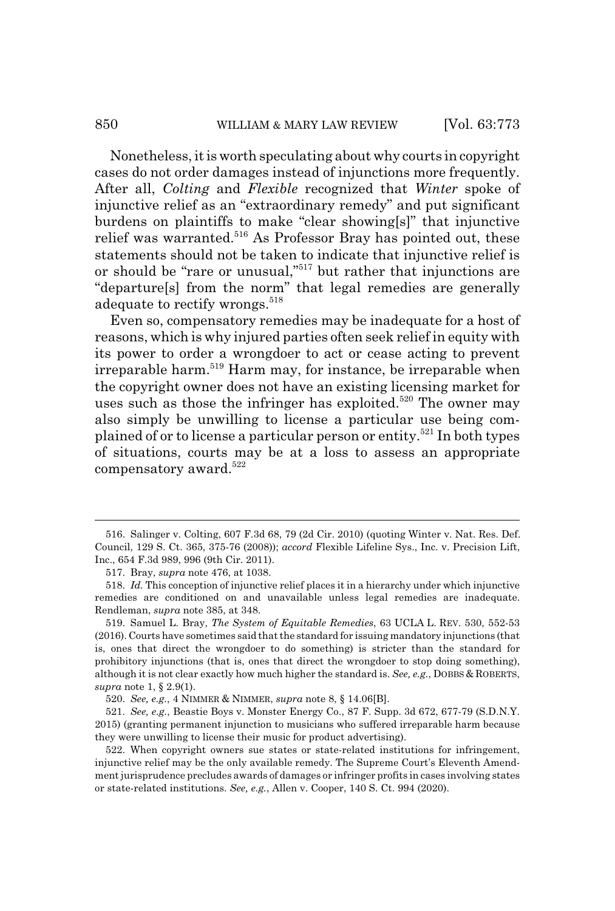Nonetheless, it is worth speculating about why courts in copyright cases do not order damages instead of injunctions more frequently. After all, *Colting* and *Flexible* recognized that *Winter* spoke of injunctive relief as an "extraordinary remedy" and put significant burdens on plaintiffs to make "clear showing[s]" that injunctive relief was warranted.[516] As Professor Bray has pointed out, these statements should not be taken to indicate that injunctive relief is or should be "rare or unusual,"[517] but rather that injunctions are "departure[s] from the norm" that legal remedies are generally adequate to rectify wrongs.[518]

Even so, compensatory remedies may be inadequate for a host of reasons, which is why injured parties often seek relief in equity with its power to order a wrongdoer to act or cease acting to prevent irreparable harm.[519] Harm may, for instance, be irreparable when the copyright owner does not have an existing licensing market for uses such as those the infringer has exploited.[520] The owner may also simply be unwilling to license a particular use being complained of or to license a particular person or entity.[521] In both types of situations, courts may be at a loss to assess an appropriate compensatory award.[522]

---

516. Salinger v. Colting, 607 F.3d 68, 79 (2d Cir. 2010) (quoting Winter v. Nat. Res. Def. Council, 129 S. Ct. 365, 375-76 (2008)); *accord* Flexible Lifeline Sys., Inc. v. Precision Lift, Inc., 654 F.3d 989, 996 (9th Cir. 2011).

517. Bray, *supra* note 476, at 1038.

518. *Id.* This conception of injunctive relief places it in a hierarchy under which injunctive remedies are conditioned on and unavailable unless legal remedies are inadequate. Rendleman, *supra* note 385, at 348.

519. Samuel L. Bray, *The System of Equitable Remedies*, 63 UCLA L. REV. 530, 552-53 (2016). Courts have sometimes said that the standard for issuing mandatory injunctions (that is, ones that direct the wrongdoer to do something) is stricter than the standard for prohibitory injunctions (that is, ones that direct the wrongdoer to stop doing something), although it is not clear exactly how much higher the standard is. *See, e.g.*, DOBBS & ROBERTS, *supra* note 1, § 2.9(1).

520. *See, e.g.*, 4 NIMMER & NIMMER, *supra* note 8, § 14.06[B].

521. *See, e.g.*, Beastie Boys v. Monster Energy Co., 87 F. Supp. 3d 672, 677-79 (S.D.N.Y. 2015) (granting permanent injunction to musicians who suffered irreparable harm because they were unwilling to license their music for product advertising).

522. When copyright owners sue states or state-related institutions for infringement, injunctive relief may be the only available remedy. The Supreme Court's Eleventh Amendment jurisprudence precludes awards of damages or infringer profits in cases involving states or state-related institutions. *See, e.g.*, Allen v. Cooper, 140 S. Ct. 994 (2020).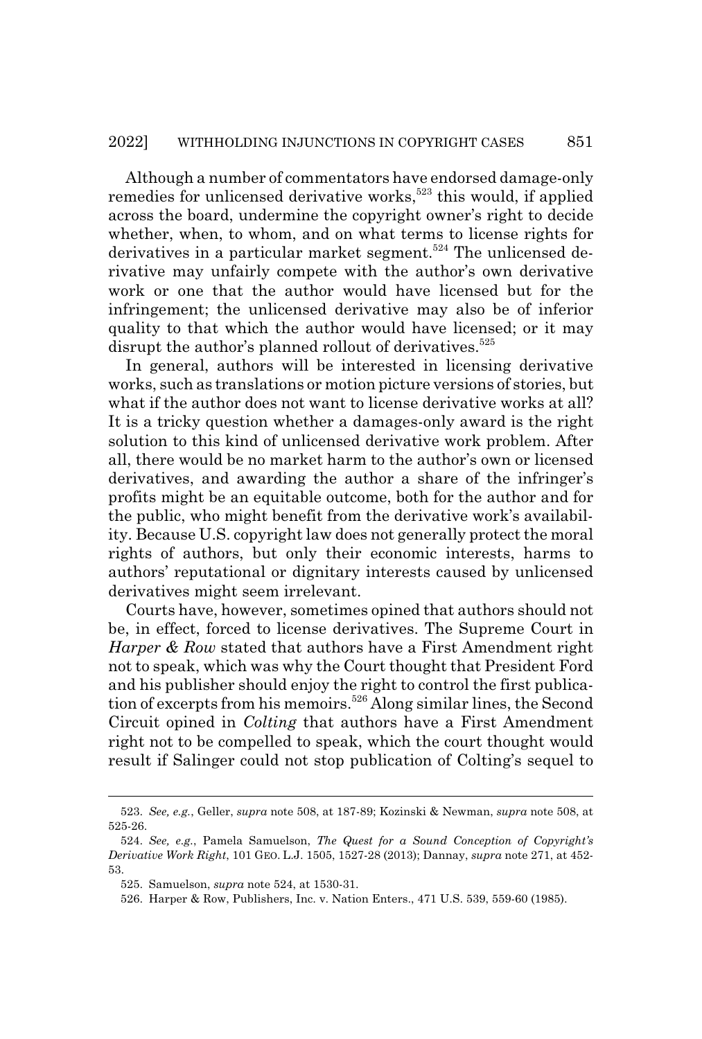Although a number of commentators have endorsed damage-only remedies for unlicensed derivative works,[523] this would, if applied across the board, undermine the copyright owner's right to decide whether, when, to whom, and on what terms to license rights for derivatives in a particular market segment.[524] The unlicensed derivative may unfairly compete with the author's own derivative work or one that the author would have licensed but for the infringement; the unlicensed derivative may also be of inferior quality to that which the author would have licensed; or it may disrupt the author's planned rollout of derivatives.[525]

In general, authors will be interested in licensing derivative works, such as translations or motion picture versions of stories, but what if the author does not want to license derivative works at all? It is a tricky question whether a damages-only award is the right solution to this kind of unlicensed derivative work problem. After all, there would be no market harm to the author's own or licensed derivatives, and awarding the author a share of the infringer's profits might be an equitable outcome, both for the author and for the public, who might benefit from the derivative work's availability. Because U.S. copyright law does not generally protect the moral rights of authors, but only their economic interests, harms to authors' reputational or dignitary interests caused by unlicensed derivatives might seem irrelevant.

Courts have, however, sometimes opined that authors should not be, in effect, forced to license derivatives. The Supreme Court in *Harper & Row* stated that authors have a First Amendment right not to speak, which was why the Court thought that President Ford and his publisher should enjoy the right to control the first publication of excerpts from his memoirs.[526] Along similar lines, the Second Circuit opined in *Colting* that authors have a First Amendment right not to be compelled to speak, which the court thought would result if Salinger could not stop publication of Colting's sequel to

---

523. *See, e.g.*, Geller, *supra* note 508, at 187-89; Kozinski & Newman, *supra* note 508, at 525-26.

524. *See, e.g.*, Pamela Samuelson, *The Quest for a Sound Conception of Copyright's Derivative Work Right*, 101 GEO. L.J. 1505, 1527-28 (2013); Dannay, *supra* note 271, at 452-53.

525. Samuelson, *supra* note 524, at 1530-31.

526. Harper & Row, Publishers, Inc. v. Nation Enters., 471 U.S. 539, 559-60 (1985).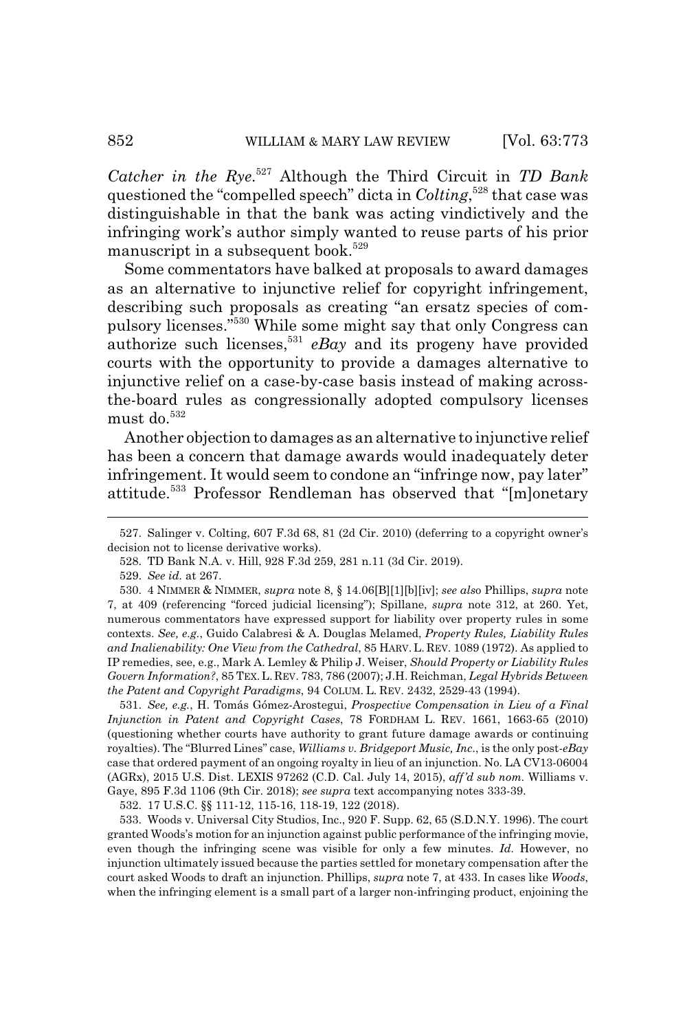*Catcher in the Rye*.[527] Although the Third Circuit in *TD Bank* questioned the "compelled speech" dicta in *Colting*,[528] that case was distinguishable in that the bank was acting vindictively and the infringing work's author simply wanted to reuse parts of his prior manuscript in a subsequent book.[529]

Some commentators have balked at proposals to award damages as an alternative to injunctive relief for copyright infringement, describing such proposals as creating "an ersatz species of compulsory licenses."[530] While some might say that only Congress can authorize such licenses,[531] *eBay* and its progeny have provided courts with the opportunity to provide a damages alternative to injunctive relief on a case-by-case basis instead of making across-the-board rules as congressionally adopted compulsory licenses must do.[532]

Another objection to damages as an alternative to injunctive relief has been a concern that damage awards would inadequately deter infringement. It would seem to condone an "infringe now, pay later" attitude.[533] Professor Rendleman has observed that "[m]onetary

---

527. Salinger v. Colting, 607 F.3d 68, 81 (2d Cir. 2010) (deferring to a copyright owner's decision not to license derivative works).

528. TD Bank N.A. v. Hill, 928 F.3d 259, 281 n.11 (3d Cir. 2019).

529. *See id.* at 267.

530. 4 NIMMER & NIMMER, *supra* note 8, § 14.06[B][1][b][iv]; *see also* Phillips, *supra* note 7, at 409 (referencing "forced judicial licensing"); Spillane, *supra* note 312, at 260. Yet, numerous commentators have expressed support for liability over property rules in some contexts. *See, e.g.*, Guido Calabresi & A. Douglas Melamed, *Property Rules, Liability Rules and Inalienability: One View from the Cathedral*, 85 HARV. L. REV. 1089 (1972). As applied to IP remedies, see, e.g., Mark A. Lemley & Philip J. Weiser, *Should Property or Liability Rules Govern Information?*, 85 TEX. L. REV. 783, 786 (2007); J.H. Reichman, *Legal Hybrids Between the Patent and Copyright Paradigms*, 94 COLUM. L. REV. 2432, 2529-43 (1994).

531. *See, e.g.*, H. Tomás Gómez-Arostegui, *Prospective Compensation in Lieu of a Final Injunction in Patent and Copyright Cases*, 78 FORDHAM L. REV. 1661, 1663-65 (2010) (questioning whether courts have authority to grant future damage awards or continuing royalties). The "Blurred Lines" case, *Williams v. Bridgeport Music, Inc.*, is the only post-*eBay* case that ordered payment of an ongoing royalty in lieu of an injunction. No. LA CV13-06004 (AGRx), 2015 U.S. Dist. LEXIS 97262 (C.D. Cal. July 14, 2015), *aff'd sub nom.* Williams v. Gaye, 895 F.3d 1106 (9th Cir. 2018); *see supra* text accompanying notes 333-39.

532. 17 U.S.C. §§ 111-12, 115-16, 118-19, 122 (2018).

533. Woods v. Universal City Studios, Inc., 920 F. Supp. 62, 65 (S.D.N.Y. 1996). The court granted Woods's motion for an injunction against public performance of the infringing movie, even though the infringing scene was visible for only a few minutes. *Id.* However, no injunction ultimately issued because the parties settled for monetary compensation after the court asked Woods to draft an injunction. Phillips, *supra* note 7, at 433. In cases like *Woods*, when the infringing element is a small part of a larger non-infringing product, enjoining the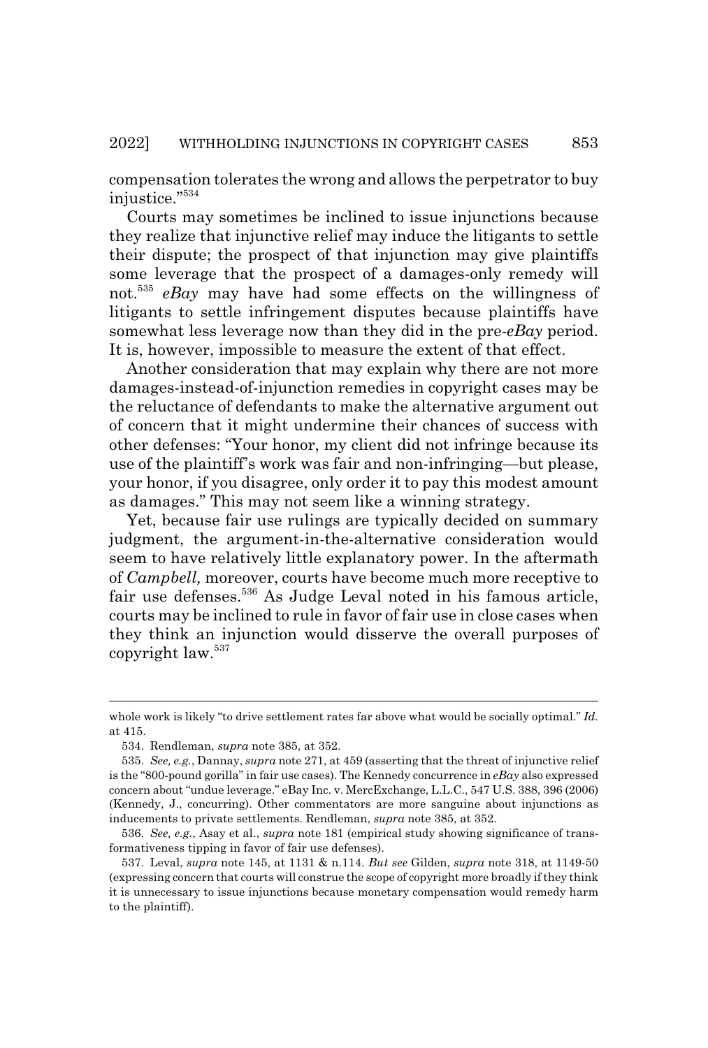compensation tolerates the wrong and allows the perpetrator to buy injustice."[534]

Courts may sometimes be inclined to issue injunctions because they realize that injunctive relief may induce the litigants to settle their dispute; the prospect of that injunction may give plaintiffs some leverage that the prospect of a damages-only remedy will not.[535] *eBay* may have had some effects on the willingness of litigants to settle infringement disputes because plaintiffs have somewhat less leverage now than they did in the pre-*eBay* period. It is, however, impossible to measure the extent of that effect.

Another consideration that may explain why there are not more damages-instead-of-injunction remedies in copyright cases may be the reluctance of defendants to make the alternative argument out of concern that it might undermine their chances of success with other defenses: "Your honor, my client did not infringe because its use of the plaintiff's work was fair and non-infringing—but please, your honor, if you disagree, only order it to pay this modest amount as damages." This may not seem like a winning strategy.

Yet, because fair use rulings are typically decided on summary judgment, the argument-in-the-alternative consideration would seem to have relatively little explanatory power. In the aftermath of *Campbell,* moreover, courts have become much more receptive to fair use defenses.[536] As Judge Leval noted in his famous article, courts may be inclined to rule in favor of fair use in close cases when they think an injunction would disserve the overall purposes of copyright law.[537]

---

whole work is likely "to drive settlement rates far above what would be socially optimal." *Id.* at 415.

534. Rendleman, *supra* note 385, at 352.

535. *See, e.g.*, Dannay, *supra* note 271, at 459 (asserting that the threat of injunctive relief is the "800-pound gorilla" in fair use cases). The Kennedy concurrence in *eBay* also expressed concern about "undue leverage." eBay Inc. v. MercExchange, L.L.C., 547 U.S. 388, 396 (2006) (Kennedy, J., concurring). Other commentators are more sanguine about injunctions as inducements to private settlements. Rendleman, *supra* note 385, at 352.

536. *See, e.g.*, Asay et al., *supra* note 181 (empirical study showing significance of transformativeness tipping in favor of fair use defenses).

537. Leval, *supra* note 145, at 1131 & n.114. *But see* Gilden, *supra* note 318, at 1149-50 (expressing concern that courts will construe the scope of copyright more broadly if they think it is unnecessary to issue injunctions because monetary compensation would remedy harm to the plaintiff).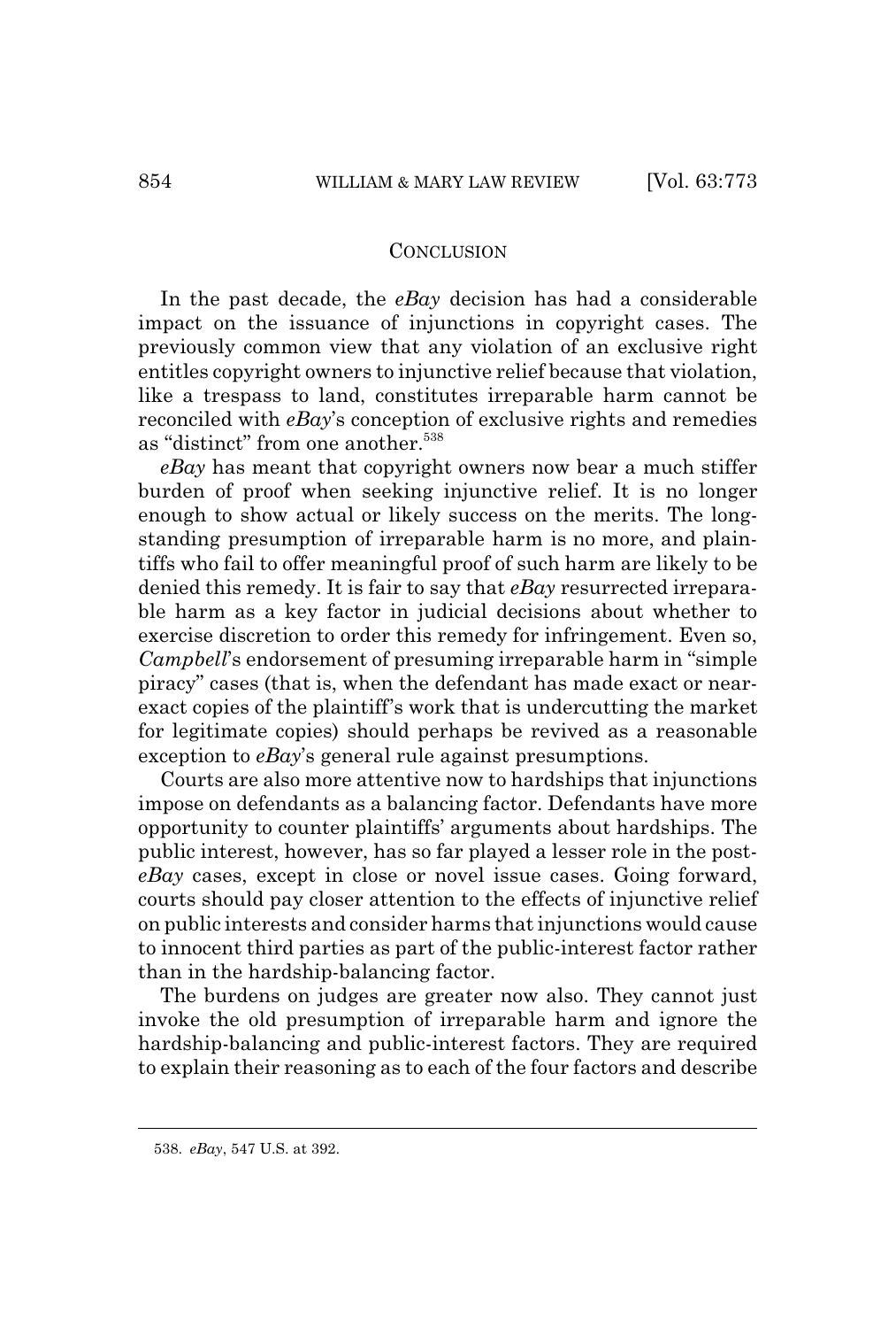## CONCLUSION

In the past decade, the *eBay* decision has had a considerable impact on the issuance of injunctions in copyright cases. The previously common view that any violation of an exclusive right entitles copyright owners to injunctive relief because that violation, like a trespass to land, constitutes irreparable harm cannot be reconciled with *eBay*'s conception of exclusive rights and remedies as "distinct" from one another.[538]

*eBay* has meant that copyright owners now bear a much stiffer burden of proof when seeking injunctive relief. It is no longer enough to show actual or likely success on the merits. The long-standing presumption of irreparable harm is no more, and plaintiffs who fail to offer meaningful proof of such harm are likely to be denied this remedy. It is fair to say that *eBay* resurrected irreparable harm as a key factor in judicial decisions about whether to exercise discretion to order this remedy for infringement. Even so, *Campbell*'s endorsement of presuming irreparable harm in "simple piracy" cases (that is, when the defendant has made exact or near-exact copies of the plaintiff's work that is undercutting the market for legitimate copies) should perhaps be revived as a reasonable exception to *eBay*'s general rule against presumptions.

Courts are also more attentive now to hardships that injunctions impose on defendants as a balancing factor. Defendants have more opportunity to counter plaintiffs' arguments about hardships. The public interest, however, has so far played a lesser role in the post-*eBay* cases, except in close or novel issue cases. Going forward, courts should pay closer attention to the effects of injunctive relief on public interests and consider harms that injunctions would cause to innocent third parties as part of the public-interest factor rather than in the hardship-balancing factor.

The burdens on judges are greater now also. They cannot just invoke the old presumption of irreparable harm and ignore the hardship-balancing and public-interest factors. They are required to explain their reasoning as to each of the four factors and describe

---

538. *eBay*, 547 U.S. at 392.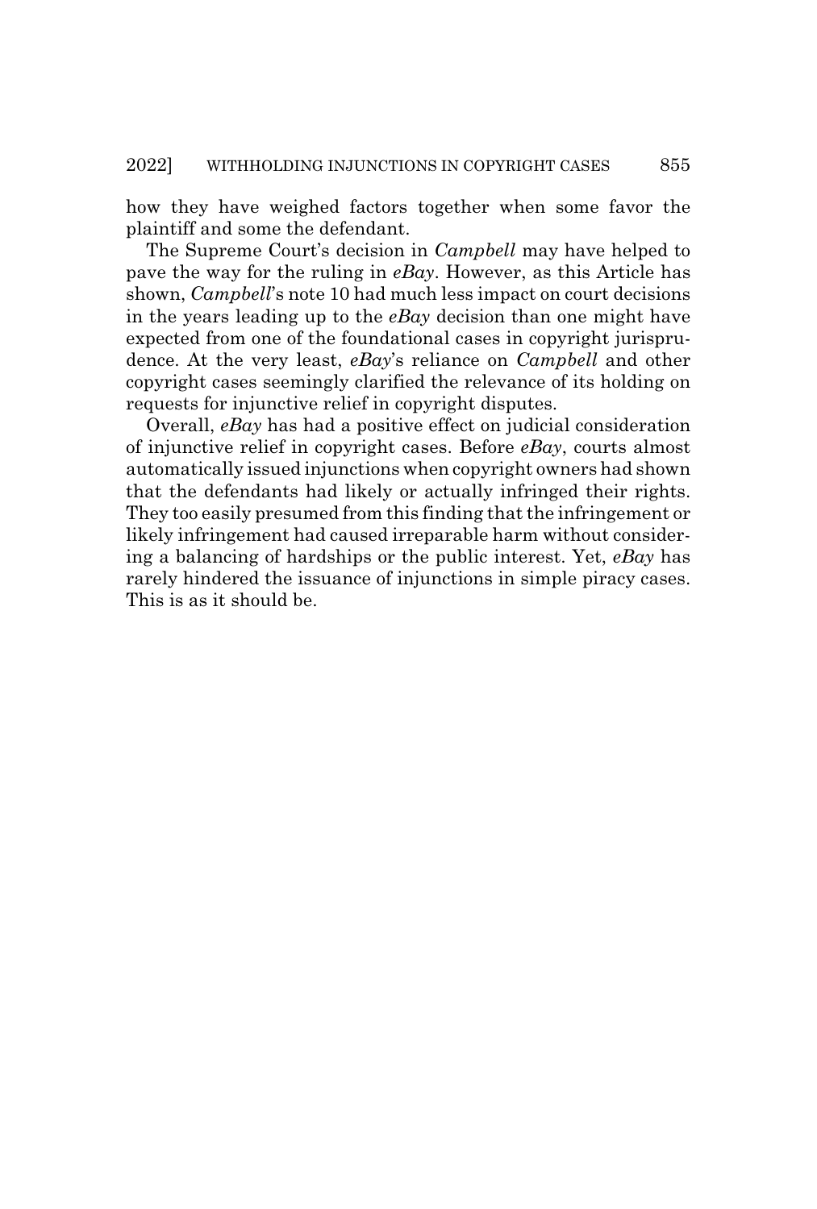how they have weighed factors together when some favor the plaintiff and some the defendant.

The Supreme Court's decision in *Campbell* may have helped to pave the way for the ruling in *eBay*. However, as this Article has shown, *Campbell*'s note 10 had much less impact on court decisions in the years leading up to the *eBay* decision than one might have expected from one of the foundational cases in copyright jurisprudence. At the very least, *eBay*'s reliance on *Campbell* and other copyright cases seemingly clarified the relevance of its holding on requests for injunctive relief in copyright disputes.

Overall, *eBay* has had a positive effect on judicial consideration of injunctive relief in copyright cases. Before *eBay*, courts almost automatically issued injunctions when copyright owners had shown that the defendants had likely or actually infringed their rights. They too easily presumed from this finding that the infringement or likely infringement had caused irreparable harm without considering a balancing of hardships or the public interest. Yet, *eBay* has rarely hindered the issuance of injunctions in simple piracy cases. This is as it should be.